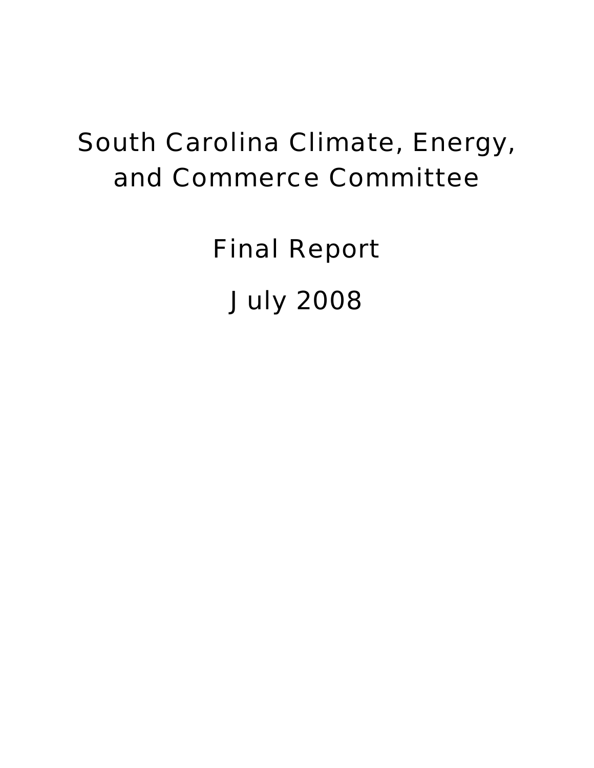# South Carolina Climate, Energy, and Commerce Committee

## Final Report

## July 2008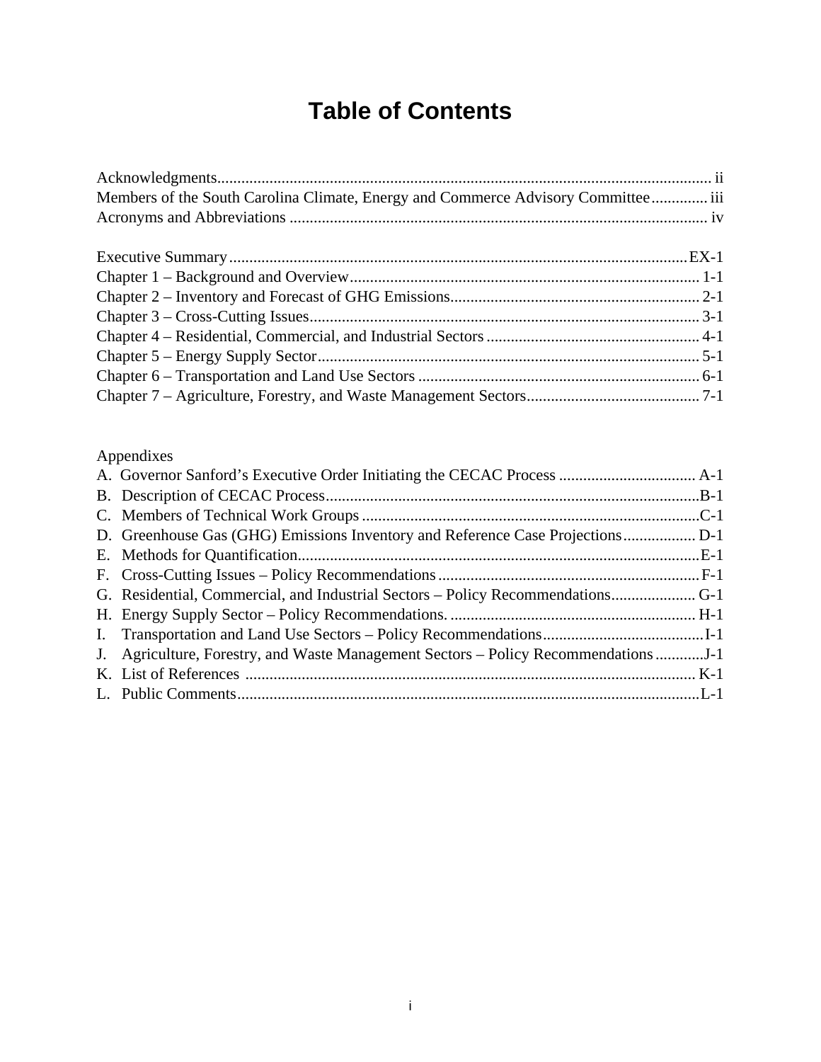# Table of Contents

Acknowledgments ........................................................................................................................ ii
Members of the South Carolina Climate, Energy and Commerce Advisory Committee ............. iii
Acronyms and Abbreviations ....................................................................................................... iv

Executive Summary .................................................................................................................EX-1
Chapter 1 – Background and Overview ...................................................................................... 1-1
Chapter 2 – Inventory and Forecast of GHG Emissions .............................................................. 2-1
Chapter 3 – Cross-Cutting Issues ................................................................................................ 3-1
Chapter 4 – Residential, Commercial, and Industrial Sectors ..................................................... 4-1
Chapter 5 – Energy Supply Sector ............................................................................................... 5-1
Chapter 6 – Transportation and Land Use Sectors ...................................................................... 6-1
Chapter 7 – Agriculture, Forestry, and Waste Management Sectors ........................................... 7-1

Appendixes

A. Governor Sanford's Executive Order Initiating the CECAC Process .................................. A-1
B. Description of CECAC Process .............................................................................................B-1
C. Members of Technical Work Groups ....................................................................................C-1
D. Greenhouse Gas (GHG) Emissions Inventory and Reference Case Projections .................. D-1
E. Methods for Quantification ....................................................................................................E-1
F. Cross-Cutting Issues – Policy Recommendations ................................................................. F-1
G. Residential, Commercial, and Industrial Sectors – Policy Recommendations ..................... G-1
H. Energy Supply Sector – Policy Recommendations. ............................................................. H-1
I. Transportation and Land Use Sectors – Policy Recommendations ........................................I-1
J. Agriculture, Forestry, and Waste Management Sectors – Policy Recommendations ............J-1
K. List of References ................................................................................................................ K-1
L. Public Comments ...................................................................................................................L-1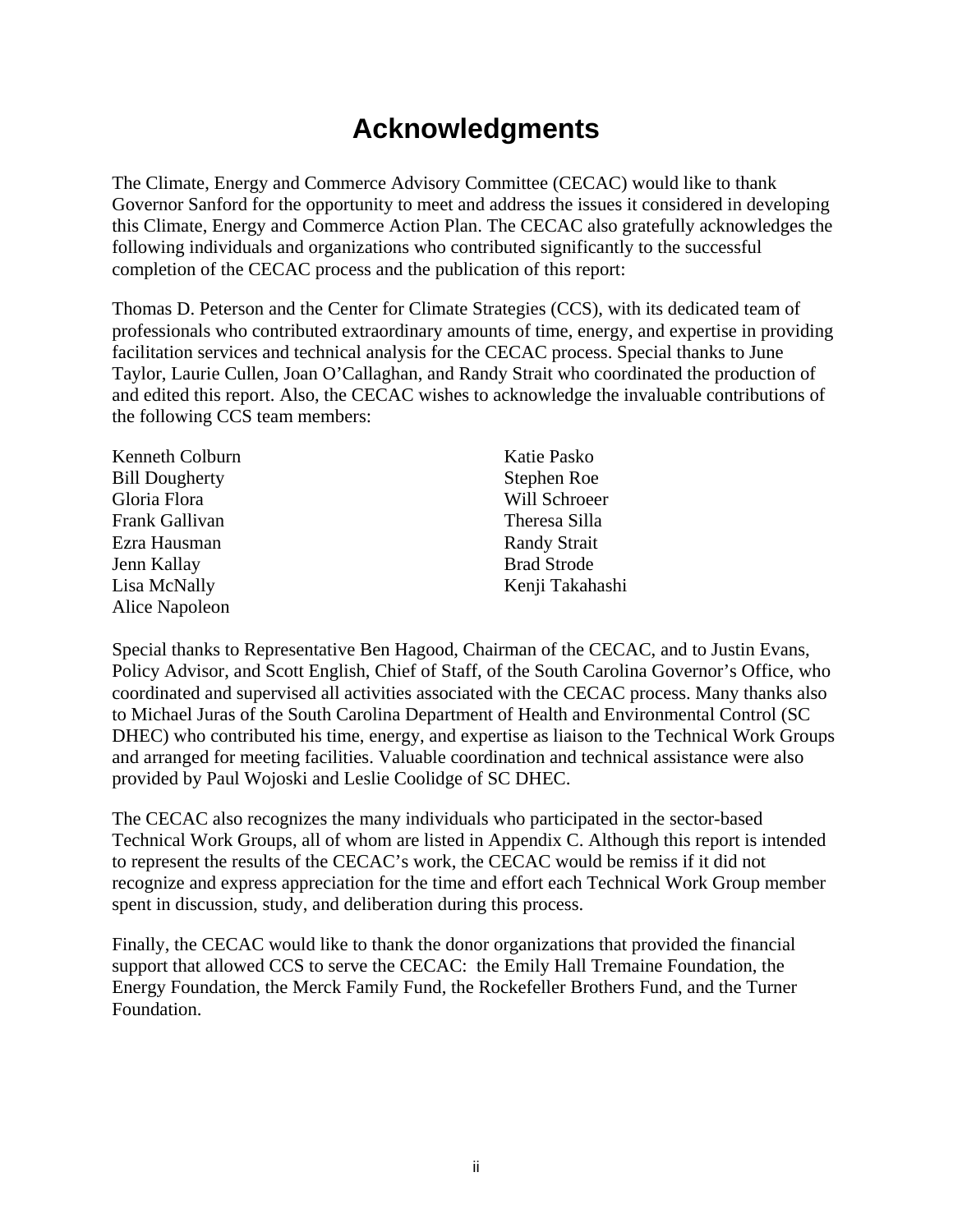# Acknowledgments

The Climate, Energy and Commerce Advisory Committee (CECAC) would like to thank Governor Sanford for the opportunity to meet and address the issues it considered in developing this Climate, Energy and Commerce Action Plan. The CECAC also gratefully acknowledges the following individuals and organizations who contributed significantly to the successful completion of the CECAC process and the publication of this report:

Thomas D. Peterson and the Center for Climate Strategies (CCS), with its dedicated team of professionals who contributed extraordinary amounts of time, energy, and expertise in providing facilitation services and technical analysis for the CECAC process. Special thanks to June Taylor, Laurie Cullen, Joan O'Callaghan, and Randy Strait who coordinated the production of and edited this report. Also, the CECAC wishes to acknowledge the invaluable contributions of the following CCS team members:

Kenneth Colburn
Bill Dougherty
Gloria Flora
Frank Gallivan
Ezra Hausman
Jenn Kallay
Lisa McNally
Alice Napoleon
Katie Pasko
Stephen Roe
Will Schroeer
Theresa Silla
Randy Strait
Brad Strode
Kenji Takahashi

Special thanks to Representative Ben Hagood, Chairman of the CECAC, and to Justin Evans, Policy Advisor, and Scott English, Chief of Staff, of the South Carolina Governor's Office, who coordinated and supervised all activities associated with the CECAC process. Many thanks also to Michael Juras of the South Carolina Department of Health and Environmental Control (SC DHEC) who contributed his time, energy, and expertise as liaison to the Technical Work Groups and arranged for meeting facilities. Valuable coordination and technical assistance were also provided by Paul Wojoski and Leslie Coolidge of SC DHEC.

The CECAC also recognizes the many individuals who participated in the sector-based Technical Work Groups, all of whom are listed in Appendix C. Although this report is intended to represent the results of the CECAC's work, the CECAC would be remiss if it did not recognize and express appreciation for the time and effort each Technical Work Group member spent in discussion, study, and deliberation during this process.

Finally, the CECAC would like to thank the donor organizations that provided the financial support that allowed CCS to serve the CECAC: the Emily Hall Tremaine Foundation, the Energy Foundation, the Merck Family Fund, the Rockefeller Brothers Fund, and the Turner Foundation.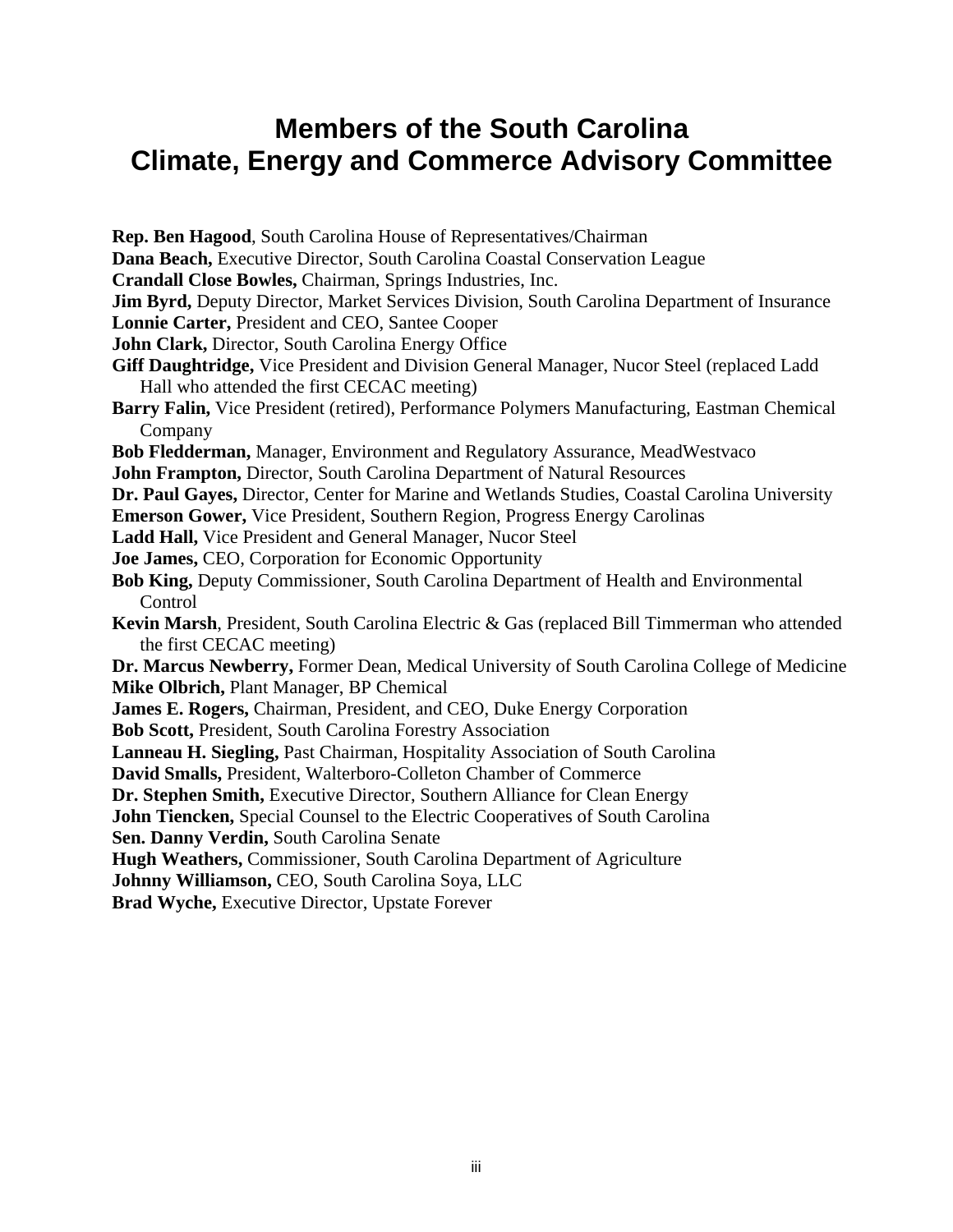# Members of the South Carolina Climate, Energy and Commerce Advisory Committee

**Rep. Ben Hagood**, South Carolina House of Representatives/Chairman
**Dana Beach,** Executive Director, South Carolina Coastal Conservation League
**Crandall Close Bowles,** Chairman, Springs Industries, Inc.
**Jim Byrd,** Deputy Director, Market Services Division, South Carolina Department of Insurance
**Lonnie Carter,** President and CEO, Santee Cooper
**John Clark,** Director, South Carolina Energy Office
**Giff Daughtridge,** Vice President and Division General Manager, Nucor Steel (replaced Ladd Hall who attended the first CECAC meeting)
**Barry Falin,** Vice President (retired), Performance Polymers Manufacturing, Eastman Chemical Company
**Bob Fledderman,** Manager, Environment and Regulatory Assurance, MeadWestvaco
**John Frampton,** Director, South Carolina Department of Natural Resources
**Dr. Paul Gayes,** Director, Center for Marine and Wetlands Studies, Coastal Carolina University
**Emerson Gower,** Vice President, Southern Region, Progress Energy Carolinas
**Ladd Hall,** Vice President and General Manager, Nucor Steel
**Joe James,** CEO, Corporation for Economic Opportunity
**Bob King,** Deputy Commissioner, South Carolina Department of Health and Environmental Control
**Kevin Marsh**, President, South Carolina Electric & Gas (replaced Bill Timmerman who attended the first CECAC meeting)
**Dr. Marcus Newberry,** Former Dean, Medical University of South Carolina College of Medicine
**Mike Olbrich,** Plant Manager, BP Chemical
**James E. Rogers,** Chairman, President, and CEO, Duke Energy Corporation
**Bob Scott,** President, South Carolina Forestry Association
**Lanneau H. Siegling,** Past Chairman, Hospitality Association of South Carolina
**David Smalls,** President, Walterboro-Colleton Chamber of Commerce
**Dr. Stephen Smith,** Executive Director, Southern Alliance for Clean Energy
**John Tiencken,** Special Counsel to the Electric Cooperatives of South Carolina
**Sen. Danny Verdin,** South Carolina Senate
**Hugh Weathers,** Commissioner, South Carolina Department of Agriculture
**Johnny Williamson,** CEO, South Carolina Soya, LLC
**Brad Wyche,** Executive Director, Upstate Forever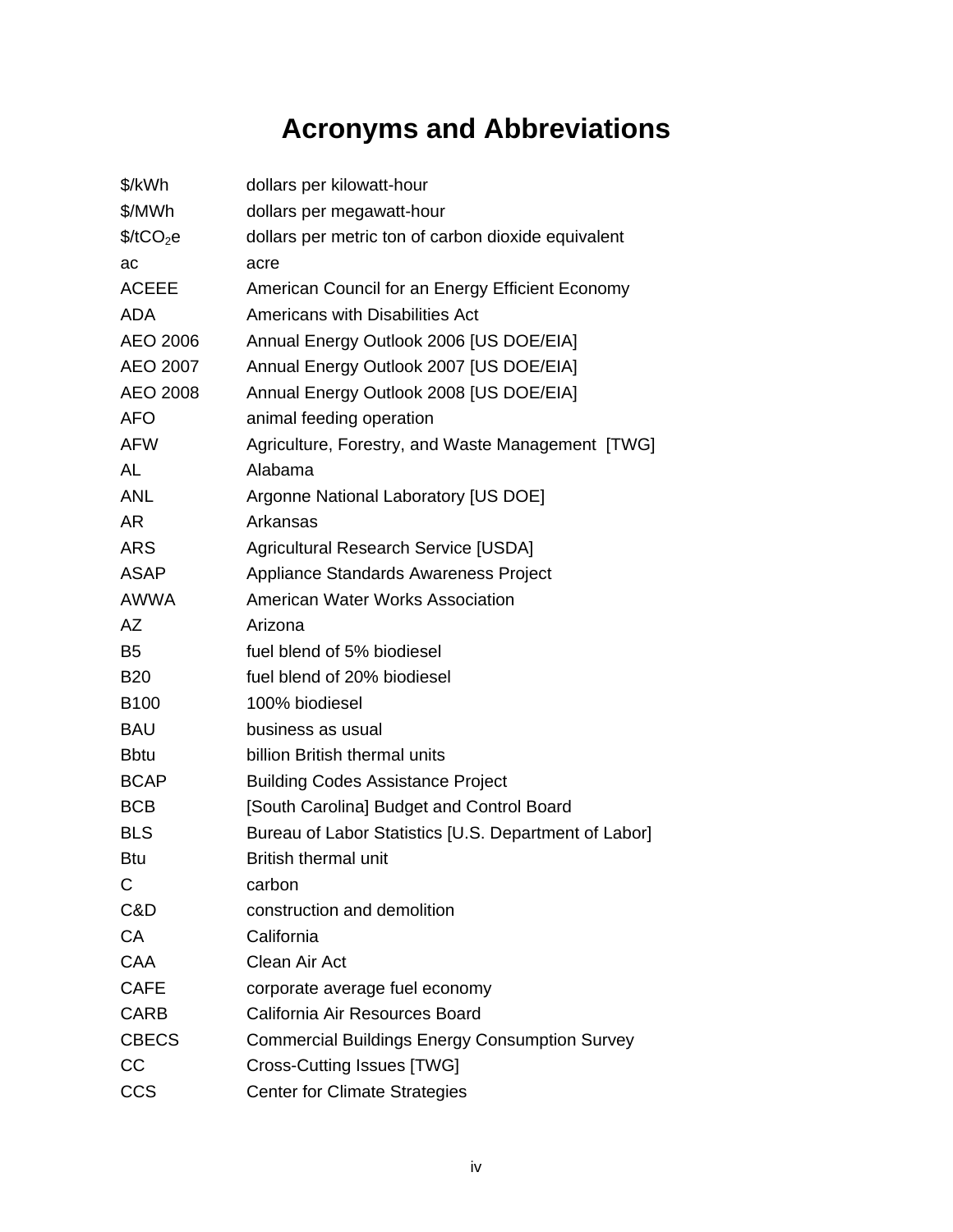# Acronyms and Abbreviations

| | |
|---|---|
| $/kWh | dollars per kilowatt-hour |
| $/MWh | dollars per megawatt-hour |
| $/tCO_2e$ | dollars per metric ton of carbon dioxide equivalent |
| ac | acre |
| ACEEE | American Council for an Energy Efficient Economy |
| ADA | Americans with Disabilities Act |
| AEO 2006 | Annual Energy Outlook 2006 [US DOE/EIA] |
| AEO 2007 | Annual Energy Outlook 2007 [US DOE/EIA] |
| AEO 2008 | Annual Energy Outlook 2008 [US DOE/EIA] |
| AFO | animal feeding operation |
| AFW | Agriculture, Forestry, and Waste Management [TWG] |
| AL | Alabama |
| ANL | Argonne National Laboratory [US DOE] |
| AR | Arkansas |
| ARS | Agricultural Research Service [USDA] |
| ASAP | Appliance Standards Awareness Project |
| AWWA | American Water Works Association |
| AZ | Arizona |
| B5 | fuel blend of 5% biodiesel |
| B20 | fuel blend of 20% biodiesel |
| B100 | 100% biodiesel |
| BAU | business as usual |
| Bbtu | billion British thermal units |
| BCAP | Building Codes Assistance Project |
| BCB | [South Carolina] Budget and Control Board |
| BLS | Bureau of Labor Statistics [U.S. Department of Labor] |
| Btu | British thermal unit |
| C | carbon |
| C&D | construction and demolition |
| CA | California |
| CAA | Clean Air Act |
| CAFE | corporate average fuel economy |
| CARB | California Air Resources Board |
| CBECS | Commercial Buildings Energy Consumption Survey |
| CC | Cross-Cutting Issues [TWG] |
| CCS | Center for Climate Strategies |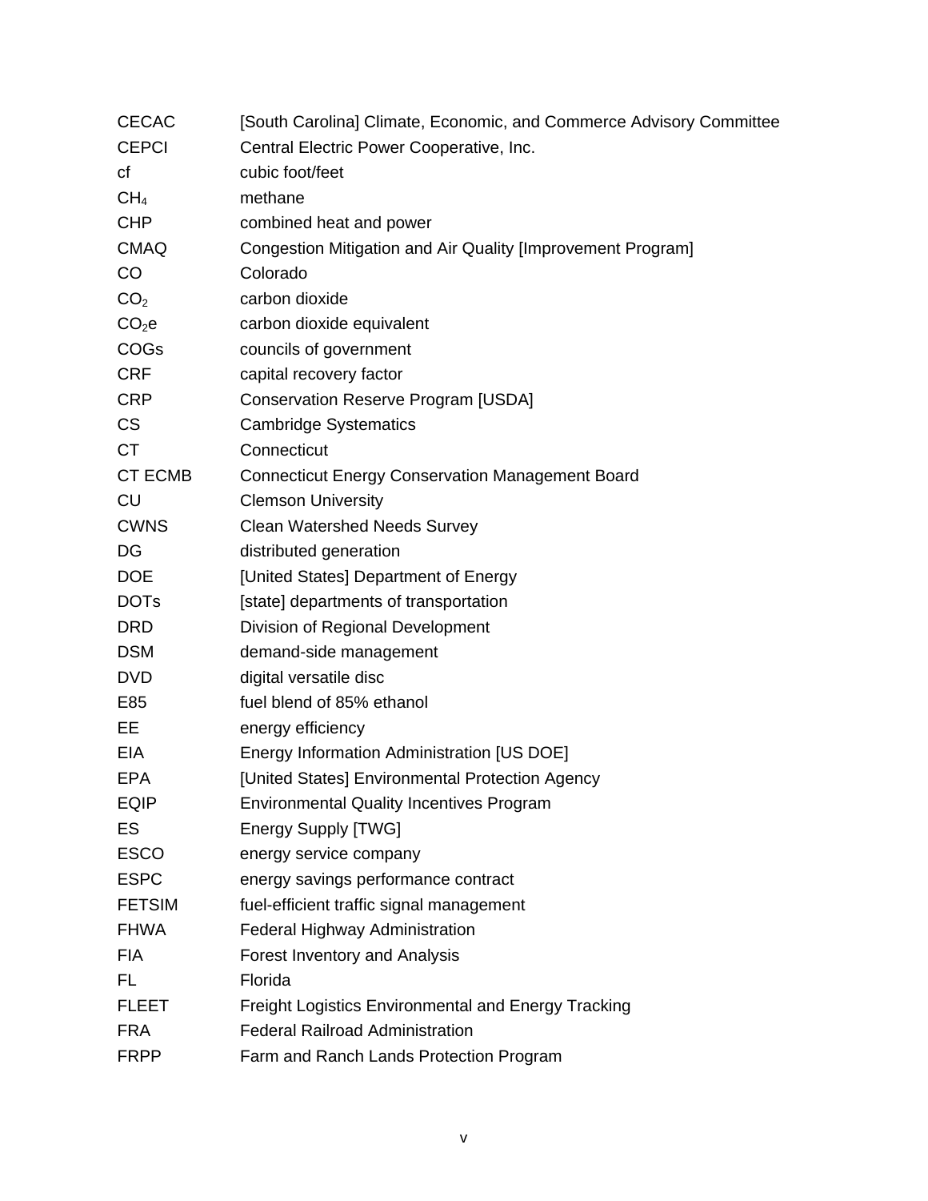| | |
|---|---|
| CECAC | [South Carolina] Climate, Economic, and Commerce Advisory Committee |
| CEPCI | Central Electric Power Cooperative, Inc. |
| cf | cubic foot/feet |
| $CH_4$ | methane |
| CHP | combined heat and power |
| CMAQ | Congestion Mitigation and Air Quality [Improvement Program] |
| CO | Colorado |
| $CO_2$ | carbon dioxide |
| $CO_2e$ | carbon dioxide equivalent |
| COGs | councils of government |
| CRF | capital recovery factor |
| CRP | Conservation Reserve Program [USDA] |
| CS | Cambridge Systematics |
| CT | Connecticut |
| CT ECMB | Connecticut Energy Conservation Management Board |
| CU | Clemson University |
| CWNS | Clean Watershed Needs Survey |
| DG | distributed generation |
| DOE | [United States] Department of Energy |
| DOTs | [state] departments of transportation |
| DRD | Division of Regional Development |
| DSM | demand-side management |
| DVD | digital versatile disc |
| E85 | fuel blend of 85% ethanol |
| EE | energy efficiency |
| EIA | Energy Information Administration [US DOE] |
| EPA | [United States] Environmental Protection Agency |
| EQIP | Environmental Quality Incentives Program |
| ES | Energy Supply [TWG] |
| ESCO | energy service company |
| ESPC | energy savings performance contract |
| FETSIM | fuel-efficient traffic signal management |
| FHWA | Federal Highway Administration |
| FIA | Forest Inventory and Analysis |
| FL | Florida |
| FLEET | Freight Logistics Environmental and Energy Tracking |
| FRA | Federal Railroad Administration |
| FRPP | Farm and Ranch Lands Protection Program |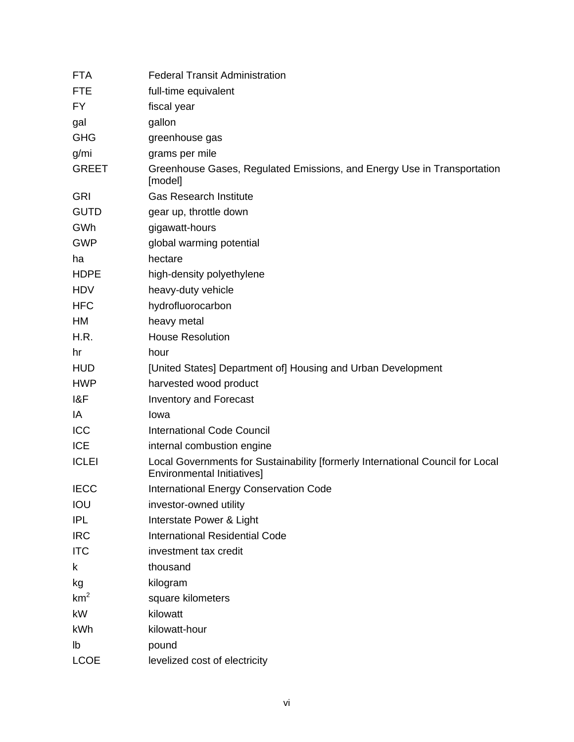| | |
|---|---|
| FTA | Federal Transit Administration |
| FTE | full-time equivalent |
| FY | fiscal year |
| gal | gallon |
| GHG | greenhouse gas |
| g/mi | grams per mile |
| GREET | Greenhouse Gases, Regulated Emissions, and Energy Use in Transportation [model] |
| GRI | Gas Research Institute |
| GUTD | gear up, throttle down |
| GWh | gigawatt-hours |
| GWP | global warming potential |
| ha | hectare |
| HDPE | high-density polyethylene |
| HDV | heavy-duty vehicle |
| HFC | hydrofluorocarbon |
| HM | heavy metal |
| H.R. | House Resolution |
| hr | hour |
| HUD | [United States] Department of] Housing and Urban Development |
| HWP | harvested wood product |
| I&F | Inventory and Forecast |
| IA | Iowa |
| ICC | International Code Council |
| ICE | internal combustion engine |
| ICLEI | Local Governments for Sustainability [formerly International Council for Local Environmental Initiatives] |
| IECC | International Energy Conservation Code |
| IOU | investor-owned utility |
| IPL | Interstate Power & Light |
| IRC | International Residential Code |
| ITC | investment tax credit |
| k | thousand |
| kg | kilogram |
| $km^2$ | square kilometers |
| kW | kilowatt |
| kWh | kilowatt-hour |
| lb | pound |
| LCOE | levelized cost of electricity |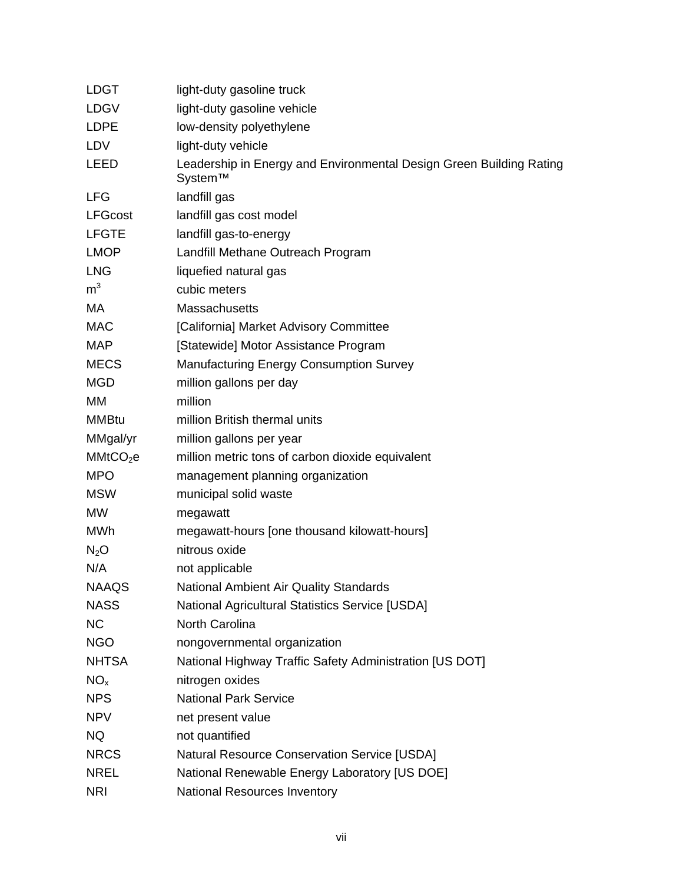| | |
|---|---|
| LDGT | light-duty gasoline truck |
| LDGV | light-duty gasoline vehicle |
| LDPE | low-density polyethylene |
| LDV | light-duty vehicle |
| LEED | Leadership in Energy and Environmental Design Green Building Rating System™ |
| LFG | landfill gas |
| LFGcost | landfill gas cost model |
| LFGTE | landfill gas-to-energy |
| LMOP | Landfill Methane Outreach Program |
| LNG | liquefied natural gas |
| $m^3$ | cubic meters |
| MA | Massachusetts |
| MAC | [California] Market Advisory Committee |
| MAP | [Statewide] Motor Assistance Program |
| MECS | Manufacturing Energy Consumption Survey |
| MGD | million gallons per day |
| MM | million |
| MMBtu | million British thermal units |
| MMgal/yr | million gallons per year |
| $MMtCO_2e$ | million metric tons of carbon dioxide equivalent |
| MPO | management planning organization |
| MSW | municipal solid waste |
| MW | megawatt |
| MWh | megawatt-hours [one thousand kilowatt-hours] |
| $N_2O$ | nitrous oxide |
| N/A | not applicable |
| NAAQS | National Ambient Air Quality Standards |
| NASS | National Agricultural Statistics Service [USDA] |
| NC | North Carolina |
| NGO | nongovernmental organization |
| NHTSA | National Highway Traffic Safety Administration [US DOT] |
| $NO_x$ | nitrogen oxides |
| NPS | National Park Service |
| NPV | net present value |
| NQ | not quantified |
| NRCS | Natural Resource Conservation Service [USDA] |
| NREL | National Renewable Energy Laboratory [US DOE] |
| NRI | National Resources Inventory |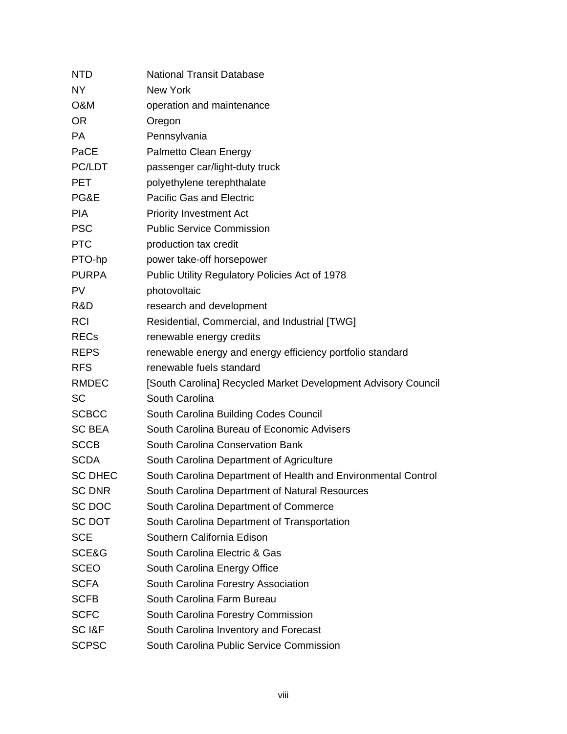| | |
|---|---|
| NTD | National Transit Database |
| NY | New York |
| O&M | operation and maintenance |
| OR | Oregon |
| PA | Pennsylvania |
| PaCE | Palmetto Clean Energy |
| PC/LDT | passenger car/light-duty truck |
| PET | polyethylene terephthalate |
| PG&E | Pacific Gas and Electric |
| PIA | Priority Investment Act |
| PSC | Public Service Commission |
| PTC | production tax credit |
| PTO-hp | power take-off horsepower |
| PURPA | Public Utility Regulatory Policies Act of 1978 |
| PV | photovoltaic |
| R&D | research and development |
| RCI | Residential, Commercial, and Industrial [TWG] |
| RECs | renewable energy credits |
| REPS | renewable energy and energy efficiency portfolio standard |
| RFS | renewable fuels standard |
| RMDEC | [South Carolina] Recycled Market Development Advisory Council |
| SC | South Carolina |
| SCBCC | South Carolina Building Codes Council |
| SC BEA | South Carolina Bureau of Economic Advisers |
| SCCB | South Carolina Conservation Bank |
| SCDA | South Carolina Department of Agriculture |
| SC DHEC | South Carolina Department of Health and Environmental Control |
| SC DNR | South Carolina Department of Natural Resources |
| SC DOC | South Carolina Department of Commerce |
| SC DOT | South Carolina Department of Transportation |
| SCE | Southern California Edison |
| SCE&G | South Carolina Electric & Gas |
| SCEO | South Carolina Energy Office |
| SCFA | South Carolina Forestry Association |
| SCFB | South Carolina Farm Bureau |
| SCFC | South Carolina Forestry Commission |
| SC I&F | South Carolina Inventory and Forecast |
| SCPSC | South Carolina Public Service Commission |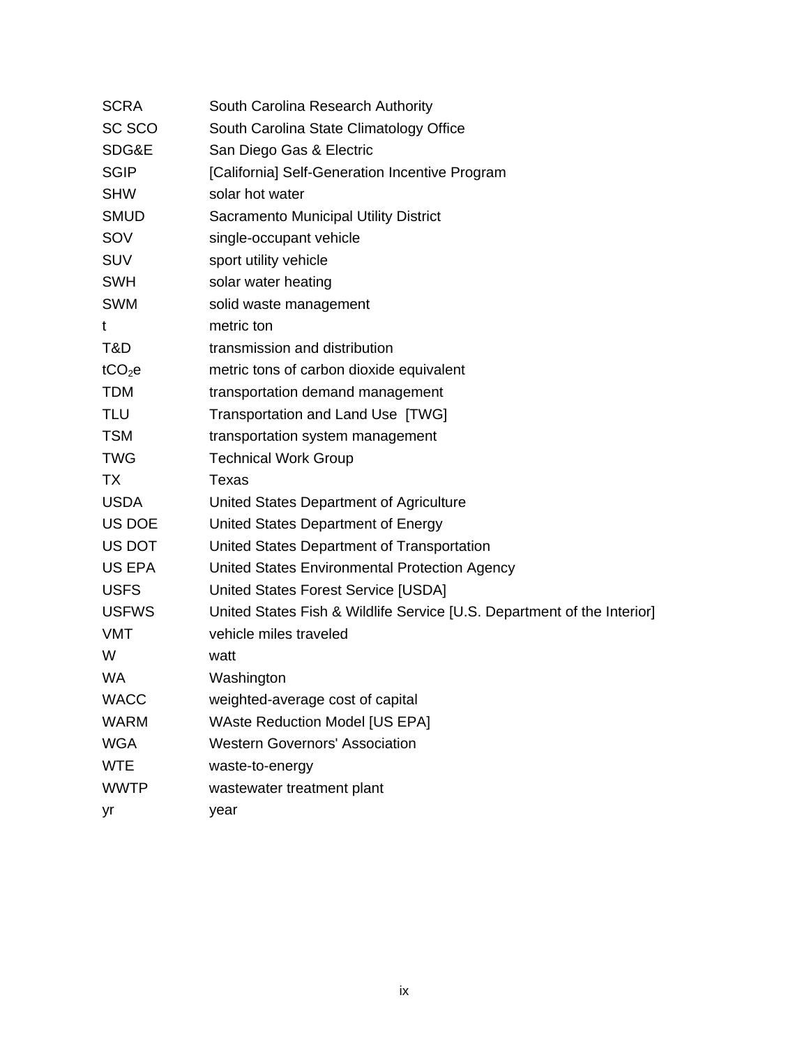| | |
|---|---|
| SCRA | South Carolina Research Authority |
| SC SCO | South Carolina State Climatology Office |
| SDG&E | San Diego Gas & Electric |
| SGIP | [California] Self-Generation Incentive Program |
| SHW | solar hot water |
| SMUD | Sacramento Municipal Utility District |
| SOV | single-occupant vehicle |
| SUV | sport utility vehicle |
| SWH | solar water heating |
| SWM | solid waste management |
| t | metric ton |
| T&D | transmission and distribution |
| $tCO_2e$ | metric tons of carbon dioxide equivalent |
| TDM | transportation demand management |
| TLU | Transportation and Land Use [TWG] |
| TSM | transportation system management |
| TWG | Technical Work Group |
| TX | Texas |
| USDA | United States Department of Agriculture |
| US DOE | United States Department of Energy |
| US DOT | United States Department of Transportation |
| US EPA | United States Environmental Protection Agency |
| USFS | United States Forest Service [USDA] |
| USFWS | United States Fish & Wildlife Service [U.S. Department of the Interior] |
| VMT | vehicle miles traveled |
| W | watt |
| WA | Washington |
| WACC | weighted-average cost of capital |
| WARM | WAste Reduction Model [US EPA] |
| WGA | Western Governors' Association |
| WTE | waste-to-energy |
| WWTP | wastewater treatment plant |
| yr | year |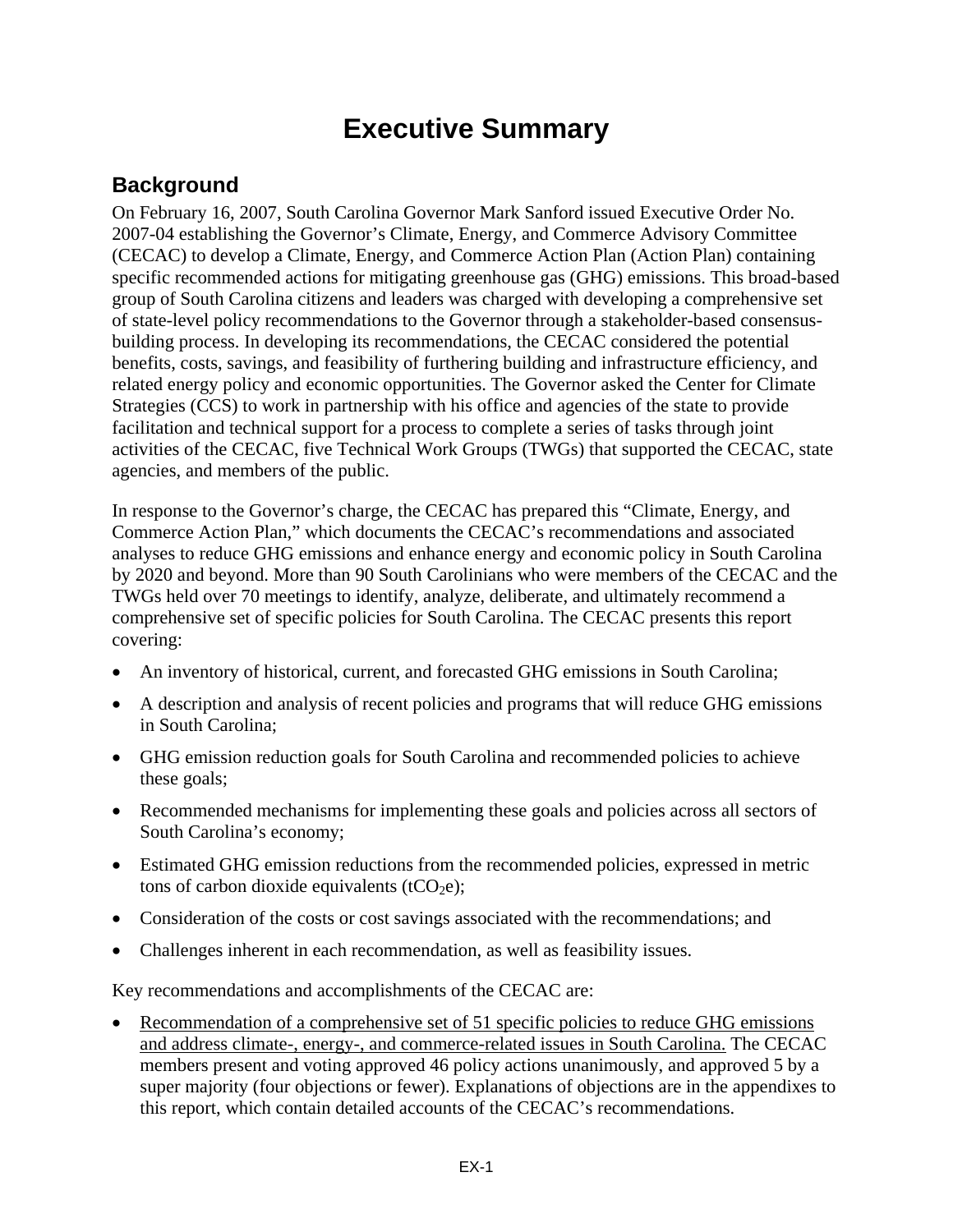# Executive Summary

## Background

On February 16, 2007, South Carolina Governor Mark Sanford issued Executive Order No. 2007-04 establishing the Governor's Climate, Energy, and Commerce Advisory Committee (CECAC) to develop a Climate, Energy, and Commerce Action Plan (Action Plan) containing specific recommended actions for mitigating greenhouse gas (GHG) emissions. This broad-based group of South Carolina citizens and leaders was charged with developing a comprehensive set of state-level policy recommendations to the Governor through a stakeholder-based consensus-building process. In developing its recommendations, the CECAC considered the potential benefits, costs, savings, and feasibility of furthering building and infrastructure efficiency, and related energy policy and economic opportunities. The Governor asked the Center for Climate Strategies (CCS) to work in partnership with his office and agencies of the state to provide facilitation and technical support for a process to complete a series of tasks through joint activities of the CECAC, five Technical Work Groups (TWGs) that supported the CECAC, state agencies, and members of the public.

In response to the Governor's charge, the CECAC has prepared this "Climate, Energy, and Commerce Action Plan," which documents the CECAC's recommendations and associated analyses to reduce GHG emissions and enhance energy and economic policy in South Carolina by 2020 and beyond. More than 90 South Carolinians who were members of the CECAC and the TWGs held over 70 meetings to identify, analyze, deliberate, and ultimately recommend a comprehensive set of specific policies for South Carolina. The CECAC presents this report covering:

- An inventory of historical, current, and forecasted GHG emissions in South Carolina;
- A description and analysis of recent policies and programs that will reduce GHG emissions in South Carolina;
- GHG emission reduction goals for South Carolina and recommended policies to achieve these goals;
- Recommended mechanisms for implementing these goals and policies across all sectors of South Carolina's economy;
- Estimated GHG emission reductions from the recommended policies, expressed in metric tons of carbon dioxide equivalents ($tCO_2e$);
- Consideration of the costs or cost savings associated with the recommendations; and
- Challenges inherent in each recommendation, as well as feasibility issues.

Key recommendations and accomplishments of the CECAC are:

- <u>Recommendation of a comprehensive set of 51 specific policies to reduce GHG emissions and address climate-, energy-, and commerce-related issues in South Carolina.</u> The CECAC members present and voting approved 46 policy actions unanimously, and approved 5 by a super majority (four objections or fewer). Explanations of objections are in the appendixes to this report, which contain detailed accounts of the CECAC's recommendations.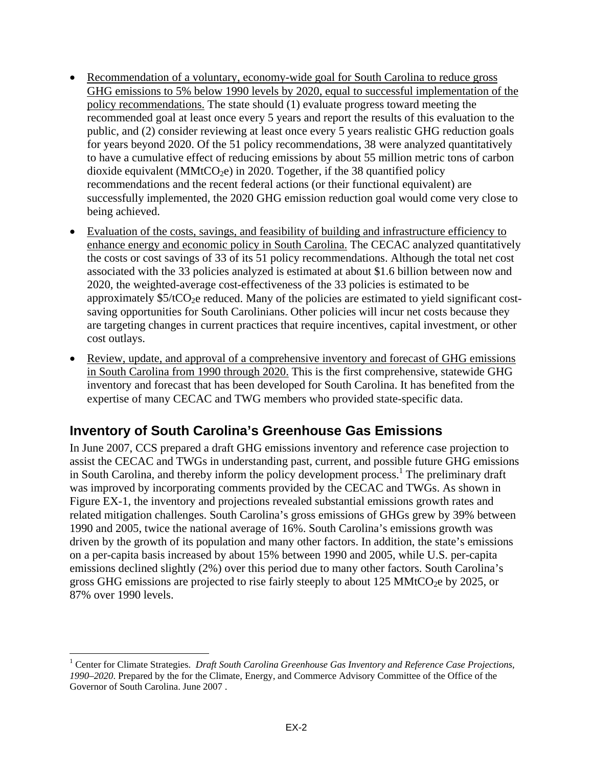- Recommendation of a voluntary, economy-wide goal for South Carolina to reduce gross GHG emissions to 5% below 1990 levels by 2020, equal to successful implementation of the policy recommendations. The state should (1) evaluate progress toward meeting the recommended goal at least once every 5 years and report the results of this evaluation to the public, and (2) consider reviewing at least once every 5 years realistic GHG reduction goals for years beyond 2020. Of the 51 policy recommendations, 38 were analyzed quantitatively to have a cumulative effect of reducing emissions by about 55 million metric tons of carbon dioxide equivalent ($MMtCO_2e$) in 2020. Together, if the 38 quantified policy recommendations and the recent federal actions (or their functional equivalent) are successfully implemented, the 2020 GHG emission reduction goal would come very close to being achieved.
- Evaluation of the costs, savings, and feasibility of building and infrastructure efficiency to enhance energy and economic policy in South Carolina. The CECAC analyzed quantitatively the costs or cost savings of 33 of its 51 policy recommendations. Although the total net cost associated with the 33 policies analyzed is estimated at about $1.6 billion between now and 2020, the weighted-average cost-effectiveness of the 33 policies is estimated to be approximately $5/tCO_2e$ reduced. Many of the policies are estimated to yield significant cost-saving opportunities for South Carolinians. Other policies will incur net costs because they are targeting changes in current practices that require incentives, capital investment, or other cost outlays.
- Review, update, and approval of a comprehensive inventory and forecast of GHG emissions in South Carolina from 1990 through 2020. This is the first comprehensive, statewide GHG inventory and forecast that has been developed for South Carolina. It has benefited from the expertise of many CECAC and TWG members who provided state-specific data.

## Inventory of South Carolina's Greenhouse Gas Emissions

In June 2007, CCS prepared a draft GHG emissions inventory and reference case projection to assist the CECAC and TWGs in understanding past, current, and possible future GHG emissions in South Carolina, and thereby inform the policy development process.[1] The preliminary draft was improved by incorporating comments provided by the CECAC and TWGs. As shown in Figure EX-1, the inventory and projections revealed substantial emissions growth rates and related mitigation challenges. South Carolina's gross emissions of GHGs grew by 39% between 1990 and 2005, twice the national average of 16%. South Carolina's emissions growth was driven by the growth of its population and many other factors. In addition, the state's emissions on a per-capita basis increased by about 15% between 1990 and 2005, while U.S. per-capita emissions declined slightly (2%) over this period due to many other factors. South Carolina's gross GHG emissions are projected to rise fairly steeply to about 125 $MMtCO_2e$ by 2025, or 87% over 1990 levels.

[1] Center for Climate Strategies. *Draft South Carolina Greenhouse Gas Inventory and Reference Case Projections, 1990–2020*. Prepared by the for the Climate, Energy, and Commerce Advisory Committee of the Office of the Governor of South Carolina. June 2007 .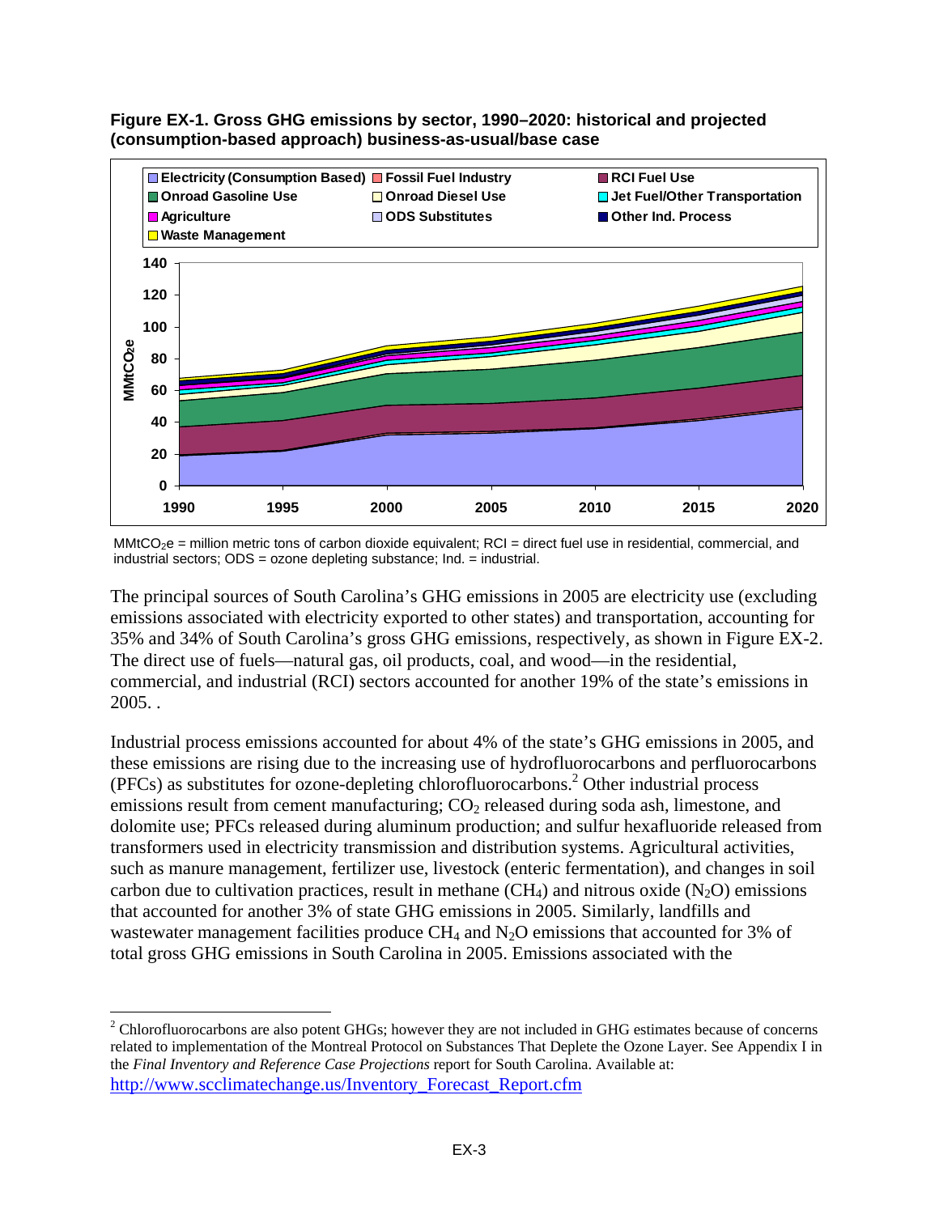**Figure EX-1. Gross GHG emissions by sector, 1990–2020: historical and projected (consumption-based approach) business-as-usual/base case**

$MMtCO_2e$ = million metric tons of carbon dioxide equivalent; RCI = direct fuel use in residential, commercial, and industrial sectors; ODS = ozone depleting substance; Ind. = industrial.

The principal sources of South Carolina's GHG emissions in 2005 are electricity use (excluding emissions associated with electricity exported to other states) and transportation, accounting for 35% and 34% of South Carolina's gross GHG emissions, respectively, as shown in Figure EX-2. The direct use of fuels—natural gas, oil products, coal, and wood—in the residential, commercial, and industrial (RCI) sectors accounted for another 19% of the state's emissions in 2005. .

Industrial process emissions accounted for about 4% of the state's GHG emissions in 2005, and these emissions are rising due to the increasing use of hydrofluorocarbons and perfluorocarbons (PFCs) as substitutes for ozone-depleting chlorofluorocarbons.[2] Other industrial process emissions result from cement manufacturing; $CO_2$ released during soda ash, limestone, and dolomite use; PFCs released during aluminum production; and sulfur hexafluoride released from transformers used in electricity transmission and distribution systems. Agricultural activities, such as manure management, fertilizer use, livestock (enteric fermentation), and changes in soil carbon due to cultivation practices, result in methane ($CH_4$) and nitrous oxide ($N_2O$) emissions that accounted for another 3% of state GHG emissions in 2005. Similarly, landfills and wastewater management facilities produce $CH_4$ and $N_2O$ emissions that accounted for 3% of total gross GHG emissions in South Carolina in 2005. Emissions associated with the

---

[2] Chlorofluorocarbons are also potent GHGs; however they are not included in GHG estimates because of concerns related to implementation of the Montreal Protocol on Substances That Deplete the Ozone Layer. See Appendix I in the *Final Inventory and Reference Case Projections* report for South Carolina. Available at: http://www.scclimatechange.us/Inventory_Forecast_Report.cfm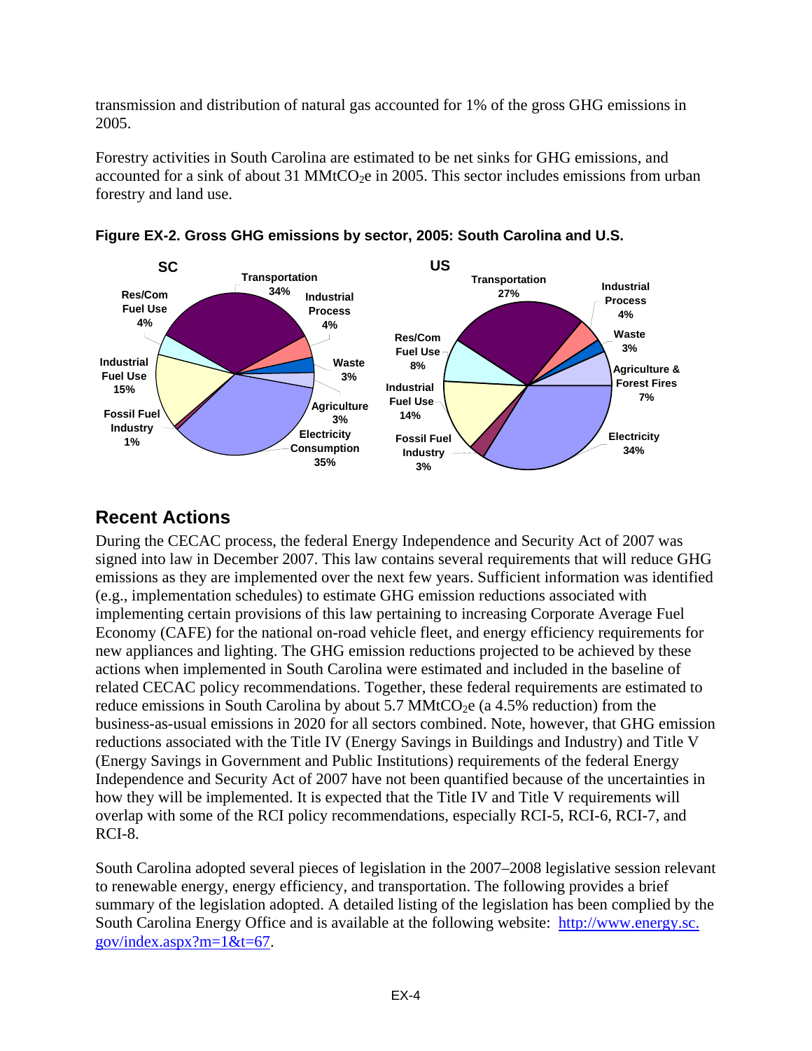transmission and distribution of natural gas accounted for 1% of the gross GHG emissions in 2005.

Forestry activities in South Carolina are estimated to be net sinks for GHG emissions, and accounted for a sink of about 31 $MMtCO_2e$ in 2005. This sector includes emissions from urban forestry and land use.

**Figure EX-2. Gross GHG emissions by sector, 2005: South Carolina and U.S.**

## Recent Actions

During the CECAC process, the federal Energy Independence and Security Act of 2007 was signed into law in December 2007. This law contains several requirements that will reduce GHG emissions as they are implemented over the next few years. Sufficient information was identified (e.g., implementation schedules) to estimate GHG emission reductions associated with implementing certain provisions of this law pertaining to increasing Corporate Average Fuel Economy (CAFE) for the national on-road vehicle fleet, and energy efficiency requirements for new appliances and lighting. The GHG emission reductions projected to be achieved by these actions when implemented in South Carolina were estimated and included in the baseline of related CECAC policy recommendations. Together, these federal requirements are estimated to reduce emissions in South Carolina by about 5.7 $MMtCO_2e$ (a 4.5% reduction) from the business-as-usual emissions in 2020 for all sectors combined. Note, however, that GHG emission reductions associated with the Title IV (Energy Savings in Buildings and Industry) and Title V (Energy Savings in Government and Public Institutions) requirements of the federal Energy Independence and Security Act of 2007 have not been quantified because of the uncertainties in how they will be implemented. It is expected that the Title IV and Title V requirements will overlap with some of the RCI policy recommendations, especially RCI-5, RCI-6, RCI-7, and RCI-8.

South Carolina adopted several pieces of legislation in the 2007–2008 legislative session relevant to renewable energy, energy efficiency, and transportation. The following provides a brief summary of the legislation adopted. A detailed listing of the legislation has been complied by the South Carolina Energy Office and is available at the following website: [http://www.energy.sc.gov/index.aspx?m=1&t=67](http://www.energy.sc.gov/index.aspx?m=1&t=67).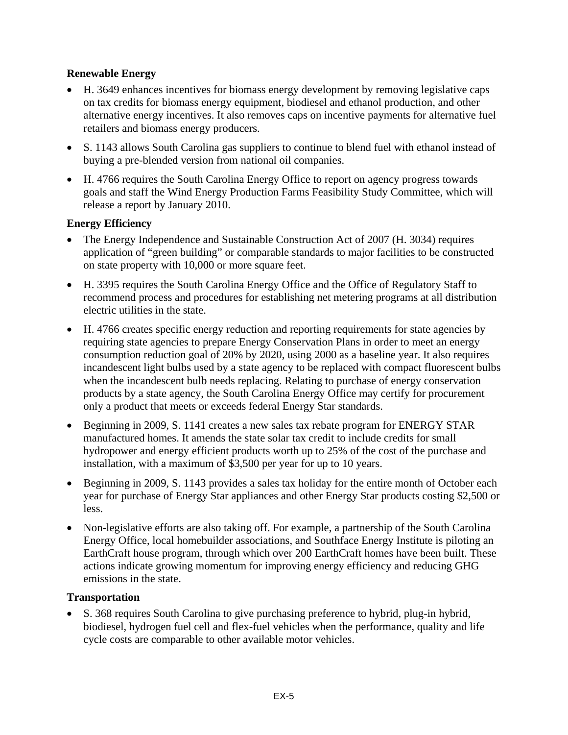### Renewable Energy

- H. 3649 enhances incentives for biomass energy development by removing legislative caps on tax credits for biomass energy equipment, biodiesel and ethanol production, and other alternative energy incentives. It also removes caps on incentive payments for alternative fuel retailers and biomass energy producers.
- S. 1143 allows South Carolina gas suppliers to continue to blend fuel with ethanol instead of buying a pre-blended version from national oil companies.
- H. 4766 requires the South Carolina Energy Office to report on agency progress towards goals and staff the Wind Energy Production Farms Feasibility Study Committee, which will release a report by January 2010.

### Energy Efficiency

- The Energy Independence and Sustainable Construction Act of 2007 (H. 3034) requires application of "green building" or comparable standards to major facilities to be constructed on state property with 10,000 or more square feet.
- H. 3395 requires the South Carolina Energy Office and the Office of Regulatory Staff to recommend process and procedures for establishing net metering programs at all distribution electric utilities in the state.
- H. 4766 creates specific energy reduction and reporting requirements for state agencies by requiring state agencies to prepare Energy Conservation Plans in order to meet an energy consumption reduction goal of 20% by 2020, using 2000 as a baseline year. It also requires incandescent light bulbs used by a state agency to be replaced with compact fluorescent bulbs when the incandescent bulb needs replacing. Relating to purchase of energy conservation products by a state agency, the South Carolina Energy Office may certify for procurement only a product that meets or exceeds federal Energy Star standards.
- Beginning in 2009, S. 1141 creates a new sales tax rebate program for ENERGY STAR manufactured homes. It amends the state solar tax credit to include credits for small hydropower and energy efficient products worth up to 25% of the cost of the purchase and installation, with a maximum of $3,500 per year for up to 10 years.
- Beginning in 2009, S. 1143 provides a sales tax holiday for the entire month of October each year for purchase of Energy Star appliances and other Energy Star products costing $2,500 or less.
- Non-legislative efforts are also taking off. For example, a partnership of the South Carolina Energy Office, local homebuilder associations, and Southface Energy Institute is piloting an EarthCraft house program, through which over 200 EarthCraft homes have been built. These actions indicate growing momentum for improving energy efficiency and reducing GHG emissions in the state.

### Transportation

- S. 368 requires South Carolina to give purchasing preference to hybrid, plug-in hybrid, biodiesel, hydrogen fuel cell and flex-fuel vehicles when the performance, quality and life cycle costs are comparable to other available motor vehicles.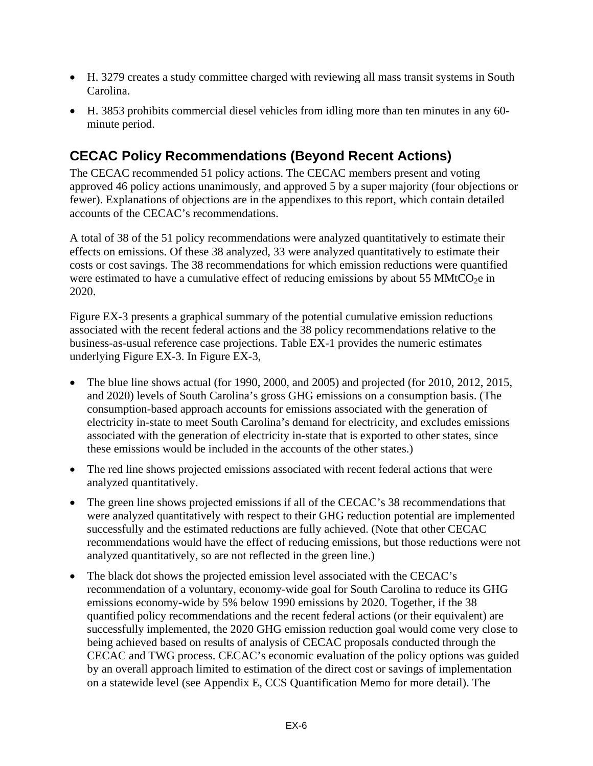- H. 3279 creates a study committee charged with reviewing all mass transit systems in South Carolina.
- H. 3853 prohibits commercial diesel vehicles from idling more than ten minutes in any 60-minute period.

## CECAC Policy Recommendations (Beyond Recent Actions)

The CECAC recommended 51 policy actions. The CECAC members present and voting approved 46 policy actions unanimously, and approved 5 by a super majority (four objections or fewer). Explanations of objections are in the appendixes to this report, which contain detailed accounts of the CECAC's recommendations.

A total of 38 of the 51 policy recommendations were analyzed quantitatively to estimate their effects on emissions. Of these 38 analyzed, 33 were analyzed quantitatively to estimate their costs or cost savings. The 38 recommendations for which emission reductions were quantified were estimated to have a cumulative effect of reducing emissions by about 55 $MMtCO_2e$ in 2020.

Figure EX-3 presents a graphical summary of the potential cumulative emission reductions associated with the recent federal actions and the 38 policy recommendations relative to the business-as-usual reference case projections. Table EX-1 provides the numeric estimates underlying Figure EX-3. In Figure EX-3,

- The blue line shows actual (for 1990, 2000, and 2005) and projected (for 2010, 2012, 2015, and 2020) levels of South Carolina's gross GHG emissions on a consumption basis. (The consumption-based approach accounts for emissions associated with the generation of electricity in-state to meet South Carolina's demand for electricity, and excludes emissions associated with the generation of electricity in-state that is exported to other states, since these emissions would be included in the accounts of the other states.)
- The red line shows projected emissions associated with recent federal actions that were analyzed quantitatively.
- The green line shows projected emissions if all of the CECAC's 38 recommendations that were analyzed quantitatively with respect to their GHG reduction potential are implemented successfully and the estimated reductions are fully achieved. (Note that other CECAC recommendations would have the effect of reducing emissions, but those reductions were not analyzed quantitatively, so are not reflected in the green line.)
- The black dot shows the projected emission level associated with the CECAC's recommendation of a voluntary, economy-wide goal for South Carolina to reduce its GHG emissions economy-wide by 5% below 1990 emissions by 2020. Together, if the 38 quantified policy recommendations and the recent federal actions (or their equivalent) are successfully implemented, the 2020 GHG emission reduction goal would come very close to being achieved based on results of analysis of CECAC proposals conducted through the CECAC and TWG process. CECAC's economic evaluation of the policy options was guided by an overall approach limited to estimation of the direct cost or savings of implementation on a statewide level (see Appendix E, CCS Quantification Memo for more detail). The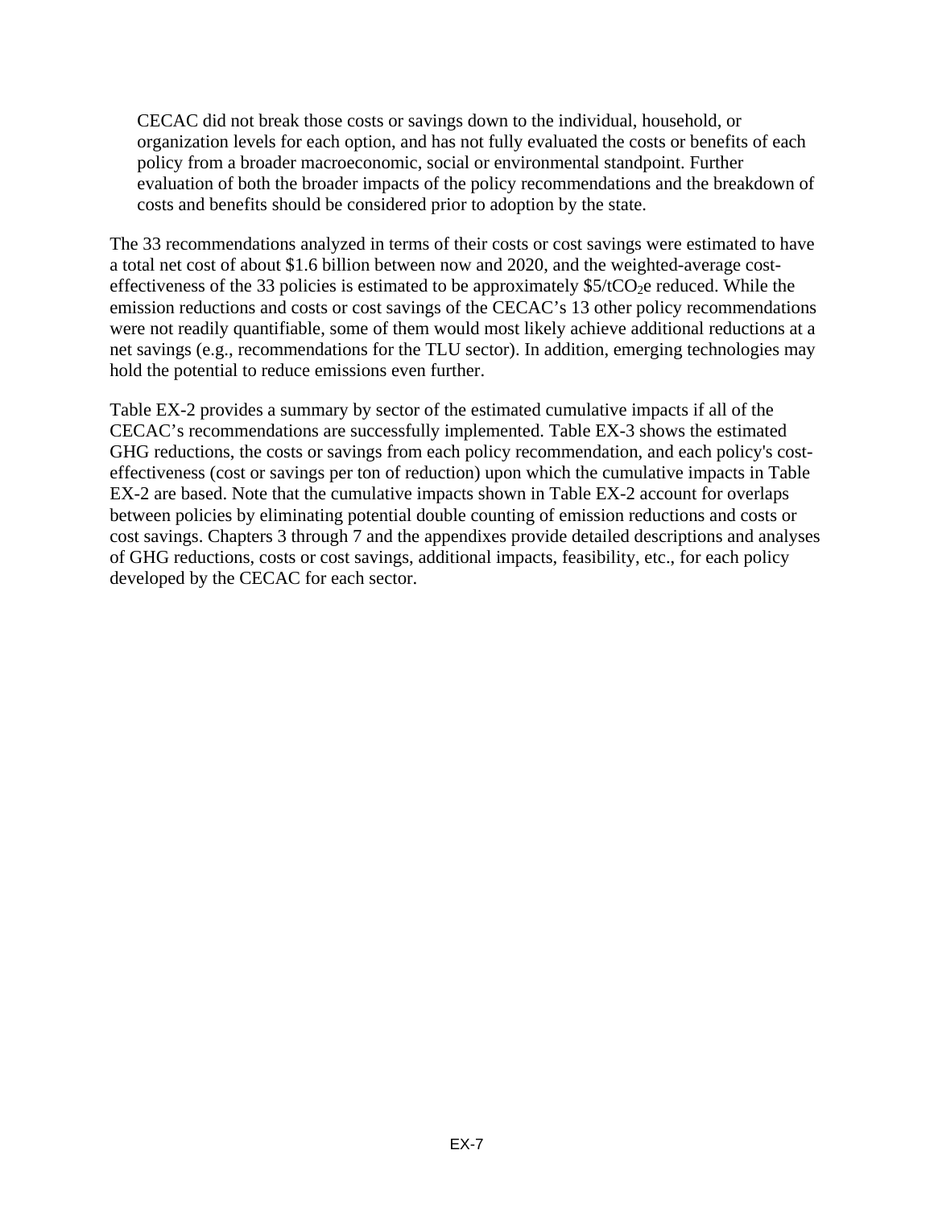CECAC did not break those costs or savings down to the individual, household, or organization levels for each option, and has not fully evaluated the costs or benefits of each policy from a broader macroeconomic, social or environmental standpoint. Further evaluation of both the broader impacts of the policy recommendations and the breakdown of costs and benefits should be considered prior to adoption by the state.

The 33 recommendations analyzed in terms of their costs or cost savings were estimated to have a total net cost of about \$1.6 billion between now and 2020, and the weighted-average cost-effectiveness of the 33 policies is estimated to be approximately \$5/t$CO_2$e reduced. While the emission reductions and costs or cost savings of the CECAC's 13 other policy recommendations were not readily quantifiable, some of them would most likely achieve additional reductions at a net savings (e.g., recommendations for the TLU sector). In addition, emerging technologies may hold the potential to reduce emissions even further.

Table EX-2 provides a summary by sector of the estimated cumulative impacts if all of the CECAC's recommendations are successfully implemented. Table EX-3 shows the estimated GHG reductions, the costs or savings from each policy recommendation, and each policy's cost-effectiveness (cost or savings per ton of reduction) upon which the cumulative impacts in Table EX-2 are based. Note that the cumulative impacts shown in Table EX-2 account for overlaps between policies by eliminating potential double counting of emission reductions and costs or cost savings. Chapters 3 through 7 and the appendixes provide detailed descriptions and analyses of GHG reductions, costs or cost savings, additional impacts, feasibility, etc., for each policy developed by the CECAC for each sector.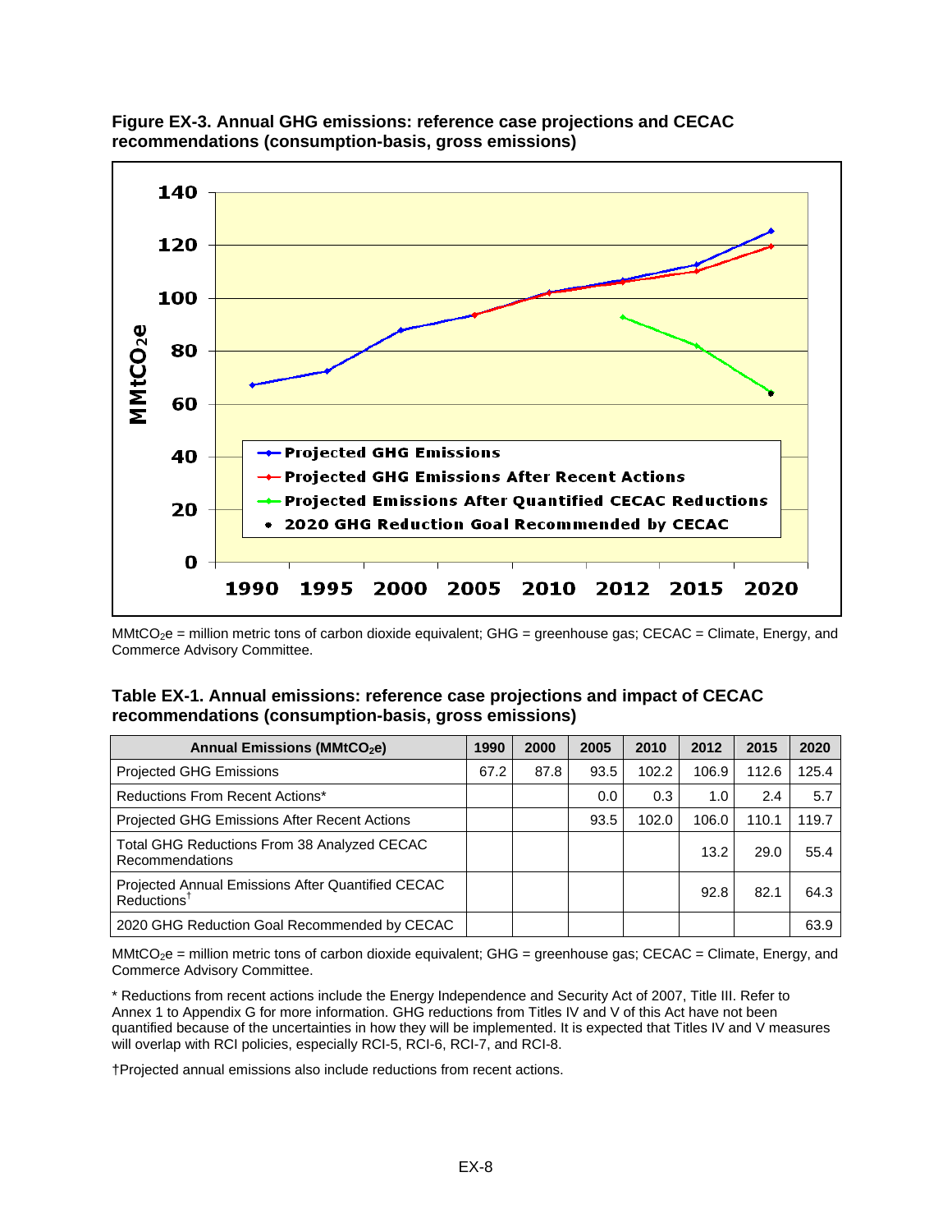**Figure EX-3. Annual GHG emissions: reference case projections and CECAC recommendations (consumption-basis, gross emissions)**

MMtCO$_2$e = million metric tons of carbon dioxide equivalent; GHG = greenhouse gas; CECAC = Climate, Energy, and Commerce Advisory Committee.

**Table EX-1. Annual emissions: reference case projections and impact of CECAC recommendations (consumption-basis, gross emissions)**

| Annual Emissions (MMtCO$_2$e) | 1990 | 2000 | 2005 | 2010 | 2012 | 2015 | 2020 |
|---|---|---|---|---|---|---|---|
| Projected GHG Emissions | 67.2 | 87.8 | 93.5 | 102.2 | 106.9 | 112.6 | 125.4 |
| Reductions From Recent Actions* | | | 0.0 | 0.3 | 1.0 | 2.4 | 5.7 |
| Projected GHG Emissions After Recent Actions | | | 93.5 | 102.0 | 106.0 | 110.1 | 119.7 |
| Total GHG Reductions From 38 Analyzed CECAC Recommendations | | | | | 13.2 | 29.0 | 55.4 |
| Projected Annual Emissions After Quantified CECAC Reductions† | | | | | 92.8 | 82.1 | 64.3 |
| 2020 GHG Reduction Goal Recommended by CECAC | | | | | | | 63.9 |

MMtCO$_2$e = million metric tons of carbon dioxide equivalent; GHG = greenhouse gas; CECAC = Climate, Energy, and Commerce Advisory Committee.

* Reductions from recent actions include the Energy Independence and Security Act of 2007, Title III. Refer to Annex 1 to Appendix G for more information. GHG reductions from Titles IV and V of this Act have not been quantified because of the uncertainties in how they will be implemented. It is expected that Titles IV and V measures will overlap with RCI policies, especially RCI-5, RCI-6, RCI-7, and RCI-8.

†Projected annual emissions also include reductions from recent actions.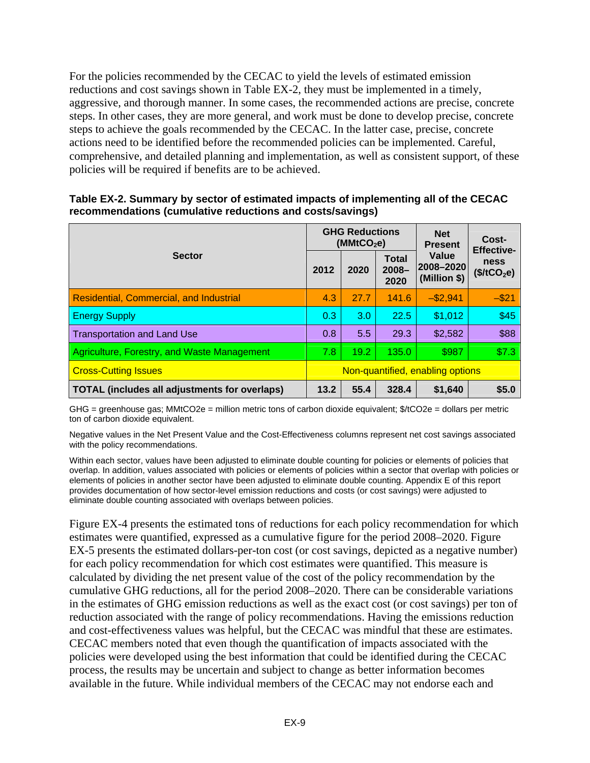For the policies recommended by the CECAC to yield the levels of estimated emission reductions and cost savings shown in Table EX-2, they must be implemented in a timely, aggressive, and thorough manner. In some cases, the recommended actions are precise, concrete steps. In other cases, they are more general, and work must be done to develop precise, concrete steps to achieve the goals recommended by the CECAC. In the latter case, precise, concrete actions need to be identified before the recommended policies can be implemented. Careful, comprehensive, and detailed planning and implementation, as well as consistent support, of these policies will be required if benefits are to be achieved.

**Table EX-2. Summary by sector of estimated impacts of implementing all of the CECAC recommendations (cumulative reductions and costs/savings)**

| Sector | GHG Reductions ($MMtCO_2e$) | | | Net Present Value 2008–2020 (Million $) | Cost-Effectiveness ($/t$CO_2e$) |
|---|---|---|---|---|---|
| | 2012 | 2020 | Total 2008–2020 | | |
| Residential, Commercial, and Industrial | 4.3 | 27.7 | 141.6 | –$2,941 | –$21 |
| Energy Supply | 0.3 | 3.0 | 22.5 | $1,012 | $45 |
| Transportation and Land Use | 0.8 | 5.5 | 29.3 | $2,582 | $88 |
| Agriculture, Forestry, and Waste Management | 7.8 | 19.2 | 135.0 | $987 | $7.3 |
| Cross-Cutting Issues | Non-quantified, enabling options | | | | |
| **TOTAL (includes all adjustments for overlaps)** | **13.2** | **55.4** | **328.4** | **$1,640** | **$5.0** |

GHG = greenhouse gas; MMtCO2e = million metric tons of carbon dioxide equivalent; $/tCO2e = dollars per metric ton of carbon dioxide equivalent.

Negative values in the Net Present Value and the Cost-Effectiveness columns represent net cost savings associated with the policy recommendations.

Within each sector, values have been adjusted to eliminate double counting for policies or elements of policies that overlap. In addition, values associated with policies or elements of policies within a sector that overlap with policies or elements of policies in another sector have been adjusted to eliminate double counting. Appendix E of this report provides documentation of how sector-level emission reductions and costs (or cost savings) were adjusted to eliminate double counting associated with overlaps between policies.

Figure EX-4 presents the estimated tons of reductions for each policy recommendation for which estimates were quantified, expressed as a cumulative figure for the period 2008–2020. Figure EX-5 presents the estimated dollars-per-ton cost (or cost savings, depicted as a negative number) for each policy recommendation for which cost estimates were quantified. This measure is calculated by dividing the net present value of the cost of the policy recommendation by the cumulative GHG reductions, all for the period 2008–2020. There can be considerable variations in the estimates of GHG emission reductions as well as the exact cost (or cost savings) per ton of reduction associated with the range of policy recommendations. Having the emissions reduction and cost-effectiveness values was helpful, but the CECAC was mindful that these are estimates. CECAC members noted that even though the quantification of impacts associated with the policies were developed using the best information that could be identified during the CECAC process, the results may be uncertain and subject to change as better information becomes available in the future. While individual members of the CECAC may not endorse each and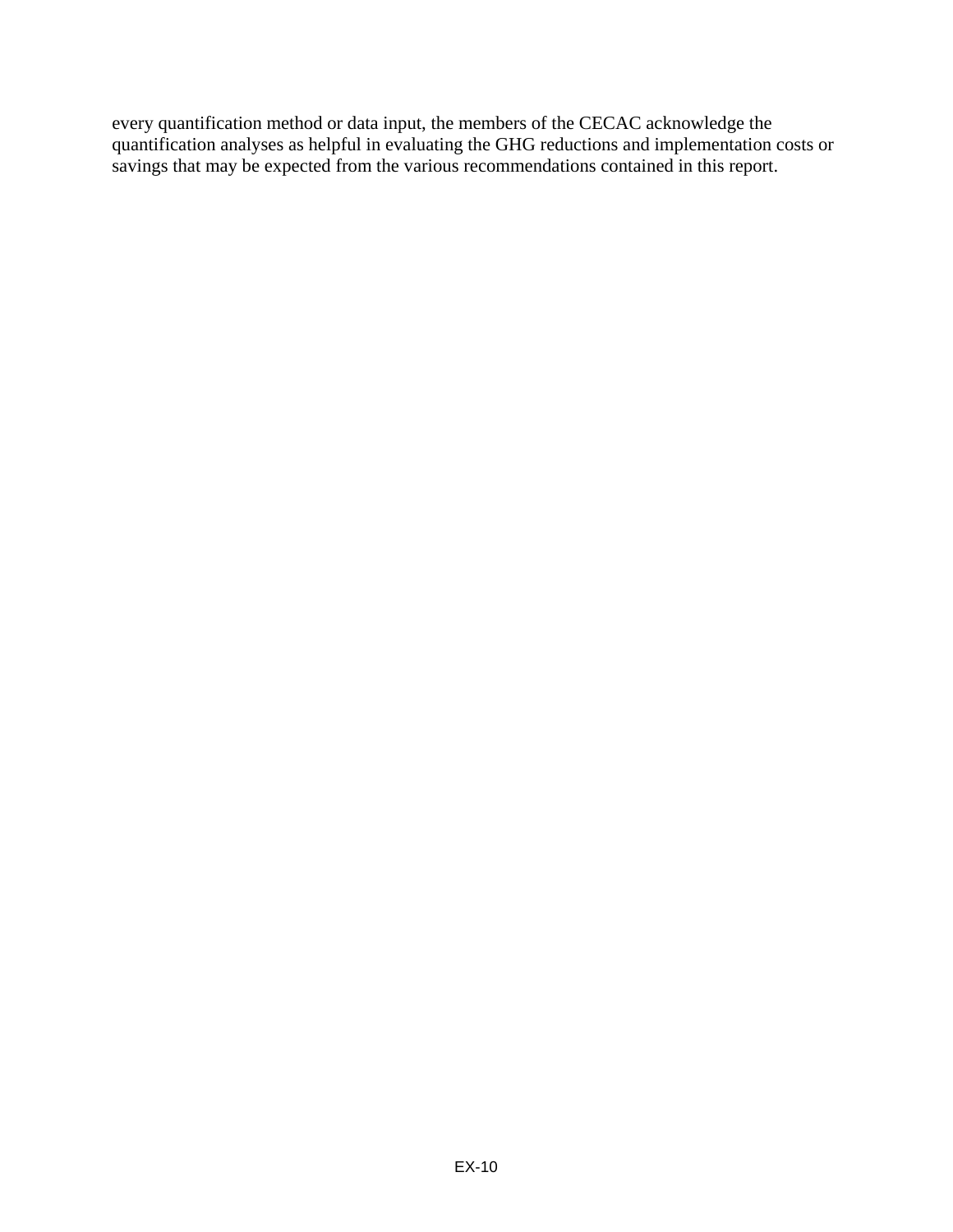every quantification method or data input, the members of the CECAC acknowledge the quantification analyses as helpful in evaluating the GHG reductions and implementation costs or savings that may be expected from the various recommendations contained in this report.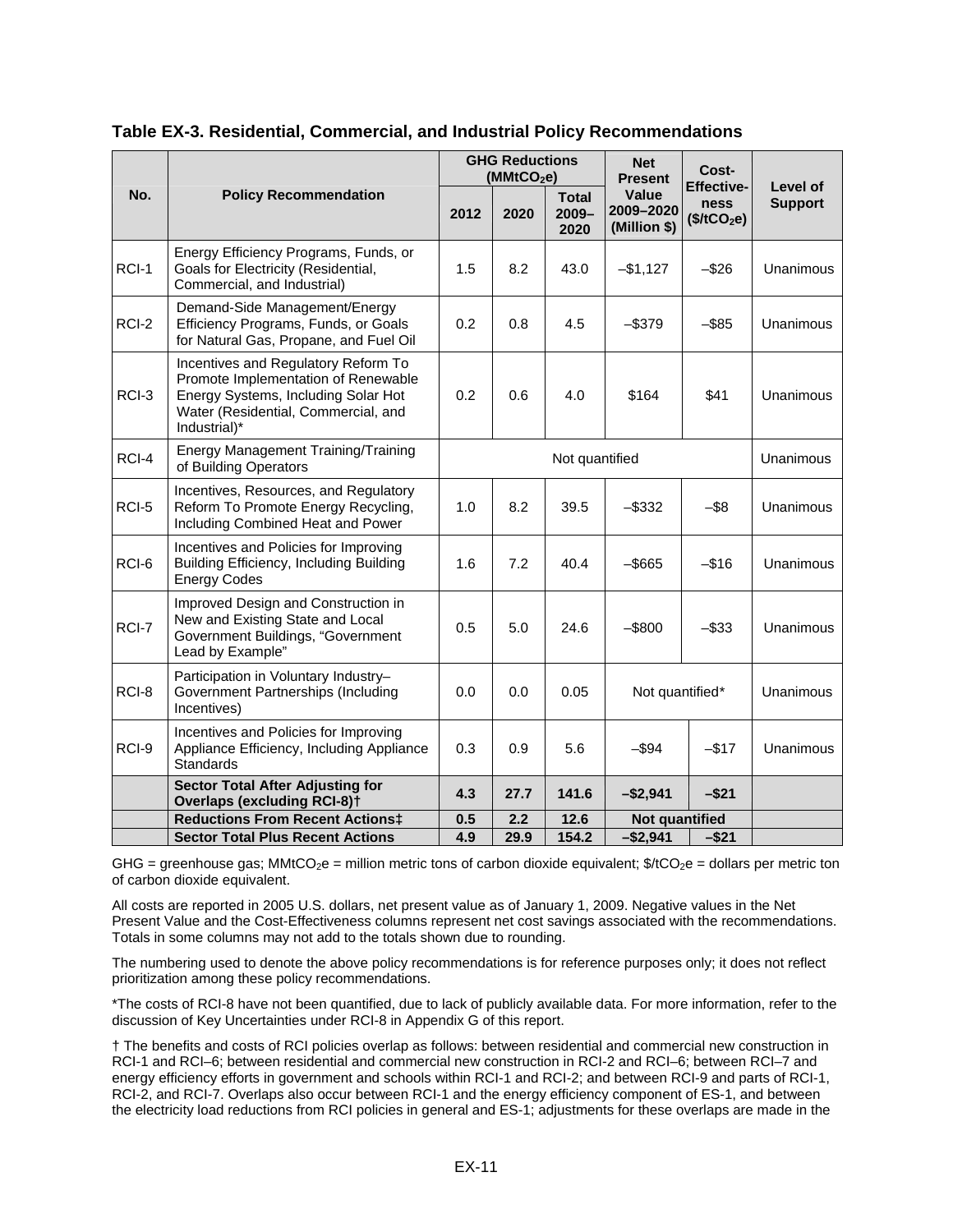**Table EX-3. Residential, Commercial, and Industrial Policy Recommendations**

| No. | Policy Recommendation | GHG Reductions ($MMtCO_2e$) | | | Net Present Value 2009–2020 (Million $) | Cost-Effectiveness ($/$tCO_2e$) | Level of Support |
|---|---|---|---|---|---|---|---|
| | | 2012 | 2020 | Total 2009–2020 | | | |
| RCI-1 | Energy Efficiency Programs, Funds, or Goals for Electricity (Residential, Commercial, and Industrial) | 1.5 | 8.2 | 43.0 | –$1,127 | –$26 | Unanimous |
| RCI-2 | Demand-Side Management/Energy Efficiency Programs, Funds, or Goals for Natural Gas, Propane, and Fuel Oil | 0.2 | 0.8 | 4.5 | –$379 | –$85 | Unanimous |
| RCI-3 | Incentives and Regulatory Reform To Promote Implementation of Renewable Energy Systems, Including Solar Hot Water (Residential, Commercial, and Industrial)* | 0.2 | 0.6 | 4.0 | $164 | $41 | Unanimous |
| RCI-4 | Energy Management Training/Training of Building Operators | Not quantified | | | | | Unanimous |
| RCI-5 | Incentives, Resources, and Regulatory Reform To Promote Energy Recycling, Including Combined Heat and Power | 1.0 | 8.2 | 39.5 | –$332 | –$8 | Unanimous |
| RCI-6 | Incentives and Policies for Improving Building Efficiency, Including Building Energy Codes | 1.6 | 7.2 | 40.4 | –$665 | –$16 | Unanimous |
| RCI-7 | Improved Design and Construction in New and Existing State and Local Government Buildings, "Government Lead by Example" | 0.5 | 5.0 | 24.6 | –$800 | –$33 | Unanimous |
| RCI-8 | Participation in Voluntary Industry–Government Partnerships (Including Incentives) | 0.0 | 0.0 | 0.05 | Not quantified* | | Unanimous |
| RCI-9 | Incentives and Policies for Improving Appliance Efficiency, Including Appliance Standards | 0.3 | 0.9 | 5.6 | –$94 | –$17 | Unanimous |
| | **Sector Total After Adjusting for Overlaps (excluding RCI-8)†** | **4.3** | **27.7** | **141.6** | **–$2,941** | **–$21** | |
| | **Reductions From Recent Actions‡** | **0.5** | **2.2** | **12.6** | **Not quantified** | | |
| | **Sector Total Plus Recent Actions** | **4.9** | **29.9** | **154.2** | **–$2,941** | **–$21** | |

GHG = greenhouse gas; $MMtCO_2e$ = million metric tons of carbon dioxide equivalent; $/$tCO_2e$ = dollars per metric ton of carbon dioxide equivalent.

All costs are reported in 2005 U.S. dollars, net present value as of January 1, 2009. Negative values in the Net Present Value and the Cost-Effectiveness columns represent net cost savings associated with the recommendations. Totals in some columns may not add to the totals shown due to rounding.

The numbering used to denote the above policy recommendations is for reference purposes only; it does not reflect prioritization among these policy recommendations.

*The costs of RCI-8 have not been quantified, due to lack of publicly available data. For more information, refer to the discussion of Key Uncertainties under RCI-8 in Appendix G of this report.

† The benefits and costs of RCI policies overlap as follows: between residential and commercial new construction in RCI-1 and RCI–6; between residential and commercial new construction in RCI-2 and RCI–6; between RCI–7 and energy efficiency efforts in government and schools within RCI-1 and RCI-2; and between RCI-9 and parts of RCI-1, RCI-2, and RCI-7. Overlaps also occur between RCI-1 and the energy efficiency component of ES-1, and between the electricity load reductions from RCI policies in general and ES-1; adjustments for these overlaps are made in the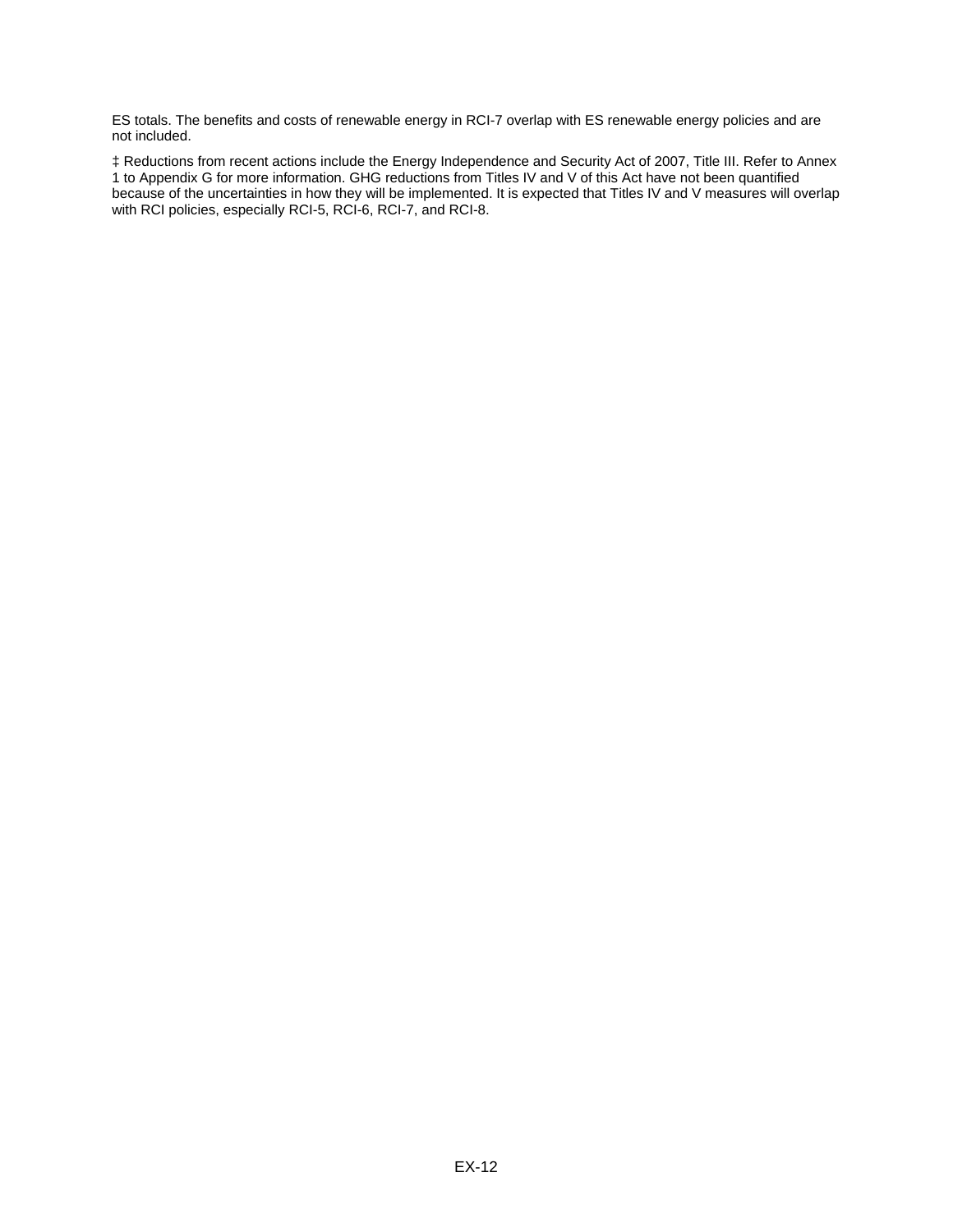ES totals. The benefits and costs of renewable energy in RCI-7 overlap with ES renewable energy policies and are not included.

‡ Reductions from recent actions include the Energy Independence and Security Act of 2007, Title III. Refer to Annex 1 to Appendix G for more information. GHG reductions from Titles IV and V of this Act have not been quantified because of the uncertainties in how they will be implemented. It is expected that Titles IV and V measures will overlap with RCI policies, especially RCI-5, RCI-6, RCI-7, and RCI-8.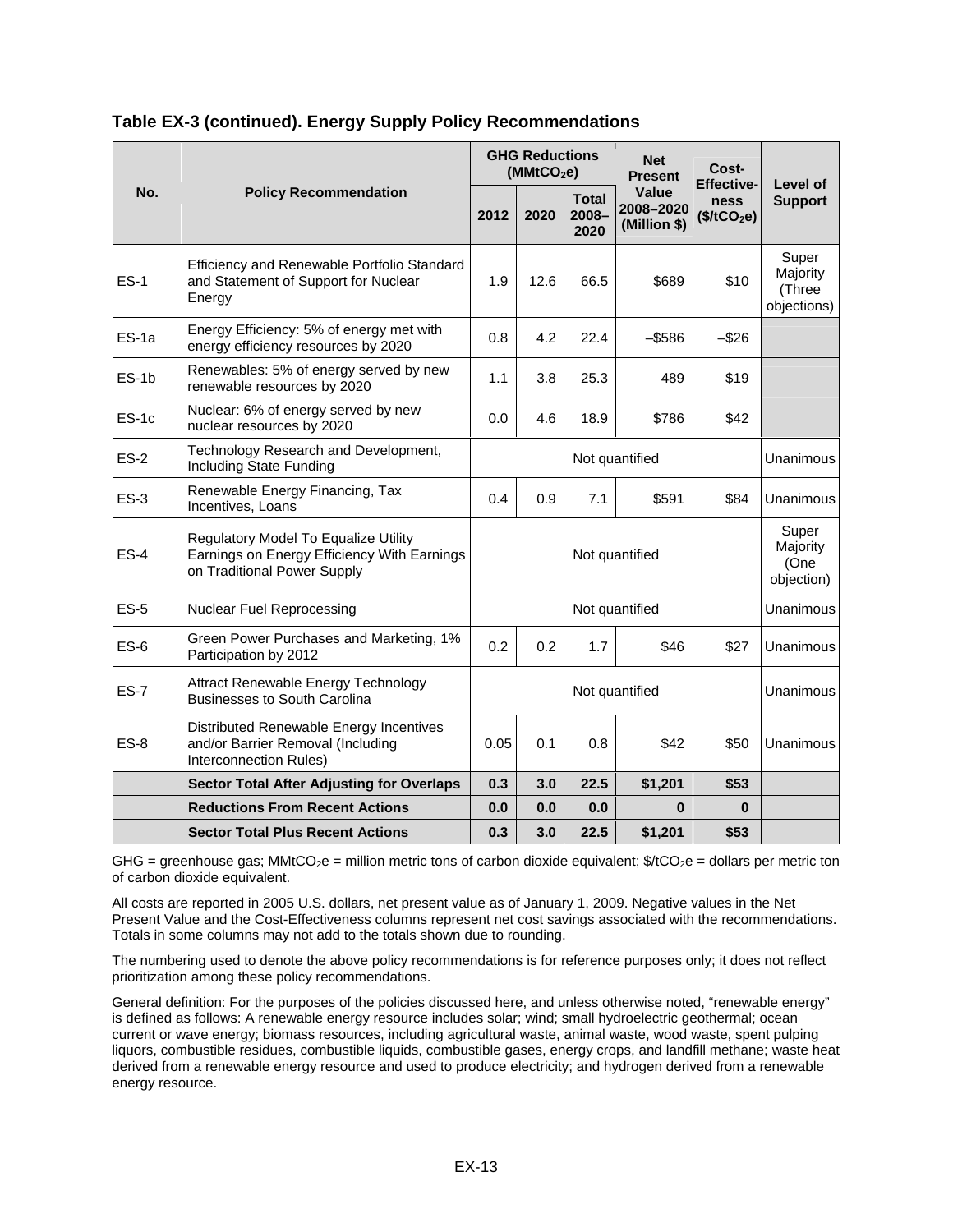## Table EX-3 (continued). Energy Supply Policy Recommendations

| No. | Policy Recommendation | GHG Reductions ($MMtCO_2e$) | | | Net Present Value 2008–2020 (Million $) | Cost-Effective-ness ($\$/tCO_2e$) | Level of Support |
|---|---|---|---|---|---|---|---|
| | | 2012 | 2020 | Total 2008–2020 | | | |
| ES-1 | Efficiency and Renewable Portfolio Standard and Statement of Support for Nuclear Energy | 1.9 | 12.6 | 66.5 | $689 | $10 | Super Majority (Three objections) |
| ES-1a | Energy Efficiency: 5% of energy met with energy efficiency resources by 2020 | 0.8 | 4.2 | 22.4 | –$586 | –$26 | |
| ES-1b | Renewables: 5% of energy served by new renewable resources by 2020 | 1.1 | 3.8 | 25.3 | 489 | $19 | |
| ES-1c | Nuclear: 6% of energy served by new nuclear resources by 2020 | 0.0 | 4.6 | 18.9 | $786 | $42 | |
| ES-2 | Technology Research and Development, Including State Funding | Not quantified | | | | | Unanimous |
| ES-3 | Renewable Energy Financing, Tax Incentives, Loans | 0.4 | 0.9 | 7.1 | $591 | $84 | Unanimous |
| ES-4 | Regulatory Model To Equalize Utility Earnings on Energy Efficiency With Earnings on Traditional Power Supply | Not quantified | | | | | Super Majority (One objection) |
| ES-5 | Nuclear Fuel Reprocessing | Not quantified | | | | | Unanimous |
| ES-6 | Green Power Purchases and Marketing, 1% Participation by 2012 | 0.2 | 0.2 | 1.7 | $46 | $27 | Unanimous |
| ES-7 | Attract Renewable Energy Technology Businesses to South Carolina | Not quantified | | | | | Unanimous |
| ES-8 | Distributed Renewable Energy Incentives and/or Barrier Removal (Including Interconnection Rules) | 0.05 | 0.1 | 0.8 | $42 | $50 | Unanimous |
| | **Sector Total After Adjusting for Overlaps** | **0.3** | **3.0** | **22.5** | **$1,201** | **$53** | |
| | **Reductions From Recent Actions** | **0.0** | **0.0** | **0.0** | **0** | **0** | |
| | **Sector Total Plus Recent Actions** | **0.3** | **3.0** | **22.5** | **$1,201** | **$53** | |

GHG = greenhouse gas; $MMtCO_2e$ = million metric tons of carbon dioxide equivalent; $\$/tCO_2e$ = dollars per metric ton of carbon dioxide equivalent.

All costs are reported in 2005 U.S. dollars, net present value as of January 1, 2009. Negative values in the Net Present Value and the Cost-Effectiveness columns represent net cost savings associated with the recommendations. Totals in some columns may not add to the totals shown due to rounding.

The numbering used to denote the above policy recommendations is for reference purposes only; it does not reflect prioritization among these policy recommendations.

General definition: For the purposes of the policies discussed here, and unless otherwise noted, "renewable energy" is defined as follows: A renewable energy resource includes solar; wind; small hydroelectric geothermal; ocean current or wave energy; biomass resources, including agricultural waste, animal waste, wood waste, spent pulping liquors, combustible residues, combustible liquids, combustible gases, energy crops, and landfill methane; waste heat derived from a renewable energy resource and used to produce electricity; and hydrogen derived from a renewable energy resource.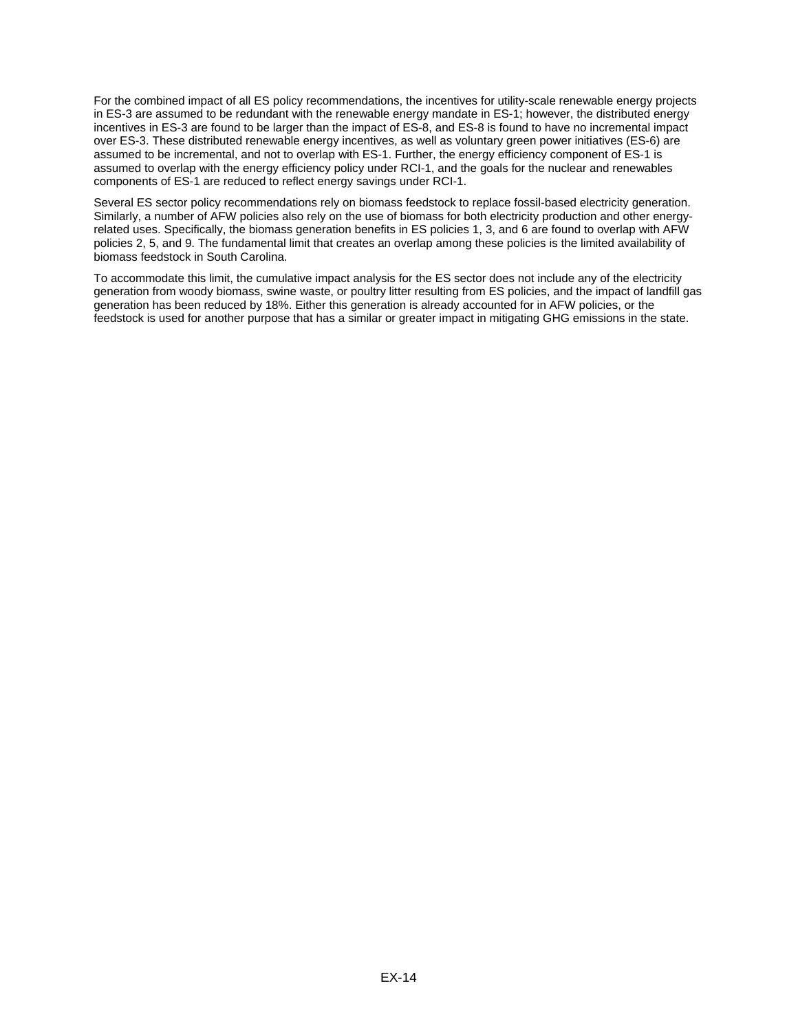For the combined impact of all ES policy recommendations, the incentives for utility-scale renewable energy projects in ES-3 are assumed to be redundant with the renewable energy mandate in ES-1; however, the distributed energy incentives in ES-3 are found to be larger than the impact of ES-8, and ES-8 is found to have no incremental impact over ES-3. These distributed renewable energy incentives, as well as voluntary green power initiatives (ES-6) are assumed to be incremental, and not to overlap with ES-1. Further, the energy efficiency component of ES-1 is assumed to overlap with the energy efficiency policy under RCI-1, and the goals for the nuclear and renewables components of ES-1 are reduced to reflect energy savings under RCI-1.

Several ES sector policy recommendations rely on biomass feedstock to replace fossil-based electricity generation. Similarly, a number of AFW policies also rely on the use of biomass for both electricity production and other energy-related uses. Specifically, the biomass generation benefits in ES policies 1, 3, and 6 are found to overlap with AFW policies 2, 5, and 9. The fundamental limit that creates an overlap among these policies is the limited availability of biomass feedstock in South Carolina.

To accommodate this limit, the cumulative impact analysis for the ES sector does not include any of the electricity generation from woody biomass, swine waste, or poultry litter resulting from ES policies, and the impact of landfill gas generation has been reduced by 18%. Either this generation is already accounted for in AFW policies, or the feedstock is used for another purpose that has a similar or greater impact in mitigating GHG emissions in the state.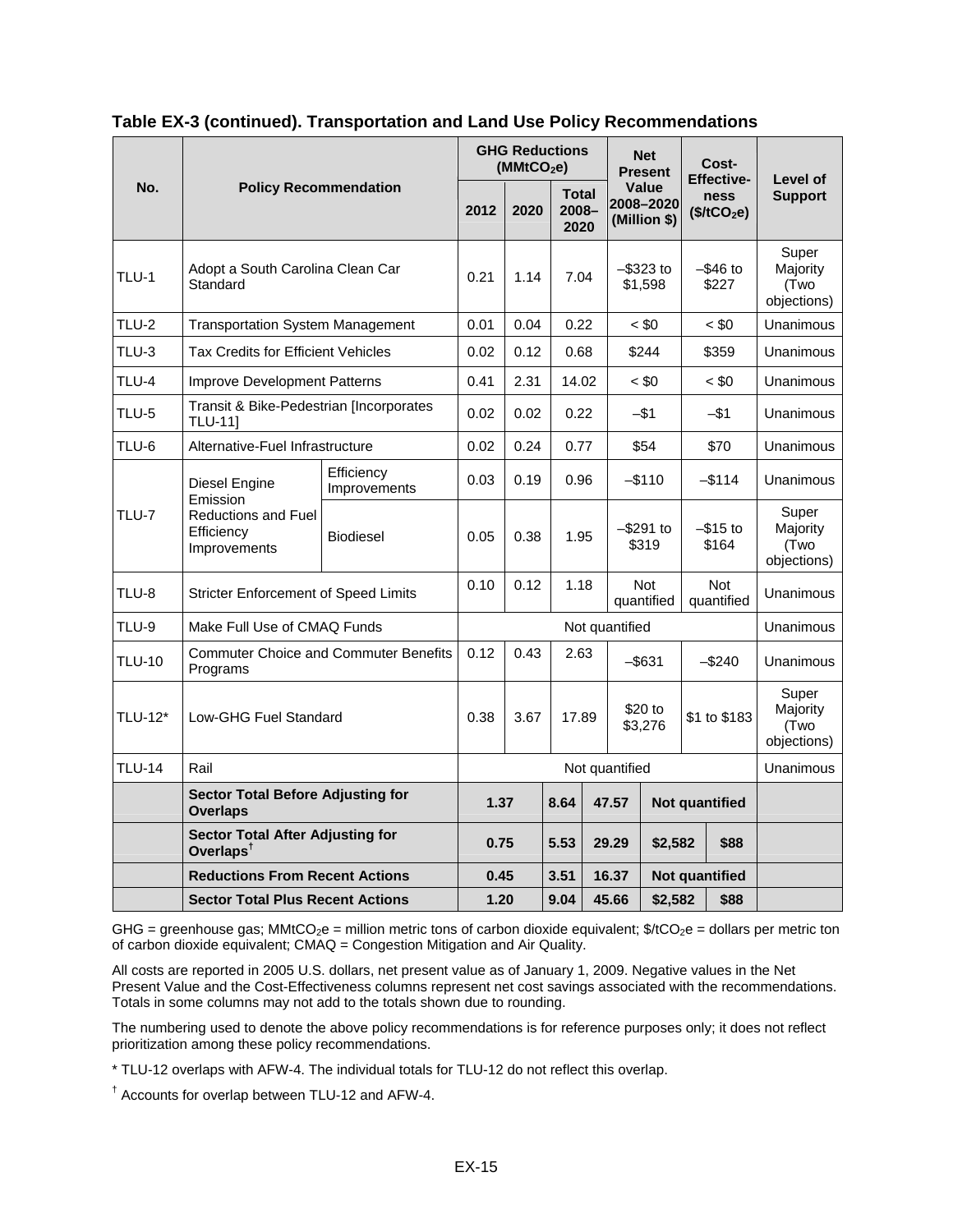**Table EX-3 (continued). Transportation and Land Use Policy Recommendations**

| No. | Policy Recommendation | | GHG Reductions ($MMtCO_2e$) 2012 | 2020 | Total 2008–2020 | Net Present Value 2008–2020 (Million $) | Cost-Effectiveness ($\$/tCO_2e$) | Level of Support |
|---|---|---|---|---|---|---|---|---|
| TLU-1 | Adopt a South Carolina Clean Car Standard | | 0.21 | 1.14 | 7.04 | –$323 to $1,598 | –$46 to $227 | Super Majority (Two objections) |
| TLU-2 | Transportation System Management | | 0.01 | 0.04 | 0.22 | < $0 | < $0 | Unanimous |
| TLU-3 | Tax Credits for Efficient Vehicles | | 0.02 | 0.12 | 0.68 | $244 | $359 | Unanimous |
| TLU-4 | Improve Development Patterns | | 0.41 | 2.31 | 14.02 | < $0 | < $0 | Unanimous |
| TLU-5 | Transit & Bike-Pedestrian [Incorporates TLU-11] | | 0.02 | 0.02 | 0.22 | –$1 | –$1 | Unanimous |
| TLU-6 | Alternative-Fuel Infrastructure | | 0.02 | 0.24 | 0.77 | $54 | $70 | Unanimous |
| TLU-7 | Diesel Engine Emission Reductions and Fuel Efficiency Improvements | Efficiency Improvements | 0.03 | 0.19 | 0.96 | –$110 | –$114 | Unanimous |
| | | Biodiesel | 0.05 | 0.38 | 1.95 | –$291 to $319 | –$15 to $164 | Super Majority (Two objections) |
| TLU-8 | Stricter Enforcement of Speed Limits | | 0.10 | 0.12 | 1.18 | Not quantified | Not quantified | Unanimous |
| TLU-9 | Make Full Use of CMAQ Funds | | Not quantified | | | | | Unanimous |
| TLU-10 | Commuter Choice and Commuter Benefits Programs | | 0.12 | 0.43 | 2.63 | –$631 | –$240 | Unanimous |
| TLU-12* | Low-GHG Fuel Standard | | 0.38 | 3.67 | 17.89 | $20 to $3,276 | $1 to $183 | Super Majority (Two objections) |
| TLU-14 | Rail | | Not quantified | | | | | Unanimous |
| | **Sector Total Before Adjusting for Overlaps** | | **1.37** | **8.64** | **47.57** | **Not quantified** | | |
| | **Sector Total After Adjusting for Overlaps**[†] | | **0.75** | **5.53** | **29.29** | **$2,582** | **$88** | |
| | **Reductions From Recent Actions** | | **0.45** | **3.51** | **16.37** | **Not quantified** | | |
| | **Sector Total Plus Recent Actions** | | **1.20** | **9.04** | **45.66** | **$2,582** | **$88** | |

GHG = greenhouse gas; $MMtCO_2e$ = million metric tons of carbon dioxide equivalent; $\$/tCO_2e$ = dollars per metric ton of carbon dioxide equivalent; CMAQ = Congestion Mitigation and Air Quality.

All costs are reported in 2005 U.S. dollars, net present value as of January 1, 2009. Negative values in the Net Present Value and the Cost-Effectiveness columns represent net cost savings associated with the recommendations. Totals in some columns may not add to the totals shown due to rounding.

The numbering used to denote the above policy recommendations is for reference purposes only; it does not reflect prioritization among these policy recommendations.

* TLU-12 overlaps with AFW-4. The individual totals for TLU-12 do not reflect this overlap.

[†] Accounts for overlap between TLU-12 and AFW-4.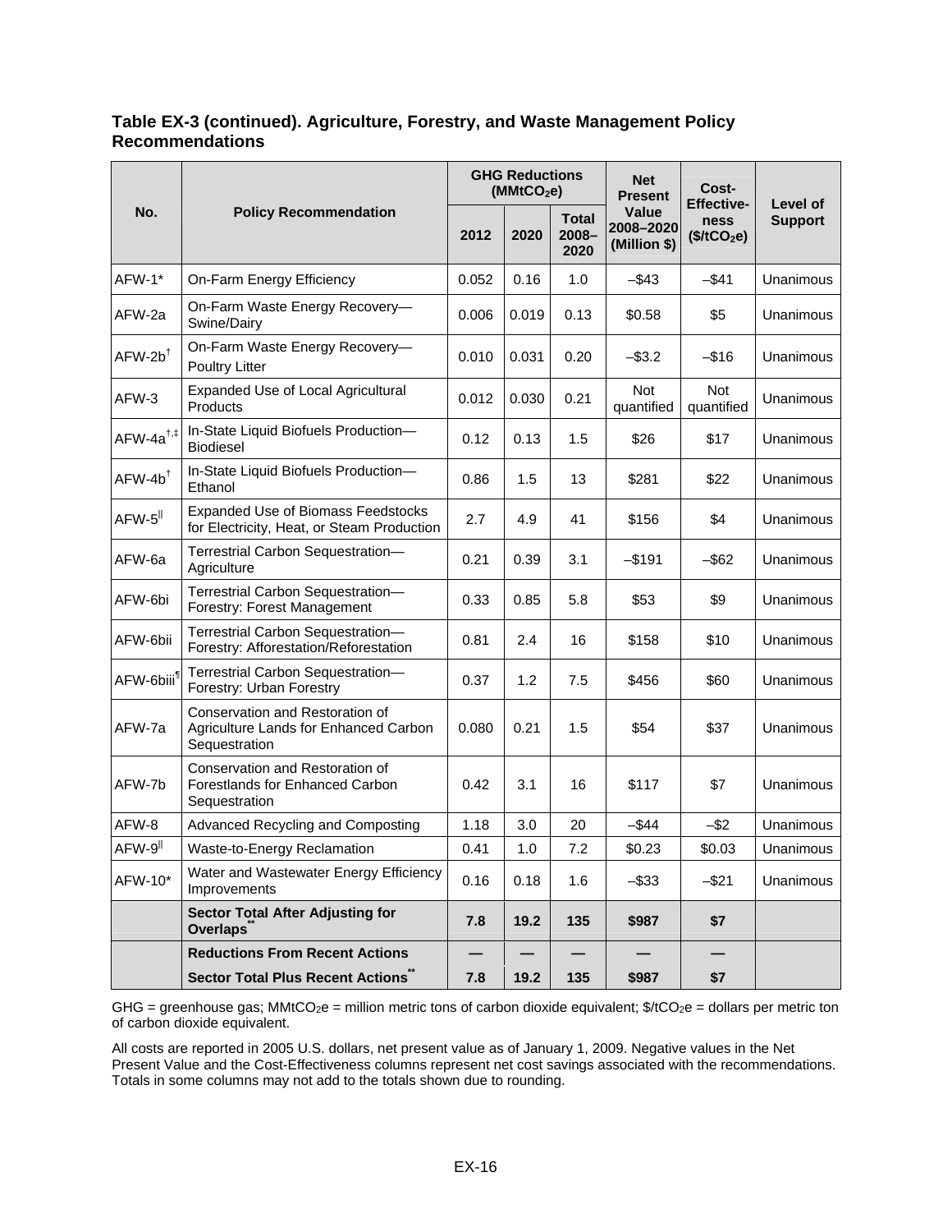**Table EX-3 (continued). Agriculture, Forestry, and Waste Management Policy Recommendations**

| No. | Policy Recommendation | GHG Reductions ($MMtCO_2e$) | | | Net Present Value 2008–2020 (Million \$) | Cost-Effectiveness ($\$/tCO_2e$) | Level of Support |
|---|---|---|---|---|---|---|---|
| | | 2012 | 2020 | Total 2008–2020 | | | |
| AFW-1* | On-Farm Energy Efficiency | 0.052 | 0.16 | 1.0 | –\$43 | –\$41 | Unanimous |
| AFW-2a | On-Farm Waste Energy Recovery—Swine/Dairy | 0.006 | 0.019 | 0.13 | \$0.58 | \$5 | Unanimous |
| AFW-2b[†] | On-Farm Waste Energy Recovery—Poultry Litter | 0.010 | 0.031 | 0.20 | –\$3.2 | –\$16 | Unanimous |
| AFW-3 | Expanded Use of Local Agricultural Products | 0.012 | 0.030 | 0.21 | Not quantified | Not quantified | Unanimous |
| AFW-4a[†,‡] | In-State Liquid Biofuels Production—Biodiesel | 0.12 | 0.13 | 1.5 | \$26 | \$17 | Unanimous |
| AFW-4b[†] | In-State Liquid Biofuels Production—Ethanol | 0.86 | 1.5 | 13 | \$281 | \$22 | Unanimous |
| AFW-5[‖] | Expanded Use of Biomass Feedstocks for Electricity, Heat, or Steam Production | 2.7 | 4.9 | 41 | \$156 | \$4 | Unanimous |
| AFW-6a | Terrestrial Carbon Sequestration—Agriculture | 0.21 | 0.39 | 3.1 | –\$191 | –\$62 | Unanimous |
| AFW-6bi | Terrestrial Carbon Sequestration—Forestry: Forest Management | 0.33 | 0.85 | 5.8 | \$53 | \$9 | Unanimous |
| AFW-6bii | Terrestrial Carbon Sequestration—Forestry: Afforestation/Reforestation | 0.81 | 2.4 | 16 | \$158 | \$10 | Unanimous |
| AFW-6biii[¶] | Terrestrial Carbon Sequestration—Forestry: Urban Forestry | 0.37 | 1.2 | 7.5 | \$456 | \$60 | Unanimous |
| AFW-7a | Conservation and Restoration of Agriculture Lands for Enhanced Carbon Sequestration | 0.080 | 0.21 | 1.5 | \$54 | \$37 | Unanimous |
| AFW-7b | Conservation and Restoration of Forestlands for Enhanced Carbon Sequestration | 0.42 | 3.1 | 16 | \$117 | \$7 | Unanimous |
| AFW-8 | Advanced Recycling and Composting | 1.18 | 3.0 | 20 | –\$44 | –\$2 | Unanimous |
| AFW-9[‖] | Waste-to-Energy Reclamation | 0.41 | 1.0 | 7.2 | \$0.23 | \$0.03 | Unanimous |
| AFW-10* | Water and Wastewater Energy Efficiency Improvements | 0.16 | 0.18 | 1.6 | –\$33 | –\$21 | Unanimous |
| | **Sector Total After Adjusting for Overlaps[**]** | **7.8** | **19.2** | **135** | **\$987** | **\$7** | |
| | **Reductions From Recent Actions** | **—** | **—** | **—** | **—** | **—** | |
| | **Sector Total Plus Recent Actions[**]** | **7.8** | **19.2** | **135** | **\$987** | **\$7** | |

GHG = greenhouse gas; $MMtCO_2e$ = million metric tons of carbon dioxide equivalent; $\$/tCO_2e$ = dollars per metric ton of carbon dioxide equivalent.

All costs are reported in 2005 U.S. dollars, net present value as of January 1, 2009. Negative values in the Net Present Value and the Cost-Effectiveness columns represent net cost savings associated with the recommendations. Totals in some columns may not add to the totals shown due to rounding.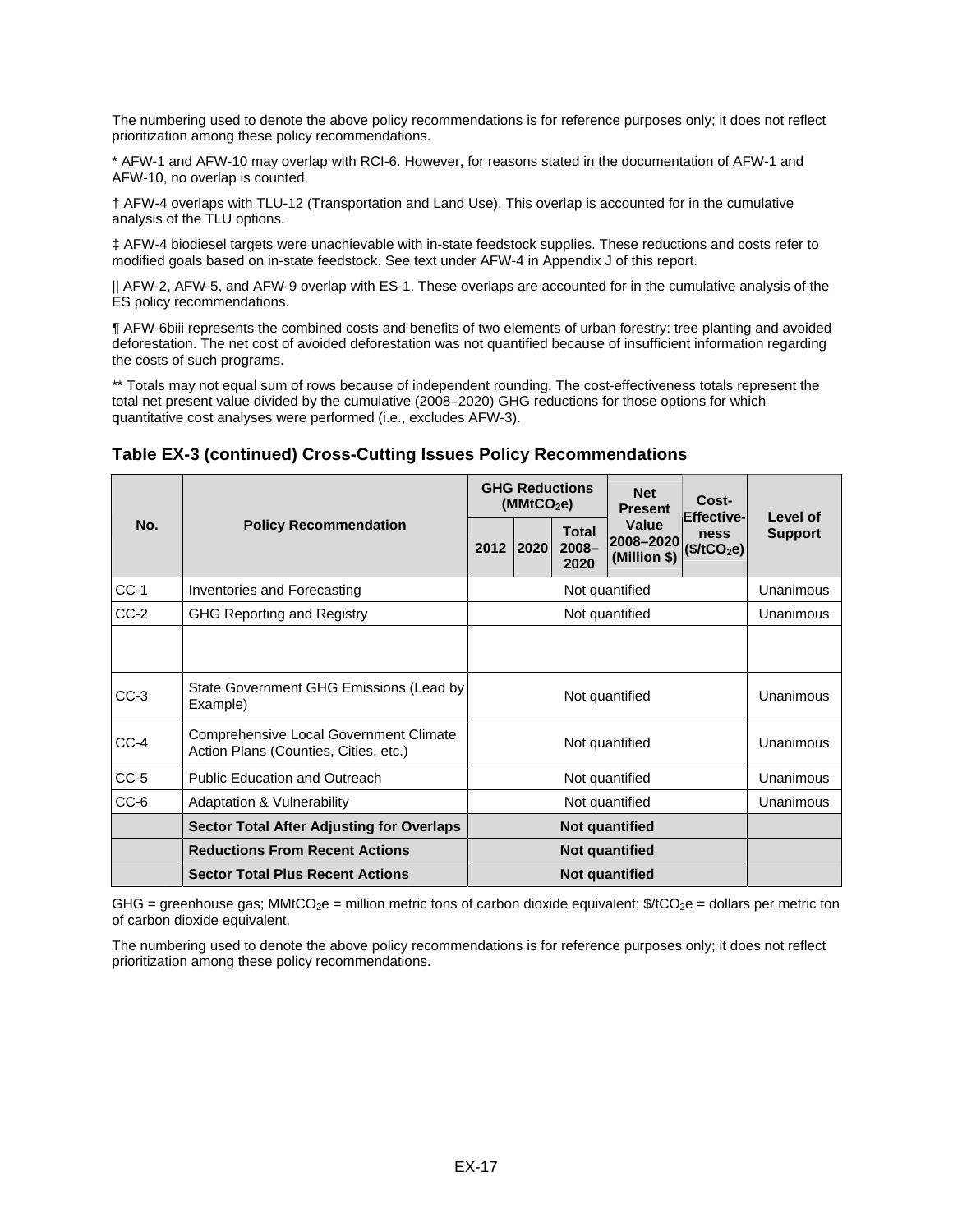The numbering used to denote the above policy recommendations is for reference purposes only; it does not reflect prioritization among these policy recommendations.

* AFW-1 and AFW-10 may overlap with RCI-6. However, for reasons stated in the documentation of AFW-1 and AFW-10, no overlap is counted.

† AFW-4 overlaps with TLU-12 (Transportation and Land Use). This overlap is accounted for in the cumulative analysis of the TLU options.

‡ AFW-4 biodiesel targets were unachievable with in-state feedstock supplies. These reductions and costs refer to modified goals based on in-state feedstock. See text under AFW-4 in Appendix J of this report.

|| AFW-2, AFW-5, and AFW-9 overlap with ES-1. These overlaps are accounted for in the cumulative analysis of the ES policy recommendations.

¶ AFW-6biii represents the combined costs and benefits of two elements of urban forestry: tree planting and avoided deforestation. The net cost of avoided deforestation was not quantified because of insufficient information regarding the costs of such programs.

** Totals may not equal sum of rows because of independent rounding. The cost-effectiveness totals represent the total net present value divided by the cumulative (2008–2020) GHG reductions for those options for which quantitative cost analyses were performed (i.e., excludes AFW-3).

### Table EX-3 (continued) Cross-Cutting Issues Policy Recommendations

| No. | Policy Recommendation | GHG Reductions ($MMtCO_2e$) | | | Net Present Value 2008–2020 (Million $) | Cost-Effective-ness ($\$/tCO_2e$) | Level of Support |
|---|---|---|---|---|---|---|---|
| | | 2012 | 2020 | Total 2008–2020 | | | |
| CC-1 | Inventories and Forecasting | Not quantified | | | | | Unanimous |
| CC-2 | GHG Reporting and Registry | Not quantified | | | | | Unanimous |
| | | | | | | | |
| CC-3 | State Government GHG Emissions (Lead by Example) | Not quantified | | | | | Unanimous |
| CC-4 | Comprehensive Local Government Climate Action Plans (Counties, Cities, etc.) | Not quantified | | | | | Unanimous |
| CC-5 | Public Education and Outreach | Not quantified | | | | | Unanimous |
| CC-6 | Adaptation & Vulnerability | Not quantified | | | | | Unanimous |
| | **Sector Total After Adjusting for Overlaps** | **Not quantified** | | | | | |
| | **Reductions From Recent Actions** | **Not quantified** | | | | | |
| | **Sector Total Plus Recent Actions** | **Not quantified** | | | | | |

GHG = greenhouse gas; $MMtCO_2e$ = million metric tons of carbon dioxide equivalent; $\$/tCO_2e$ = dollars per metric ton of carbon dioxide equivalent.

The numbering used to denote the above policy recommendations is for reference purposes only; it does not reflect prioritization among these policy recommendations.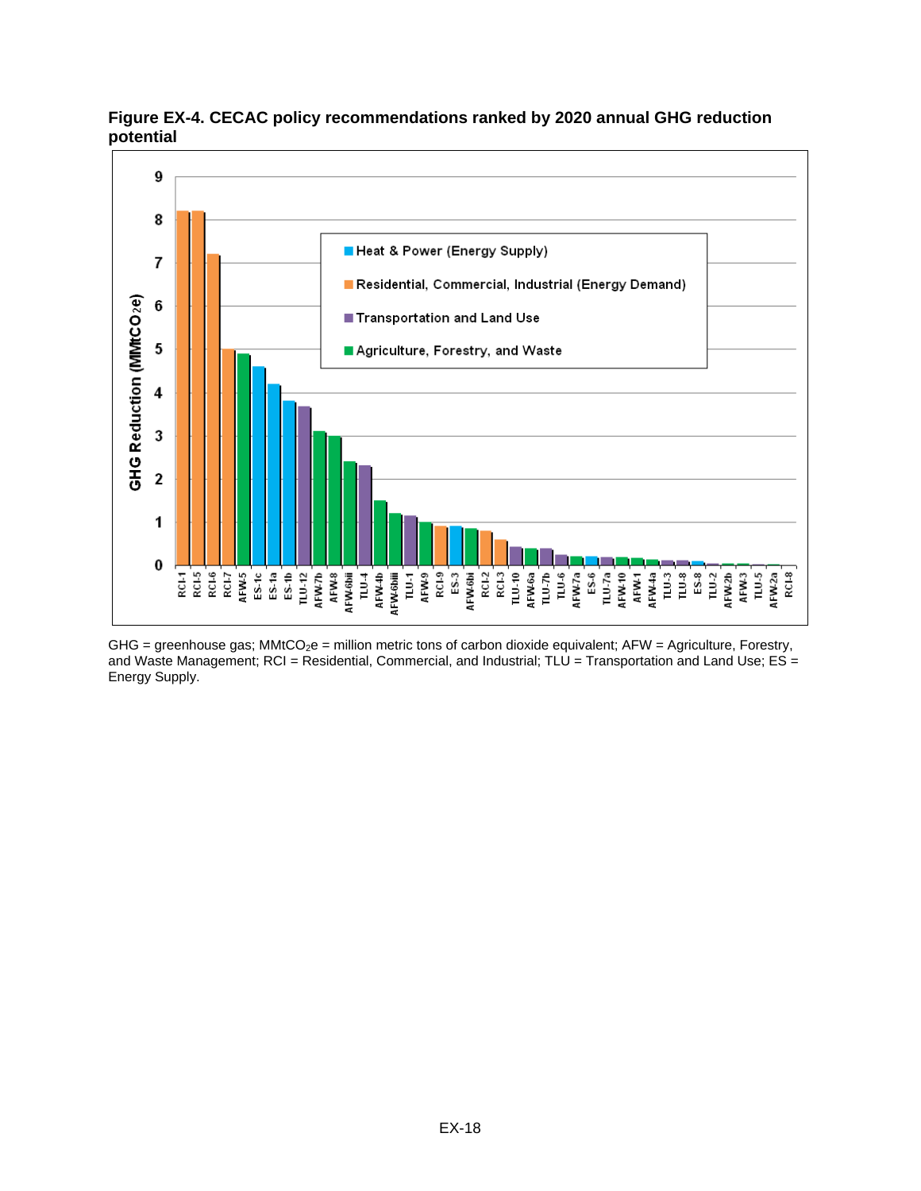**Figure EX-4. CECAC policy recommendations ranked by 2020 annual GHG reduction potential**

GHG = greenhouse gas; $MMtCO_2e$ = million metric tons of carbon dioxide equivalent; AFW = Agriculture, Forestry, and Waste Management; RCI = Residential, Commercial, and Industrial; TLU = Transportation and Land Use; ES = Energy Supply.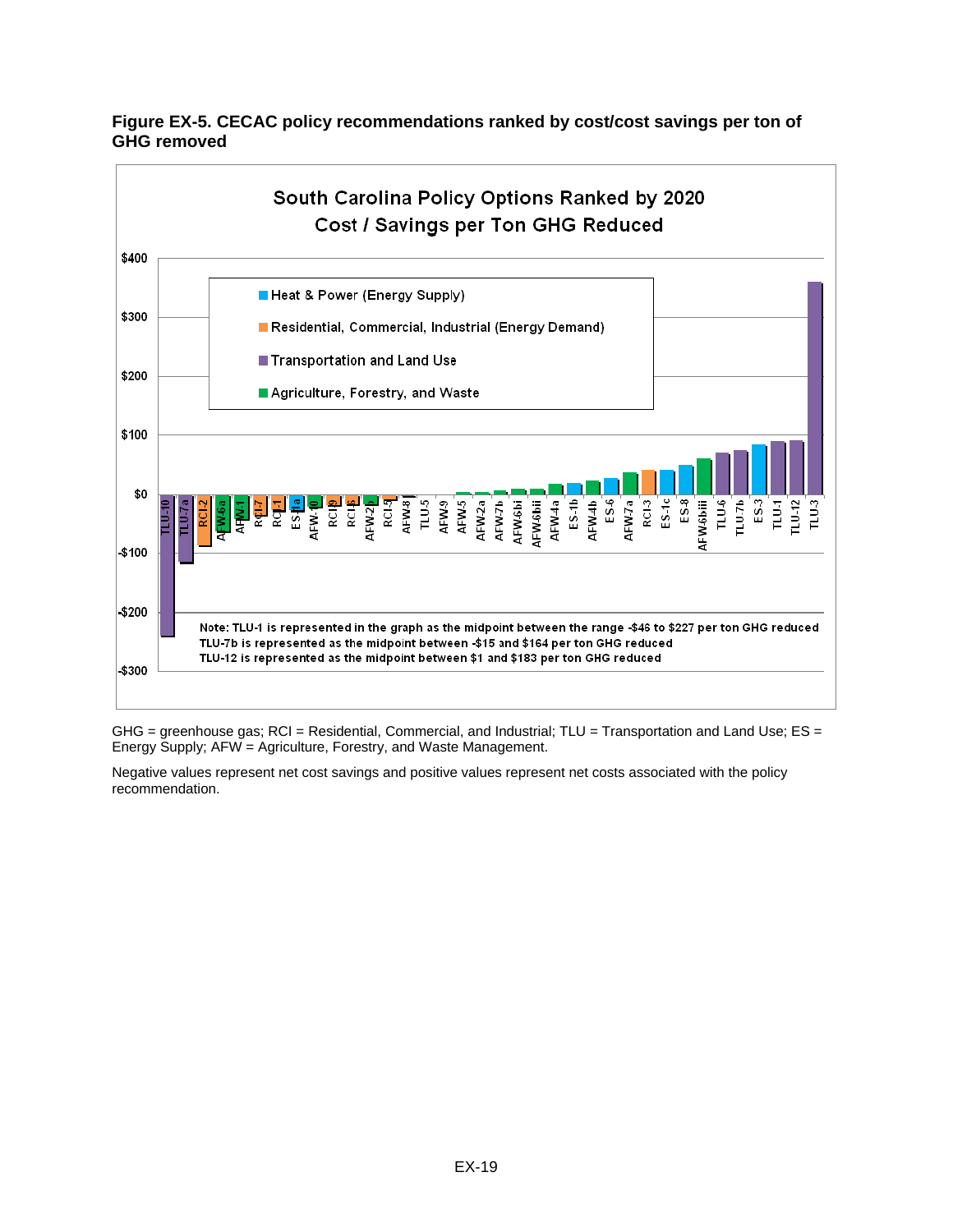**Figure EX-5. CECAC policy recommendations ranked by cost/cost savings per ton of GHG removed**

South Carolina Policy Options Ranked by 2020 Cost / Savings per Ton GHG Reduced

Note: TLU-1 is represented in the graph as the midpoint between the range -$46 to $227 per ton GHG reduced
TLU-7b is represented as the midpoint between -$15 and $164 per ton GHG reduced
TLU-12 is represented as the midpoint between $1 and $183 per ton GHG reduced

GHG = greenhouse gas; RCI = Residential, Commercial, and Industrial; TLU = Transportation and Land Use; ES = Energy Supply; AFW = Agriculture, Forestry, and Waste Management.

Negative values represent net cost savings and positive values represent net costs associated with the policy recommendation.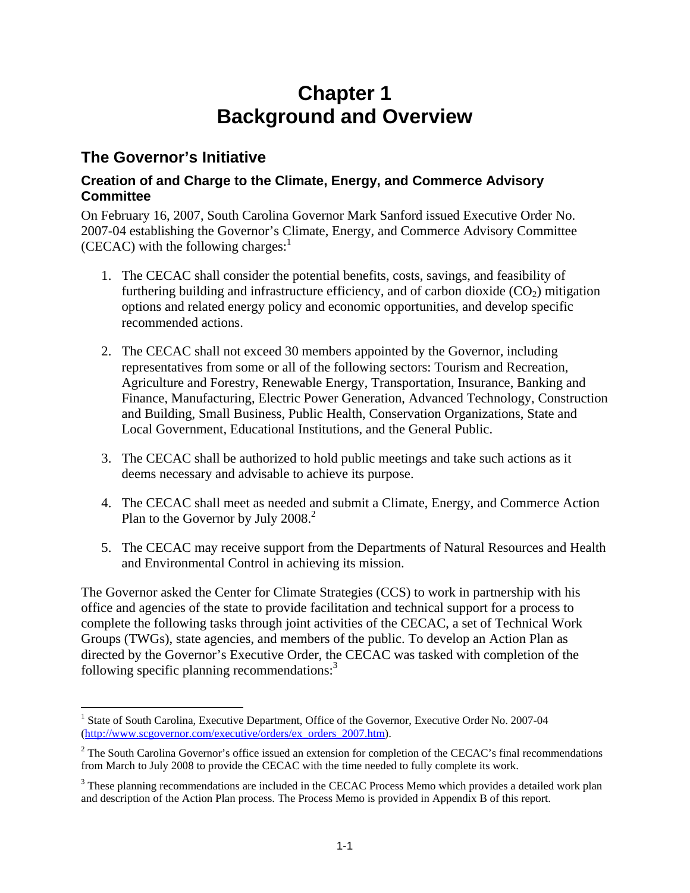# Chapter 1
# Background and Overview

## The Governor's Initiative

### Creation of and Charge to the Climate, Energy, and Commerce Advisory Committee

On February 16, 2007, South Carolina Governor Mark Sanford issued Executive Order No. 2007-04 establishing the Governor's Climate, Energy, and Commerce Advisory Committee (CECAC) with the following charges:[1]

1. The CECAC shall consider the potential benefits, costs, savings, and feasibility of furthering building and infrastructure efficiency, and of carbon dioxide ($CO_2$) mitigation options and related energy policy and economic opportunities, and develop specific recommended actions.

2. The CECAC shall not exceed 30 members appointed by the Governor, including representatives from some or all of the following sectors: Tourism and Recreation, Agriculture and Forestry, Renewable Energy, Transportation, Insurance, Banking and Finance, Manufacturing, Electric Power Generation, Advanced Technology, Construction and Building, Small Business, Public Health, Conservation Organizations, State and Local Government, Educational Institutions, and the General Public.

3. The CECAC shall be authorized to hold public meetings and take such actions as it deems necessary and advisable to achieve its purpose.

4. The CECAC shall meet as needed and submit a Climate, Energy, and Commerce Action Plan to the Governor by July 2008.[2]

5. The CECAC may receive support from the Departments of Natural Resources and Health and Environmental Control in achieving its mission.

The Governor asked the Center for Climate Strategies (CCS) to work in partnership with his office and agencies of the state to provide facilitation and technical support for a process to complete the following tasks through joint activities of the CECAC, a set of Technical Work Groups (TWGs), state agencies, and members of the public. To develop an Action Plan as directed by the Governor's Executive Order, the CECAC was tasked with completion of the following specific planning recommendations:[3]

---

[1] State of South Carolina, Executive Department, Office of the Governor, Executive Order No. 2007-04 (http://www.scgovernor.com/executive/orders/ex_orders_2007.htm).

[2] The South Carolina Governor's office issued an extension for completion of the CECAC's final recommendations from March to July 2008 to provide the CECAC with the time needed to fully complete its work.

[3] These planning recommendations are included in the CECAC Process Memo which provides a detailed work plan and description of the Action Plan process. The Process Memo is provided in Appendix B of this report.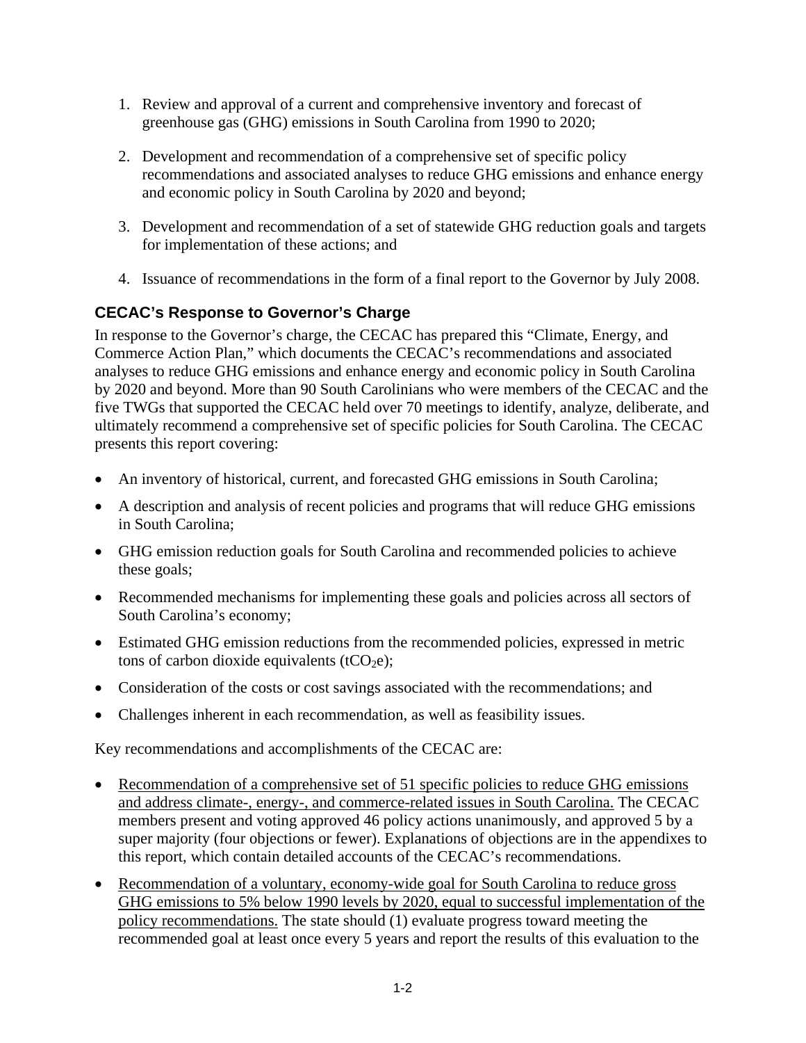1. Review and approval of a current and comprehensive inventory and forecast of greenhouse gas (GHG) emissions in South Carolina from 1990 to 2020;

2. Development and recommendation of a comprehensive set of specific policy recommendations and associated analyses to reduce GHG emissions and enhance energy and economic policy in South Carolina by 2020 and beyond;

3. Development and recommendation of a set of statewide GHG reduction goals and targets for implementation of these actions; and

4. Issuance of recommendations in the form of a final report to the Governor by July 2008.

### CECAC's Response to Governor's Charge

In response to the Governor's charge, the CECAC has prepared this "Climate, Energy, and Commerce Action Plan," which documents the CECAC's recommendations and associated analyses to reduce GHG emissions and enhance energy and economic policy in South Carolina by 2020 and beyond. More than 90 South Carolinians who were members of the CECAC and the five TWGs that supported the CECAC held over 70 meetings to identify, analyze, deliberate, and ultimately recommend a comprehensive set of specific policies for South Carolina. The CECAC presents this report covering:

- An inventory of historical, current, and forecasted GHG emissions in South Carolina;
- A description and analysis of recent policies and programs that will reduce GHG emissions in South Carolina;
- GHG emission reduction goals for South Carolina and recommended policies to achieve these goals;
- Recommended mechanisms for implementing these goals and policies across all sectors of South Carolina's economy;
- Estimated GHG emission reductions from the recommended policies, expressed in metric tons of carbon dioxide equivalents ($tCO_2e$);
- Consideration of the costs or cost savings associated with the recommendations; and
- Challenges inherent in each recommendation, as well as feasibility issues.

Key recommendations and accomplishments of the CECAC are:

- <u>Recommendation of a comprehensive set of 51 specific policies to reduce GHG emissions and address climate-, energy-, and commerce-related issues in South Carolina.</u> The CECAC members present and voting approved 46 policy actions unanimously, and approved 5 by a super majority (four objections or fewer). Explanations of objections are in the appendixes to this report, which contain detailed accounts of the CECAC's recommendations.
- <u>Recommendation of a voluntary, economy-wide goal for South Carolina to reduce gross GHG emissions to 5% below 1990 levels by 2020, equal to successful implementation of the policy recommendations.</u> The state should (1) evaluate progress toward meeting the recommended goal at least once every 5 years and report the results of this evaluation to the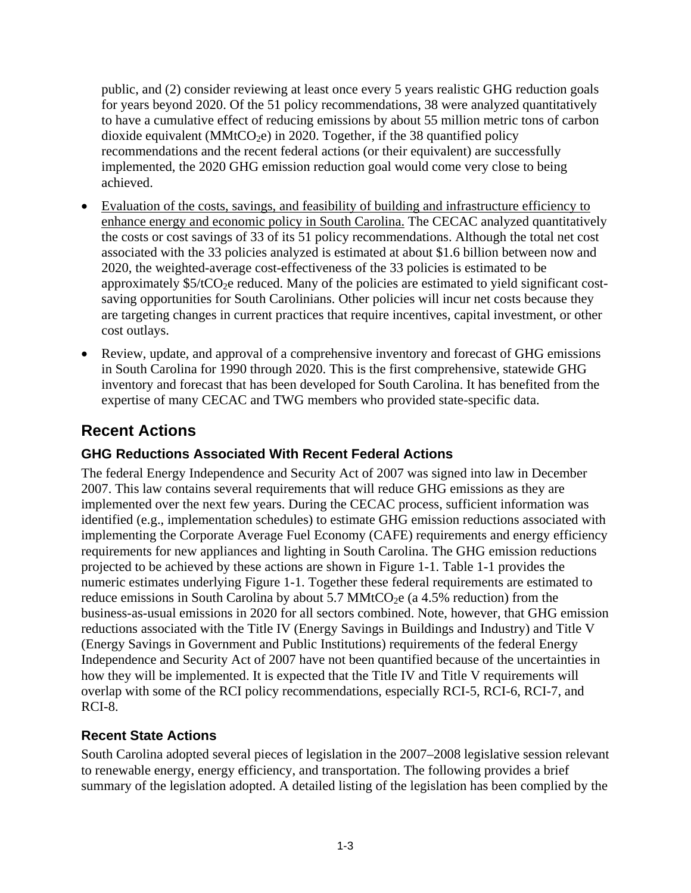public, and (2) consider reviewing at least once every 5 years realistic GHG reduction goals for years beyond 2020. Of the 51 policy recommendations, 38 were analyzed quantitatively to have a cumulative effect of reducing emissions by about 55 million metric tons of carbon dioxide equivalent ($MMtCO_2e$) in 2020. Together, if the 38 quantified policy recommendations and the recent federal actions (or their equivalent) are successfully implemented, the 2020 GHG emission reduction goal would come very close to being achieved.

- Evaluation of the costs, savings, and feasibility of building and infrastructure efficiency to enhance energy and economic policy in South Carolina. The CECAC analyzed quantitatively the costs or cost savings of 33 of its 51 policy recommendations. Although the total net cost associated with the 33 policies analyzed is estimated at about $1.6 billion between now and 2020, the weighted-average cost-effectiveness of the 33 policies is estimated to be approximately $5/$tCO_2e$ reduced. Many of the policies are estimated to yield significant cost-saving opportunities for South Carolinians. Other policies will incur net costs because they are targeting changes in current practices that require incentives, capital investment, or other cost outlays.
- Review, update, and approval of a comprehensive inventory and forecast of GHG emissions in South Carolina for 1990 through 2020. This is the first comprehensive, statewide GHG inventory and forecast that has been developed for South Carolina. It has benefited from the expertise of many CECAC and TWG members who provided state-specific data.

## Recent Actions

### GHG Reductions Associated With Recent Federal Actions

The federal Energy Independence and Security Act of 2007 was signed into law in December 2007. This law contains several requirements that will reduce GHG emissions as they are implemented over the next few years. During the CECAC process, sufficient information was identified (e.g., implementation schedules) to estimate GHG emission reductions associated with implementing the Corporate Average Fuel Economy (CAFE) requirements and energy efficiency requirements for new appliances and lighting in South Carolina. The GHG emission reductions projected to be achieved by these actions are shown in Figure 1-1. Table 1-1 provides the numeric estimates underlying Figure 1-1. Together these federal requirements are estimated to reduce emissions in South Carolina by about 5.7 $MMtCO_2e$ (a 4.5% reduction) from the business-as-usual emissions in 2020 for all sectors combined. Note, however, that GHG emission reductions associated with the Title IV (Energy Savings in Buildings and Industry) and Title V (Energy Savings in Government and Public Institutions) requirements of the federal Energy Independence and Security Act of 2007 have not been quantified because of the uncertainties in how they will be implemented. It is expected that the Title IV and Title V requirements will overlap with some of the RCI policy recommendations, especially RCI-5, RCI-6, RCI-7, and RCI-8.

### Recent State Actions

South Carolina adopted several pieces of legislation in the 2007–2008 legislative session relevant to renewable energy, energy efficiency, and transportation. The following provides a brief summary of the legislation adopted. A detailed listing of the legislation has been complied by the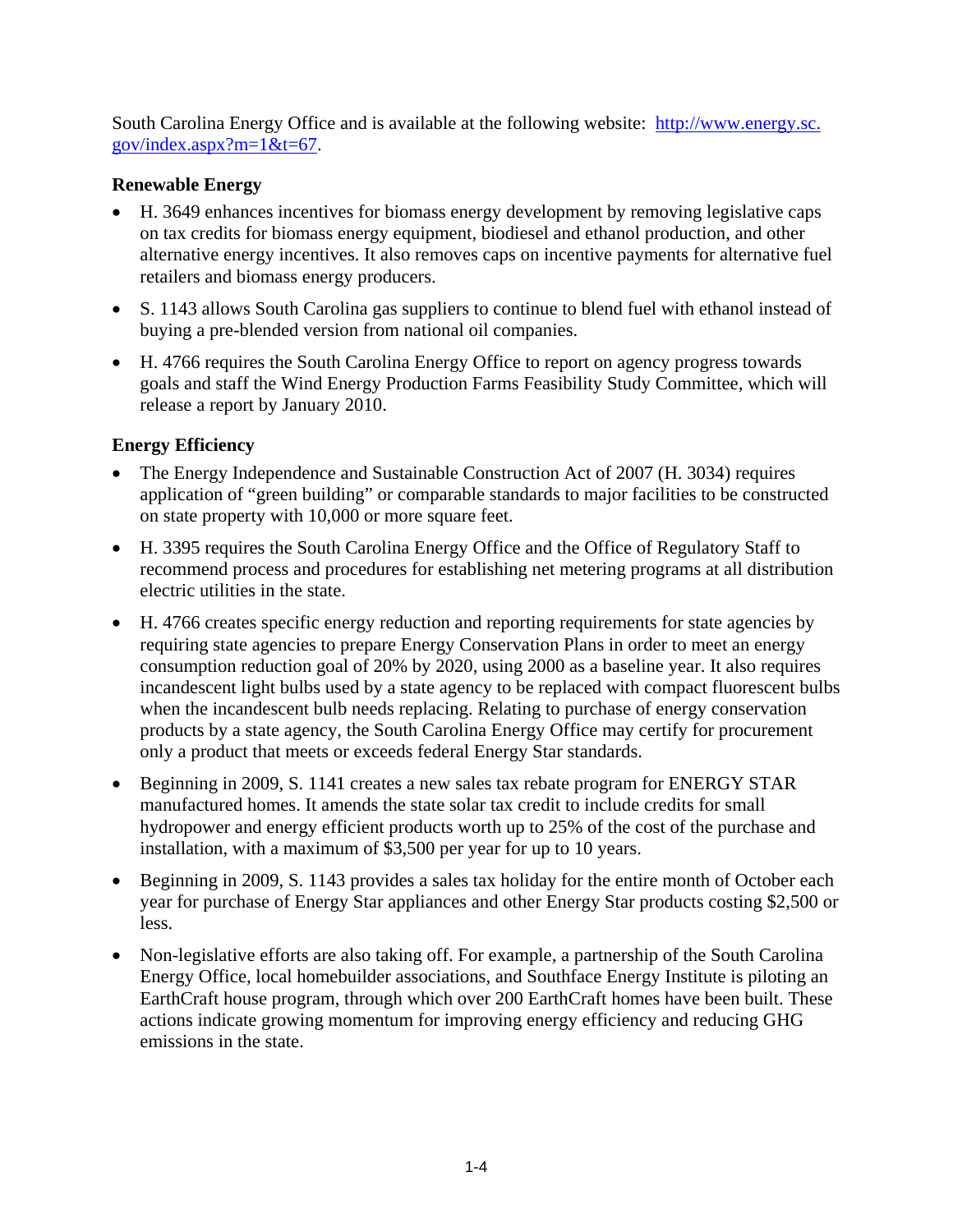South Carolina Energy Office and is available at the following website: [http://www.energy.sc.gov/index.aspx?m=1&t=67](http://www.energy.sc.gov/index.aspx?m=1&t=67).

**Renewable Energy**

- H. 3649 enhances incentives for biomass energy development by removing legislative caps on tax credits for biomass energy equipment, biodiesel and ethanol production, and other alternative energy incentives. It also removes caps on incentive payments for alternative fuel retailers and biomass energy producers.
- S. 1143 allows South Carolina gas suppliers to continue to blend fuel with ethanol instead of buying a pre-blended version from national oil companies.
- H. 4766 requires the South Carolina Energy Office to report on agency progress towards goals and staff the Wind Energy Production Farms Feasibility Study Committee, which will release a report by January 2010.

**Energy Efficiency**

- The Energy Independence and Sustainable Construction Act of 2007 (H. 3034) requires application of "green building" or comparable standards to major facilities to be constructed on state property with 10,000 or more square feet.
- H. 3395 requires the South Carolina Energy Office and the Office of Regulatory Staff to recommend process and procedures for establishing net metering programs at all distribution electric utilities in the state.
- H. 4766 creates specific energy reduction and reporting requirements for state agencies by requiring state agencies to prepare Energy Conservation Plans in order to meet an energy consumption reduction goal of 20% by 2020, using 2000 as a baseline year. It also requires incandescent light bulbs used by a state agency to be replaced with compact fluorescent bulbs when the incandescent bulb needs replacing. Relating to purchase of energy conservation products by a state agency, the South Carolina Energy Office may certify for procurement only a product that meets or exceeds federal Energy Star standards.
- Beginning in 2009, S. 1141 creates a new sales tax rebate program for ENERGY STAR manufactured homes. It amends the state solar tax credit to include credits for small hydropower and energy efficient products worth up to 25% of the cost of the purchase and installation, with a maximum of $3,500 per year for up to 10 years.
- Beginning in 2009, S. 1143 provides a sales tax holiday for the entire month of October each year for purchase of Energy Star appliances and other Energy Star products costing $2,500 or less.
- Non-legislative efforts are also taking off. For example, a partnership of the South Carolina Energy Office, local homebuilder associations, and Southface Energy Institute is piloting an EarthCraft house program, through which over 200 EarthCraft homes have been built. These actions indicate growing momentum for improving energy efficiency and reducing GHG emissions in the state.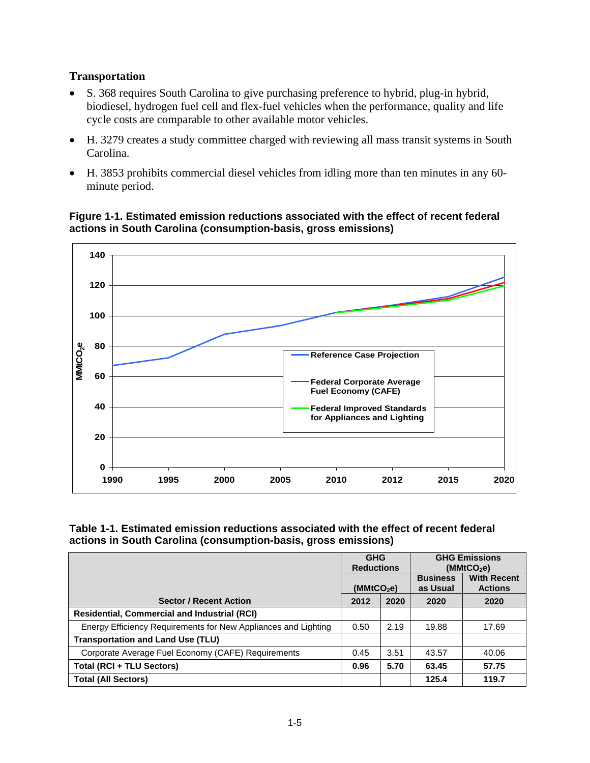**Transportation**

- S. 368 requires South Carolina to give purchasing preference to hybrid, plug-in hybrid, biodiesel, hydrogen fuel cell and flex-fuel vehicles when the performance, quality and life cycle costs are comparable to other available motor vehicles.
- H. 3279 creates a study committee charged with reviewing all mass transit systems in South Carolina.
- H. 3853 prohibits commercial diesel vehicles from idling more than ten minutes in any 60-minute period.

**Figure 1-1. Estimated emission reductions associated with the effect of recent federal actions in South Carolina (consumption-basis, gross emissions)**

**Table 1-1. Estimated emission reductions associated with the effect of recent federal actions in South Carolina (consumption-basis, gross emissions)**

| Sector / Recent Action | GHG Reductions ($MMtCO_2e$) | | GHG Emissions ($MMtCO_2e$) | |
|---|---|---|---|---|
| | | | Business as Usual | With Recent Actions |
| | 2012 | 2020 | 2020 | 2020 |
| **Residential, Commercial and Industrial (RCI)** | | | | |
| Energy Efficiency Requirements for New Appliances and Lighting | 0.50 | 2.19 | 19.88 | 17.69 |
| **Transportation and Land Use (TLU)** | | | | |
| Corporate Average Fuel Economy (CAFE) Requirements | 0.45 | 3.51 | 43.57 | 40.06 |
| **Total (RCI + TLU Sectors)** | **0.96** | **5.70** | **63.45** | **57.75** |
| **Total (All Sectors)** | | | **125.4** | **119.7** |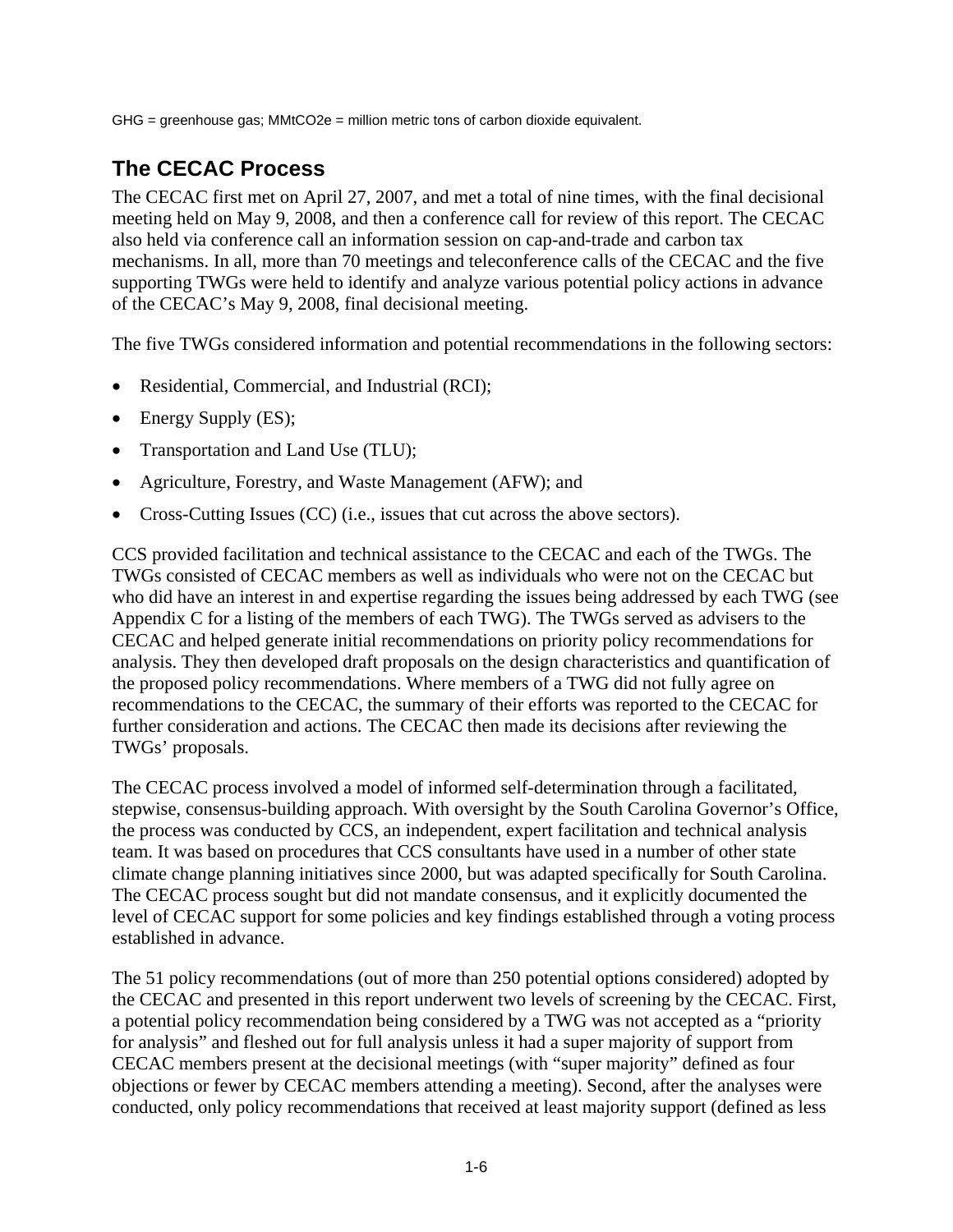GHG = greenhouse gas; MMtCO2e = million metric tons of carbon dioxide equivalent.

## The CECAC Process

The CECAC first met on April 27, 2007, and met a total of nine times, with the final decisional meeting held on May 9, 2008, and then a conference call for review of this report. The CECAC also held via conference call an information session on cap-and-trade and carbon tax mechanisms. In all, more than 70 meetings and teleconference calls of the CECAC and the five supporting TWGs were held to identify and analyze various potential policy actions in advance of the CECAC's May 9, 2008, final decisional meeting.

The five TWGs considered information and potential recommendations in the following sectors:

- Residential, Commercial, and Industrial (RCI);
- Energy Supply (ES);
- Transportation and Land Use (TLU);
- Agriculture, Forestry, and Waste Management (AFW); and
- Cross-Cutting Issues (CC) (i.e., issues that cut across the above sectors).

CCS provided facilitation and technical assistance to the CECAC and each of the TWGs. The TWGs consisted of CECAC members as well as individuals who were not on the CECAC but who did have an interest in and expertise regarding the issues being addressed by each TWG (see Appendix C for a listing of the members of each TWG). The TWGs served as advisers to the CECAC and helped generate initial recommendations on priority policy recommendations for analysis. They then developed draft proposals on the design characteristics and quantification of the proposed policy recommendations. Where members of a TWG did not fully agree on recommendations to the CECAC, the summary of their efforts was reported to the CECAC for further consideration and actions. The CECAC then made its decisions after reviewing the TWGs' proposals.

The CECAC process involved a model of informed self-determination through a facilitated, stepwise, consensus-building approach. With oversight by the South Carolina Governor's Office, the process was conducted by CCS, an independent, expert facilitation and technical analysis team. It was based on procedures that CCS consultants have used in a number of other state climate change planning initiatives since 2000, but was adapted specifically for South Carolina. The CECAC process sought but did not mandate consensus, and it explicitly documented the level of CECAC support for some policies and key findings established through a voting process established in advance.

The 51 policy recommendations (out of more than 250 potential options considered) adopted by the CECAC and presented in this report underwent two levels of screening by the CECAC. First, a potential policy recommendation being considered by a TWG was not accepted as a "priority for analysis" and fleshed out for full analysis unless it had a super majority of support from CECAC members present at the decisional meetings (with "super majority" defined as four objections or fewer by CECAC members attending a meeting). Second, after the analyses were conducted, only policy recommendations that received at least majority support (defined as less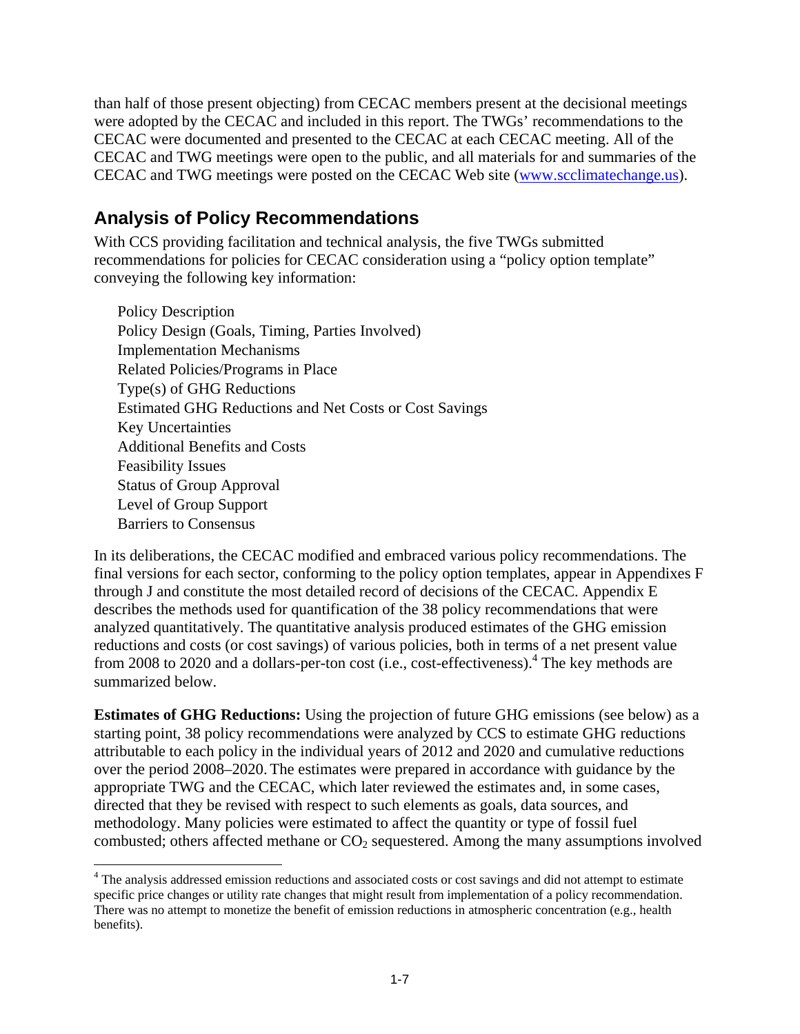than half of those present objecting) from CECAC members present at the decisional meetings were adopted by the CECAC and included in this report. The TWGs' recommendations to the CECAC were documented and presented to the CECAC at each CECAC meeting. All of the CECAC and TWG meetings were open to the public, and all materials for and summaries of the CECAC and TWG meetings were posted on the CECAC Web site (www.scclimatechange.us).

## Analysis of Policy Recommendations

With CCS providing facilitation and technical analysis, the five TWGs submitted recommendations for policies for CECAC consideration using a "policy option template" conveying the following key information:

- Policy Description
- Policy Design (Goals, Timing, Parties Involved)
- Implementation Mechanisms
- Related Policies/Programs in Place
- Type(s) of GHG Reductions
- Estimated GHG Reductions and Net Costs or Cost Savings
- Key Uncertainties
- Additional Benefits and Costs
- Feasibility Issues
- Status of Group Approval
- Level of Group Support
- Barriers to Consensus

In its deliberations, the CECAC modified and embraced various policy recommendations. The final versions for each sector, conforming to the policy option templates, appear in Appendixes F through J and constitute the most detailed record of decisions of the CECAC. Appendix E describes the methods used for quantification of the 38 policy recommendations that were analyzed quantitatively. The quantitative analysis produced estimates of the GHG emission reductions and costs (or cost savings) of various policies, both in terms of a net present value from 2008 to 2020 and a dollars-per-ton cost (i.e., cost-effectiveness).[4] The key methods are summarized below.

**Estimates of GHG Reductions:** Using the projection of future GHG emissions (see below) as a starting point, 38 policy recommendations were analyzed by CCS to estimate GHG reductions attributable to each policy in the individual years of 2012 and 2020 and cumulative reductions over the period 2008–2020. The estimates were prepared in accordance with guidance by the appropriate TWG and the CECAC, which later reviewed the estimates and, in some cases, directed that they be revised with respect to such elements as goals, data sources, and methodology. Many policies were estimated to affect the quantity or type of fossil fuel combusted; others affected methane or $CO_2$ sequestered. Among the many assumptions involved

[4] The analysis addressed emission reductions and associated costs or cost savings and did not attempt to estimate specific price changes or utility rate changes that might result from implementation of a policy recommendation. There was no attempt to monetize the benefit of emission reductions in atmospheric concentration (e.g., health benefits).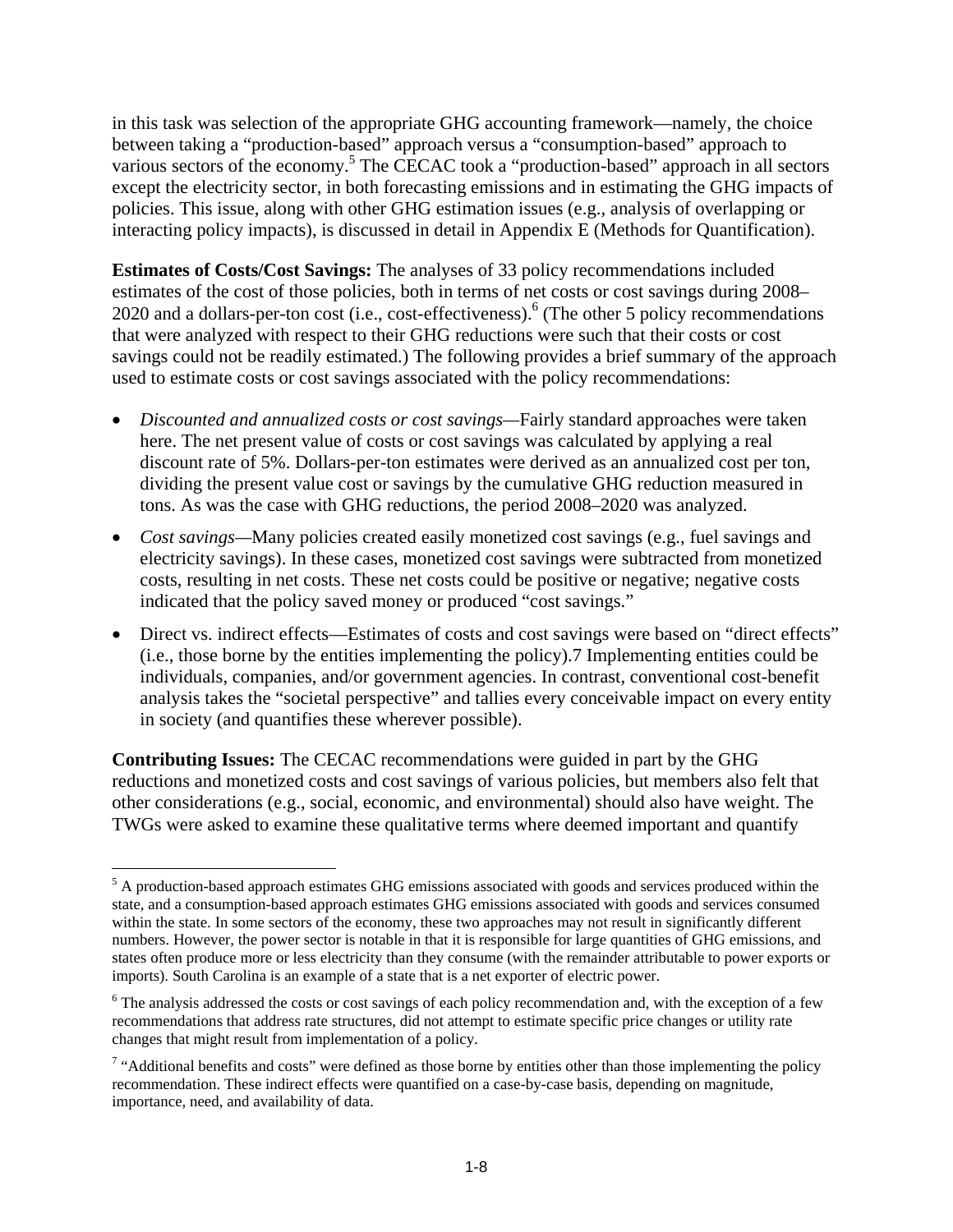in this task was selection of the appropriate GHG accounting framework—namely, the choice between taking a "production-based" approach versus a "consumption-based" approach to various sectors of the economy.[5] The CECAC took a "production-based" approach in all sectors except the electricity sector, in both forecasting emissions and in estimating the GHG impacts of policies. This issue, along with other GHG estimation issues (e.g., analysis of overlapping or interacting policy impacts), is discussed in detail in Appendix E (Methods for Quantification).

**Estimates of Costs/Cost Savings:** The analyses of 33 policy recommendations included estimates of the cost of those policies, both in terms of net costs or cost savings during 2008–2020 and a dollars-per-ton cost (i.e., cost-effectiveness).[6] (The other 5 policy recommendations that were analyzed with respect to their GHG reductions were such that their costs or cost savings could not be readily estimated.) The following provides a brief summary of the approach used to estimate costs or cost savings associated with the policy recommendations:

- *Discounted and annualized costs or cost savings*—Fairly standard approaches were taken here. The net present value of costs or cost savings was calculated by applying a real discount rate of 5%. Dollars-per-ton estimates were derived as an annualized cost per ton, dividing the present value cost or savings by the cumulative GHG reduction measured in tons. As was the case with GHG reductions, the period 2008–2020 was analyzed.
- *Cost savings*—Many policies created easily monetized cost savings (e.g., fuel savings and electricity savings). In these cases, monetized cost savings were subtracted from monetized costs, resulting in net costs. These net costs could be positive or negative; negative costs indicated that the policy saved money or produced "cost savings."
- Direct vs. indirect effects—Estimates of costs and cost savings were based on "direct effects" (i.e., those borne by the entities implementing the policy).7 Implementing entities could be individuals, companies, and/or government agencies. In contrast, conventional cost-benefit analysis takes the "societal perspective" and tallies every conceivable impact on every entity in society (and quantifies these wherever possible).

**Contributing Issues:** The CECAC recommendations were guided in part by the GHG reductions and monetized costs and cost savings of various policies, but members also felt that other considerations (e.g., social, economic, and environmental) should also have weight. The TWGs were asked to examine these qualitative terms where deemed important and quantify

---

[5] A production-based approach estimates GHG emissions associated with goods and services produced within the state, and a consumption-based approach estimates GHG emissions associated with goods and services consumed within the state. In some sectors of the economy, these two approaches may not result in significantly different numbers. However, the power sector is notable in that it is responsible for large quantities of GHG emissions, and states often produce more or less electricity than they consume (with the remainder attributable to power exports or imports). South Carolina is an example of a state that is a net exporter of electric power.

[6] The analysis addressed the costs or cost savings of each policy recommendation and, with the exception of a few recommendations that address rate structures, did not attempt to estimate specific price changes or utility rate changes that might result from implementation of a policy.

[7] "Additional benefits and costs" were defined as those borne by entities other than those implementing the policy recommendation. These indirect effects were quantified on a case-by-case basis, depending on magnitude, importance, need, and availability of data.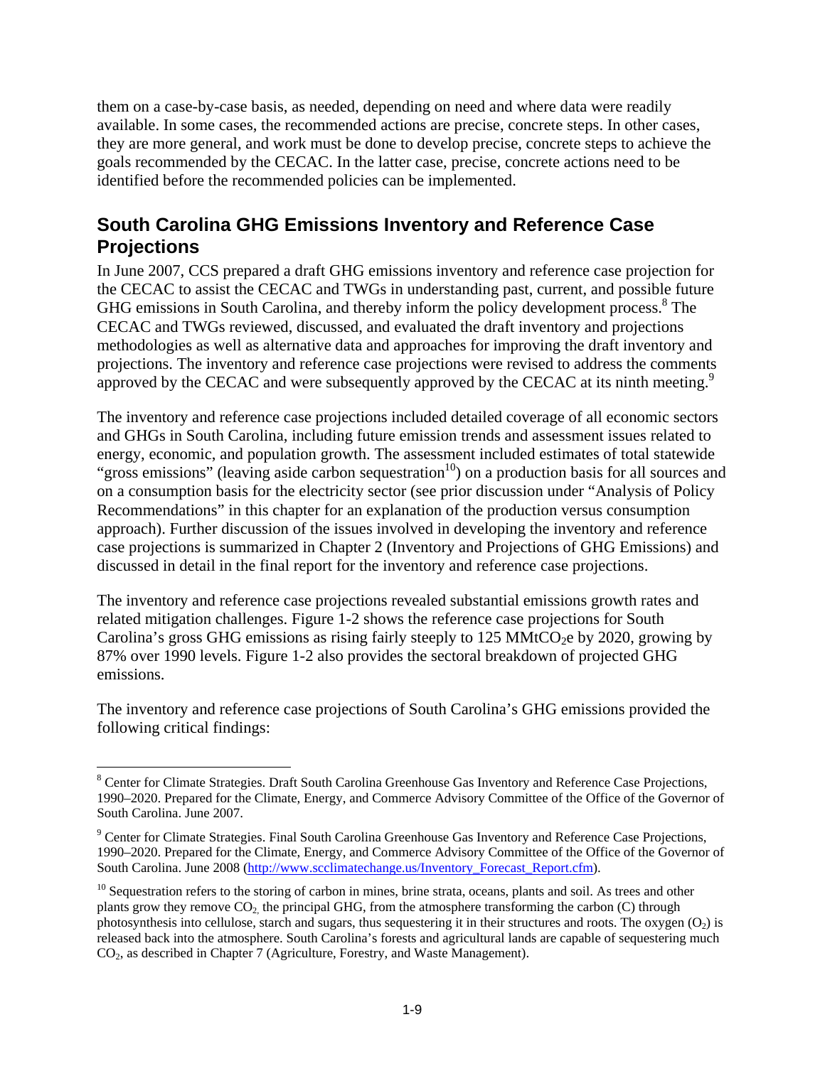them on a case-by-case basis, as needed, depending on need and where data were readily available. In some cases, the recommended actions are precise, concrete steps. In other cases, they are more general, and work must be done to develop precise, concrete steps to achieve the goals recommended by the CECAC. In the latter case, precise, concrete actions need to be identified before the recommended policies can be implemented.

## South Carolina GHG Emissions Inventory and Reference Case Projections

In June 2007, CCS prepared a draft GHG emissions inventory and reference case projection for the CECAC to assist the CECAC and TWGs in understanding past, current, and possible future GHG emissions in South Carolina, and thereby inform the policy development process.[8] The CECAC and TWGs reviewed, discussed, and evaluated the draft inventory and projections methodologies as well as alternative data and approaches for improving the draft inventory and projections. The inventory and reference case projections were revised to address the comments approved by the CECAC and were subsequently approved by the CECAC at its ninth meeting.[9]

The inventory and reference case projections included detailed coverage of all economic sectors and GHGs in South Carolina, including future emission trends and assessment issues related to energy, economic, and population growth. The assessment included estimates of total statewide "gross emissions" (leaving aside carbon sequestration[10]) on a production basis for all sources and on a consumption basis for the electricity sector (see prior discussion under "Analysis of Policy Recommendations" in this chapter for an explanation of the production versus consumption approach). Further discussion of the issues involved in developing the inventory and reference case projections is summarized in Chapter 2 (Inventory and Projections of GHG Emissions) and discussed in detail in the final report for the inventory and reference case projections.

The inventory and reference case projections revealed substantial emissions growth rates and related mitigation challenges. Figure 1-2 shows the reference case projections for South Carolina's gross GHG emissions as rising fairly steeply to 125 $MMtCO_2e$ by 2020, growing by 87% over 1990 levels. Figure 1-2 also provides the sectoral breakdown of projected GHG emissions.

The inventory and reference case projections of South Carolina's GHG emissions provided the following critical findings:

---

[8] Center for Climate Strategies. Draft South Carolina Greenhouse Gas Inventory and Reference Case Projections, 1990–2020. Prepared for the Climate, Energy, and Commerce Advisory Committee of the Office of the Governor of South Carolina. June 2007.

[9] Center for Climate Strategies. Final South Carolina Greenhouse Gas Inventory and Reference Case Projections, 1990–2020. Prepared for the Climate, Energy, and Commerce Advisory Committee of the Office of the Governor of South Carolina. June 2008 (http://www.scclimatechange.us/Inventory_Forecast_Report.cfm).

[10] Sequestration refers to the storing of carbon in mines, brine strata, oceans, plants and soil. As trees and other plants grow they remove $CO_2$, the principal GHG, from the atmosphere transforming the carbon (C) through photosynthesis into cellulose, starch and sugars, thus sequestering it in their structures and roots. The oxygen ($O_2$) is released back into the atmosphere. South Carolina's forests and agricultural lands are capable of sequestering much $CO_2$, as described in Chapter 7 (Agriculture, Forestry, and Waste Management).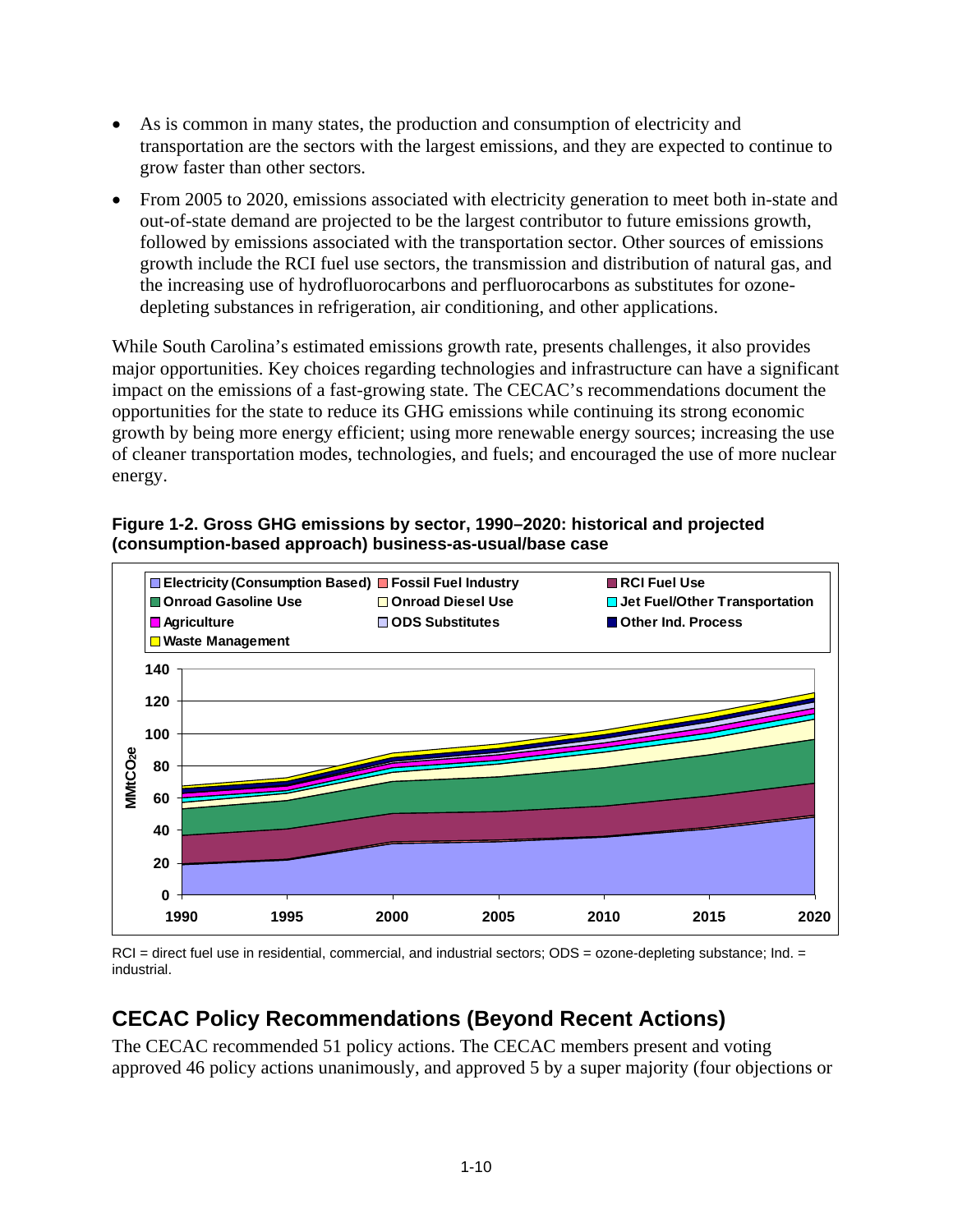- As is common in many states, the production and consumption of electricity and transportation are the sectors with the largest emissions, and they are expected to continue to grow faster than other sectors.
- From 2005 to 2020, emissions associated with electricity generation to meet both in-state and out-of-state demand are projected to be the largest contributor to future emissions growth, followed by emissions associated with the transportation sector. Other sources of emissions growth include the RCI fuel use sectors, the transmission and distribution of natural gas, and the increasing use of hydrofluorocarbons and perfluorocarbons as substitutes for ozone-depleting substances in refrigeration, air conditioning, and other applications.

While South Carolina's estimated emissions growth rate, presents challenges, it also provides major opportunities. Key choices regarding technologies and infrastructure can have a significant impact on the emissions of a fast-growing state. The CECAC's recommendations document the opportunities for the state to reduce its GHG emissions while continuing its strong economic growth by being more energy efficient; using more renewable energy sources; increasing the use of cleaner transportation modes, technologies, and fuels; and encouraged the use of more nuclear energy.

**Figure 1-2. Gross GHG emissions by sector, 1990–2020: historical and projected (consumption-based approach) business-as-usual/base case**

RCI = direct fuel use in residential, commercial, and industrial sectors; ODS = ozone-depleting substance; Ind. = industrial.

## CECAC Policy Recommendations (Beyond Recent Actions)

The CECAC recommended 51 policy actions. The CECAC members present and voting approved 46 policy actions unanimously, and approved 5 by a super majority (four objections or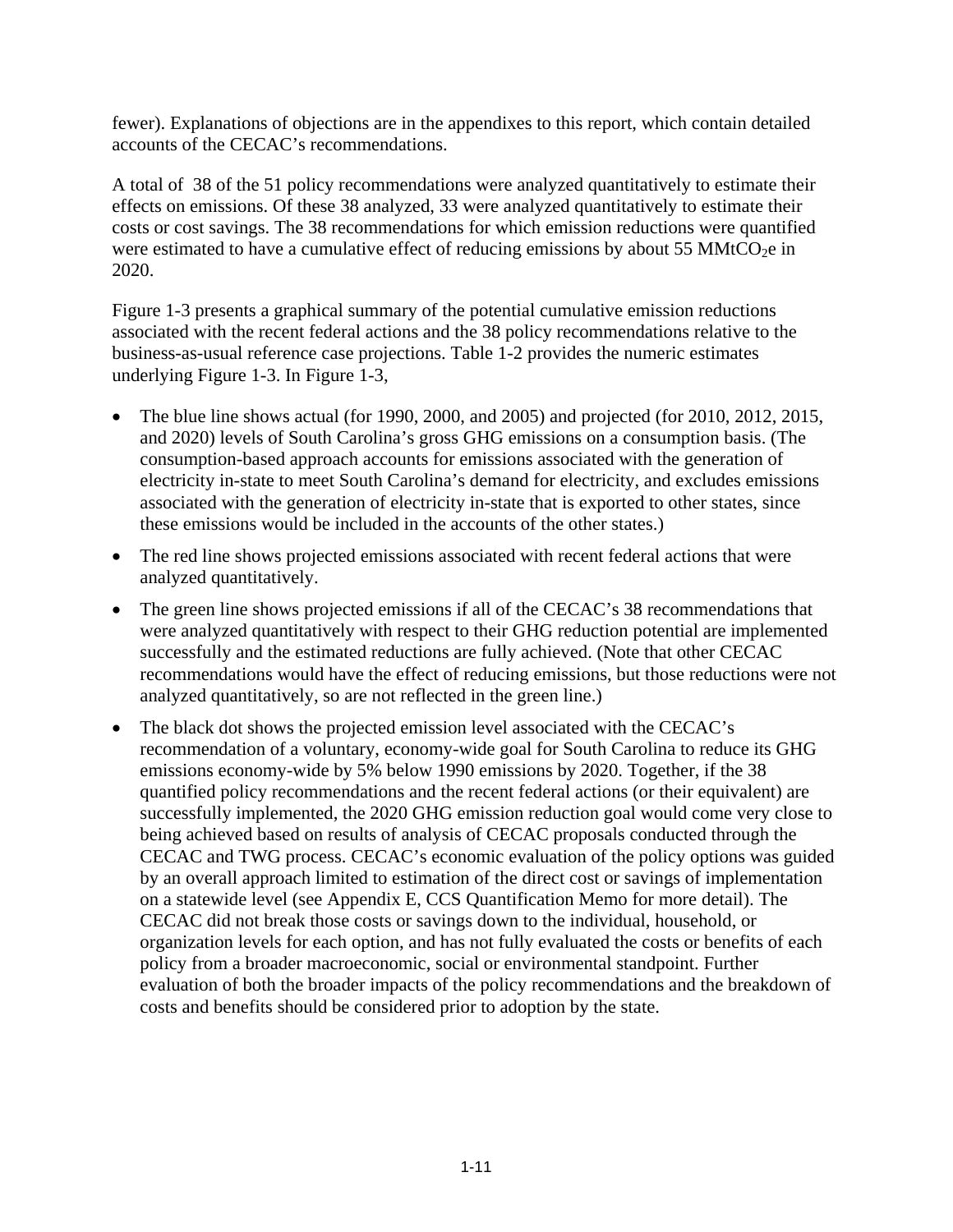fewer). Explanations of objections are in the appendixes to this report, which contain detailed accounts of the CECAC's recommendations.

A total of 38 of the 51 policy recommendations were analyzed quantitatively to estimate their effects on emissions. Of these 38 analyzed, 33 were analyzed quantitatively to estimate their costs or cost savings. The 38 recommendations for which emission reductions were quantified were estimated to have a cumulative effect of reducing emissions by about 55 $MMtCO_2e$ in 2020.

Figure 1-3 presents a graphical summary of the potential cumulative emission reductions associated with the recent federal actions and the 38 policy recommendations relative to the business-as-usual reference case projections. Table 1-2 provides the numeric estimates underlying Figure 1-3. In Figure 1-3,

- The blue line shows actual (for 1990, 2000, and 2005) and projected (for 2010, 2012, 2015, and 2020) levels of South Carolina's gross GHG emissions on a consumption basis. (The consumption-based approach accounts for emissions associated with the generation of electricity in-state to meet South Carolina's demand for electricity, and excludes emissions associated with the generation of electricity in-state that is exported to other states, since these emissions would be included in the accounts of the other states.)
- The red line shows projected emissions associated with recent federal actions that were analyzed quantitatively.
- The green line shows projected emissions if all of the CECAC's 38 recommendations that were analyzed quantitatively with respect to their GHG reduction potential are implemented successfully and the estimated reductions are fully achieved. (Note that other CECAC recommendations would have the effect of reducing emissions, but those reductions were not analyzed quantitatively, so are not reflected in the green line.)
- The black dot shows the projected emission level associated with the CECAC's recommendation of a voluntary, economy-wide goal for South Carolina to reduce its GHG emissions economy-wide by 5% below 1990 emissions by 2020. Together, if the 38 quantified policy recommendations and the recent federal actions (or their equivalent) are successfully implemented, the 2020 GHG emission reduction goal would come very close to being achieved based on results of analysis of CECAC proposals conducted through the CECAC and TWG process. CECAC's economic evaluation of the policy options was guided by an overall approach limited to estimation of the direct cost or savings of implementation on a statewide level (see Appendix E, CCS Quantification Memo for more detail). The CECAC did not break those costs or savings down to the individual, household, or organization levels for each option, and has not fully evaluated the costs or benefits of each policy from a broader macroeconomic, social or environmental standpoint. Further evaluation of both the broader impacts of the policy recommendations and the breakdown of costs and benefits should be considered prior to adoption by the state.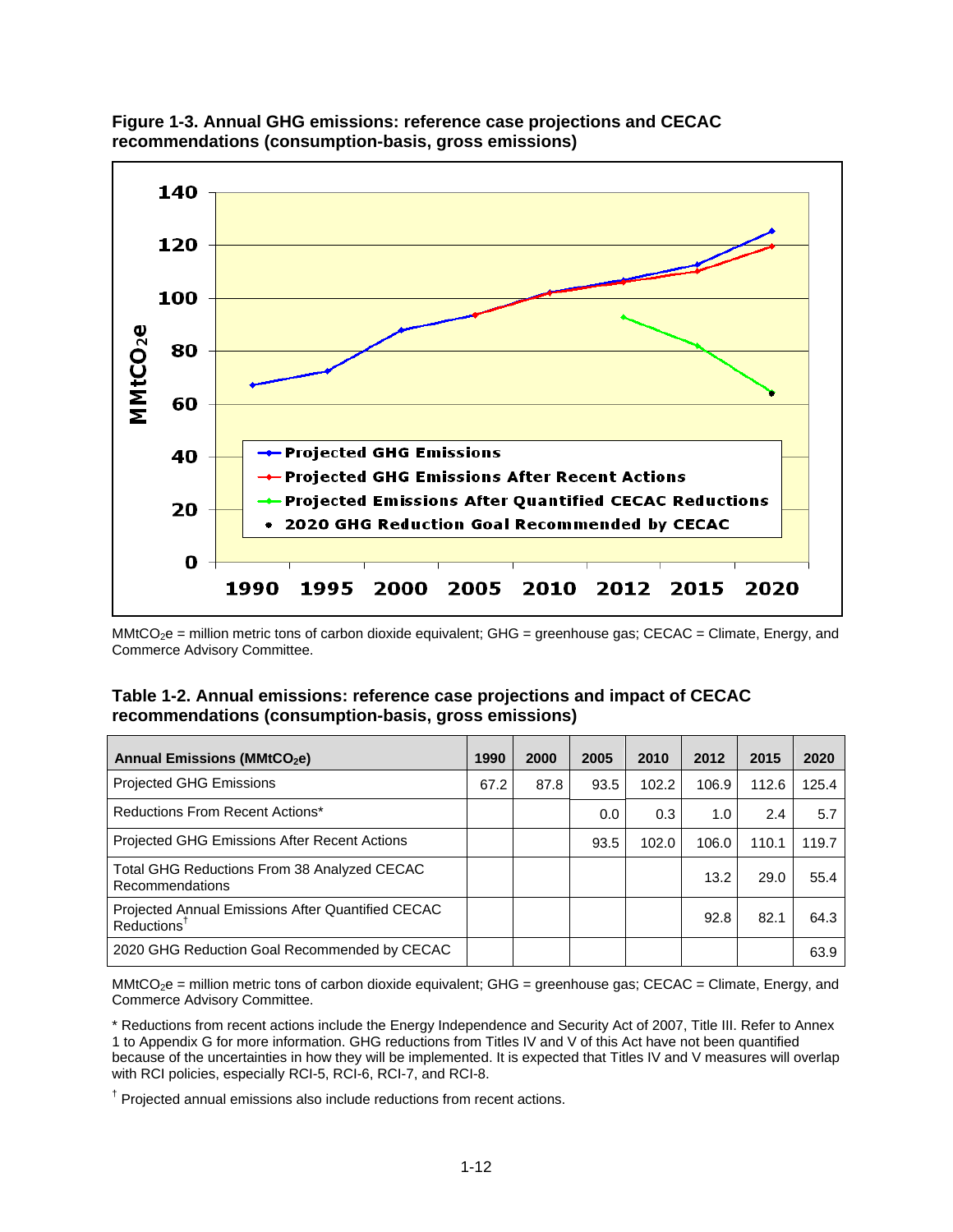**Figure 1-3. Annual GHG emissions: reference case projections and CECAC recommendations (consumption-basis, gross emissions)**

$MMtCO_2e$ = million metric tons of carbon dioxide equivalent; GHG = greenhouse gas; CECAC = Climate, Energy, and Commerce Advisory Committee.

**Table 1-2. Annual emissions: reference case projections and impact of CECAC recommendations (consumption-basis, gross emissions)**

| Annual Emissions ($MMtCO_2e$) | 1990 | 2000 | 2005 | 2010 | 2012 | 2015 | 2020 |
|---|---|---|---|---|---|---|---|
| Projected GHG Emissions | 67.2 | 87.8 | 93.5 | 102.2 | 106.9 | 112.6 | 125.4 |
| Reductions From Recent Actions* | | | 0.0 | 0.3 | 1.0 | 2.4 | 5.7 |
| Projected GHG Emissions After Recent Actions | | | 93.5 | 102.0 | 106.0 | 110.1 | 119.7 |
| Total GHG Reductions From 38 Analyzed CECAC Recommendations | | | | | 13.2 | 29.0 | 55.4 |
| Projected Annual Emissions After Quantified CECAC Reductions† | | | | | 92.8 | 82.1 | 64.3 |
| 2020 GHG Reduction Goal Recommended by CECAC | | | | | | | 63.9 |

$MMtCO_2e$ = million metric tons of carbon dioxide equivalent; GHG = greenhouse gas; CECAC = Climate, Energy, and Commerce Advisory Committee.

* Reductions from recent actions include the Energy Independence and Security Act of 2007, Title III. Refer to Annex 1 to Appendix G for more information. GHG reductions from Titles IV and V of this Act have not been quantified because of the uncertainties in how they will be implemented. It is expected that Titles IV and V measures will overlap with RCI policies, especially RCI-5, RCI-6, RCI-7, and RCI-8.

† Projected annual emissions also include reductions from recent actions.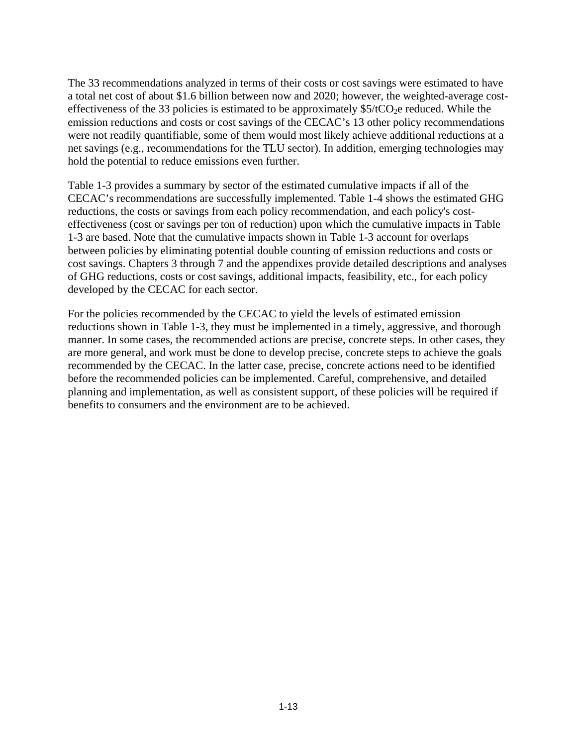The 33 recommendations analyzed in terms of their costs or cost savings were estimated to have a total net cost of about $1.6 billion between now and 2020; however, the weighted-average cost-effectiveness of the 33 policies is estimated to be approximately $5/t$CO_2$e reduced. While the emission reductions and costs or cost savings of the CECAC's 13 other policy recommendations were not readily quantifiable, some of them would most likely achieve additional reductions at a net savings (e.g., recommendations for the TLU sector). In addition, emerging technologies may hold the potential to reduce emissions even further.

Table 1-3 provides a summary by sector of the estimated cumulative impacts if all of the CECAC's recommendations are successfully implemented. Table 1-4 shows the estimated GHG reductions, the costs or savings from each policy recommendation, and each policy's cost-effectiveness (cost or savings per ton of reduction) upon which the cumulative impacts in Table 1-3 are based. Note that the cumulative impacts shown in Table 1-3 account for overlaps between policies by eliminating potential double counting of emission reductions and costs or cost savings. Chapters 3 through 7 and the appendixes provide detailed descriptions and analyses of GHG reductions, costs or cost savings, additional impacts, feasibility, etc., for each policy developed by the CECAC for each sector.

For the policies recommended by the CECAC to yield the levels of estimated emission reductions shown in Table 1-3, they must be implemented in a timely, aggressive, and thorough manner. In some cases, the recommended actions are precise, concrete steps. In other cases, they are more general, and work must be done to develop precise, concrete steps to achieve the goals recommended by the CECAC. In the latter case, precise, concrete actions need to be identified before the recommended policies can be implemented. Careful, comprehensive, and detailed planning and implementation, as well as consistent support, of these policies will be required if benefits to consumers and the environment are to be achieved.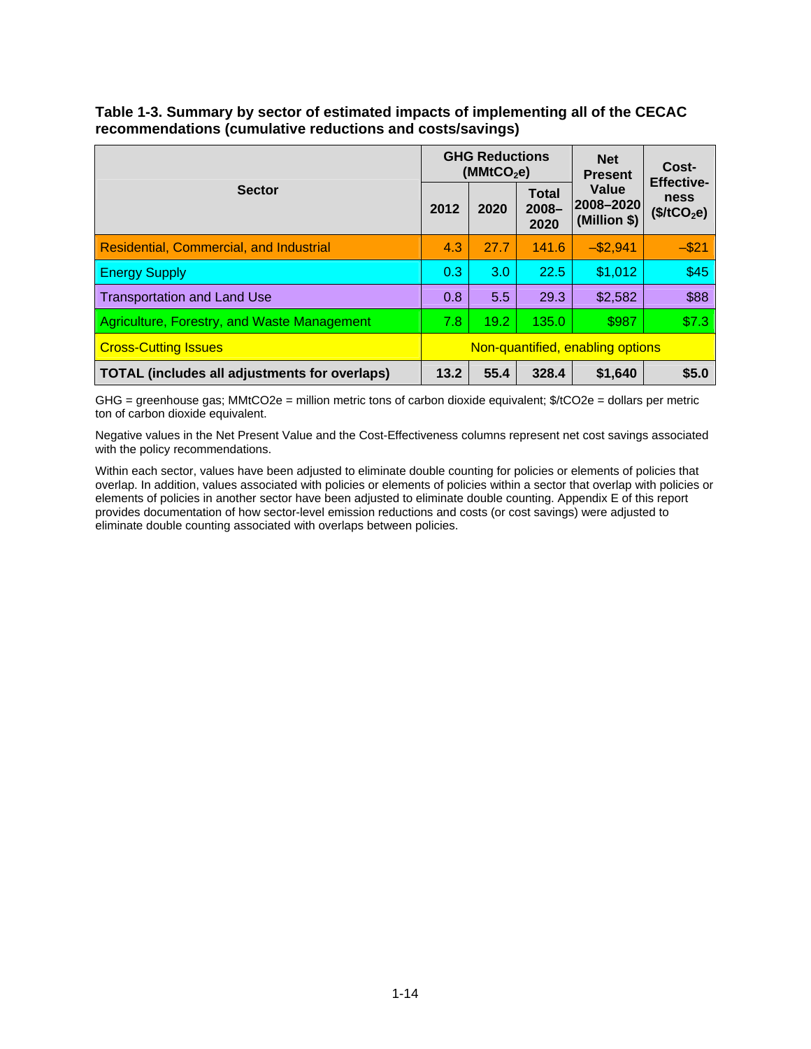**Table 1-3. Summary by sector of estimated impacts of implementing all of the CECAC recommendations (cumulative reductions and costs/savings)**

| Sector | GHG Reductions ($MMtCO_2e$) | | | Net Present Value 2008–2020 (Million $) | Cost-Effective-ness ($/t$CO_2$e) |
|---|---|---|---|---|---|
| | 2012 | 2020 | Total 2008–2020 | | |
| Residential, Commercial, and Industrial | 4.3 | 27.7 | 141.6 | –$2,941 | –$21 |
| Energy Supply | 0.3 | 3.0 | 22.5 | $1,012 | $45 |
| Transportation and Land Use | 0.8 | 5.5 | 29.3 | $2,582 | $88 |
| Agriculture, Forestry, and Waste Management | 7.8 | 19.2 | 135.0 | $987 | $7.3 |
| Cross-Cutting Issues | Non-quantified, enabling options | | | | |
| **TOTAL (includes all adjustments for overlaps)** | **13.2** | **55.4** | **328.4** | **$1,640** | **$5.0** |

GHG = greenhouse gas; MMtCO2e = million metric tons of carbon dioxide equivalent; $/tCO2e = dollars per metric ton of carbon dioxide equivalent.

Negative values in the Net Present Value and the Cost-Effectiveness columns represent net cost savings associated with the policy recommendations.

Within each sector, values have been adjusted to eliminate double counting for policies or elements of policies that overlap. In addition, values associated with policies or elements of policies within a sector that overlap with policies or elements of policies in another sector have been adjusted to eliminate double counting. Appendix E of this report provides documentation of how sector-level emission reductions and costs (or cost savings) were adjusted to eliminate double counting associated with overlaps between policies.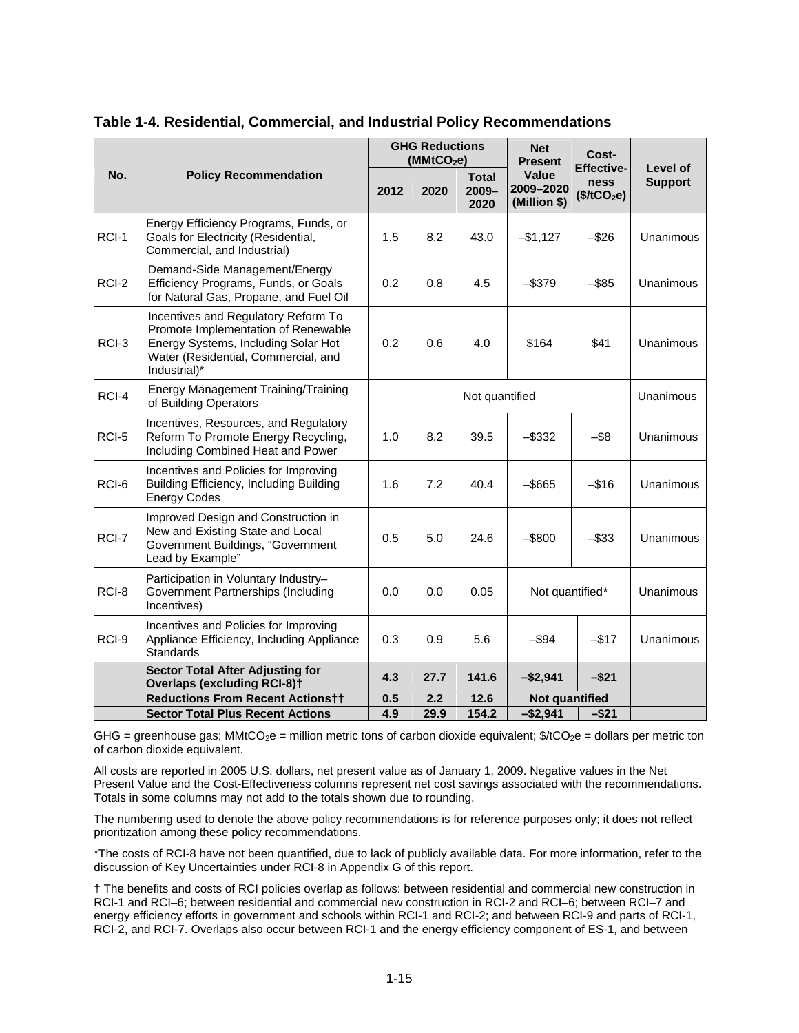**Table 1-4. Residential, Commercial, and Industrial Policy Recommendations**

| No. | Policy Recommendation | GHG Reductions ($MMtCO_2e$) | | | Net Present Value 2009–2020 (Million $) | Cost-Effectiveness ($/t$CO_2e$) | Level of Support |
|---|---|---|---|---|---|---|---|
| | | 2012 | 2020 | Total 2009–2020 | | | |
| RCI-1 | Energy Efficiency Programs, Funds, or Goals for Electricity (Residential, Commercial, and Industrial) | 1.5 | 8.2 | 43.0 | –$1,127 | –$26 | Unanimous |
| RCI-2 | Demand-Side Management/Energy Efficiency Programs, Funds, or Goals for Natural Gas, Propane, and Fuel Oil | 0.2 | 0.8 | 4.5 | –$379 | –$85 | Unanimous |
| RCI-3 | Incentives and Regulatory Reform To Promote Implementation of Renewable Energy Systems, Including Solar Hot Water (Residential, Commercial, and Industrial)* | 0.2 | 0.6 | 4.0 | $164 | $41 | Unanimous |
| RCI-4 | Energy Management Training/Training of Building Operators | Not quantified | | | | | Unanimous |
| RCI-5 | Incentives, Resources, and Regulatory Reform To Promote Energy Recycling, Including Combined Heat and Power | 1.0 | 8.2 | 39.5 | –$332 | –$8 | Unanimous |
| RCI-6 | Incentives and Policies for Improving Building Efficiency, Including Building Energy Codes | 1.6 | 7.2 | 40.4 | –$665 | –$16 | Unanimous |
| RCI-7 | Improved Design and Construction in New and Existing State and Local Government Buildings, "Government Lead by Example" | 0.5 | 5.0 | 24.6 | –$800 | –$33 | Unanimous |
| RCI-8 | Participation in Voluntary Industry–Government Partnerships (Including Incentives) | 0.0 | 0.0 | 0.05 | Not quantified* | | Unanimous |
| RCI-9 | Incentives and Policies for Improving Appliance Efficiency, Including Appliance Standards | 0.3 | 0.9 | 5.6 | –$94 | –$17 | Unanimous |
| | **Sector Total After Adjusting for Overlaps (excluding RCI-8)†** | **4.3** | **27.7** | **141.6** | **–$2,941** | **–$21** | |
| | **Reductions From Recent Actions††** | **0.5** | **2.2** | **12.6** | **Not quantified** | | |
| | **Sector Total Plus Recent Actions** | **4.9** | **29.9** | **154.2** | **–$2,941** | **–$21** | |

GHG = greenhouse gas; $MMtCO_2e$ = million metric tons of carbon dioxide equivalent; $/t$CO_2e$ = dollars per metric ton of carbon dioxide equivalent.

All costs are reported in 2005 U.S. dollars, net present value as of January 1, 2009. Negative values in the Net Present Value and the Cost-Effectiveness columns represent net cost savings associated with the recommendations. Totals in some columns may not add to the totals shown due to rounding.

The numbering used to denote the above policy recommendations is for reference purposes only; it does not reflect prioritization among these policy recommendations.

*The costs of RCI-8 have not been quantified, due to lack of publicly available data. For more information, refer to the discussion of Key Uncertainties under RCI-8 in Appendix G of this report.

† The benefits and costs of RCI policies overlap as follows: between residential and commercial new construction in RCI-1 and RCI–6; between residential and commercial new construction in RCI-2 and RCI–6; between RCI–7 and energy efficiency efforts in government and schools within RCI-1 and RCI-2; and between RCI-9 and parts of RCI-1, RCI-2, and RCI-7. Overlaps also occur between RCI-1 and the energy efficiency component of ES-1, and between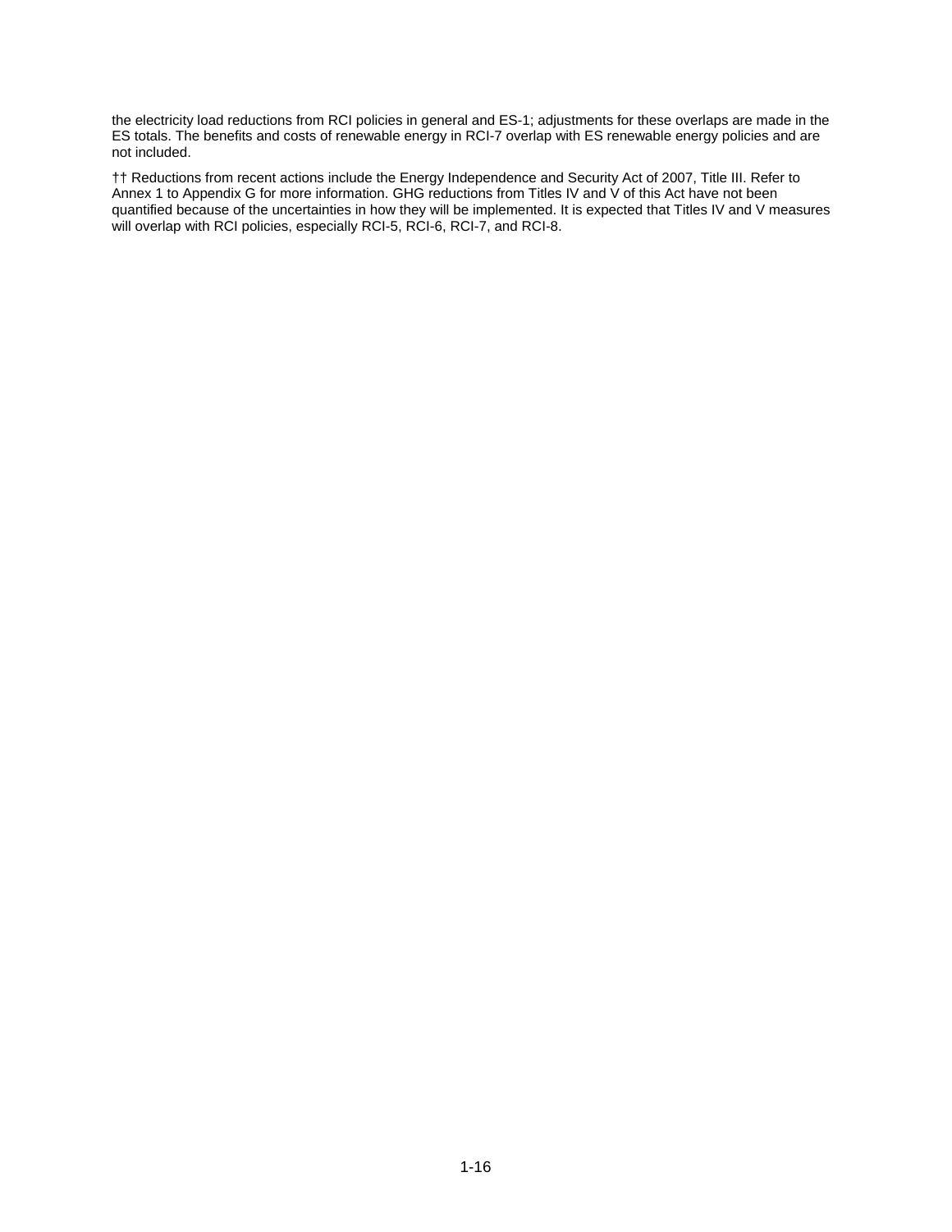the electricity load reductions from RCI policies in general and ES-1; adjustments for these overlaps are made in the ES totals. The benefits and costs of renewable energy in RCI-7 overlap with ES renewable energy policies and are not included.

†† Reductions from recent actions include the Energy Independence and Security Act of 2007, Title III. Refer to Annex 1 to Appendix G for more information. GHG reductions from Titles IV and V of this Act have not been quantified because of the uncertainties in how they will be implemented. It is expected that Titles IV and V measures will overlap with RCI policies, especially RCI-5, RCI-6, RCI-7, and RCI-8.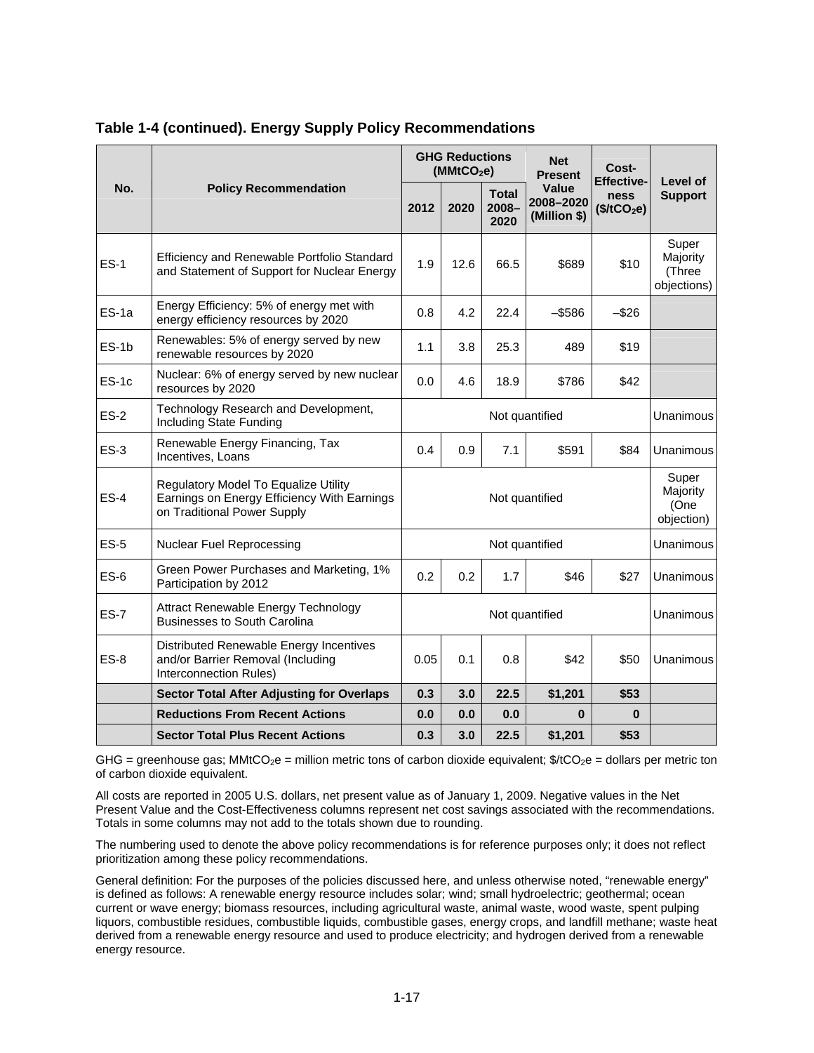**Table 1-4 (continued). Energy Supply Policy Recommendations**

| No. | Policy Recommendation | GHG Reductions ($MMtCO_2e$) | | | Net Present Value 2008–2020 (Million $) | Cost-Effectiveness ($/tCO_2e$) | Level of Support |
|---|---|---|---|---|---|---|---|
| | | 2012 | 2020 | Total 2008–2020 | | | |
| ES-1 | Efficiency and Renewable Portfolio Standard and Statement of Support for Nuclear Energy | 1.9 | 12.6 | 66.5 | $689 | $10 | Super Majority (Three objections) |
| ES-1a | Energy Efficiency: 5% of energy met with energy efficiency resources by 2020 | 0.8 | 4.2 | 22.4 | –$586 | –$26 | |
| ES-1b | Renewables: 5% of energy served by new renewable resources by 2020 | 1.1 | 3.8 | 25.3 | 489 | $19 | |
| ES-1c | Nuclear: 6% of energy served by new nuclear resources by 2020 | 0.0 | 4.6 | 18.9 | $786 | $42 | |
| ES-2 | Technology Research and Development, Including State Funding | Not quantified | | | | | Unanimous |
| ES-3 | Renewable Energy Financing, Tax Incentives, Loans | 0.4 | 0.9 | 7.1 | $591 | $84 | Unanimous |
| ES-4 | Regulatory Model To Equalize Utility Earnings on Energy Efficiency With Earnings on Traditional Power Supply | Not quantified | | | | | Super Majority (One objection) |
| ES-5 | Nuclear Fuel Reprocessing | Not quantified | | | | | Unanimous |
| ES-6 | Green Power Purchases and Marketing, 1% Participation by 2012 | 0.2 | 0.2 | 1.7 | $46 | $27 | Unanimous |
| ES-7 | Attract Renewable Energy Technology Businesses to South Carolina | Not quantified | | | | | Unanimous |
| ES-8 | Distributed Renewable Energy Incentives and/or Barrier Removal (Including Interconnection Rules) | 0.05 | 0.1 | 0.8 | $42 | $50 | Unanimous |
| | **Sector Total After Adjusting for Overlaps** | **0.3** | **3.0** | **22.5** | **$1,201** | **$53** | |
| | **Reductions From Recent Actions** | **0.0** | **0.0** | **0.0** | **0** | **0** | |
| | **Sector Total Plus Recent Actions** | **0.3** | **3.0** | **22.5** | **$1,201** | **$53** | |

GHG = greenhouse gas; $MMtCO_2e$ = million metric tons of carbon dioxide equivalent; $/tCO_2e$ = dollars per metric ton of carbon dioxide equivalent.

All costs are reported in 2005 U.S. dollars, net present value as of January 1, 2009. Negative values in the Net Present Value and the Cost-Effectiveness columns represent net cost savings associated with the recommendations. Totals in some columns may not add to the totals shown due to rounding.

The numbering used to denote the above policy recommendations is for reference purposes only; it does not reflect prioritization among these policy recommendations.

General definition: For the purposes of the policies discussed here, and unless otherwise noted, "renewable energy" is defined as follows: A renewable energy resource includes solar; wind; small hydroelectric; geothermal; ocean current or wave energy; biomass resources, including agricultural waste, animal waste, wood waste, spent pulping liquors, combustible residues, combustible liquids, combustible gases, energy crops, and landfill methane; waste heat derived from a renewable energy resource and used to produce electricity; and hydrogen derived from a renewable energy resource.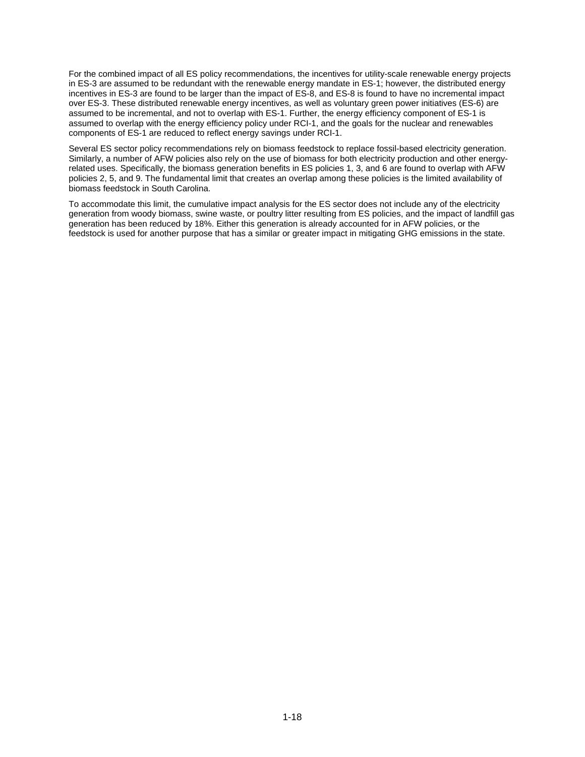For the combined impact of all ES policy recommendations, the incentives for utility-scale renewable energy projects in ES-3 are assumed to be redundant with the renewable energy mandate in ES-1; however, the distributed energy incentives in ES-3 are found to be larger than the impact of ES-8, and ES-8 is found to have no incremental impact over ES-3. These distributed renewable energy incentives, as well as voluntary green power initiatives (ES-6) are assumed to be incremental, and not to overlap with ES-1. Further, the energy efficiency component of ES-1 is assumed to overlap with the energy efficiency policy under RCI-1, and the goals for the nuclear and renewables components of ES-1 are reduced to reflect energy savings under RCI-1.

Several ES sector policy recommendations rely on biomass feedstock to replace fossil-based electricity generation. Similarly, a number of AFW policies also rely on the use of biomass for both electricity production and other energy-related uses. Specifically, the biomass generation benefits in ES policies 1, 3, and 6 are found to overlap with AFW policies 2, 5, and 9. The fundamental limit that creates an overlap among these policies is the limited availability of biomass feedstock in South Carolina.

To accommodate this limit, the cumulative impact analysis for the ES sector does not include any of the electricity generation from woody biomass, swine waste, or poultry litter resulting from ES policies, and the impact of landfill gas generation has been reduced by 18%. Either this generation is already accounted for in AFW policies, or the feedstock is used for another purpose that has a similar or greater impact in mitigating GHG emissions in the state.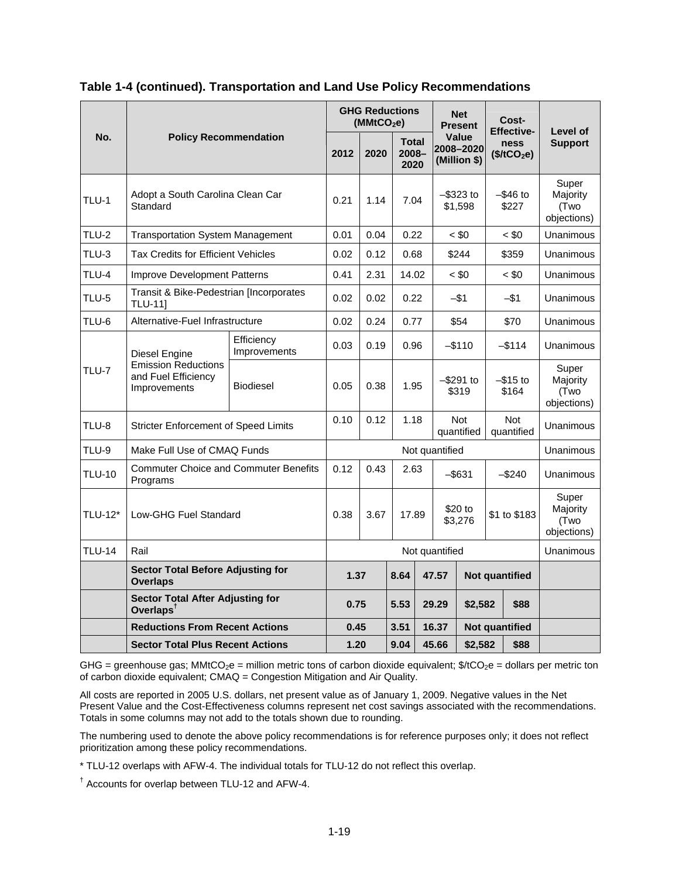**Table 1-4 (continued). Transportation and Land Use Policy Recommendations**

| No. | Policy Recommendation | | GHG Reductions ($MMtCO_2e$) | | | Net Present Value 2008–2020 (Million $) | Cost-Effectiveness ($/tCO_2e$) | Level of Support |
|---|---|---|---|---|---|---|---|---|
| | | | 2012 | 2020 | Total 2008–2020 | | | |
| TLU-1 | Adopt a South Carolina Clean Car Standard | | 0.21 | 1.14 | 7.04 | –$323 to $1,598 | –$46 to $227 | Super Majority (Two objections) |
| TLU-2 | Transportation System Management | | 0.01 | 0.04 | 0.22 | < $0 | < $0 | Unanimous |
| TLU-3 | Tax Credits for Efficient Vehicles | | 0.02 | 0.12 | 0.68 | $244 | $359 | Unanimous |
| TLU-4 | Improve Development Patterns | | 0.41 | 2.31 | 14.02 | < $0 | < $0 | Unanimous |
| TLU-5 | Transit & Bike-Pedestrian [Incorporates TLU-11] | | 0.02 | 0.02 | 0.22 | –$1 | –$1 | Unanimous |
| TLU-6 | Alternative-Fuel Infrastructure | | 0.02 | 0.24 | 0.77 | $54 | $70 | Unanimous |
| TLU-7 | Diesel Engine Emission Reductions and Fuel Efficiency Improvements | Efficiency Improvements | 0.03 | 0.19 | 0.96 | –$110 | –$114 | Unanimous |
| | | Biodiesel | 0.05 | 0.38 | 1.95 | –$291 to $319 | –$15 to $164 | Super Majority (Two objections) |
| TLU-8 | Stricter Enforcement of Speed Limits | | 0.10 | 0.12 | 1.18 | Not quantified | Not quantified | Unanimous |
| TLU-9 | Make Full Use of CMAQ Funds | | Not quantified | | | | | Unanimous |
| TLU-10 | Commuter Choice and Commuter Benefits Programs | | 0.12 | 0.43 | 2.63 | –$631 | –$240 | Unanimous |
| TLU-12* | Low-GHG Fuel Standard | | 0.38 | 3.67 | 17.89 | $20 to $3,276 | $1 to $183 | Super Majority (Two objections) |
| TLU-14 | Rail | | Not quantified | | | | | Unanimous |
| | **Sector Total Before Adjusting for Overlaps** | | **1.37** | **8.64** | **47.57** | **Not quantified** | | |
| | **Sector Total After Adjusting for Overlaps**[†] | | **0.75** | **5.53** | **29.29** | **$2,582** | **$88** | |
| | **Reductions From Recent Actions** | | **0.45** | **3.51** | **16.37** | **Not quantified** | | |
| | **Sector Total Plus Recent Actions** | | **1.20** | **9.04** | **45.66** | **$2,582** | **$88** | |

GHG = greenhouse gas; $MMtCO_2e$ = million metric tons of carbon dioxide equivalent; $/$tCO_2e$ = dollars per metric ton of carbon dioxide equivalent; CMAQ = Congestion Mitigation and Air Quality.

All costs are reported in 2005 U.S. dollars, net present value as of January 1, 2009. Negative values in the Net Present Value and the Cost-Effectiveness columns represent net cost savings associated with the recommendations. Totals in some columns may not add to the totals shown due to rounding.

The numbering used to denote the above policy recommendations is for reference purposes only; it does not reflect prioritization among these policy recommendations.

* TLU-12 overlaps with AFW-4. The individual totals for TLU-12 do not reflect this overlap.

[†] Accounts for overlap between TLU-12 and AFW-4.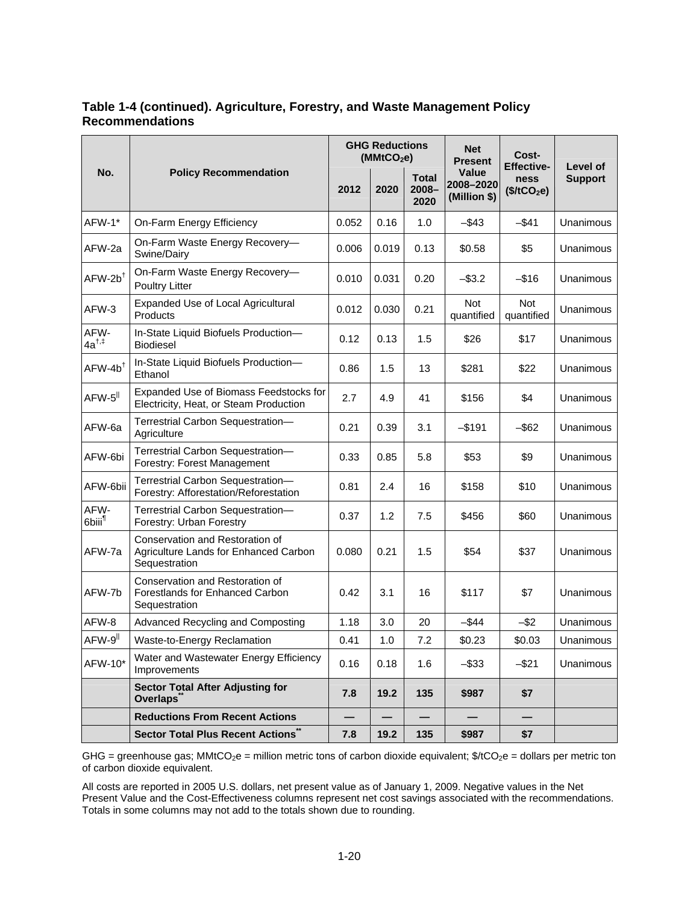**Table 1-4 (continued). Agriculture, Forestry, and Waste Management Policy Recommendations**

| No. | Policy Recommendation | GHG Reductions ($MMtCO_2e$) | | | Net Present Value 2008–2020 (Million $) | Cost-Effectiveness ($\$/tCO_2e$) | Level of Support |
|---|---|---|---|---|---|---|---|
| | | 2012 | 2020 | Total 2008–2020 | | | |
| AFW-1* | On-Farm Energy Efficiency | 0.052 | 0.16 | 1.0 | –$43 | –$41 | Unanimous |
| AFW-2a | On-Farm Waste Energy Recovery—Swine/Dairy | 0.006 | 0.019 | 0.13 | $0.58 | $5 | Unanimous |
| AFW-2b[†] | On-Farm Waste Energy Recovery—Poultry Litter | 0.010 | 0.031 | 0.20 | –$3.2 | –$16 | Unanimous |
| AFW-3 | Expanded Use of Local Agricultural Products | 0.012 | 0.030 | 0.21 | Not quantified | Not quantified | Unanimous |
| AFW-4a[†,‡] | In-State Liquid Biofuels Production—Biodiesel | 0.12 | 0.13 | 1.5 | $26 | $17 | Unanimous |
| AFW-4b[†] | In-State Liquid Biofuels Production—Ethanol | 0.86 | 1.5 | 13 | $281 | $22 | Unanimous |
| AFW-5[‖] | Expanded Use of Biomass Feedstocks for Electricity, Heat, or Steam Production | 2.7 | 4.9 | 41 | $156 | $4 | Unanimous |
| AFW-6a | Terrestrial Carbon Sequestration—Agriculture | 0.21 | 0.39 | 3.1 | –$191 | –$62 | Unanimous |
| AFW-6bi | Terrestrial Carbon Sequestration—Forestry: Forest Management | 0.33 | 0.85 | 5.8 | $53 | $9 | Unanimous |
| AFW-6bii | Terrestrial Carbon Sequestration—Forestry: Afforestation/Reforestation | 0.81 | 2.4 | 16 | $158 | $10 | Unanimous |
| AFW-6biii[¶] | Terrestrial Carbon Sequestration—Forestry: Urban Forestry | 0.37 | 1.2 | 7.5 | $456 | $60 | Unanimous |
| AFW-7a | Conservation and Restoration of Agriculture Lands for Enhanced Carbon Sequestration | 0.080 | 0.21 | 1.5 | $54 | $37 | Unanimous |
| AFW-7b | Conservation and Restoration of Forestlands for Enhanced Carbon Sequestration | 0.42 | 3.1 | 16 | $117 | $7 | Unanimous |
| AFW-8 | Advanced Recycling and Composting | 1.18 | 3.0 | 20 | –$44 | –$2 | Unanimous |
| AFW-9[‖] | Waste-to-Energy Reclamation | 0.41 | 1.0 | 7.2 | $0.23 | $0.03 | Unanimous |
| AFW-10* | Water and Wastewater Energy Efficiency Improvements | 0.16 | 0.18 | 1.6 | –$33 | –$21 | Unanimous |
| | **Sector Total After Adjusting for Overlaps[**]** | **7.8** | **19.2** | **135** | **$987** | **$7** | |
| | **Reductions From Recent Actions** | **—** | **—** | **—** | **—** | **—** | |
| | **Sector Total Plus Recent Actions[**]** | **7.8** | **19.2** | **135** | **$987** | **$7** | |

GHG = greenhouse gas; $MMtCO_2e$ = million metric tons of carbon dioxide equivalent; $\$/tCO_2e$ = dollars per metric ton of carbon dioxide equivalent.

All costs are reported in 2005 U.S. dollars, net present value as of January 1, 2009. Negative values in the Net Present Value and the Cost-Effectiveness columns represent net cost savings associated with the recommendations. Totals in some columns may not add to the totals shown due to rounding.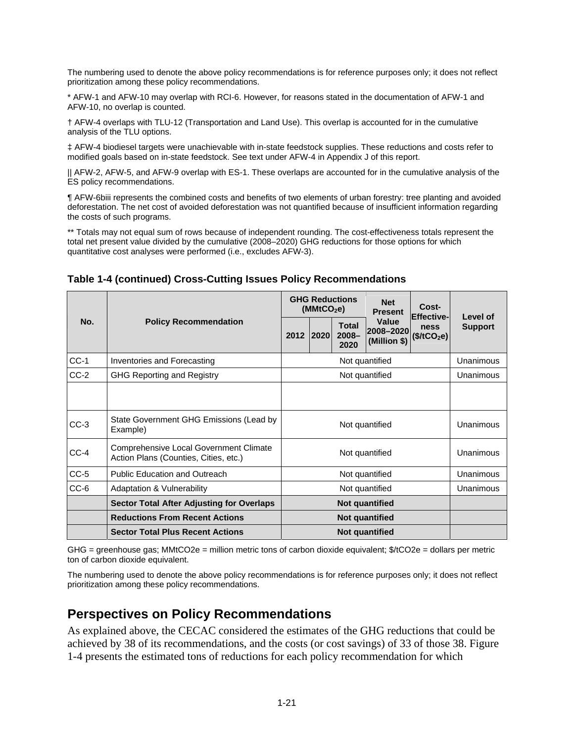The numbering used to denote the above policy recommendations is for reference purposes only; it does not reflect prioritization among these policy recommendations.

* AFW-1 and AFW-10 may overlap with RCI-6. However, for reasons stated in the documentation of AFW-1 and AFW-10, no overlap is counted.

† AFW-4 overlaps with TLU-12 (Transportation and Land Use). This overlap is accounted for in the cumulative analysis of the TLU options.

‡ AFW-4 biodiesel targets were unachievable with in-state feedstock supplies. These reductions and costs refer to modified goals based on in-state feedstock. See text under AFW-4 in Appendix J of this report.

|| AFW-2, AFW-5, and AFW-9 overlap with ES-1. These overlaps are accounted for in the cumulative analysis of the ES policy recommendations.

¶ AFW-6biii represents the combined costs and benefits of two elements of urban forestry: tree planting and avoided deforestation. The net cost of avoided deforestation was not quantified because of insufficient information regarding the costs of such programs.

** Totals may not equal sum of rows because of independent rounding. The cost-effectiveness totals represent the total net present value divided by the cumulative (2008–2020) GHG reductions for those options for which quantitative cost analyses were performed (i.e., excludes AFW-3).

**Table 1-4 (continued) Cross-Cutting Issues Policy Recommendations**

| No. | Policy Recommendation | GHG Reductions ($MMtCO_2e$) | | | Net Present Value 2008–2020 (Million $) | Cost-Effective-ness ($\$/tCO_2e$) | Level of Support |
|---|---|---|---|---|---|---|---|
| | | 2012 | 2020 | Total 2008–2020 | | | |
| CC-1 | Inventories and Forecasting | Not quantified | | | | | Unanimous |
| CC-2 | GHG Reporting and Registry | Not quantified | | | | | Unanimous |
| | | | | | | | |
| CC-3 | State Government GHG Emissions (Lead by Example) | Not quantified | | | | | Unanimous |
| CC-4 | Comprehensive Local Government Climate Action Plans (Counties, Cities, etc.) | Not quantified | | | | | Unanimous |
| CC-5 | Public Education and Outreach | Not quantified | | | | | Unanimous |
| CC-6 | Adaptation & Vulnerability | Not quantified | | | | | Unanimous |
| | **Sector Total After Adjusting for Overlaps** | **Not quantified** | | | | | |
| | **Reductions From Recent Actions** | **Not quantified** | | | | | |
| | **Sector Total Plus Recent Actions** | **Not quantified** | | | | | |

GHG = greenhouse gas; MMtCO2e = million metric tons of carbon dioxide equivalent; $/tCO2e = dollars per metric ton of carbon dioxide equivalent.

The numbering used to denote the above policy recommendations is for reference purposes only; it does not reflect prioritization among these policy recommendations.

## Perspectives on Policy Recommendations

As explained above, the CECAC considered the estimates of the GHG reductions that could be achieved by 38 of its recommendations, and the costs (or cost savings) of 33 of those 38. Figure 1-4 presents the estimated tons of reductions for each policy recommendation for which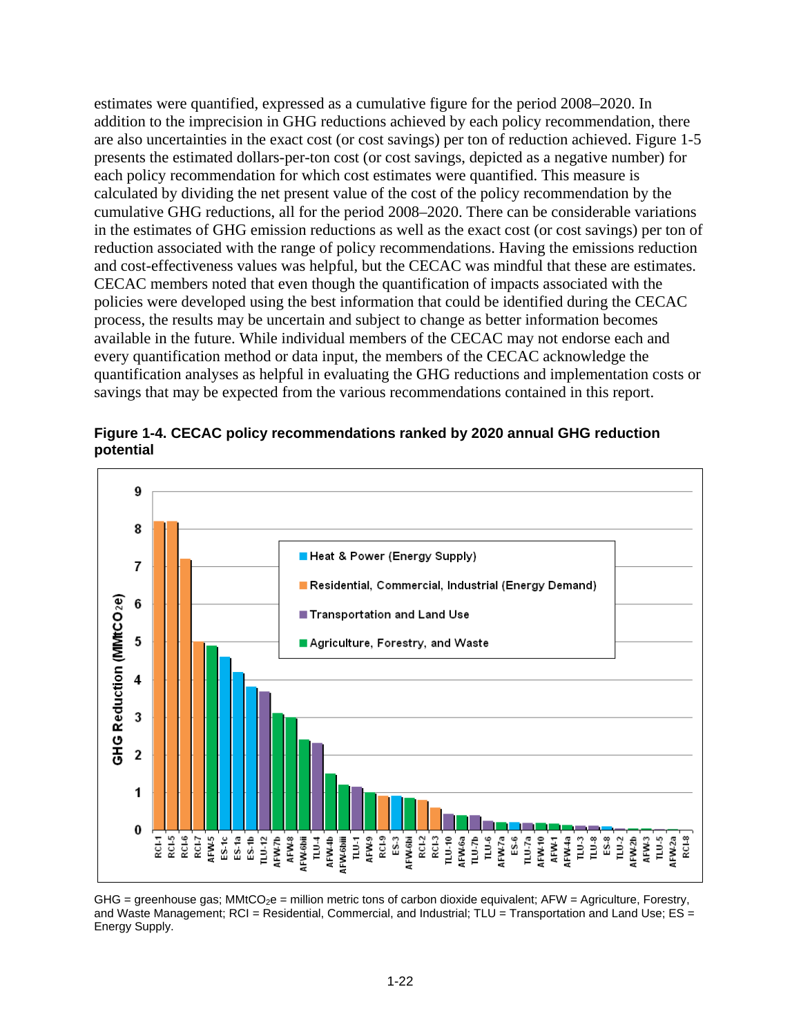estimates were quantified, expressed as a cumulative figure for the period 2008–2020. In addition to the imprecision in GHG reductions achieved by each policy recommendation, there are also uncertainties in the exact cost (or cost savings) per ton of reduction achieved. Figure 1-5 presents the estimated dollars-per-ton cost (or cost savings, depicted as a negative number) for each policy recommendation for which cost estimates were quantified. This measure is calculated by dividing the net present value of the cost of the policy recommendation by the cumulative GHG reductions, all for the period 2008–2020. There can be considerable variations in the estimates of GHG emission reductions as well as the exact cost (or cost savings) per ton of reduction associated with the range of policy recommendations. Having the emissions reduction and cost-effectiveness values was helpful, but the CECAC was mindful that these are estimates. CECAC members noted that even though the quantification of impacts associated with the policies were developed using the best information that could be identified during the CECAC process, the results may be uncertain and subject to change as better information becomes available in the future. While individual members of the CECAC may not endorse each and every quantification method or data input, the members of the CECAC acknowledge the quantification analyses as helpful in evaluating the GHG reductions and implementation costs or savings that may be expected from the various recommendations contained in this report.

**Figure 1-4. CECAC policy recommendations ranked by 2020 annual GHG reduction potential**

GHG = greenhouse gas; $MMtCO_2e$ = million metric tons of carbon dioxide equivalent; AFW = Agriculture, Forestry, and Waste Management; RCI = Residential, Commercial, and Industrial; TLU = Transportation and Land Use; ES = Energy Supply.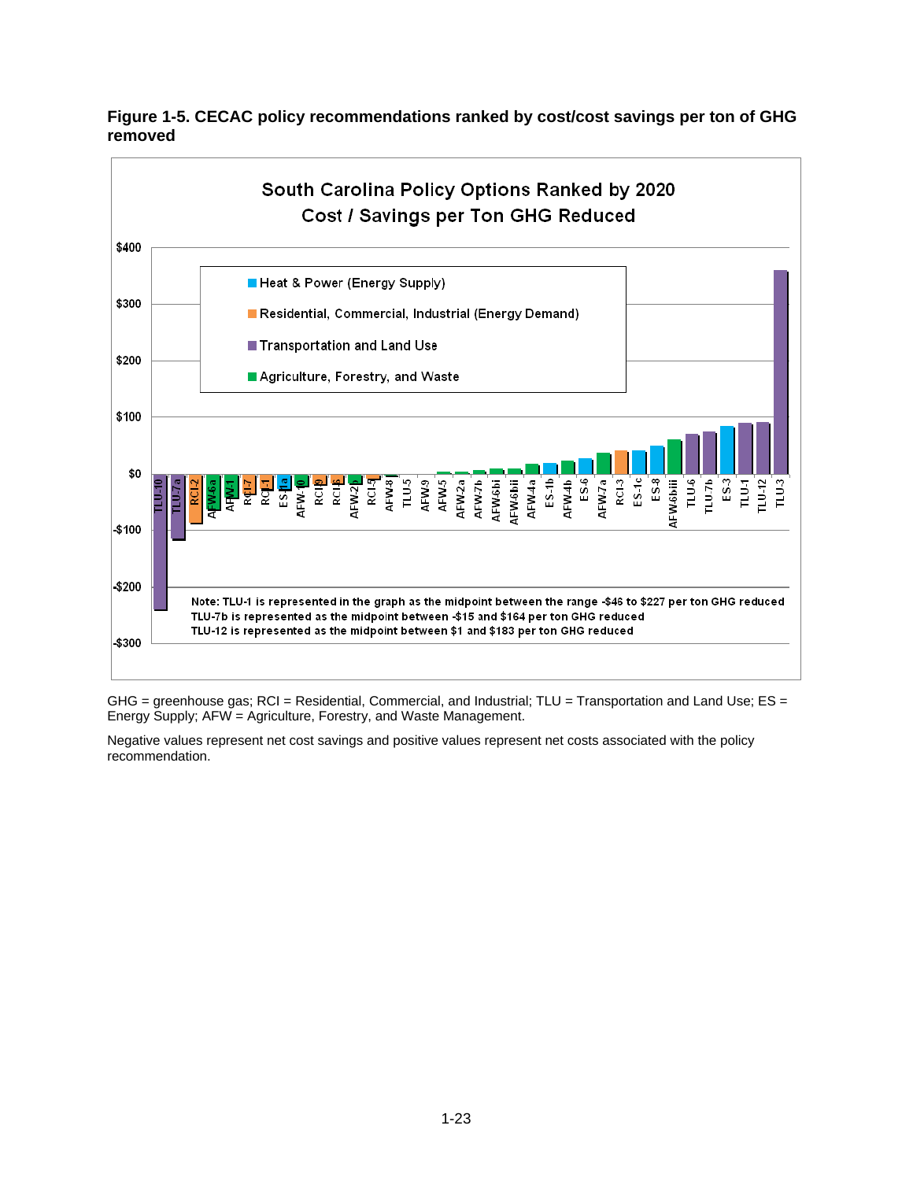**Figure 1-5. CECAC policy recommendations ranked by cost/cost savings per ton of GHG removed**

South Carolina Policy Options Ranked by 2020 Cost / Savings per Ton GHG Reduced

Note: TLU-1 is represented in the graph as the midpoint between the range -$46 to $227 per ton GHG reduced
TLU-7b is represented as the midpoint between -$15 and $164 per ton GHG reduced
TLU-12 is represented as the midpoint between $1 and $183 per ton GHG reduced

GHG = greenhouse gas; RCI = Residential, Commercial, and Industrial; TLU = Transportation and Land Use; ES = Energy Supply; AFW = Agriculture, Forestry, and Waste Management.

Negative values represent net cost savings and positive values represent net costs associated with the policy recommendation.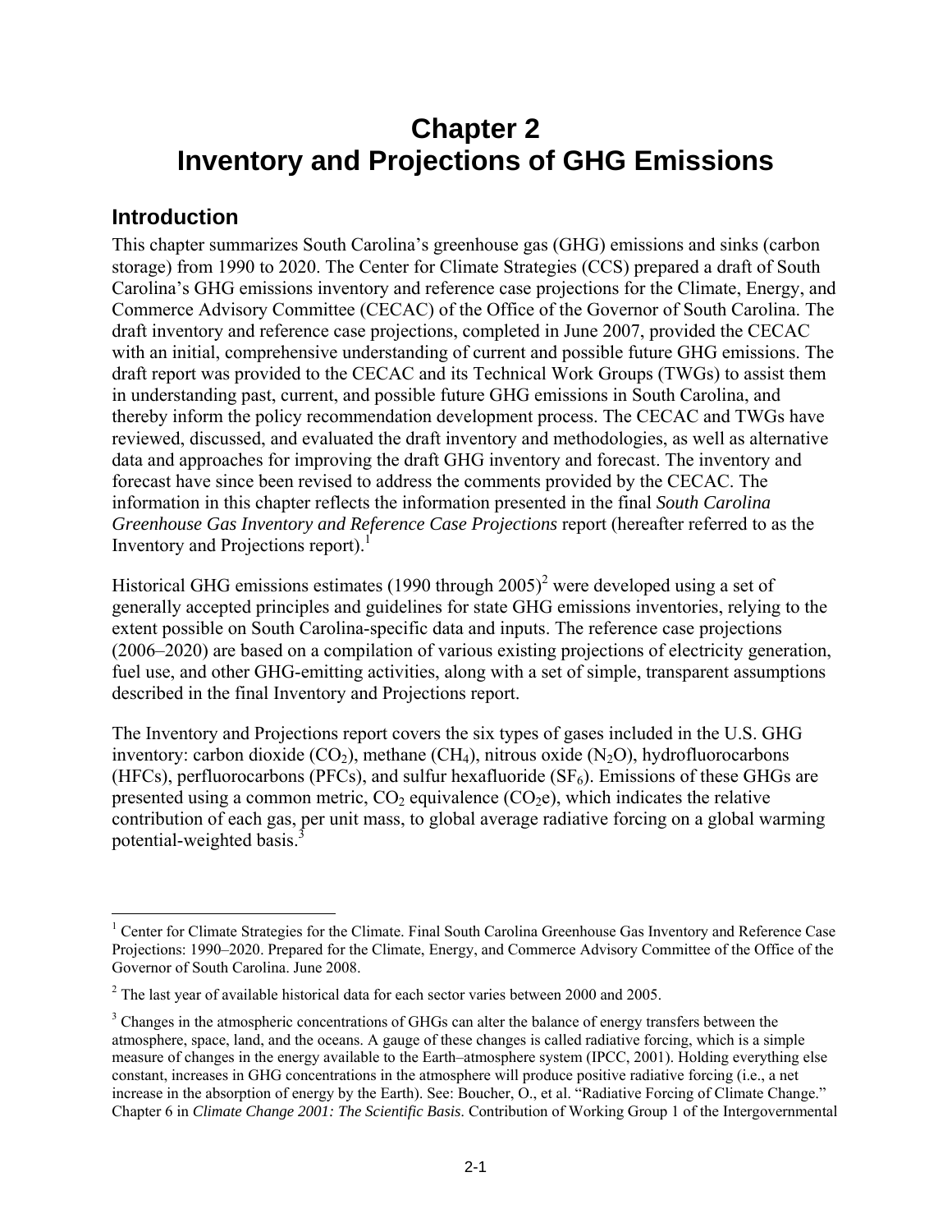# Chapter 2
# Inventory and Projections of GHG Emissions

## Introduction

This chapter summarizes South Carolina's greenhouse gas (GHG) emissions and sinks (carbon storage) from 1990 to 2020. The Center for Climate Strategies (CCS) prepared a draft of South Carolina's GHG emissions inventory and reference case projections for the Climate, Energy, and Commerce Advisory Committee (CECAC) of the Office of the Governor of South Carolina. The draft inventory and reference case projections, completed in June 2007, provided the CECAC with an initial, comprehensive understanding of current and possible future GHG emissions. The draft report was provided to the CECAC and its Technical Work Groups (TWGs) to assist them in understanding past, current, and possible future GHG emissions in South Carolina, and thereby inform the policy recommendation development process. The CECAC and TWGs have reviewed, discussed, and evaluated the draft inventory and methodologies, as well as alternative data and approaches for improving the draft GHG inventory and forecast. The inventory and forecast have since been revised to address the comments provided by the CECAC. The information in this chapter reflects the information presented in the final *South Carolina Greenhouse Gas Inventory and Reference Case Projections* report (hereafter referred to as the Inventory and Projections report).[1]

Historical GHG emissions estimates (1990 through 2005)[2] were developed using a set of generally accepted principles and guidelines for state GHG emissions inventories, relying to the extent possible on South Carolina-specific data and inputs. The reference case projections (2006–2020) are based on a compilation of various existing projections of electricity generation, fuel use, and other GHG-emitting activities, along with a set of simple, transparent assumptions described in the final Inventory and Projections report.

The Inventory and Projections report covers the six types of gases included in the U.S. GHG inventory: carbon dioxide ($CO_2$), methane ($CH_4$), nitrous oxide ($N_2O$), hydrofluorocarbons (HFCs), perfluorocarbons (PFCs), and sulfur hexafluoride ($SF_6$). Emissions of these GHGs are presented using a common metric, $CO_2$ equivalence ($CO_2e$), which indicates the relative contribution of each gas, per unit mass, to global average radiative forcing on a global warming potential-weighted basis.[3]

---

[1] Center for Climate Strategies for the Climate. Final South Carolina Greenhouse Gas Inventory and Reference Case Projections: 1990–2020. Prepared for the Climate, Energy, and Commerce Advisory Committee of the Office of the Governor of South Carolina. June 2008.

[2] The last year of available historical data for each sector varies between 2000 and 2005.

[3] Changes in the atmospheric concentrations of GHGs can alter the balance of energy transfers between the atmosphere, space, land, and the oceans. A gauge of these changes is called radiative forcing, which is a simple measure of changes in the energy available to the Earth–atmosphere system (IPCC, 2001). Holding everything else constant, increases in GHG concentrations in the atmosphere will produce positive radiative forcing (i.e., a net increase in the absorption of energy by the Earth). See: Boucher, O., et al. "Radiative Forcing of Climate Change." Chapter 6 in *Climate Change 2001: The Scientific Basis*. Contribution of Working Group 1 of the Intergovernmental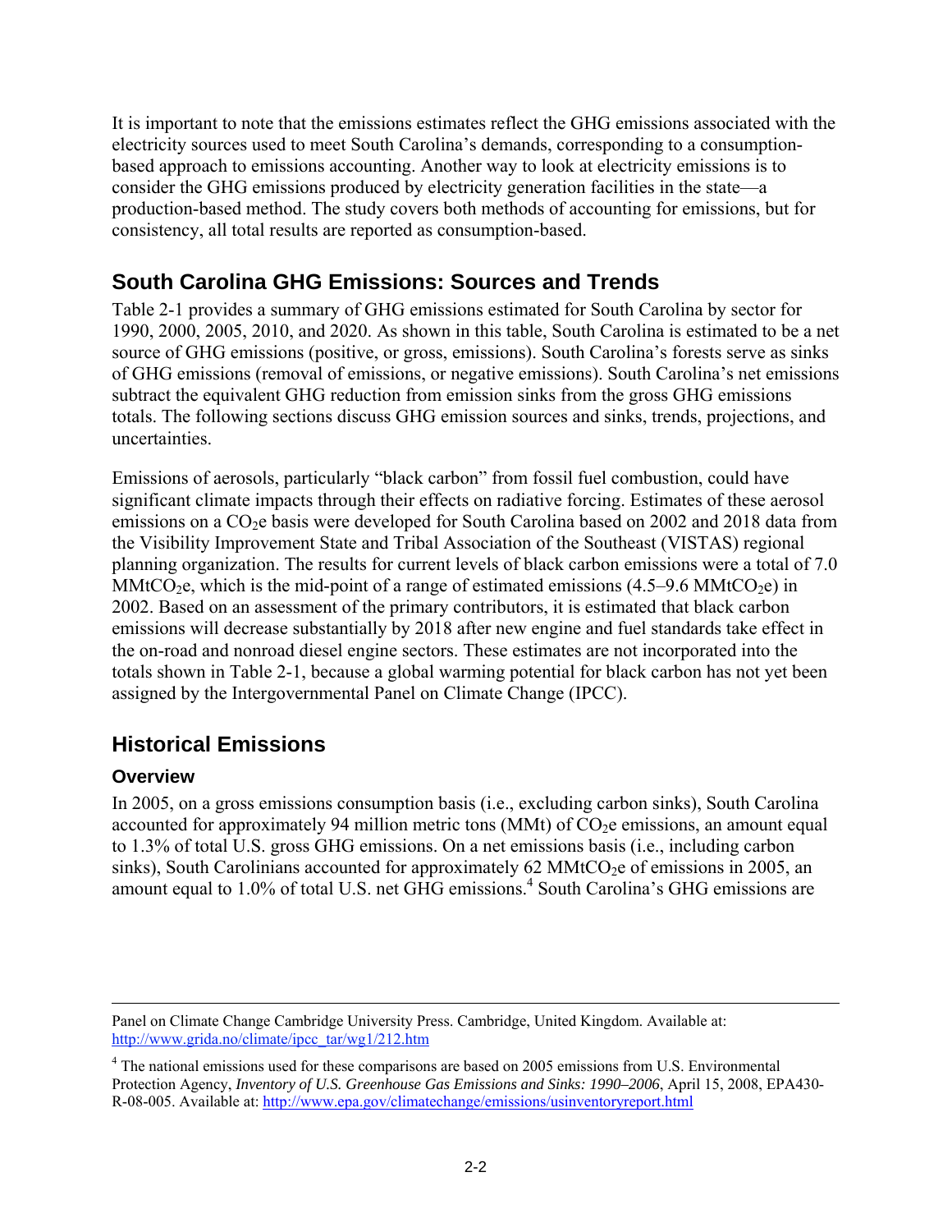It is important to note that the emissions estimates reflect the GHG emissions associated with the electricity sources used to meet South Carolina's demands, corresponding to a consumption-based approach to emissions accounting. Another way to look at electricity emissions is to consider the GHG emissions produced by electricity generation facilities in the state—a production-based method. The study covers both methods of accounting for emissions, but for consistency, all total results are reported as consumption-based.

## South Carolina GHG Emissions: Sources and Trends

Table 2-1 provides a summary of GHG emissions estimated for South Carolina by sector for 1990, 2000, 2005, 2010, and 2020. As shown in this table, South Carolina is estimated to be a net source of GHG emissions (positive, or gross, emissions). South Carolina's forests serve as sinks of GHG emissions (removal of emissions, or negative emissions). South Carolina's net emissions subtract the equivalent GHG reduction from emission sinks from the gross GHG emissions totals. The following sections discuss GHG emission sources and sinks, trends, projections, and uncertainties.

Emissions of aerosols, particularly "black carbon" from fossil fuel combustion, could have significant climate impacts through their effects on radiative forcing. Estimates of these aerosol emissions on a $CO_2$e basis were developed for South Carolina based on 2002 and 2018 data from the Visibility Improvement State and Tribal Association of the Southeast (VISTAS) regional planning organization. The results for current levels of black carbon emissions were a total of 7.0 MMt$CO_2$e, which is the mid-point of a range of estimated emissions (4.5–9.6 MMt$CO_2$e) in 2002. Based on an assessment of the primary contributors, it is estimated that black carbon emissions will decrease substantially by 2018 after new engine and fuel standards take effect in the on-road and nonroad diesel engine sectors. These estimates are not incorporated into the totals shown in Table 2-1, because a global warming potential for black carbon has not yet been assigned by the Intergovernmental Panel on Climate Change (IPCC).

## Historical Emissions

### Overview

In 2005, on a gross emissions consumption basis (i.e., excluding carbon sinks), South Carolina accounted for approximately 94 million metric tons (MMt) of $CO_2$e emissions, an amount equal to 1.3% of total U.S. gross GHG emissions. On a net emissions basis (i.e., including carbon sinks), South Carolinians accounted for approximately 62 MMt$CO_2$e of emissions in 2005, an amount equal to 1.0% of total U.S. net GHG emissions.[4] South Carolina's GHG emissions are

---

Panel on Climate Change Cambridge University Press. Cambridge, United Kingdom. Available at: http://www.grida.no/climate/ipcc_tar/wg1/212.htm

[4] The national emissions used for these comparisons are based on 2005 emissions from U.S. Environmental Protection Agency, *Inventory of U.S. Greenhouse Gas Emissions and Sinks: 1990–2006*, April 15, 2008, EPA430-R-08-005. Available at: http://www.epa.gov/climatechange/emissions/usinventoryreport.html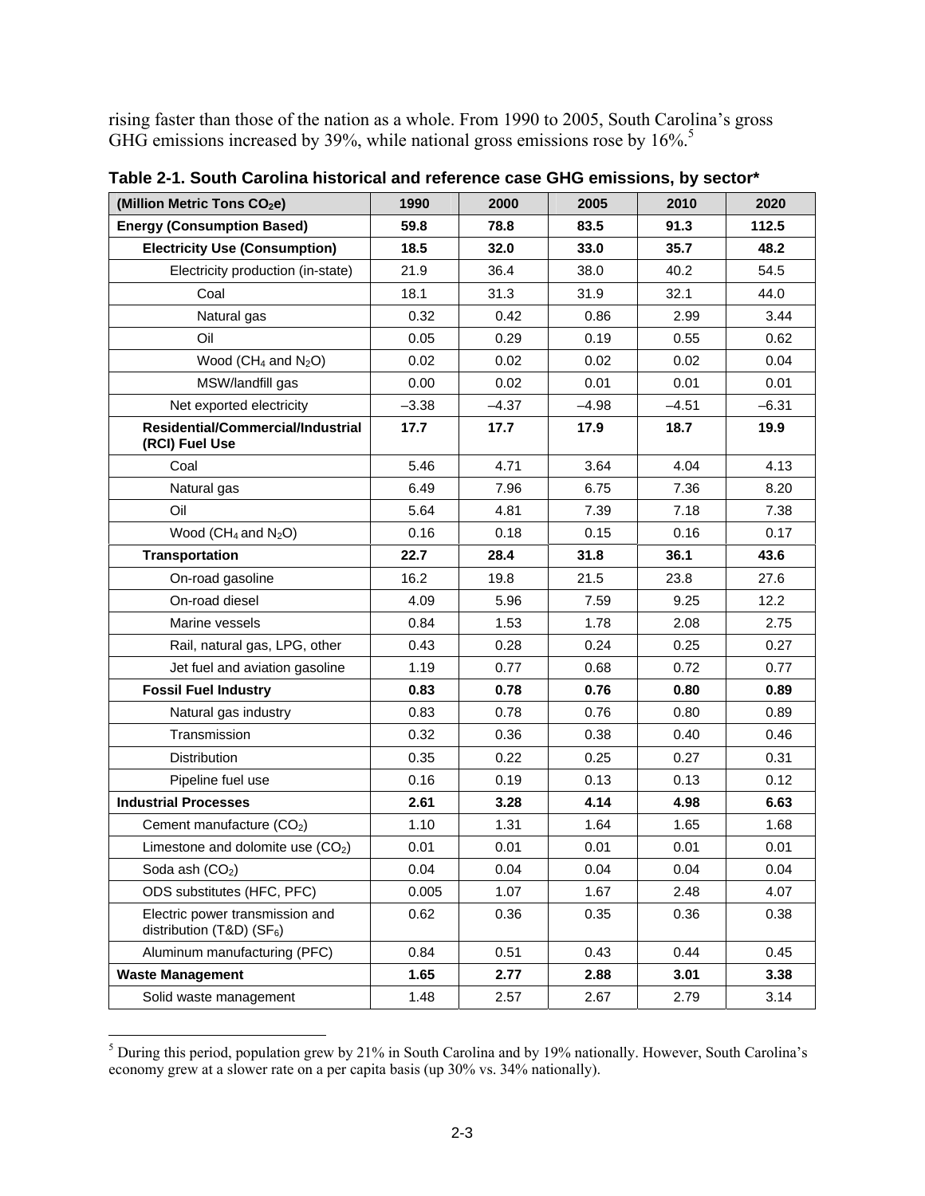rising faster than those of the nation as a whole. From 1990 to 2005, South Carolina's gross GHG emissions increased by 39%, while national gross emissions rose by 16%.[5]

**Table 2-1. South Carolina historical and reference case GHG emissions, by sector***

| (Million Metric Tons $CO_2e$) | 1990 | 2000 | 2005 | 2010 | 2020 |
|---|---|---|---|---|---|
| **Energy (Consumption Based)** | **59.8** | **78.8** | **83.5** | **91.3** | **112.5** |
| **Electricity Use (Consumption)** | **18.5** | **32.0** | **33.0** | **35.7** | **48.2** |
| Electricity production (in-state) | 21.9 | 36.4 | 38.0 | 40.2 | 54.5 |
| Coal | 18.1 | 31.3 | 31.9 | 32.1 | 44.0 |
| Natural gas | 0.32 | 0.42 | 0.86 | 2.99 | 3.44 |
| Oil | 0.05 | 0.29 | 0.19 | 0.55 | 0.62 |
| Wood ($CH_4$ and $N_2O$) | 0.02 | 0.02 | 0.02 | 0.02 | 0.04 |
| MSW/landfill gas | 0.00 | 0.02 | 0.01 | 0.01 | 0.01 |
| Net exported electricity | –3.38 | –4.37 | –4.98 | –4.51 | –6.31 |
| **Residential/Commercial/Industrial (RCI) Fuel Use** | **17.7** | **17.7** | **17.9** | **18.7** | **19.9** |
| Coal | 5.46 | 4.71 | 3.64 | 4.04 | 4.13 |
| Natural gas | 6.49 | 7.96 | 6.75 | 7.36 | 8.20 |
| Oil | 5.64 | 4.81 | 7.39 | 7.18 | 7.38 |
| Wood ($CH_4$ and $N_2O$) | 0.16 | 0.18 | 0.15 | 0.16 | 0.17 |
| **Transportation** | **22.7** | **28.4** | **31.8** | **36.1** | **43.6** |
| On-road gasoline | 16.2 | 19.8 | 21.5 | 23.8 | 27.6 |
| On-road diesel | 4.09 | 5.96 | 7.59 | 9.25 | 12.2 |
| Marine vessels | 0.84 | 1.53 | 1.78 | 2.08 | 2.75 |
| Rail, natural gas, LPG, other | 0.43 | 0.28 | 0.24 | 0.25 | 0.27 |
| Jet fuel and aviation gasoline | 1.19 | 0.77 | 0.68 | 0.72 | 0.77 |
| **Fossil Fuel Industry** | **0.83** | **0.78** | **0.76** | **0.80** | **0.89** |
| Natural gas industry | 0.83 | 0.78 | 0.76 | 0.80 | 0.89 |
| Transmission | 0.32 | 0.36 | 0.38 | 0.40 | 0.46 |
| Distribution | 0.35 | 0.22 | 0.25 | 0.27 | 0.31 |
| Pipeline fuel use | 0.16 | 0.19 | 0.13 | 0.13 | 0.12 |
| **Industrial Processes** | **2.61** | **3.28** | **4.14** | **4.98** | **6.63** |
| Cement manufacture ($CO_2$) | 1.10 | 1.31 | 1.64 | 1.65 | 1.68 |
| Limestone and dolomite use ($CO_2$) | 0.01 | 0.01 | 0.01 | 0.01 | 0.01 |
| Soda ash ($CO_2$) | 0.04 | 0.04 | 0.04 | 0.04 | 0.04 |
| ODS substitutes (HFC, PFC) | 0.005 | 1.07 | 1.67 | 2.48 | 4.07 |
| Electric power transmission and distribution (T&D) ($SF_6$) | 0.62 | 0.36 | 0.35 | 0.36 | 0.38 |
| Aluminum manufacturing (PFC) | 0.84 | 0.51 | 0.43 | 0.44 | 0.45 |
| **Waste Management** | **1.65** | **2.77** | **2.88** | **3.01** | **3.38** |
| Solid waste management | 1.48 | 2.57 | 2.67 | 2.79 | 3.14 |

[5] During this period, population grew by 21% in South Carolina and by 19% nationally. However, South Carolina's economy grew at a slower rate on a per capita basis (up 30% vs. 34% nationally).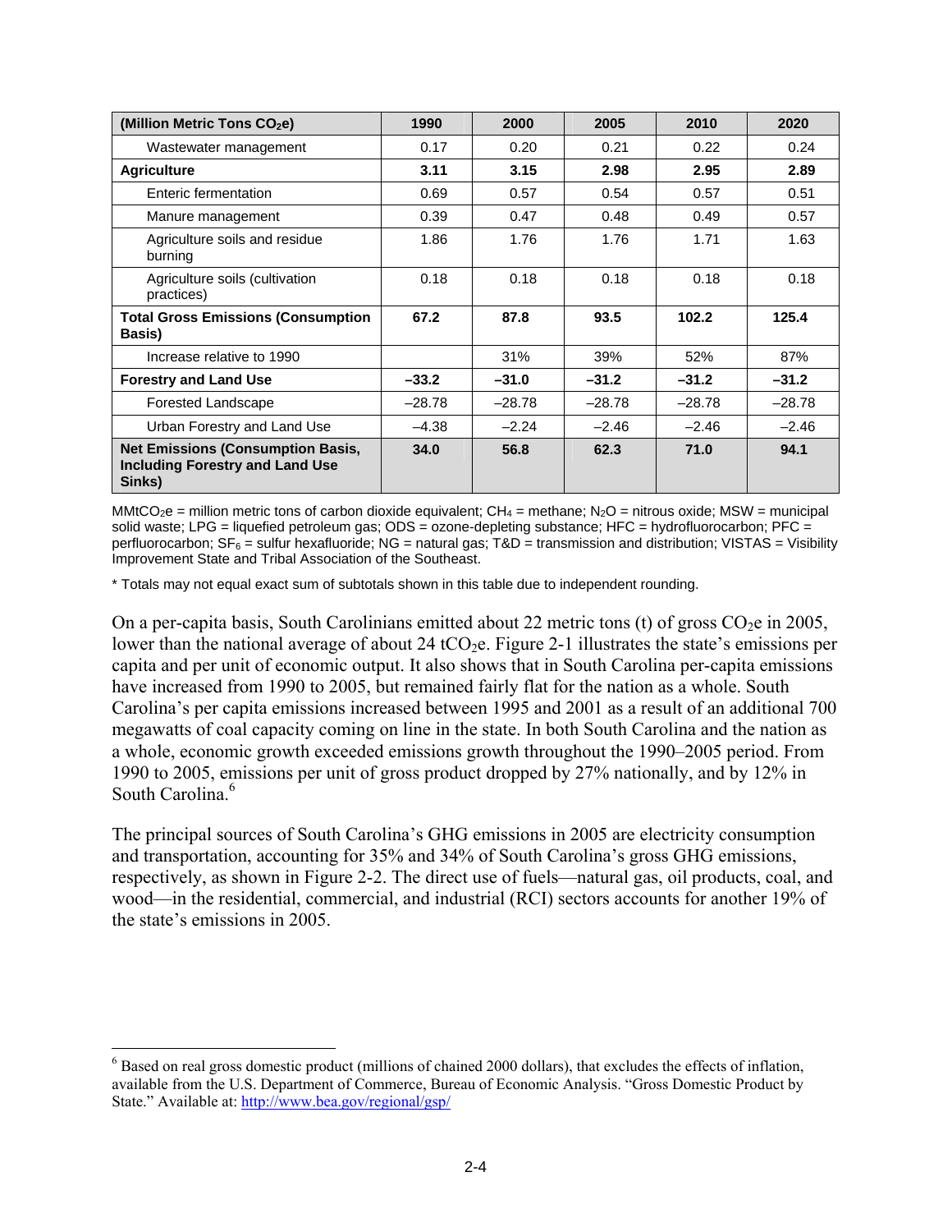| (Million Metric Tons $CO_2e$) | 1990 | 2000 | 2005 | 2010 | 2020 |
|---|---|---|---|---|---|
| Wastewater management | 0.17 | 0.20 | 0.21 | 0.22 | 0.24 |
| **Agriculture** | **3.11** | **3.15** | **2.98** | **2.95** | **2.89** |
| Enteric fermentation | 0.69 | 0.57 | 0.54 | 0.57 | 0.51 |
| Manure management | 0.39 | 0.47 | 0.48 | 0.49 | 0.57 |
| Agriculture soils and residue burning | 1.86 | 1.76 | 1.76 | 1.71 | 1.63 |
| Agriculture soils (cultivation practices) | 0.18 | 0.18 | 0.18 | 0.18 | 0.18 |
| **Total Gross Emissions (Consumption Basis)** | **67.2** | **87.8** | **93.5** | **102.2** | **125.4** |
| Increase relative to 1990 | | 31% | 39% | 52% | 87% |
| **Forestry and Land Use** | **–33.2** | **–31.0** | **–31.2** | **–31.2** | **–31.2** |
| Forested Landscape | –28.78 | –28.78 | –28.78 | –28.78 | –28.78 |
| Urban Forestry and Land Use | –4.38 | –2.24 | –2.46 | –2.46 | –2.46 |
| **Net Emissions (Consumption Basis, Including Forestry and Land Use Sinks)** | **34.0** | **56.8** | **62.3** | **71.0** | **94.1** |

$MMtCO_2e$ = million metric tons of carbon dioxide equivalent; $CH_4$ = methane; $N_2O$ = nitrous oxide; MSW = municipal solid waste; LPG = liquefied petroleum gas; ODS = ozone-depleting substance; HFC = hydrofluorocarbon; PFC = perfluorocarbon; $SF_6$ = sulfur hexafluoride; NG = natural gas; T&D = transmission and distribution; VISTAS = Visibility Improvement State and Tribal Association of the Southeast.

* Totals may not equal exact sum of subtotals shown in this table due to independent rounding.

On a per-capita basis, South Carolinians emitted about 22 metric tons (t) of gross $CO_2e$ in 2005, lower than the national average of about 24 $tCO_2e$. Figure 2-1 illustrates the state's emissions per capita and per unit of economic output. It also shows that in South Carolina per-capita emissions have increased from 1990 to 2005, but remained fairly flat for the nation as a whole. South Carolina's per capita emissions increased between 1995 and 2001 as a result of an additional 700 megawatts of coal capacity coming on line in the state. In both South Carolina and the nation as a whole, economic growth exceeded emissions growth throughout the 1990–2005 period. From 1990 to 2005, emissions per unit of gross product dropped by 27% nationally, and by 12% in South Carolina.[6]

The principal sources of South Carolina's GHG emissions in 2005 are electricity consumption and transportation, accounting for 35% and 34% of South Carolina's gross GHG emissions, respectively, as shown in Figure 2-2. The direct use of fuels—natural gas, oil products, coal, and wood—in the residential, commercial, and industrial (RCI) sectors accounts for another 19% of the state's emissions in 2005.

[6] Based on real gross domestic product (millions of chained 2000 dollars), that excludes the effects of inflation, available from the U.S. Department of Commerce, Bureau of Economic Analysis. "Gross Domestic Product by State." Available at: http://www.bea.gov/regional/gsp/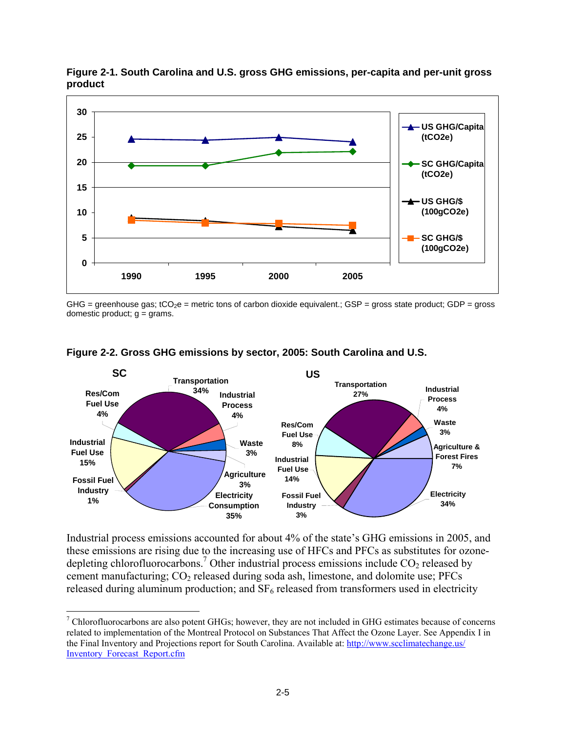**Figure 2-1. South Carolina and U.S. gross GHG emissions, per-capita and per-unit gross product**

GHG = greenhouse gas; $tCO_2e$ = metric tons of carbon dioxide equivalent.; GSP = gross state product; GDP = gross domestic product; g = grams.

**Figure 2-2. Gross GHG emissions by sector, 2005: South Carolina and U.S.**

Industrial process emissions accounted for about 4% of the state's GHG emissions in 2005, and these emissions are rising due to the increasing use of HFCs and PFCs as substitutes for ozone-depleting chlorofluorocarbons.[7] Other industrial process emissions include $CO_2$ released by cement manufacturing; $CO_2$ released during soda ash, limestone, and dolomite use; PFCs released during aluminum production; and $SF_6$ released from transformers used in electricity

[7] Chlorofluorocarbons are also potent GHGs; however, they are not included in GHG estimates because of concerns related to implementation of the Montreal Protocol on Substances That Affect the Ozone Layer. See Appendix I in the Final Inventory and Projections report for South Carolina. Available at: http://www.scclimatechange.us/Inventory_Forecast_Report.cfm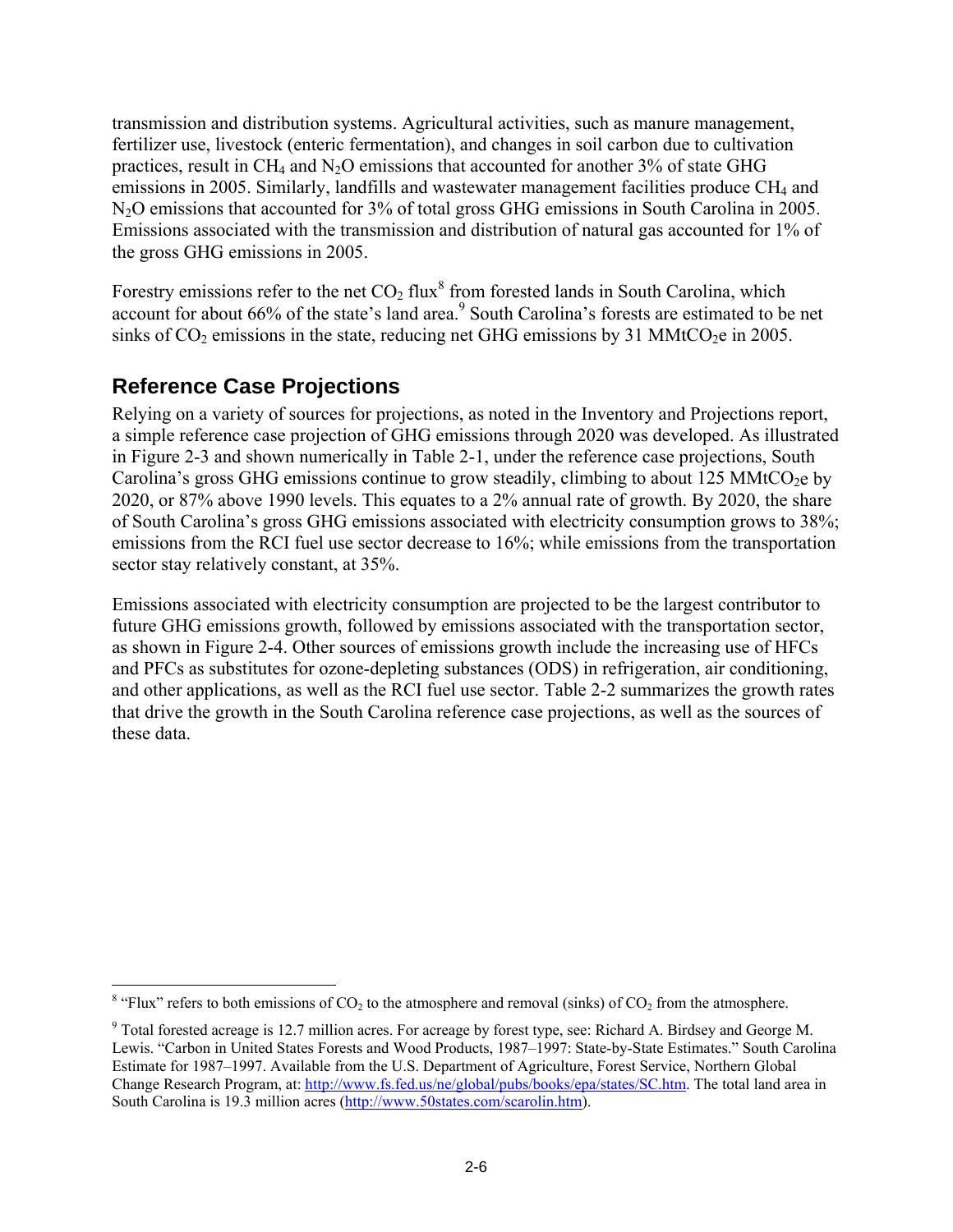transmission and distribution systems. Agricultural activities, such as manure management, fertilizer use, livestock (enteric fermentation), and changes in soil carbon due to cultivation practices, result in $CH_4$ and $N_2O$ emissions that accounted for another 3% of state GHG emissions in 2005. Similarly, landfills and wastewater management facilities produce $CH_4$ and $N_2O$ emissions that accounted for 3% of total gross GHG emissions in South Carolina in 2005. Emissions associated with the transmission and distribution of natural gas accounted for 1% of the gross GHG emissions in 2005.

Forestry emissions refer to the net $CO_2$ flux[8] from forested lands in South Carolina, which account for about 66% of the state's land area.[9] South Carolina's forests are estimated to be net sinks of $CO_2$ emissions in the state, reducing net GHG emissions by 31 $MMtCO_2e$ in 2005.

## Reference Case Projections

Relying on a variety of sources for projections, as noted in the Inventory and Projections report, a simple reference case projection of GHG emissions through 2020 was developed. As illustrated in Figure 2-3 and shown numerically in Table 2-1, under the reference case projections, South Carolina's gross GHG emissions continue to grow steadily, climbing to about 125 $MMtCO_2e$ by 2020, or 87% above 1990 levels. This equates to a 2% annual rate of growth. By 2020, the share of South Carolina's gross GHG emissions associated with electricity consumption grows to 38%; emissions from the RCI fuel use sector decrease to 16%; while emissions from the transportation sector stay relatively constant, at 35%.

Emissions associated with electricity consumption are projected to be the largest contributor to future GHG emissions growth, followed by emissions associated with the transportation sector, as shown in Figure 2-4. Other sources of emissions growth include the increasing use of HFCs and PFCs as substitutes for ozone-depleting substances (ODS) in refrigeration, air conditioning, and other applications, as well as the RCI fuel use sector. Table 2-2 summarizes the growth rates that drive the growth in the South Carolina reference case projections, as well as the sources of these data.

---

[8] "Flux" refers to both emissions of $CO_2$ to the atmosphere and removal (sinks) of $CO_2$ from the atmosphere.

[9] Total forested acreage is 12.7 million acres. For acreage by forest type, see: Richard A. Birdsey and George M. Lewis. "Carbon in United States Forests and Wood Products, 1987–1997: State-by-State Estimates." South Carolina Estimate for 1987–1997. Available from the U.S. Department of Agriculture, Forest Service, Northern Global Change Research Program, at: http://www.fs.fed.us/ne/global/pubs/books/epa/states/SC.htm. The total land area in South Carolina is 19.3 million acres (http://www.50states.com/scarolin.htm).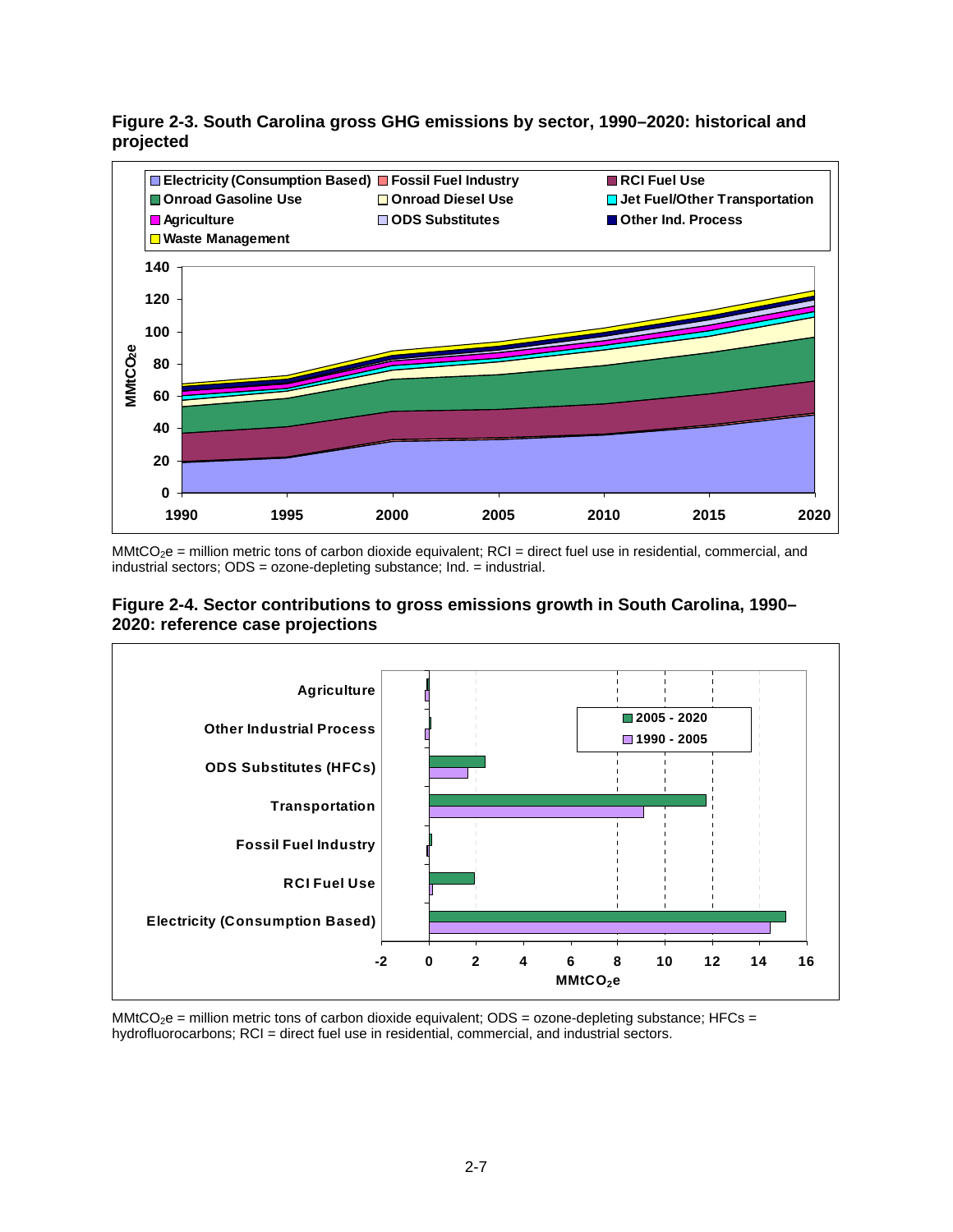**Figure 2-3. South Carolina gross GHG emissions by sector, 1990–2020: historical and projected**

$MMtCO_2e$ = million metric tons of carbon dioxide equivalent; RCI = direct fuel use in residential, commercial, and industrial sectors; ODS = ozone-depleting substance; Ind. = industrial.

**Figure 2-4. Sector contributions to gross emissions growth in South Carolina, 1990–2020: reference case projections**

$MMtCO_2e$ = million metric tons of carbon dioxide equivalent; ODS = ozone-depleting substance; HFCs = hydrofluorocarbons; RCI = direct fuel use in residential, commercial, and industrial sectors.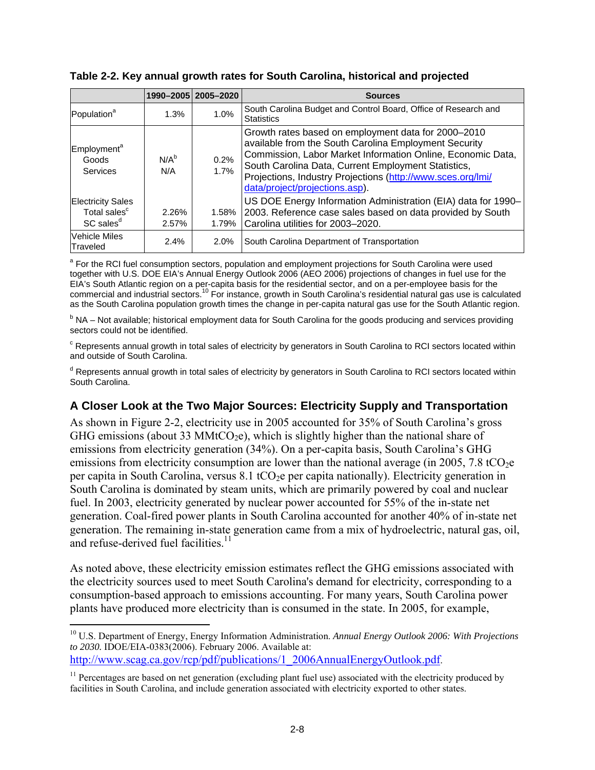**Table 2-2. Key annual growth rates for South Carolina, historical and projected**

| | 1990–2005 | 2005–2020 | Sources |
|---|---|---|---|
| Population[a] | 1.3% | 1.0% | South Carolina Budget and Control Board, Office of Research and Statistics |
| Employment[a] | | | Growth rates based on employment data for 2000–2010 available from the South Carolina Employment Security Commission, Labor Market Information Online, Economic Data, South Carolina Data, Current Employment Statistics, Projections, Industry Projections (http://www.sces.org/lmi/data/project/projections.asp). |
| Goods | N/A[b] | 0.2% | |
| Services | N/A | 1.7% | |
| Electricity Sales | | | US DOE Energy Information Administration (EIA) data for 1990–2003. Reference case sales based on data provided by South Carolina utilities for 2003–2020. |
| Total sales[c] | 2.26% | 1.58% | |
| SC sales[d] | 2.57% | 1.79% | |
| Vehicle Miles Traveled | 2.4% | 2.0% | South Carolina Department of Transportation |

[a] For the RCI fuel consumption sectors, population and employment projections for South Carolina were used together with U.S. DOE EIA's Annual Energy Outlook 2006 (AEO 2006) projections of changes in fuel use for the EIA's South Atlantic region on a per-capita basis for the residential sector, and on a per-employee basis for the commercial and industrial sectors.[10] For instance, growth in South Carolina's residential natural gas use is calculated as the South Carolina population growth times the change in per-capita natural gas use for the South Atlantic region.

[b] NA – Not available; historical employment data for South Carolina for the goods producing and services providing sectors could not be identified.

[c] Represents annual growth in total sales of electricity by generators in South Carolina to RCI sectors located within and outside of South Carolina.

[d] Represents annual growth in total sales of electricity by generators in South Carolina to RCI sectors located within South Carolina.

## A Closer Look at the Two Major Sources: Electricity Supply and Transportation

As shown in Figure 2-2, electricity use in 2005 accounted for 35% of South Carolina's gross GHG emissions (about 33 $MMtCO_2e$), which is slightly higher than the national share of emissions from electricity generation (34%). On a per-capita basis, South Carolina's GHG emissions from electricity consumption are lower than the national average (in 2005, 7.8 $tCO_2e$ per capita in South Carolina, versus 8.1 $tCO_2e$ per capita nationally). Electricity generation in South Carolina is dominated by steam units, which are primarily powered by coal and nuclear fuel. In 2003, electricity generated by nuclear power accounted for 55% of the in-state net generation. Coal-fired power plants in South Carolina accounted for another 40% of in-state net generation. The remaining in-state generation came from a mix of hydroelectric, natural gas, oil, and refuse-derived fuel facilities.[11]

As noted above, these electricity emission estimates reflect the GHG emissions associated with the electricity sources used to meet South Carolina's demand for electricity, corresponding to a consumption-based approach to emissions accounting. For many years, South Carolina power plants have produced more electricity than is consumed in the state. In 2005, for example,

[10] U.S. Department of Energy, Energy Information Administration. *Annual Energy Outlook 2006: With Projections to 2030.* IDOE/EIA-0383(2006). February 2006. Available at: http://www.scag.ca.gov/rcp/pdf/publications/1_2006AnnualEnergyOutlook.pdf.

[11] Percentages are based on net generation (excluding plant fuel use) associated with the electricity produced by facilities in South Carolina, and include generation associated with electricity exported to other states.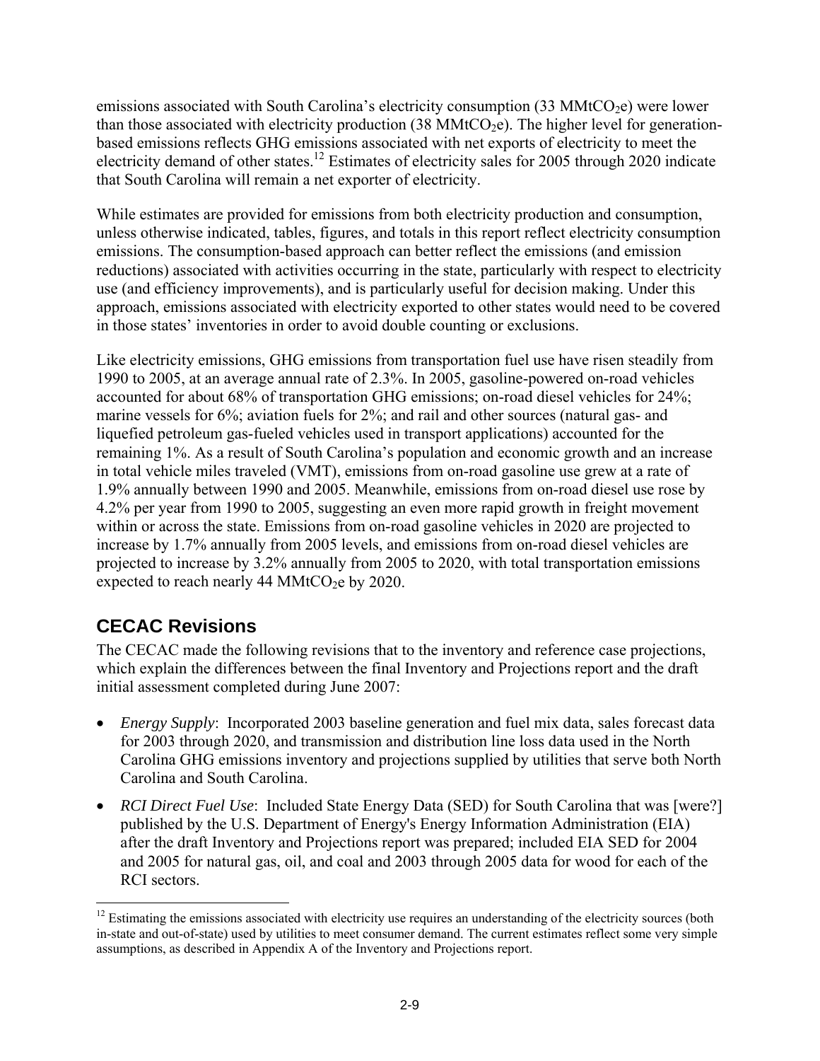emissions associated with South Carolina's electricity consumption (33 $MMtCO_2e$) were lower than those associated with electricity production (38 $MMtCO_2e$). The higher level for generation-based emissions reflects GHG emissions associated with net exports of electricity to meet the electricity demand of other states.[12] Estimates of electricity sales for 2005 through 2020 indicate that South Carolina will remain a net exporter of electricity.

While estimates are provided for emissions from both electricity production and consumption, unless otherwise indicated, tables, figures, and totals in this report reflect electricity consumption emissions. The consumption-based approach can better reflect the emissions (and emission reductions) associated with activities occurring in the state, particularly with respect to electricity use (and efficiency improvements), and is particularly useful for decision making. Under this approach, emissions associated with electricity exported to other states would need to be covered in those states' inventories in order to avoid double counting or exclusions.

Like electricity emissions, GHG emissions from transportation fuel use have risen steadily from 1990 to 2005, at an average annual rate of 2.3%. In 2005, gasoline-powered on-road vehicles accounted for about 68% of transportation GHG emissions; on-road diesel vehicles for 24%; marine vessels for 6%; aviation fuels for 2%; and rail and other sources (natural gas- and liquefied petroleum gas-fueled vehicles used in transport applications) accounted for the remaining 1%. As a result of South Carolina's population and economic growth and an increase in total vehicle miles traveled (VMT), emissions from on-road gasoline use grew at a rate of 1.9% annually between 1990 and 2005. Meanwhile, emissions from on-road diesel use rose by 4.2% per year from 1990 to 2005, suggesting an even more rapid growth in freight movement within or across the state. Emissions from on-road gasoline vehicles in 2020 are projected to increase by 1.7% annually from 2005 levels, and emissions from on-road diesel vehicles are projected to increase by 3.2% annually from 2005 to 2020, with total transportation emissions expected to reach nearly 44 $MMtCO_2e$ by 2020.

## CECAC Revisions

The CECAC made the following revisions that to the inventory and reference case projections, which explain the differences between the final Inventory and Projections report and the draft initial assessment completed during June 2007:

- *Energy Supply*: Incorporated 2003 baseline generation and fuel mix data, sales forecast data for 2003 through 2020, and transmission and distribution line loss data used in the North Carolina GHG emissions inventory and projections supplied by utilities that serve both North Carolina and South Carolina.
- *RCI Direct Fuel Use*: Included State Energy Data (SED) for South Carolina that was [were?] published by the U.S. Department of Energy's Energy Information Administration (EIA) after the draft Inventory and Projections report was prepared; included EIA SED for 2004 and 2005 for natural gas, oil, and coal and 2003 through 2005 data for wood for each of the RCI sectors.

[12] Estimating the emissions associated with electricity use requires an understanding of the electricity sources (both in-state and out-of-state) used by utilities to meet consumer demand. The current estimates reflect some very simple assumptions, as described in Appendix A of the Inventory and Projections report.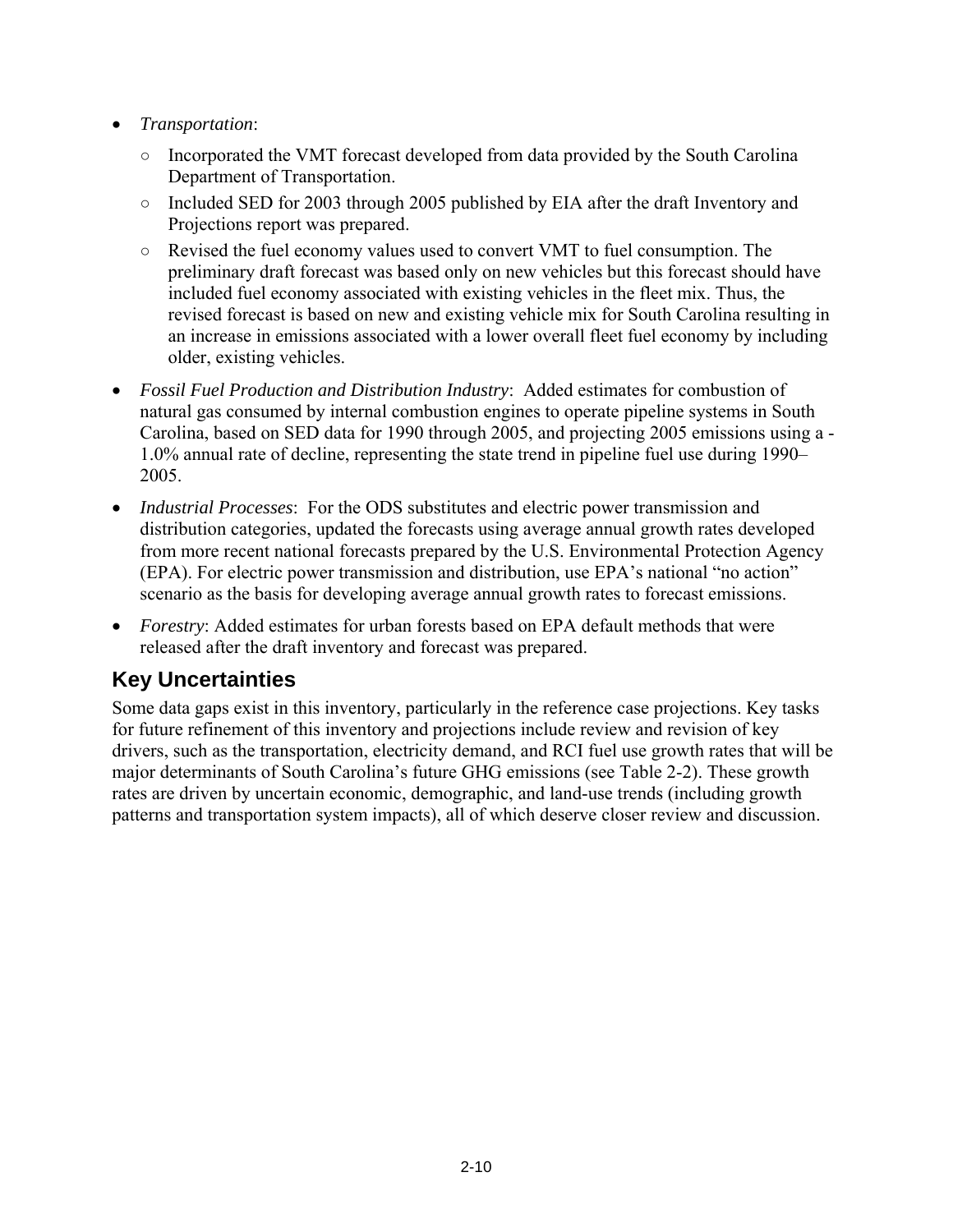- *Transportation*:
  - Incorporated the VMT forecast developed from data provided by the South Carolina Department of Transportation.
  - Included SED for 2003 through 2005 published by EIA after the draft Inventory and Projections report was prepared.
  - Revised the fuel economy values used to convert VMT to fuel consumption. The preliminary draft forecast was based only on new vehicles but this forecast should have included fuel economy associated with existing vehicles in the fleet mix. Thus, the revised forecast is based on new and existing vehicle mix for South Carolina resulting in an increase in emissions associated with a lower overall fleet fuel economy by including older, existing vehicles.
- *Fossil Fuel Production and Distribution Industry*: Added estimates for combustion of natural gas consumed by internal combustion engines to operate pipeline systems in South Carolina, based on SED data for 1990 through 2005, and projecting 2005 emissions using a -1.0% annual rate of decline, representing the state trend in pipeline fuel use during 1990–2005.
- *Industrial Processes*: For the ODS substitutes and electric power transmission and distribution categories, updated the forecasts using average annual growth rates developed from more recent national forecasts prepared by the U.S. Environmental Protection Agency (EPA). For electric power transmission and distribution, use EPA's national "no action" scenario as the basis for developing average annual growth rates to forecast emissions.
- *Forestry*: Added estimates for urban forests based on EPA default methods that were released after the draft inventory and forecast was prepared.

## Key Uncertainties

Some data gaps exist in this inventory, particularly in the reference case projections. Key tasks for future refinement of this inventory and projections include review and revision of key drivers, such as the transportation, electricity demand, and RCI fuel use growth rates that will be major determinants of South Carolina's future GHG emissions (see Table 2-2). These growth rates are driven by uncertain economic, demographic, and land-use trends (including growth patterns and transportation system impacts), all of which deserve closer review and discussion.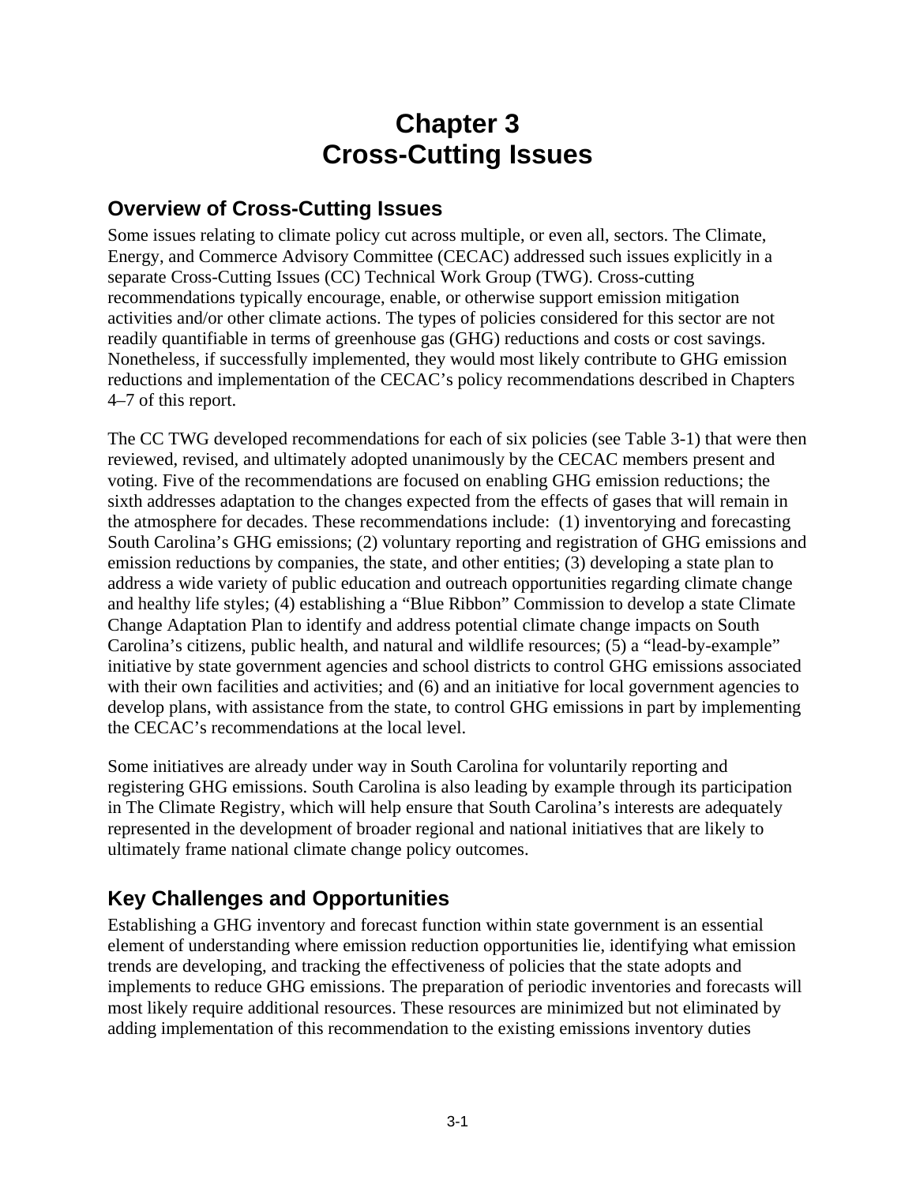# Chapter 3
# Cross-Cutting Issues

## Overview of Cross-Cutting Issues

Some issues relating to climate policy cut across multiple, or even all, sectors. The Climate, Energy, and Commerce Advisory Committee (CECAC) addressed such issues explicitly in a separate Cross-Cutting Issues (CC) Technical Work Group (TWG). Cross-cutting recommendations typically encourage, enable, or otherwise support emission mitigation activities and/or other climate actions. The types of policies considered for this sector are not readily quantifiable in terms of greenhouse gas (GHG) reductions and costs or cost savings. Nonetheless, if successfully implemented, they would most likely contribute to GHG emission reductions and implementation of the CECAC's policy recommendations described in Chapters 4–7 of this report.

The CC TWG developed recommendations for each of six policies (see Table 3-1) that were then reviewed, revised, and ultimately adopted unanimously by the CECAC members present and voting. Five of the recommendations are focused on enabling GHG emission reductions; the sixth addresses adaptation to the changes expected from the effects of gases that will remain in the atmosphere for decades. These recommendations include: (1) inventorying and forecasting South Carolina's GHG emissions; (2) voluntary reporting and registration of GHG emissions and emission reductions by companies, the state, and other entities; (3) developing a state plan to address a wide variety of public education and outreach opportunities regarding climate change and healthy life styles; (4) establishing a "Blue Ribbon" Commission to develop a state Climate Change Adaptation Plan to identify and address potential climate change impacts on South Carolina's citizens, public health, and natural and wildlife resources; (5) a "lead-by-example" initiative by state government agencies and school districts to control GHG emissions associated with their own facilities and activities; and (6) and an initiative for local government agencies to develop plans, with assistance from the state, to control GHG emissions in part by implementing the CECAC's recommendations at the local level.

Some initiatives are already under way in South Carolina for voluntarily reporting and registering GHG emissions. South Carolina is also leading by example through its participation in The Climate Registry, which will help ensure that South Carolina's interests are adequately represented in the development of broader regional and national initiatives that are likely to ultimately frame national climate change policy outcomes.

## Key Challenges and Opportunities

Establishing a GHG inventory and forecast function within state government is an essential element of understanding where emission reduction opportunities lie, identifying what emission trends are developing, and tracking the effectiveness of policies that the state adopts and implements to reduce GHG emissions. The preparation of periodic inventories and forecasts will most likely require additional resources. These resources are minimized but not eliminated by adding implementation of this recommendation to the existing emissions inventory duties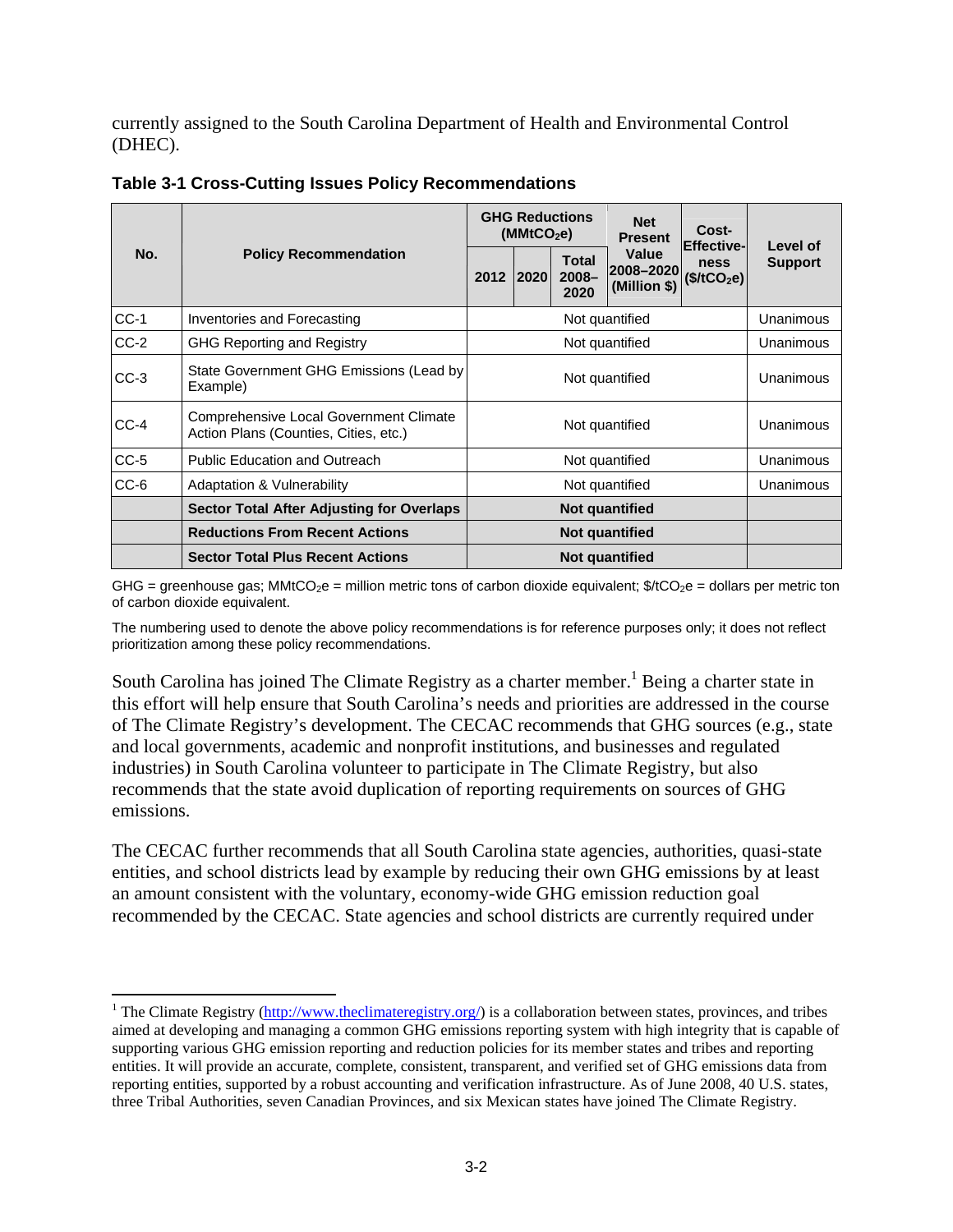currently assigned to the South Carolina Department of Health and Environmental Control (DHEC).

**Table 3-1 Cross-Cutting Issues Policy Recommendations**

| No. | Policy Recommendation | GHG Reductions ($MMtCO_2e$) | | | Net Present Value 2008–2020 (Million $) | Cost-Effectiveness ($/tCO_2e$) | Level of Support |
|---|---|---|---|---|---|---|---|
| | | 2012 | 2020 | Total 2008–2020 | | | |
| CC-1 | Inventories and Forecasting | Not quantified | | | | | Unanimous |
| CC-2 | GHG Reporting and Registry | Not quantified | | | | | Unanimous |
| CC-3 | State Government GHG Emissions (Lead by Example) | Not quantified | | | | | Unanimous |
| CC-4 | Comprehensive Local Government Climate Action Plans (Counties, Cities, etc.) | Not quantified | | | | | Unanimous |
| CC-5 | Public Education and Outreach | Not quantified | | | | | Unanimous |
| CC-6 | Adaptation & Vulnerability | Not quantified | | | | | Unanimous |
| | **Sector Total After Adjusting for Overlaps** | **Not quantified** | | | | | |
| | **Reductions From Recent Actions** | **Not quantified** | | | | | |
| | **Sector Total Plus Recent Actions** | **Not quantified** | | | | | |

GHG = greenhouse gas; $MMtCO_2e$ = million metric tons of carbon dioxide equivalent; $/$tCO_2e$ = dollars per metric ton of carbon dioxide equivalent.

The numbering used to denote the above policy recommendations is for reference purposes only; it does not reflect prioritization among these policy recommendations.

South Carolina has joined The Climate Registry as a charter member.[1] Being a charter state in this effort will help ensure that South Carolina's needs and priorities are addressed in the course of The Climate Registry's development. The CECAC recommends that GHG sources (e.g., state and local governments, academic and nonprofit institutions, and businesses and regulated industries) in South Carolina volunteer to participate in The Climate Registry, but also recommends that the state avoid duplication of reporting requirements on sources of GHG emissions.

The CECAC further recommends that all South Carolina state agencies, authorities, quasi-state entities, and school districts lead by example by reducing their own GHG emissions by at least an amount consistent with the voluntary, economy-wide GHG emission reduction goal recommended by the CECAC. State agencies and school districts are currently required under

[1] The Climate Registry (http://www.theclimateregistry.org/) is a collaboration between states, provinces, and tribes aimed at developing and managing a common GHG emissions reporting system with high integrity that is capable of supporting various GHG emission reporting and reduction policies for its member states and tribes and reporting entities. It will provide an accurate, complete, consistent, transparent, and verified set of GHG emissions data from reporting entities, supported by a robust accounting and verification infrastructure. As of June 2008, 40 U.S. states, three Tribal Authorities, seven Canadian Provinces, and six Mexican states have joined The Climate Registry.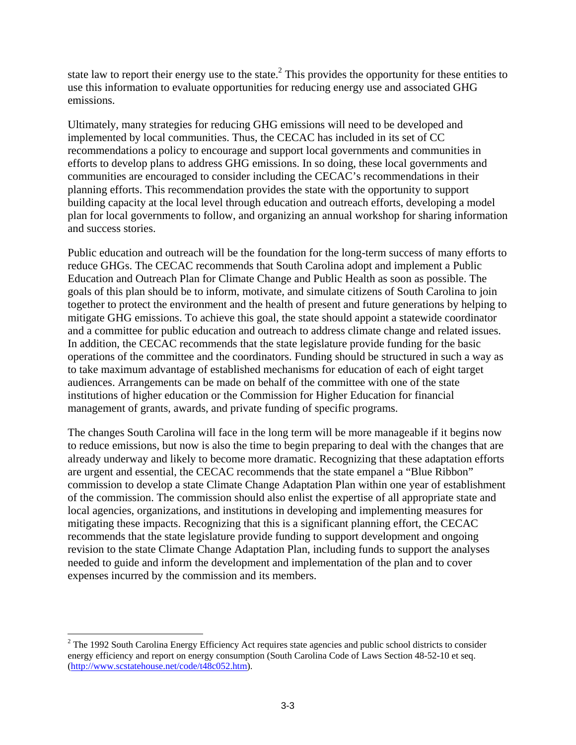state law to report their energy use to the state.[2] This provides the opportunity for these entities to use this information to evaluate opportunities for reducing energy use and associated GHG emissions.

Ultimately, many strategies for reducing GHG emissions will need to be developed and implemented by local communities. Thus, the CECAC has included in its set of CC recommendations a policy to encourage and support local governments and communities in efforts to develop plans to address GHG emissions. In so doing, these local governments and communities are encouraged to consider including the CECAC's recommendations in their planning efforts. This recommendation provides the state with the opportunity to support building capacity at the local level through education and outreach efforts, developing a model plan for local governments to follow, and organizing an annual workshop for sharing information and success stories.

Public education and outreach will be the foundation for the long-term success of many efforts to reduce GHGs. The CECAC recommends that South Carolina adopt and implement a Public Education and Outreach Plan for Climate Change and Public Health as soon as possible. The goals of this plan should be to inform, motivate, and simulate citizens of South Carolina to join together to protect the environment and the health of present and future generations by helping to mitigate GHG emissions. To achieve this goal, the state should appoint a statewide coordinator and a committee for public education and outreach to address climate change and related issues. In addition, the CECAC recommends that the state legislature provide funding for the basic operations of the committee and the coordinators. Funding should be structured in such a way as to take maximum advantage of established mechanisms for education of each of eight target audiences. Arrangements can be made on behalf of the committee with one of the state institutions of higher education or the Commission for Higher Education for financial management of grants, awards, and private funding of specific programs.

The changes South Carolina will face in the long term will be more manageable if it begins now to reduce emissions, but now is also the time to begin preparing to deal with the changes that are already underway and likely to become more dramatic. Recognizing that these adaptation efforts are urgent and essential, the CECAC recommends that the state empanel a "Blue Ribbon" commission to develop a state Climate Change Adaptation Plan within one year of establishment of the commission. The commission should also enlist the expertise of all appropriate state and local agencies, organizations, and institutions in developing and implementing measures for mitigating these impacts. Recognizing that this is a significant planning effort, the CECAC recommends that the state legislature provide funding to support development and ongoing revision to the state Climate Change Adaptation Plan, including funds to support the analyses needed to guide and inform the development and implementation of the plan and to cover expenses incurred by the commission and its members.

[2] The 1992 South Carolina Energy Efficiency Act requires state agencies and public school districts to consider energy efficiency and report on energy consumption (South Carolina Code of Laws Section 48-52-10 et seq. (http://www.scstatehouse.net/code/t48c052.htm).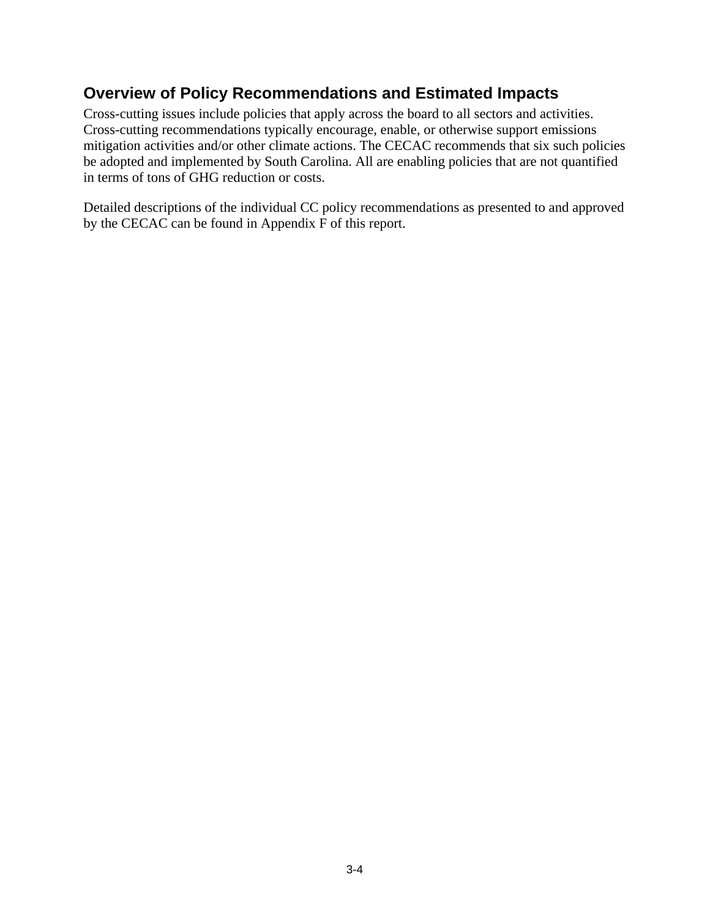## Overview of Policy Recommendations and Estimated Impacts

Cross-cutting issues include policies that apply across the board to all sectors and activities. Cross-cutting recommendations typically encourage, enable, or otherwise support emissions mitigation activities and/or other climate actions. The CECAC recommends that six such policies be adopted and implemented by South Carolina. All are enabling policies that are not quantified in terms of tons of GHG reduction or costs.

Detailed descriptions of the individual CC policy recommendations as presented to and approved by the CECAC can be found in Appendix F of this report.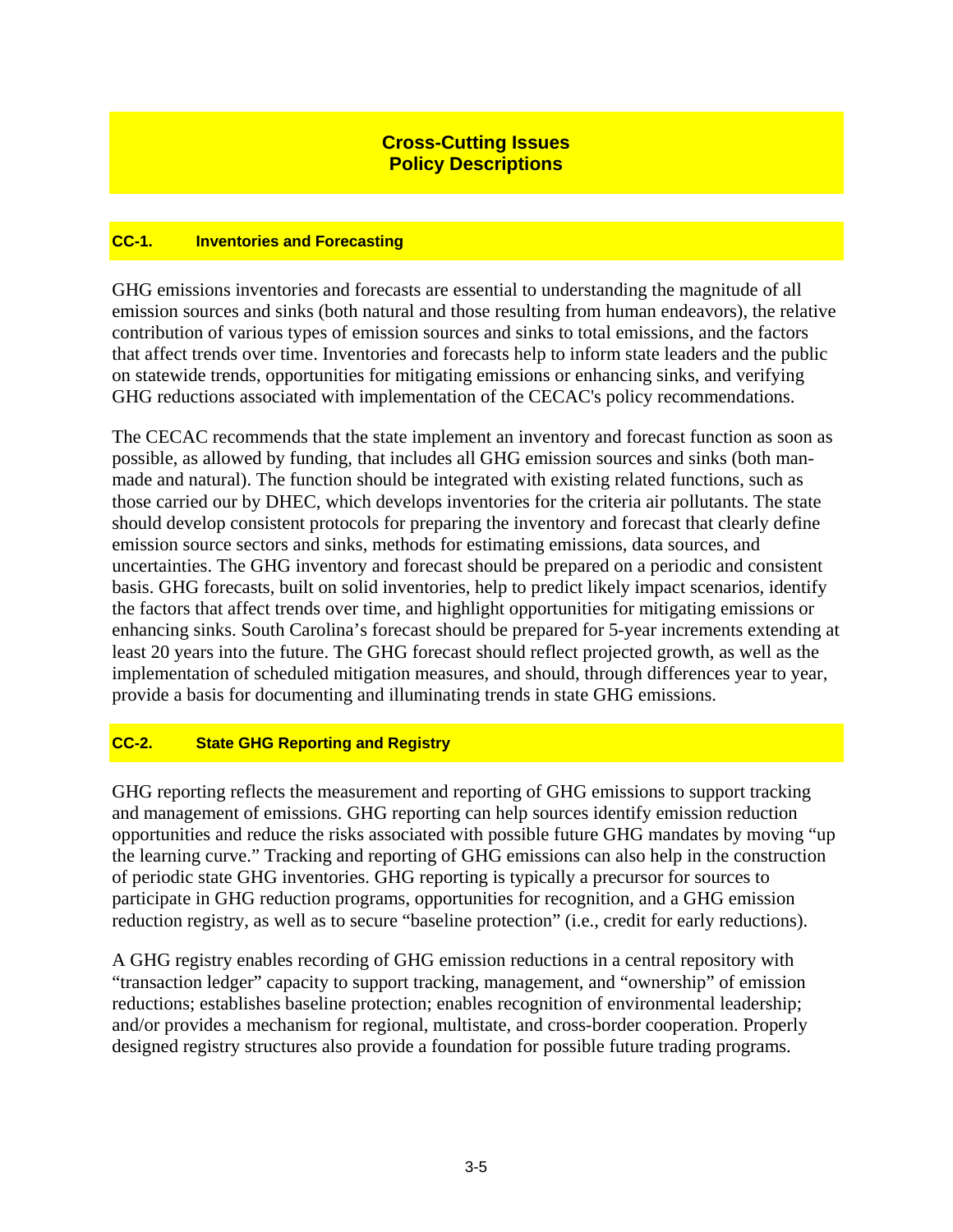# Cross-Cutting Issues
# Policy Descriptions

## CC-1. Inventories and Forecasting

GHG emissions inventories and forecasts are essential to understanding the magnitude of all emission sources and sinks (both natural and those resulting from human endeavors), the relative contribution of various types of emission sources and sinks to total emissions, and the factors that affect trends over time. Inventories and forecasts help to inform state leaders and the public on statewide trends, opportunities for mitigating emissions or enhancing sinks, and verifying GHG reductions associated with implementation of the CECAC's policy recommendations.

The CECAC recommends that the state implement an inventory and forecast function as soon as possible, as allowed by funding, that includes all GHG emission sources and sinks (both man-made and natural). The function should be integrated with existing related functions, such as those carried our by DHEC, which develops inventories for the criteria air pollutants. The state should develop consistent protocols for preparing the inventory and forecast that clearly define emission source sectors and sinks, methods for estimating emissions, data sources, and uncertainties. The GHG inventory and forecast should be prepared on a periodic and consistent basis. GHG forecasts, built on solid inventories, help to predict likely impact scenarios, identify the factors that affect trends over time, and highlight opportunities for mitigating emissions or enhancing sinks. South Carolina's forecast should be prepared for 5-year increments extending at least 20 years into the future. The GHG forecast should reflect projected growth, as well as the implementation of scheduled mitigation measures, and should, through differences year to year, provide a basis for documenting and illuminating trends in state GHG emissions.

## CC-2. State GHG Reporting and Registry

GHG reporting reflects the measurement and reporting of GHG emissions to support tracking and management of emissions. GHG reporting can help sources identify emission reduction opportunities and reduce the risks associated with possible future GHG mandates by moving "up the learning curve." Tracking and reporting of GHG emissions can also help in the construction of periodic state GHG inventories. GHG reporting is typically a precursor for sources to participate in GHG reduction programs, opportunities for recognition, and a GHG emission reduction registry, as well as to secure "baseline protection" (i.e., credit for early reductions).

A GHG registry enables recording of GHG emission reductions in a central repository with "transaction ledger" capacity to support tracking, management, and "ownership" of emission reductions; establishes baseline protection; enables recognition of environmental leadership; and/or provides a mechanism for regional, multistate, and cross-border cooperation. Properly designed registry structures also provide a foundation for possible future trading programs.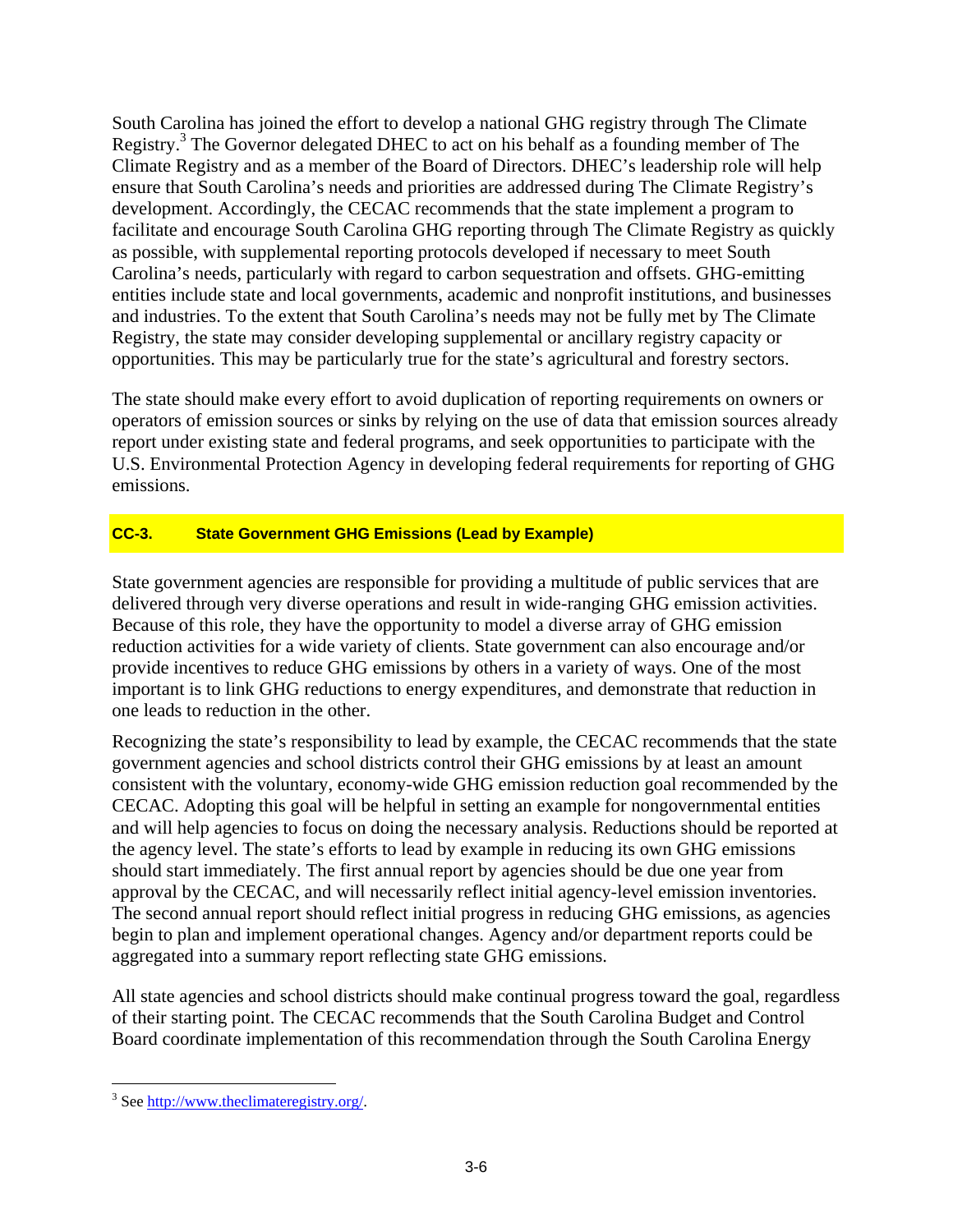South Carolina has joined the effort to develop a national GHG registry through The Climate Registry.[3] The Governor delegated DHEC to act on his behalf as a founding member of The Climate Registry and as a member of the Board of Directors. DHEC's leadership role will help ensure that South Carolina's needs and priorities are addressed during The Climate Registry's development. Accordingly, the CECAC recommends that the state implement a program to facilitate and encourage South Carolina GHG reporting through The Climate Registry as quickly as possible, with supplemental reporting protocols developed if necessary to meet South Carolina's needs, particularly with regard to carbon sequestration and offsets. GHG-emitting entities include state and local governments, academic and nonprofit institutions, and businesses and industries. To the extent that South Carolina's needs may not be fully met by The Climate Registry, the state may consider developing supplemental or ancillary registry capacity or opportunities. This may be particularly true for the state's agricultural and forestry sectors.

The state should make every effort to avoid duplication of reporting requirements on owners or operators of emission sources or sinks by relying on the use of data that emission sources already report under existing state and federal programs, and seek opportunities to participate with the U.S. Environmental Protection Agency in developing federal requirements for reporting of GHG emissions.

### CC-3. State Government GHG Emissions (Lead by Example)

State government agencies are responsible for providing a multitude of public services that are delivered through very diverse operations and result in wide-ranging GHG emission activities. Because of this role, they have the opportunity to model a diverse array of GHG emission reduction activities for a wide variety of clients. State government can also encourage and/or provide incentives to reduce GHG emissions by others in a variety of ways. One of the most important is to link GHG reductions to energy expenditures, and demonstrate that reduction in one leads to reduction in the other.

Recognizing the state's responsibility to lead by example, the CECAC recommends that the state government agencies and school districts control their GHG emissions by at least an amount consistent with the voluntary, economy-wide GHG emission reduction goal recommended by the CECAC. Adopting this goal will be helpful in setting an example for nongovernmental entities and will help agencies to focus on doing the necessary analysis. Reductions should be reported at the agency level. The state's efforts to lead by example in reducing its own GHG emissions should start immediately. The first annual report by agencies should be due one year from approval by the CECAC, and will necessarily reflect initial agency-level emission inventories. The second annual report should reflect initial progress in reducing GHG emissions, as agencies begin to plan and implement operational changes. Agency and/or department reports could be aggregated into a summary report reflecting state GHG emissions.

All state agencies and school districts should make continual progress toward the goal, regardless of their starting point. The CECAC recommends that the South Carolina Budget and Control Board coordinate implementation of this recommendation through the South Carolina Energy

[3] See http://www.theclimateregistry.org/.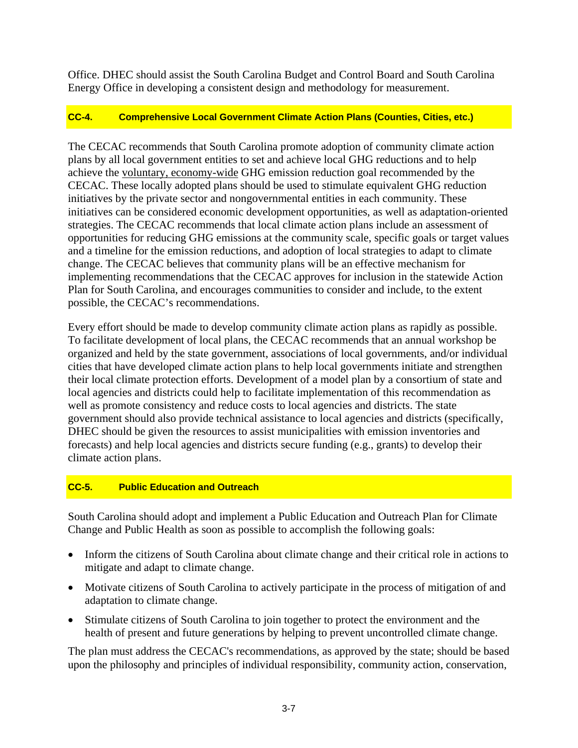Office. DHEC should assist the South Carolina Budget and Control Board and South Carolina Energy Office in developing a consistent design and methodology for measurement.

### CC-4. Comprehensive Local Government Climate Action Plans (Counties, Cities, etc.)

The CECAC recommends that South Carolina promote adoption of community climate action plans by all local government entities to set and achieve local GHG reductions and to help achieve the voluntary, economy-wide GHG emission reduction goal recommended by the CECAC. These locally adopted plans should be used to stimulate equivalent GHG reduction initiatives by the private sector and nongovernmental entities in each community. These initiatives can be considered economic development opportunities, as well as adaptation-oriented strategies. The CECAC recommends that local climate action plans include an assessment of opportunities for reducing GHG emissions at the community scale, specific goals or target values and a timeline for the emission reductions, and adoption of local strategies to adapt to climate change. The CECAC believes that community plans will be an effective mechanism for implementing recommendations that the CECAC approves for inclusion in the statewide Action Plan for South Carolina, and encourages communities to consider and include, to the extent possible, the CECAC's recommendations.

Every effort should be made to develop community climate action plans as rapidly as possible. To facilitate development of local plans, the CECAC recommends that an annual workshop be organized and held by the state government, associations of local governments, and/or individual cities that have developed climate action plans to help local governments initiate and strengthen their local climate protection efforts. Development of a model plan by a consortium of state and local agencies and districts could help to facilitate implementation of this recommendation as well as promote consistency and reduce costs to local agencies and districts. The state government should also provide technical assistance to local agencies and districts (specifically, DHEC should be given the resources to assist municipalities with emission inventories and forecasts) and help local agencies and districts secure funding (e.g., grants) to develop their climate action plans.

### CC-5. Public Education and Outreach

South Carolina should adopt and implement a Public Education and Outreach Plan for Climate Change and Public Health as soon as possible to accomplish the following goals:

- Inform the citizens of South Carolina about climate change and their critical role in actions to mitigate and adapt to climate change.
- Motivate citizens of South Carolina to actively participate in the process of mitigation of and adaptation to climate change.
- Stimulate citizens of South Carolina to join together to protect the environment and the health of present and future generations by helping to prevent uncontrolled climate change.

The plan must address the CECAC's recommendations, as approved by the state; should be based upon the philosophy and principles of individual responsibility, community action, conservation,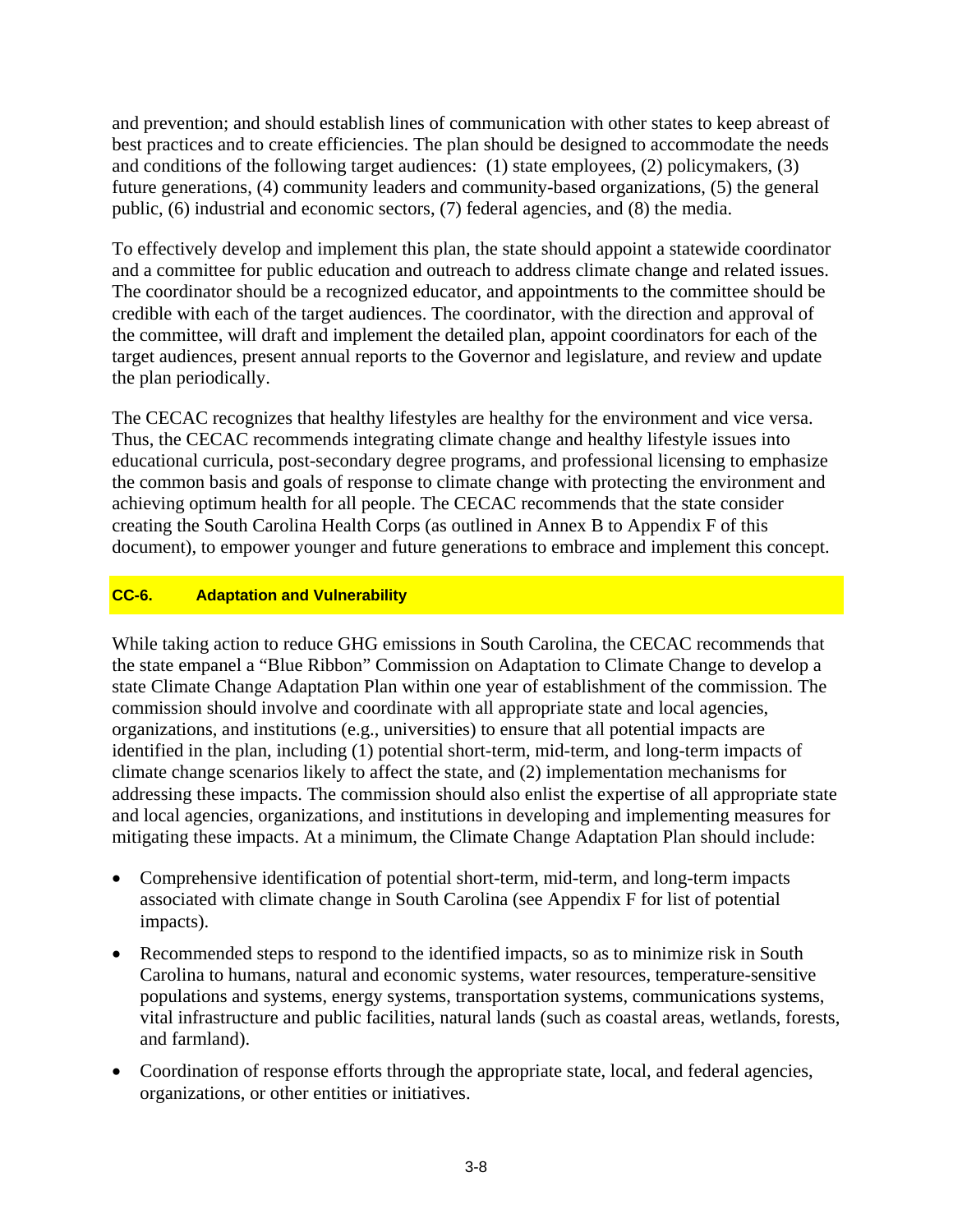and prevention; and should establish lines of communication with other states to keep abreast of best practices and to create efficiencies. The plan should be designed to accommodate the needs and conditions of the following target audiences: (1) state employees, (2) policymakers, (3) future generations, (4) community leaders and community-based organizations, (5) the general public, (6) industrial and economic sectors, (7) federal agencies, and (8) the media.

To effectively develop and implement this plan, the state should appoint a statewide coordinator and a committee for public education and outreach to address climate change and related issues. The coordinator should be a recognized educator, and appointments to the committee should be credible with each of the target audiences. The coordinator, with the direction and approval of the committee, will draft and implement the detailed plan, appoint coordinators for each of the target audiences, present annual reports to the Governor and legislature, and review and update the plan periodically.

The CECAC recognizes that healthy lifestyles are healthy for the environment and vice versa. Thus, the CECAC recommends integrating climate change and healthy lifestyle issues into educational curricula, post-secondary degree programs, and professional licensing to emphasize the common basis and goals of response to climate change with protecting the environment and achieving optimum health for all people. The CECAC recommends that the state consider creating the South Carolina Health Corps (as outlined in Annex B to Appendix F of this document), to empower younger and future generations to embrace and implement this concept.

### CC-6. Adaptation and Vulnerability

While taking action to reduce GHG emissions in South Carolina, the CECAC recommends that the state empanel a "Blue Ribbon" Commission on Adaptation to Climate Change to develop a state Climate Change Adaptation Plan within one year of establishment of the commission. The commission should involve and coordinate with all appropriate state and local agencies, organizations, and institutions (e.g., universities) to ensure that all potential impacts are identified in the plan, including (1) potential short-term, mid-term, and long-term impacts of climate change scenarios likely to affect the state, and (2) implementation mechanisms for addressing these impacts. The commission should also enlist the expertise of all appropriate state and local agencies, organizations, and institutions in developing and implementing measures for mitigating these impacts. At a minimum, the Climate Change Adaptation Plan should include:

- Comprehensive identification of potential short-term, mid-term, and long-term impacts associated with climate change in South Carolina (see Appendix F for list of potential impacts).
- Recommended steps to respond to the identified impacts, so as to minimize risk in South Carolina to humans, natural and economic systems, water resources, temperature-sensitive populations and systems, energy systems, transportation systems, communications systems, vital infrastructure and public facilities, natural lands (such as coastal areas, wetlands, forests, and farmland).
- Coordination of response efforts through the appropriate state, local, and federal agencies, organizations, or other entities or initiatives.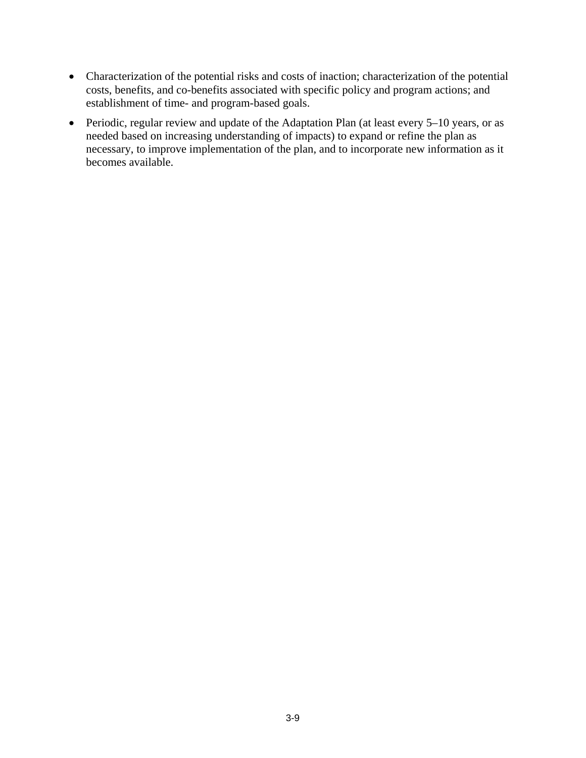- Characterization of the potential risks and costs of inaction; characterization of the potential costs, benefits, and co-benefits associated with specific policy and program actions; and establishment of time- and program-based goals.
- Periodic, regular review and update of the Adaptation Plan (at least every 5–10 years, or as needed based on increasing understanding of impacts) to expand or refine the plan as necessary, to improve implementation of the plan, and to incorporate new information as it becomes available.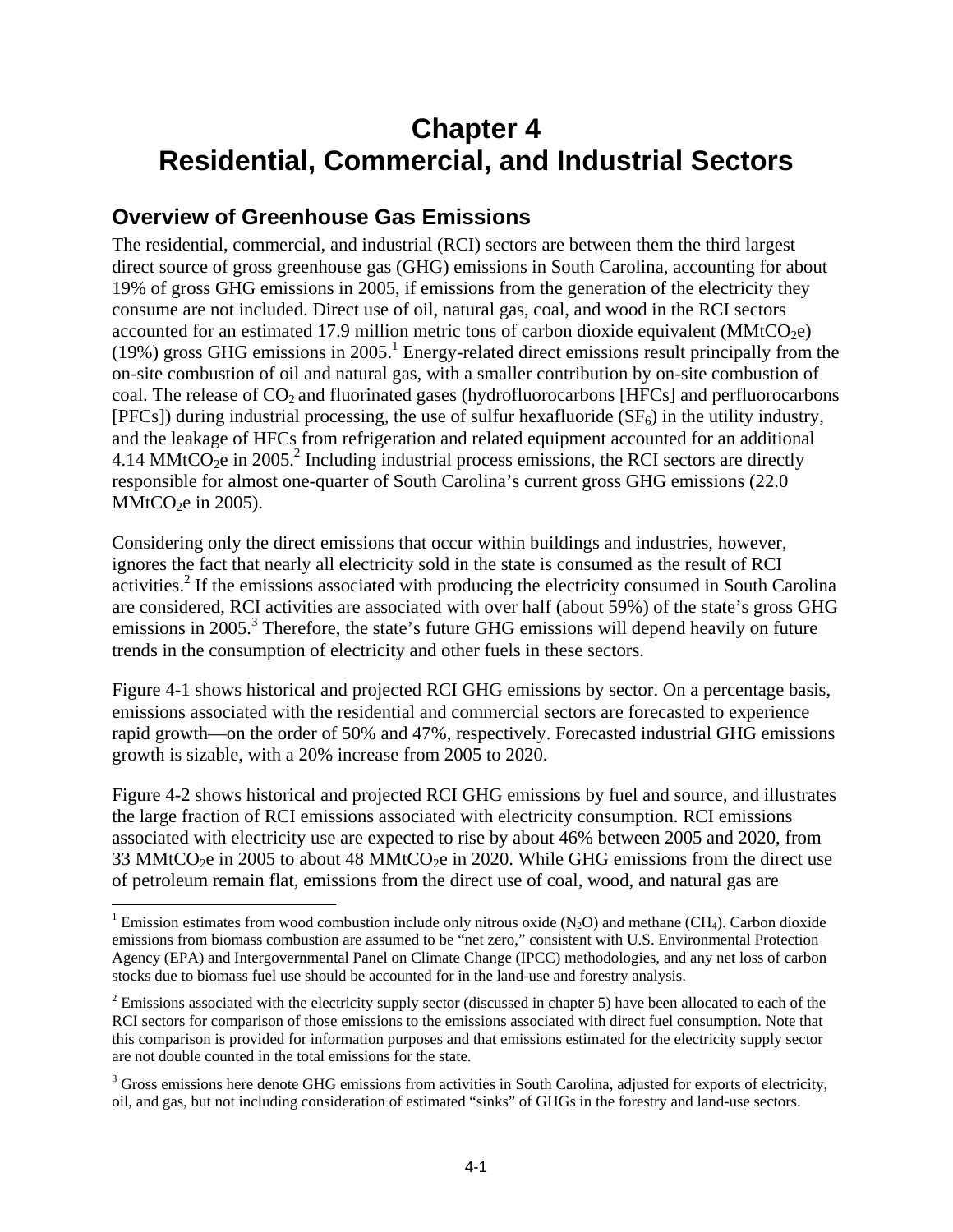# Chapter 4
# Residential, Commercial, and Industrial Sectors

## Overview of Greenhouse Gas Emissions

The residential, commercial, and industrial (RCI) sectors are between them the third largest direct source of gross greenhouse gas (GHG) emissions in South Carolina, accounting for about 19% of gross GHG emissions in 2005, if emissions from the generation of the electricity they consume are not included. Direct use of oil, natural gas, coal, and wood in the RCI sectors accounted for an estimated 17.9 million metric tons of carbon dioxide equivalent ($MMtCO_2e$) (19%) gross GHG emissions in 2005.[1] Energy-related direct emissions result principally from the on-site combustion of oil and natural gas, with a smaller contribution by on-site combustion of coal. The release of $CO_2$ and fluorinated gases (hydrofluorocarbons [HFCs] and perfluorocarbons [PFCs]) during industrial processing, the use of sulfur hexafluoride ($SF_6$) in the utility industry, and the leakage of HFCs from refrigeration and related equipment accounted for an additional 4.14 $MMtCO_2e$ in 2005.[2] Including industrial process emissions, the RCI sectors are directly responsible for almost one-quarter of South Carolina's current gross GHG emissions (22.0 $MMtCO_2e$ in 2005).

Considering only the direct emissions that occur within buildings and industries, however, ignores the fact that nearly all electricity sold in the state is consumed as the result of RCI activities.[2] If the emissions associated with producing the electricity consumed in South Carolina are considered, RCI activities are associated with over half (about 59%) of the state's gross GHG emissions in 2005.[3] Therefore, the state's future GHG emissions will depend heavily on future trends in the consumption of electricity and other fuels in these sectors.

Figure 4-1 shows historical and projected RCI GHG emissions by sector. On a percentage basis, emissions associated with the residential and commercial sectors are forecasted to experience rapid growth—on the order of 50% and 47%, respectively. Forecasted industrial GHG emissions growth is sizable, with a 20% increase from 2005 to 2020.

Figure 4-2 shows historical and projected RCI GHG emissions by fuel and source, and illustrates the large fraction of RCI emissions associated with electricity consumption. RCI emissions associated with electricity use are expected to rise by about 46% between 2005 and 2020, from 33 $MMtCO_2e$ in 2005 to about 48 $MMtCO_2e$ in 2020. While GHG emissions from the direct use of petroleum remain flat, emissions from the direct use of coal, wood, and natural gas are

---

[1] Emission estimates from wood combustion include only nitrous oxide ($N_2O$) and methane ($CH_4$). Carbon dioxide emissions from biomass combustion are assumed to be "net zero," consistent with U.S. Environmental Protection Agency (EPA) and Intergovernmental Panel on Climate Change (IPCC) methodologies, and any net loss of carbon stocks due to biomass fuel use should be accounted for in the land-use and forestry analysis.

[2] Emissions associated with the electricity supply sector (discussed in chapter 5) have been allocated to each of the RCI sectors for comparison of those emissions to the emissions associated with direct fuel consumption. Note that this comparison is provided for information purposes and that emissions estimated for the electricity supply sector are not double counted in the total emissions for the state.

[3] Gross emissions here denote GHG emissions from activities in South Carolina, adjusted for exports of electricity, oil, and gas, but not including consideration of estimated "sinks" of GHGs in the forestry and land-use sectors.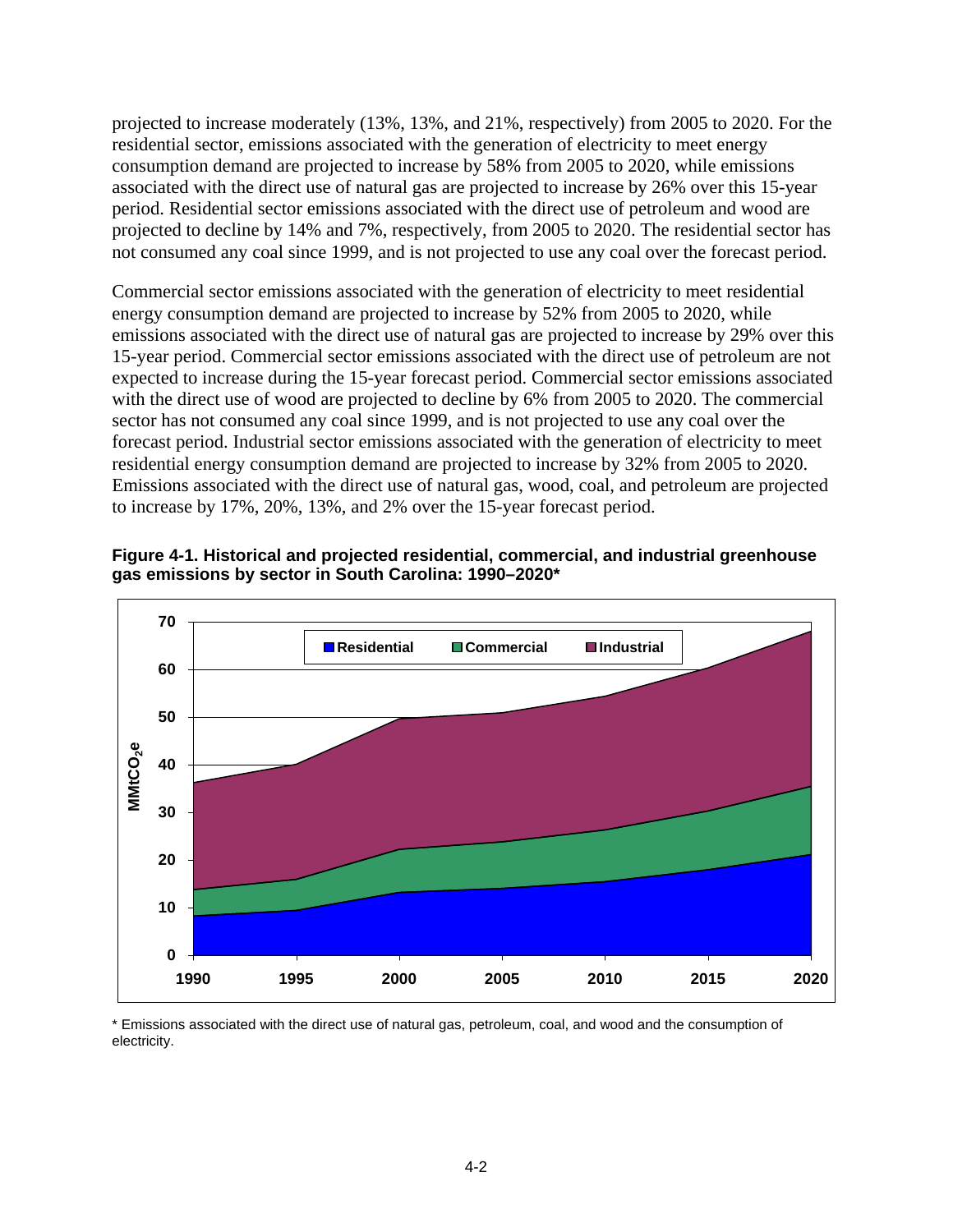projected to increase moderately (13%, 13%, and 21%, respectively) from 2005 to 2020. For the residential sector, emissions associated with the generation of electricity to meet energy consumption demand are projected to increase by 58% from 2005 to 2020, while emissions associated with the direct use of natural gas are projected to increase by 26% over this 15-year period. Residential sector emissions associated with the direct use of petroleum and wood are projected to decline by 14% and 7%, respectively, from 2005 to 2020. The residential sector has not consumed any coal since 1999, and is not projected to use any coal over the forecast period.

Commercial sector emissions associated with the generation of electricity to meet residential energy consumption demand are projected to increase by 52% from 2005 to 2020, while emissions associated with the direct use of natural gas are projected to increase by 29% over this 15-year period. Commercial sector emissions associated with the direct use of petroleum are not expected to increase during the 15-year forecast period. Commercial sector emissions associated with the direct use of wood are projected to decline by 6% from 2005 to 2020. The commercial sector has not consumed any coal since 1999, and is not projected to use any coal over the forecast period. Industrial sector emissions associated with the generation of electricity to meet residential energy consumption demand are projected to increase by 32% from 2005 to 2020. Emissions associated with the direct use of natural gas, wood, coal, and petroleum are projected to increase by 17%, 20%, 13%, and 2% over the 15-year forecast period.

**Figure 4-1. Historical and projected residential, commercial, and industrial greenhouse gas emissions by sector in South Carolina: 1990–2020***

\* Emissions associated with the direct use of natural gas, petroleum, coal, and wood and the consumption of electricity.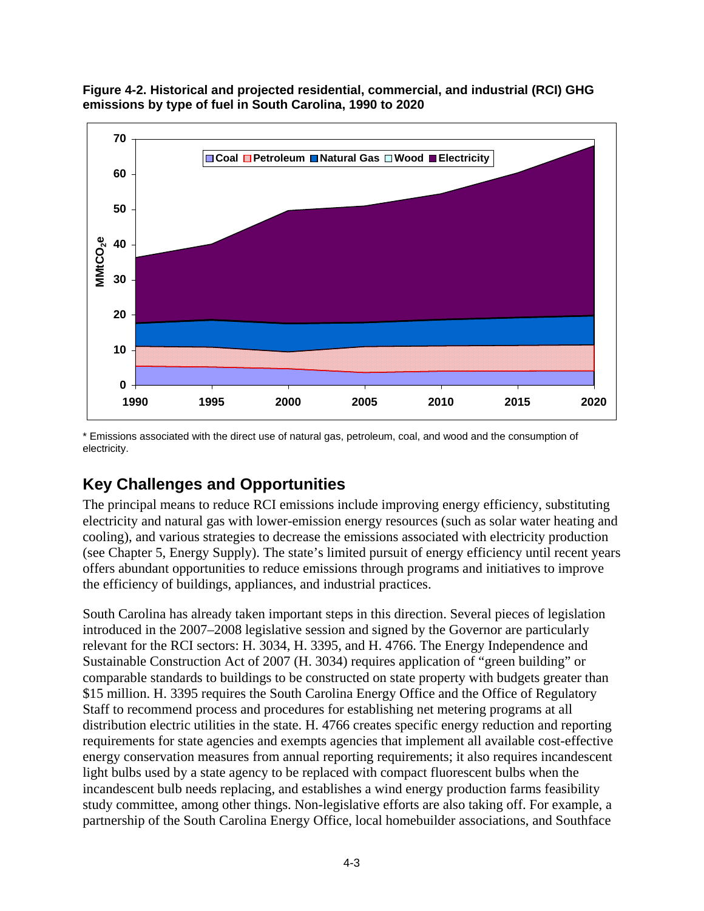**Figure 4-2. Historical and projected residential, commercial, and industrial (RCI) GHG emissions by type of fuel in South Carolina, 1990 to 2020**

\* Emissions associated with the direct use of natural gas, petroleum, coal, and wood and the consumption of electricity.

## Key Challenges and Opportunities

The principal means to reduce RCI emissions include improving energy efficiency, substituting electricity and natural gas with lower-emission energy resources (such as solar water heating and cooling), and various strategies to decrease the emissions associated with electricity production (see Chapter 5, Energy Supply). The state's limited pursuit of energy efficiency until recent years offers abundant opportunities to reduce emissions through programs and initiatives to improve the efficiency of buildings, appliances, and industrial practices.

South Carolina has already taken important steps in this direction. Several pieces of legislation introduced in the 2007–2008 legislative session and signed by the Governor are particularly relevant for the RCI sectors: H. 3034, H. 3395, and H. 4766. The Energy Independence and Sustainable Construction Act of 2007 (H. 3034) requires application of "green building" or comparable standards to buildings to be constructed on state property with budgets greater than $15 million. H. 3395 requires the South Carolina Energy Office and the Office of Regulatory Staff to recommend process and procedures for establishing net metering programs at all distribution electric utilities in the state. H. 4766 creates specific energy reduction and reporting requirements for state agencies and exempts agencies that implement all available cost-effective energy conservation measures from annual reporting requirements; it also requires incandescent light bulbs used by a state agency to be replaced with compact fluorescent bulbs when the incandescent bulb needs replacing, and establishes a wind energy production farms feasibility study committee, among other things. Non-legislative efforts are also taking off. For example, a partnership of the South Carolina Energy Office, local homebuilder associations, and Southface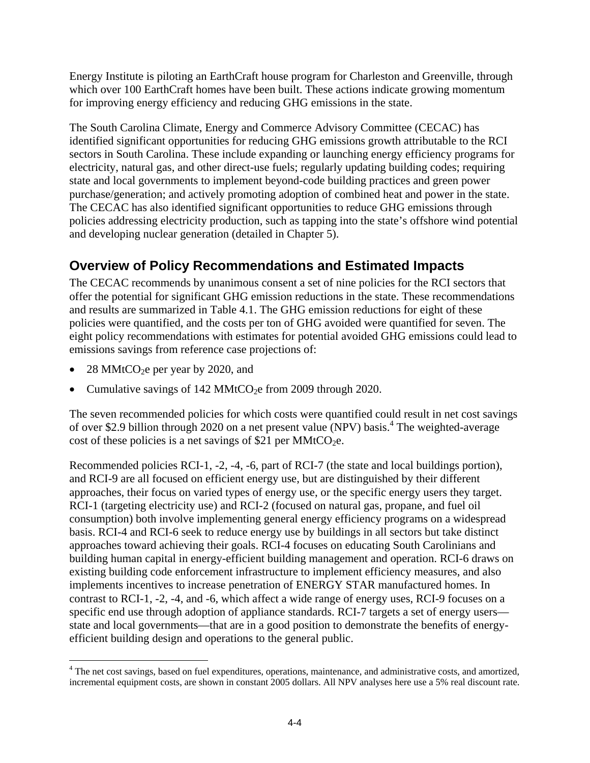Energy Institute is piloting an EarthCraft house program for Charleston and Greenville, through which over 100 EarthCraft homes have been built. These actions indicate growing momentum for improving energy efficiency and reducing GHG emissions in the state.

The South Carolina Climate, Energy and Commerce Advisory Committee (CECAC) has identified significant opportunities for reducing GHG emissions growth attributable to the RCI sectors in South Carolina. These include expanding or launching energy efficiency programs for electricity, natural gas, and other direct-use fuels; regularly updating building codes; requiring state and local governments to implement beyond-code building practices and green power purchase/generation; and actively promoting adoption of combined heat and power in the state. The CECAC has also identified significant opportunities to reduce GHG emissions through policies addressing electricity production, such as tapping into the state's offshore wind potential and developing nuclear generation (detailed in Chapter 5).

## Overview of Policy Recommendations and Estimated Impacts

The CECAC recommends by unanimous consent a set of nine policies for the RCI sectors that offer the potential for significant GHG emission reductions in the state. These recommendations and results are summarized in Table 4.1. The GHG emission reductions for eight of these policies were quantified, and the costs per ton of GHG avoided were quantified for seven. The eight policy recommendations with estimates for potential avoided GHG emissions could lead to emissions savings from reference case projections of:

- 28 $MMtCO_2e$ per year by 2020, and
- Cumulative savings of 142 $MMtCO_2e$ from 2009 through 2020.

The seven recommended policies for which costs were quantified could result in net cost savings of over \$2.9 billion through 2020 on a net present value (NPV) basis.[4] The weighted-average cost of these policies is a net savings of \$21 per $MMtCO_2e$.

Recommended policies RCI-1, -2, -4, -6, part of RCI-7 (the state and local buildings portion), and RCI-9 are all focused on efficient energy use, but are distinguished by their different approaches, their focus on varied types of energy use, or the specific energy users they target. RCI-1 (targeting electricity use) and RCI-2 (focused on natural gas, propane, and fuel oil consumption) both involve implementing general energy efficiency programs on a widespread basis. RCI-4 and RCI-6 seek to reduce energy use by buildings in all sectors but take distinct approaches toward achieving their goals. RCI-4 focuses on educating South Carolinians and building human capital in energy-efficient building management and operation. RCI-6 draws on existing building code enforcement infrastructure to implement efficiency measures, and also implements incentives to increase penetration of ENERGY STAR manufactured homes. In contrast to RCI-1, -2, -4, and -6, which affect a wide range of energy uses, RCI-9 focuses on a specific end use through adoption of appliance standards. RCI-7 targets a set of energy users—state and local governments—that are in a good position to demonstrate the benefits of energy-efficient building design and operations to the general public.

[4] The net cost savings, based on fuel expenditures, operations, maintenance, and administrative costs, and amortized, incremental equipment costs, are shown in constant 2005 dollars. All NPV analyses here use a 5% real discount rate.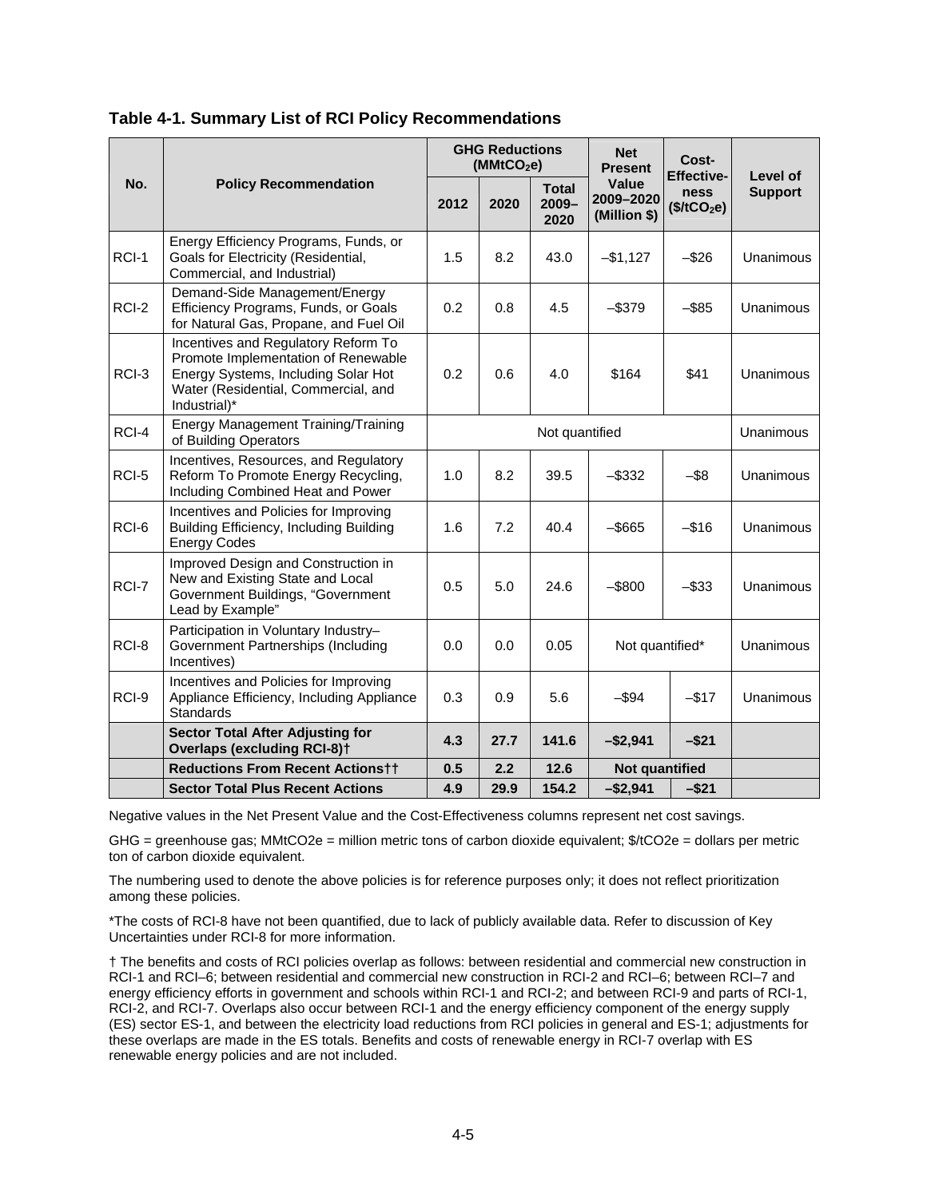**Table 4-1. Summary List of RCI Policy Recommendations**

| No. | Policy Recommendation | GHG Reductions ($MMtCO_2e$) | | | Net Present Value 2009–2020 (Million $) | Cost-Effective-ness ($/tCO_2e$) | Level of Support |
|---|---|---|---|---|---|---|---|
| | | 2012 | 2020 | Total 2009–2020 | | | |
| RCI-1 | Energy Efficiency Programs, Funds, or Goals for Electricity (Residential, Commercial, and Industrial) | 1.5 | 8.2 | 43.0 | –$1,127 | –$26 | Unanimous |
| RCI-2 | Demand-Side Management/Energy Efficiency Programs, Funds, or Goals for Natural Gas, Propane, and Fuel Oil | 0.2 | 0.8 | 4.5 | –$379 | –$85 | Unanimous |
| RCI-3 | Incentives and Regulatory Reform To Promote Implementation of Renewable Energy Systems, Including Solar Hot Water (Residential, Commercial, and Industrial)* | 0.2 | 0.6 | 4.0 | $164 | $41 | Unanimous |
| RCI-4 | Energy Management Training/Training of Building Operators | Not quantified | | | | | Unanimous |
| RCI-5 | Incentives, Resources, and Regulatory Reform To Promote Energy Recycling, Including Combined Heat and Power | 1.0 | 8.2 | 39.5 | –$332 | –$8 | Unanimous |
| RCI-6 | Incentives and Policies for Improving Building Efficiency, Including Building Energy Codes | 1.6 | 7.2 | 40.4 | –$665 | –$16 | Unanimous |
| RCI-7 | Improved Design and Construction in New and Existing State and Local Government Buildings, "Government Lead by Example" | 0.5 | 5.0 | 24.6 | –$800 | –$33 | Unanimous |
| RCI-8 | Participation in Voluntary Industry–Government Partnerships (Including Incentives) | 0.0 | 0.0 | 0.05 | Not quantified* | | Unanimous |
| RCI-9 | Incentives and Policies for Improving Appliance Efficiency, Including Appliance Standards | 0.3 | 0.9 | 5.6 | –$94 | –$17 | Unanimous |
| | **Sector Total After Adjusting for Overlaps (excluding RCI-8)†** | **4.3** | **27.7** | **141.6** | **–$2,941** | **–$21** | |
| | **Reductions From Recent Actions††** | **0.5** | **2.2** | **12.6** | **Not quantified** | | |
| | **Sector Total Plus Recent Actions** | **4.9** | **29.9** | **154.2** | **–$2,941** | **–$21** | |

Negative values in the Net Present Value and the Cost-Effectiveness columns represent net cost savings.

GHG = greenhouse gas; MMtCO2e = million metric tons of carbon dioxide equivalent; $/tCO2e = dollars per metric ton of carbon dioxide equivalent.

The numbering used to denote the above policies is for reference purposes only; it does not reflect prioritization among these policies.

*The costs of RCI-8 have not been quantified, due to lack of publicly available data. Refer to discussion of Key Uncertainties under RCI-8 for more information.

† The benefits and costs of RCI policies overlap as follows: between residential and commercial new construction in RCI-1 and RCI–6; between residential and commercial new construction in RCI-2 and RCI–6; between RCI–7 and energy efficiency efforts in government and schools within RCI-1 and RCI-2; and between RCI-9 and parts of RCI-1, RCI-2, and RCI-7. Overlaps also occur between RCI-1 and the energy efficiency component of the energy supply (ES) sector ES-1, and between the electricity load reductions from RCI policies in general and ES-1; adjustments for these overlaps are made in the ES totals. Benefits and costs of renewable energy in RCI-7 overlap with ES renewable energy policies and are not included.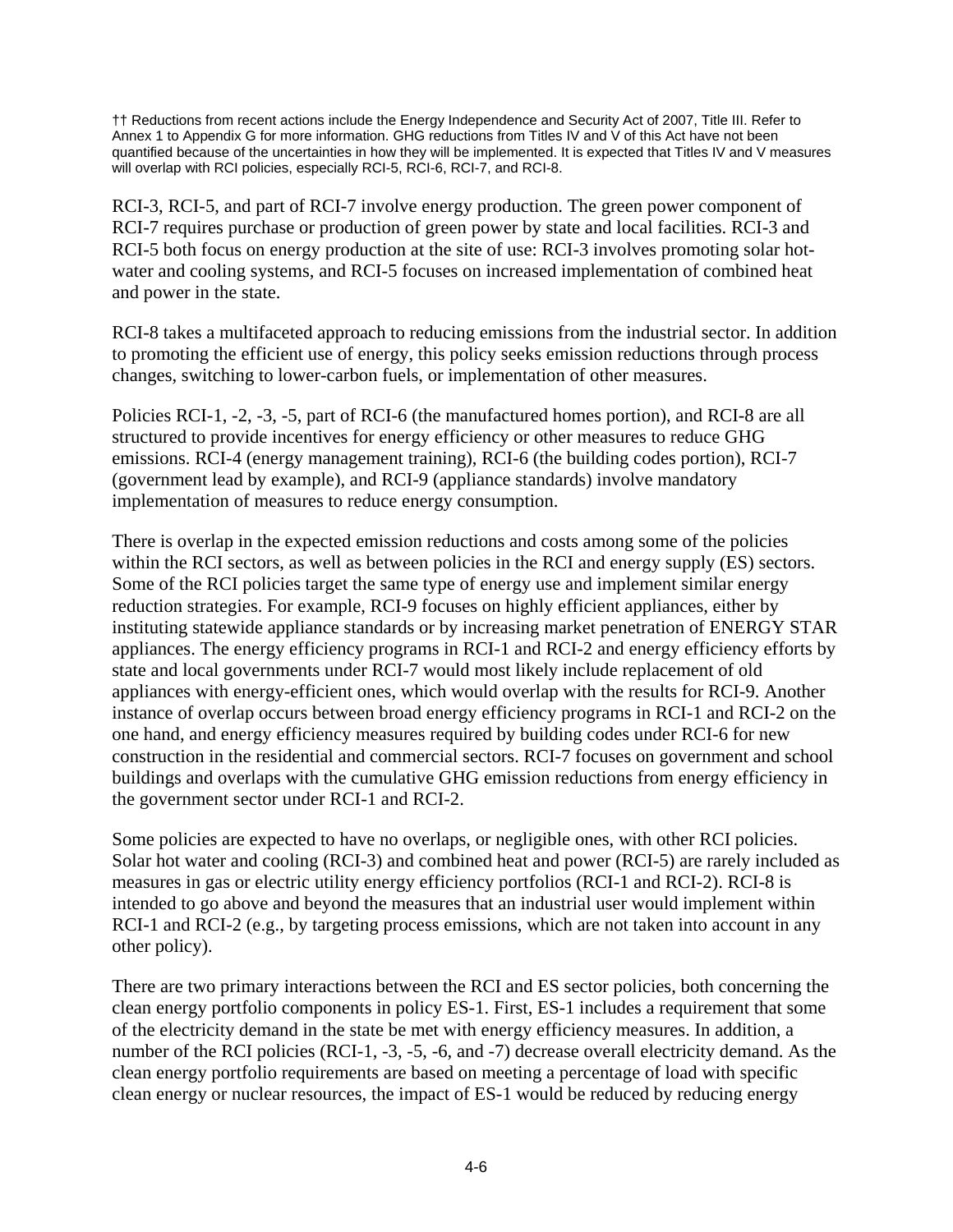†† Reductions from recent actions include the Energy Independence and Security Act of 2007, Title III. Refer to Annex 1 to Appendix G for more information. GHG reductions from Titles IV and V of this Act have not been quantified because of the uncertainties in how they will be implemented. It is expected that Titles IV and V measures will overlap with RCI policies, especially RCI-5, RCI-6, RCI-7, and RCI-8.

RCI-3, RCI-5, and part of RCI-7 involve energy production. The green power component of RCI-7 requires purchase or production of green power by state and local facilities. RCI-3 and RCI-5 both focus on energy production at the site of use: RCI-3 involves promoting solar hot-water and cooling systems, and RCI-5 focuses on increased implementation of combined heat and power in the state.

RCI-8 takes a multifaceted approach to reducing emissions from the industrial sector. In addition to promoting the efficient use of energy, this policy seeks emission reductions through process changes, switching to lower-carbon fuels, or implementation of other measures.

Policies RCI-1, -2, -3, -5, part of RCI-6 (the manufactured homes portion), and RCI-8 are all structured to provide incentives for energy efficiency or other measures to reduce GHG emissions. RCI-4 (energy management training), RCI-6 (the building codes portion), RCI-7 (government lead by example), and RCI-9 (appliance standards) involve mandatory implementation of measures to reduce energy consumption.

There is overlap in the expected emission reductions and costs among some of the policies within the RCI sectors, as well as between policies in the RCI and energy supply (ES) sectors. Some of the RCI policies target the same type of energy use and implement similar energy reduction strategies. For example, RCI-9 focuses on highly efficient appliances, either by instituting statewide appliance standards or by increasing market penetration of ENERGY STAR appliances. The energy efficiency programs in RCI-1 and RCI-2 and energy efficiency efforts by state and local governments under RCI-7 would most likely include replacement of old appliances with energy-efficient ones, which would overlap with the results for RCI-9. Another instance of overlap occurs between broad energy efficiency programs in RCI-1 and RCI-2 on the one hand, and energy efficiency measures required by building codes under RCI-6 for new construction in the residential and commercial sectors. RCI-7 focuses on government and school buildings and overlaps with the cumulative GHG emission reductions from energy efficiency in the government sector under RCI-1 and RCI-2.

Some policies are expected to have no overlaps, or negligible ones, with other RCI policies. Solar hot water and cooling (RCI-3) and combined heat and power (RCI-5) are rarely included as measures in gas or electric utility energy efficiency portfolios (RCI-1 and RCI-2). RCI-8 is intended to go above and beyond the measures that an industrial user would implement within RCI-1 and RCI-2 (e.g., by targeting process emissions, which are not taken into account in any other policy).

There are two primary interactions between the RCI and ES sector policies, both concerning the clean energy portfolio components in policy ES-1. First, ES-1 includes a requirement that some of the electricity demand in the state be met with energy efficiency measures. In addition, a number of the RCI policies (RCI-1, -3, -5, -6, and -7) decrease overall electricity demand. As the clean energy portfolio requirements are based on meeting a percentage of load with specific clean energy or nuclear resources, the impact of ES-1 would be reduced by reducing energy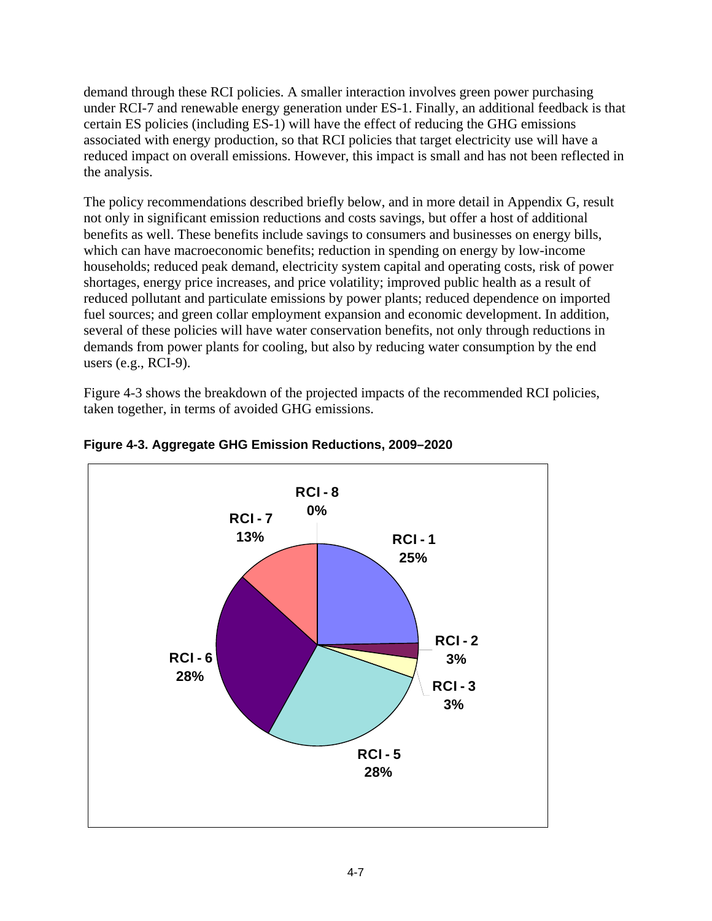demand through these RCI policies. A smaller interaction involves green power purchasing under RCI-7 and renewable energy generation under ES-1. Finally, an additional feedback is that certain ES policies (including ES-1) will have the effect of reducing the GHG emissions associated with energy production, so that RCI policies that target electricity use will have a reduced impact on overall emissions. However, this impact is small and has not been reflected in the analysis.

The policy recommendations described briefly below, and in more detail in Appendix G, result not only in significant emission reductions and costs savings, but offer a host of additional benefits as well. These benefits include savings to consumers and businesses on energy bills, which can have macroeconomic benefits; reduction in spending on energy by low-income households; reduced peak demand, electricity system capital and operating costs, risk of power shortages, energy price increases, and price volatility; improved public health as a result of reduced pollutant and particulate emissions by power plants; reduced dependence on imported fuel sources; and green collar employment expansion and economic development. In addition, several of these policies will have water conservation benefits, not only through reductions in demands from power plants for cooling, but also by reducing water consumption by the end users (e.g., RCI-9).

Figure 4-3 shows the breakdown of the projected impacts of the recommended RCI policies, taken together, in terms of avoided GHG emissions.

**Figure 4-3. Aggregate GHG Emission Reductions, 2009–2020**

| Policy | Share |
|---|---|
| RCI - 1 | 25% |
| RCI - 2 | 3% |
| RCI - 3 | 3% |
| RCI - 5 | 28% |
| RCI - 6 | 28% |
| RCI - 7 | 13% |
| RCI - 8 | 0% |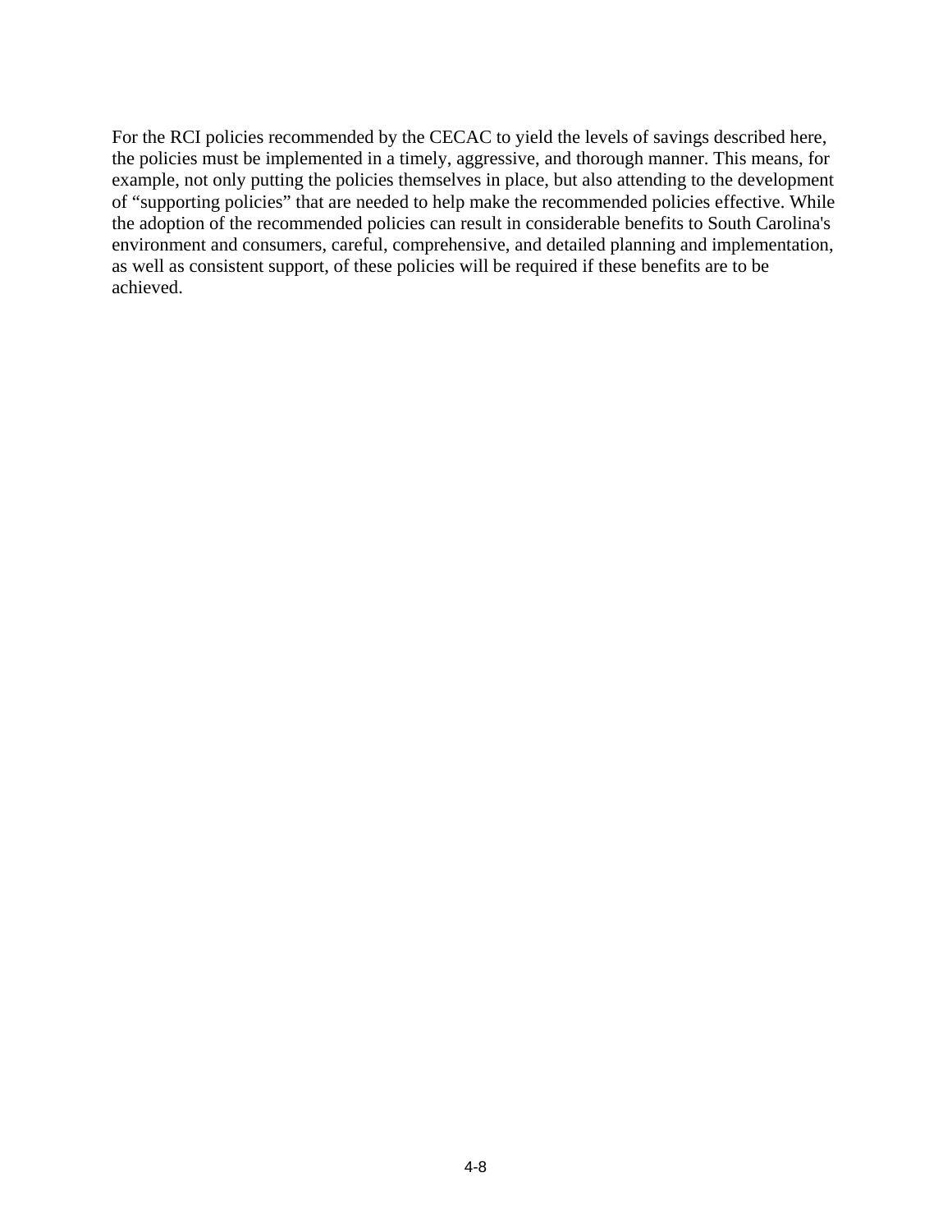For the RCI policies recommended by the CECAC to yield the levels of savings described here, the policies must be implemented in a timely, aggressive, and thorough manner. This means, for example, not only putting the policies themselves in place, but also attending to the development of "supporting policies" that are needed to help make the recommended policies effective. While the adoption of the recommended policies can result in considerable benefits to South Carolina's environment and consumers, careful, comprehensive, and detailed planning and implementation, as well as consistent support, of these policies will be required if these benefits are to be achieved.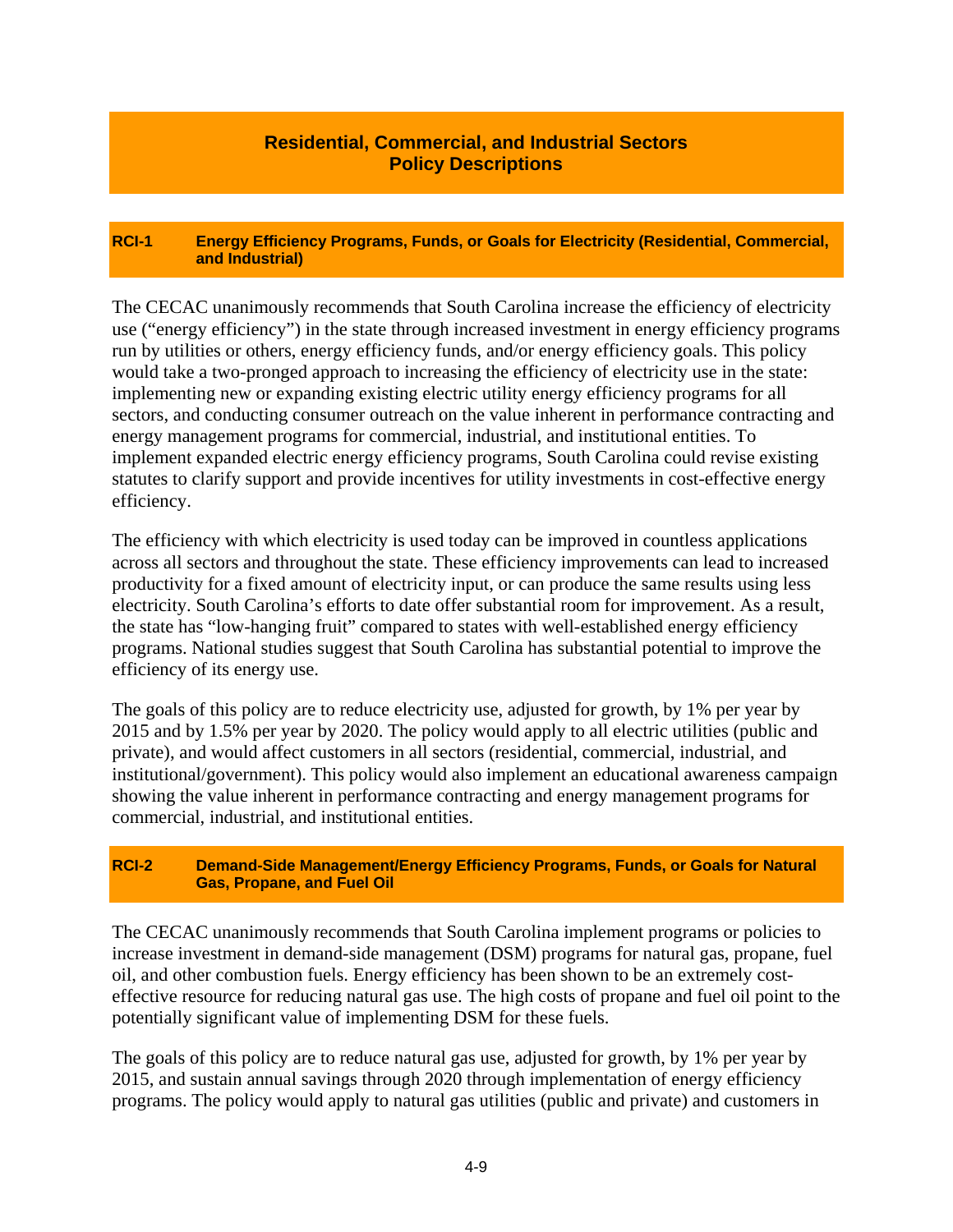# Residential, Commercial, and Industrial Sectors Policy Descriptions

## RCI-1 Energy Efficiency Programs, Funds, or Goals for Electricity (Residential, Commercial, and Industrial)

The CECAC unanimously recommends that South Carolina increase the efficiency of electricity use ("energy efficiency") in the state through increased investment in energy efficiency programs run by utilities or others, energy efficiency funds, and/or energy efficiency goals. This policy would take a two-pronged approach to increasing the efficiency of electricity use in the state: implementing new or expanding existing electric utility energy efficiency programs for all sectors, and conducting consumer outreach on the value inherent in performance contracting and energy management programs for commercial, industrial, and institutional entities. To implement expanded electric energy efficiency programs, South Carolina could revise existing statutes to clarify support and provide incentives for utility investments in cost-effective energy efficiency.

The efficiency with which electricity is used today can be improved in countless applications across all sectors and throughout the state. These efficiency improvements can lead to increased productivity for a fixed amount of electricity input, or can produce the same results using less electricity. South Carolina's efforts to date offer substantial room for improvement. As a result, the state has "low-hanging fruit" compared to states with well-established energy efficiency programs. National studies suggest that South Carolina has substantial potential to improve the efficiency of its energy use.

The goals of this policy are to reduce electricity use, adjusted for growth, by 1% per year by 2015 and by 1.5% per year by 2020. The policy would apply to all electric utilities (public and private), and would affect customers in all sectors (residential, commercial, industrial, and institutional/government). This policy would also implement an educational awareness campaign showing the value inherent in performance contracting and energy management programs for commercial, industrial, and institutional entities.

## RCI-2 Demand-Side Management/Energy Efficiency Programs, Funds, or Goals for Natural Gas, Propane, and Fuel Oil

The CECAC unanimously recommends that South Carolina implement programs or policies to increase investment in demand-side management (DSM) programs for natural gas, propane, fuel oil, and other combustion fuels. Energy efficiency has been shown to be an extremely cost-effective resource for reducing natural gas use. The high costs of propane and fuel oil point to the potentially significant value of implementing DSM for these fuels.

The goals of this policy are to reduce natural gas use, adjusted for growth, by 1% per year by 2015, and sustain annual savings through 2020 through implementation of energy efficiency programs. The policy would apply to natural gas utilities (public and private) and customers in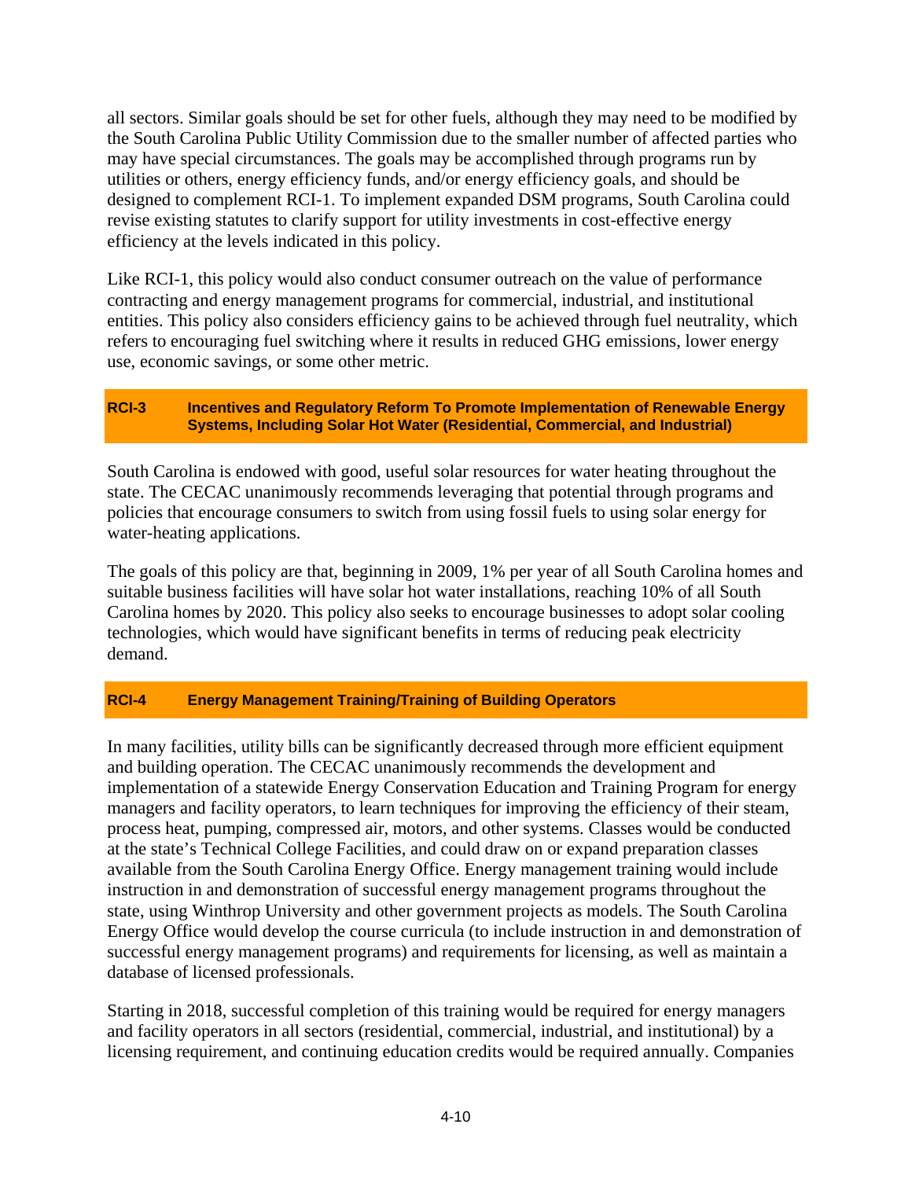all sectors. Similar goals should be set for other fuels, although they may need to be modified by the South Carolina Public Utility Commission due to the smaller number of affected parties who may have special circumstances. The goals may be accomplished through programs run by utilities or others, energy efficiency funds, and/or energy efficiency goals, and should be designed to complement RCI-1. To implement expanded DSM programs, South Carolina could revise existing statutes to clarify support for utility investments in cost-effective energy efficiency at the levels indicated in this policy.

Like RCI-1, this policy would also conduct consumer outreach on the value of performance contracting and energy management programs for commercial, industrial, and institutional entities. This policy also considers efficiency gains to be achieved through fuel neutrality, which refers to encouraging fuel switching where it results in reduced GHG emissions, lower energy use, economic savings, or some other metric.

### RCI-3 Incentives and Regulatory Reform To Promote Implementation of Renewable Energy Systems, Including Solar Hot Water (Residential, Commercial, and Industrial)

South Carolina is endowed with good, useful solar resources for water heating throughout the state. The CECAC unanimously recommends leveraging that potential through programs and policies that encourage consumers to switch from using fossil fuels to using solar energy for water-heating applications.

The goals of this policy are that, beginning in 2009, 1% per year of all South Carolina homes and suitable business facilities will have solar hot water installations, reaching 10% of all South Carolina homes by 2020. This policy also seeks to encourage businesses to adopt solar cooling technologies, which would have significant benefits in terms of reducing peak electricity demand.

### RCI-4 Energy Management Training/Training of Building Operators

In many facilities, utility bills can be significantly decreased through more efficient equipment and building operation. The CECAC unanimously recommends the development and implementation of a statewide Energy Conservation Education and Training Program for energy managers and facility operators, to learn techniques for improving the efficiency of their steam, process heat, pumping, compressed air, motors, and other systems. Classes would be conducted at the state's Technical College Facilities, and could draw on or expand preparation classes available from the South Carolina Energy Office. Energy management training would include instruction in and demonstration of successful energy management programs throughout the state, using Winthrop University and other government projects as models. The South Carolina Energy Office would develop the course curricula (to include instruction in and demonstration of successful energy management programs) and requirements for licensing, as well as maintain a database of licensed professionals.

Starting in 2018, successful completion of this training would be required for energy managers and facility operators in all sectors (residential, commercial, industrial, and institutional) by a licensing requirement, and continuing education credits would be required annually. Companies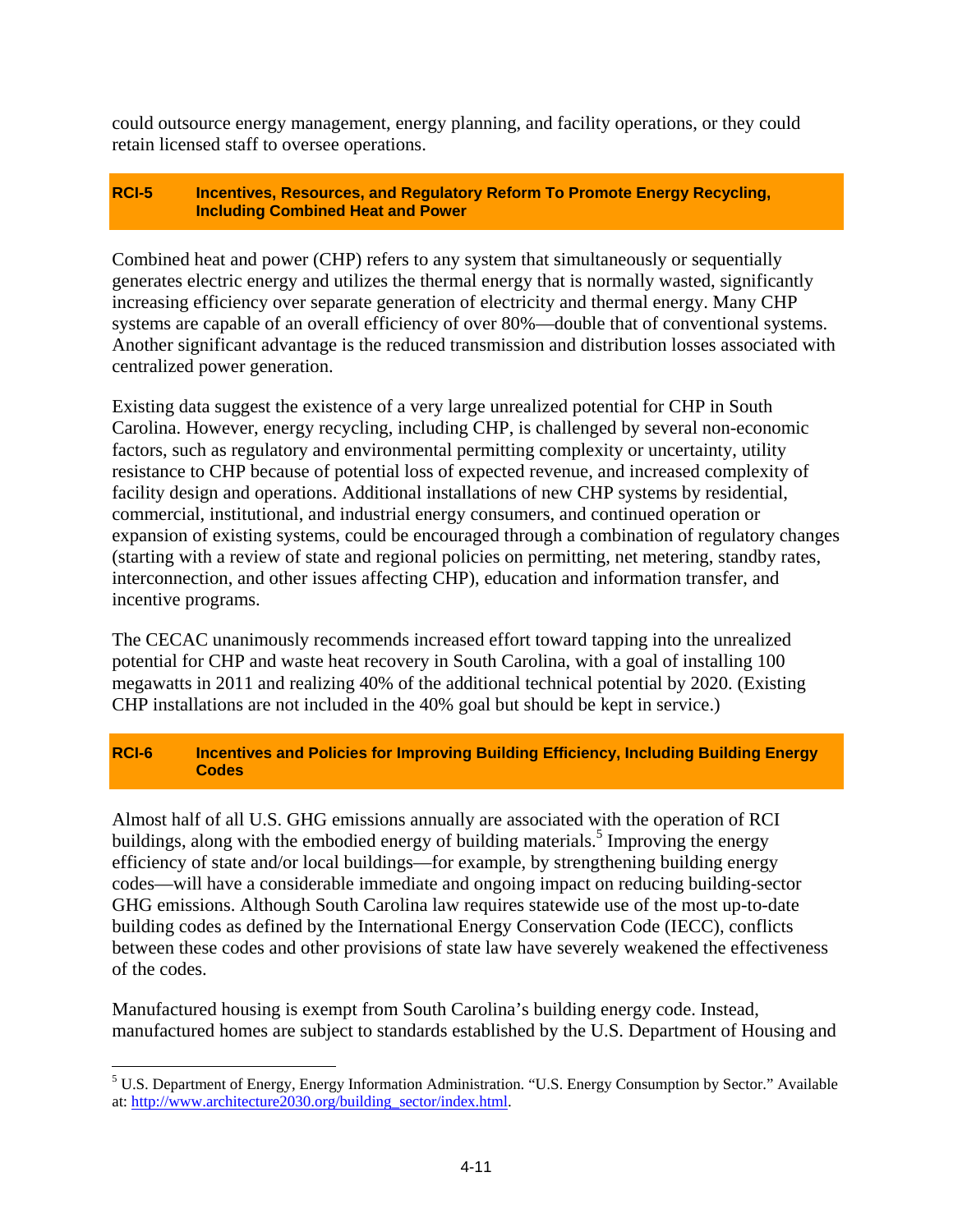could outsource energy management, energy planning, and facility operations, or they could retain licensed staff to oversee operations.

### RCI-5 Incentives, Resources, and Regulatory Reform To Promote Energy Recycling, Including Combined Heat and Power

Combined heat and power (CHP) refers to any system that simultaneously or sequentially generates electric energy and utilizes the thermal energy that is normally wasted, significantly increasing efficiency over separate generation of electricity and thermal energy. Many CHP systems are capable of an overall efficiency of over 80%—double that of conventional systems. Another significant advantage is the reduced transmission and distribution losses associated with centralized power generation.

Existing data suggest the existence of a very large unrealized potential for CHP in South Carolina. However, energy recycling, including CHP, is challenged by several non-economic factors, such as regulatory and environmental permitting complexity or uncertainty, utility resistance to CHP because of potential loss of expected revenue, and increased complexity of facility design and operations. Additional installations of new CHP systems by residential, commercial, institutional, and industrial energy consumers, and continued operation or expansion of existing systems, could be encouraged through a combination of regulatory changes (starting with a review of state and regional policies on permitting, net metering, standby rates, interconnection, and other issues affecting CHP), education and information transfer, and incentive programs.

The CECAC unanimously recommends increased effort toward tapping into the unrealized potential for CHP and waste heat recovery in South Carolina, with a goal of installing 100 megawatts in 2011 and realizing 40% of the additional technical potential by 2020. (Existing CHP installations are not included in the 40% goal but should be kept in service.)

### RCI-6 Incentives and Policies for Improving Building Efficiency, Including Building Energy Codes

Almost half of all U.S. GHG emissions annually are associated with the operation of RCI buildings, along with the embodied energy of building materials.[5] Improving the energy efficiency of state and/or local buildings—for example, by strengthening building energy codes—will have a considerable immediate and ongoing impact on reducing building-sector GHG emissions. Although South Carolina law requires statewide use of the most up-to-date building codes as defined by the International Energy Conservation Code (IECC), conflicts between these codes and other provisions of state law have severely weakened the effectiveness of the codes.

Manufactured housing is exempt from South Carolina's building energy code. Instead, manufactured homes are subject to standards established by the U.S. Department of Housing and

[5] U.S. Department of Energy, Energy Information Administration. "U.S. Energy Consumption by Sector." Available at: http://www.architecture2030.org/building_sector/index.html.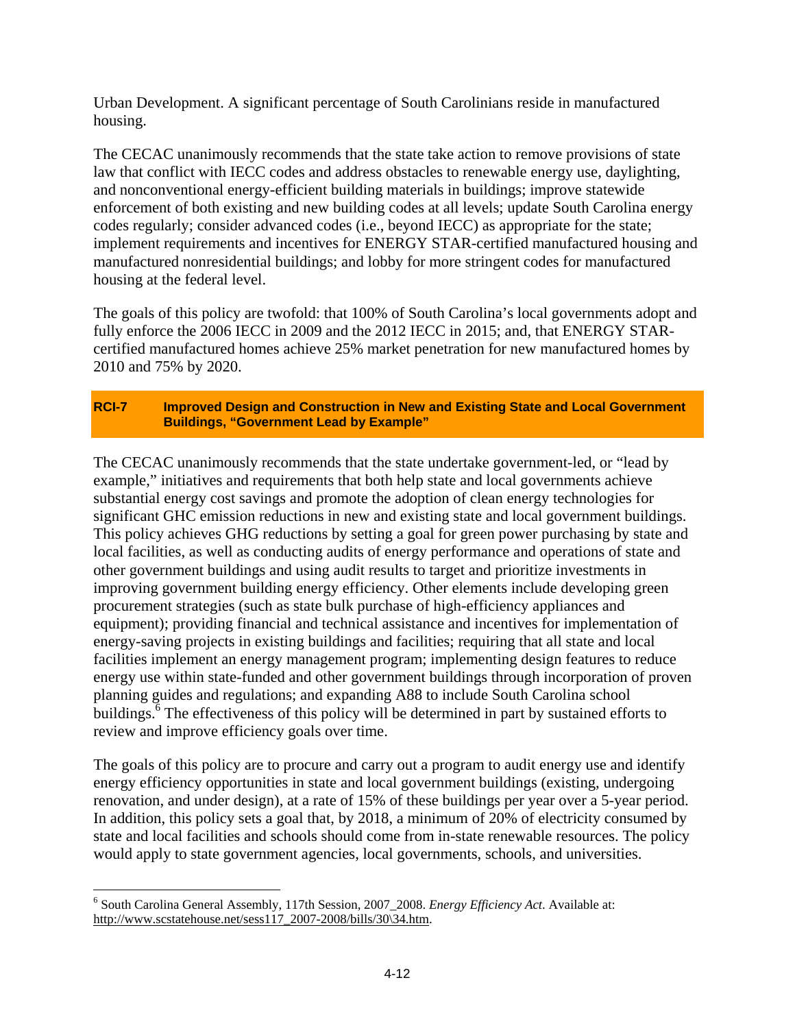Urban Development. A significant percentage of South Carolinians reside in manufactured housing.

The CECAC unanimously recommends that the state take action to remove provisions of state law that conflict with IECC codes and address obstacles to renewable energy use, daylighting, and nonconventional energy-efficient building materials in buildings; improve statewide enforcement of both existing and new building codes at all levels; update South Carolina energy codes regularly; consider advanced codes (i.e., beyond IECC) as appropriate for the state; implement requirements and incentives for ENERGY STAR-certified manufactured housing and manufactured nonresidential buildings; and lobby for more stringent codes for manufactured housing at the federal level.

The goals of this policy are twofold: that 100% of South Carolina's local governments adopt and fully enforce the 2006 IECC in 2009 and the 2012 IECC in 2015; and, that ENERGY STAR-certified manufactured homes achieve 25% market penetration for new manufactured homes by 2010 and 75% by 2020.

### RCI-7 Improved Design and Construction in New and Existing State and Local Government Buildings, "Government Lead by Example"

The CECAC unanimously recommends that the state undertake government-led, or "lead by example," initiatives and requirements that both help state and local governments achieve substantial energy cost savings and promote the adoption of clean energy technologies for significant GHC emission reductions in new and existing state and local government buildings. This policy achieves GHG reductions by setting a goal for green power purchasing by state and local facilities, as well as conducting audits of energy performance and operations of state and other government buildings and using audit results to target and prioritize investments in improving government building energy efficiency. Other elements include developing green procurement strategies (such as state bulk purchase of high-efficiency appliances and equipment); providing financial and technical assistance and incentives for implementation of energy-saving projects in existing buildings and facilities; requiring that all state and local facilities implement an energy management program; implementing design features to reduce energy use within state-funded and other government buildings through incorporation of proven planning guides and regulations; and expanding A88 to include South Carolina school buildings.[6] The effectiveness of this policy will be determined in part by sustained efforts to review and improve efficiency goals over time.

The goals of this policy are to procure and carry out a program to audit energy use and identify energy efficiency opportunities in state and local government buildings (existing, undergoing renovation, and under design), at a rate of 15% of these buildings per year over a 5-year period. In addition, this policy sets a goal that, by 2018, a minimum of 20% of electricity consumed by state and local facilities and schools should come from in-state renewable resources. The policy would apply to state government agencies, local governments, schools, and universities.

---

[6] South Carolina General Assembly, 117th Session, 2007_2008. *Energy Efficiency Act*. Available at: http://www.scstatehouse.net/sess117_2007-2008/bills/30\34.htm.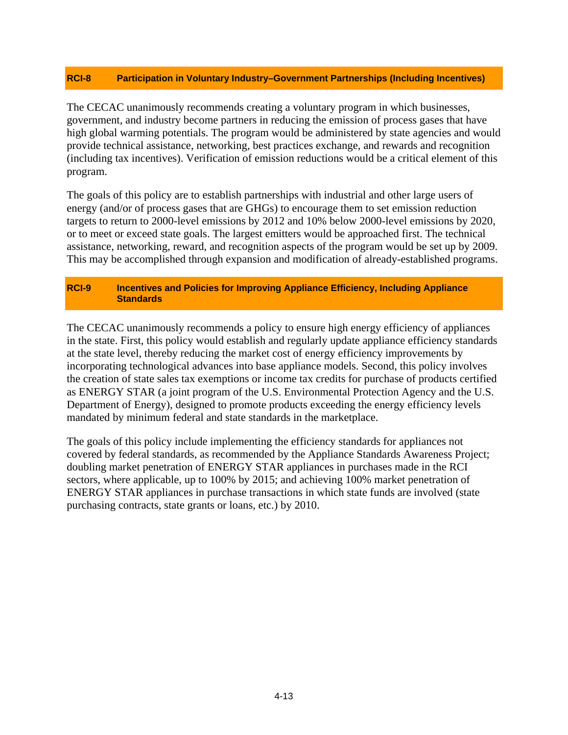### RCI-8 Participation in Voluntary Industry–Government Partnerships (Including Incentives)

The CECAC unanimously recommends creating a voluntary program in which businesses, government, and industry become partners in reducing the emission of process gases that have high global warming potentials. The program would be administered by state agencies and would provide technical assistance, networking, best practices exchange, and rewards and recognition (including tax incentives). Verification of emission reductions would be a critical element of this program.

The goals of this policy are to establish partnerships with industrial and other large users of energy (and/or of process gases that are GHGs) to encourage them to set emission reduction targets to return to 2000-level emissions by 2012 and 10% below 2000-level emissions by 2020, or to meet or exceed state goals. The largest emitters would be approached first. The technical assistance, networking, reward, and recognition aspects of the program would be set up by 2009. This may be accomplished through expansion and modification of already-established programs.

### RCI-9 Incentives and Policies for Improving Appliance Efficiency, Including Appliance Standards

The CECAC unanimously recommends a policy to ensure high energy efficiency of appliances in the state. First, this policy would establish and regularly update appliance efficiency standards at the state level, thereby reducing the market cost of energy efficiency improvements by incorporating technological advances into base appliance models. Second, this policy involves the creation of state sales tax exemptions or income tax credits for purchase of products certified as ENERGY STAR (a joint program of the U.S. Environmental Protection Agency and the U.S. Department of Energy), designed to promote products exceeding the energy efficiency levels mandated by minimum federal and state standards in the marketplace.

The goals of this policy include implementing the efficiency standards for appliances not covered by federal standards, as recommended by the Appliance Standards Awareness Project; doubling market penetration of ENERGY STAR appliances in purchases made in the RCI sectors, where applicable, up to 100% by 2015; and achieving 100% market penetration of ENERGY STAR appliances in purchase transactions in which state funds are involved (state purchasing contracts, state grants or loans, etc.) by 2010.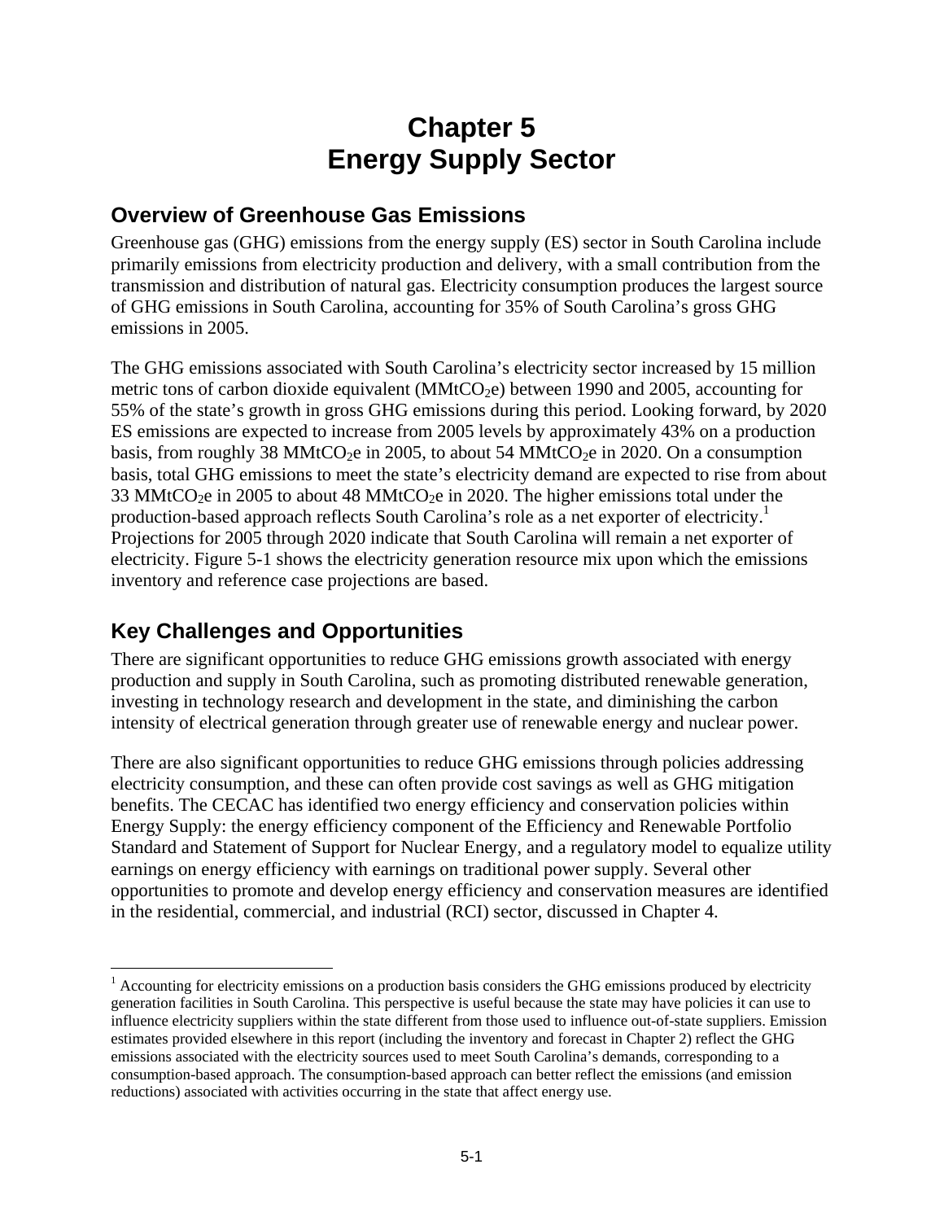# Chapter 5
# Energy Supply Sector

## Overview of Greenhouse Gas Emissions

Greenhouse gas (GHG) emissions from the energy supply (ES) sector in South Carolina include primarily emissions from electricity production and delivery, with a small contribution from the transmission and distribution of natural gas. Electricity consumption produces the largest source of GHG emissions in South Carolina, accounting for 35% of South Carolina's gross GHG emissions in 2005.

The GHG emissions associated with South Carolina's electricity sector increased by 15 million metric tons of carbon dioxide equivalent ($MMtCO_2e$) between 1990 and 2005, accounting for 55% of the state's growth in gross GHG emissions during this period. Looking forward, by 2020 ES emissions are expected to increase from 2005 levels by approximately 43% on a production basis, from roughly 38 $MMtCO_2e$ in 2005, to about 54 $MMtCO_2e$ in 2020. On a consumption basis, total GHG emissions to meet the state's electricity demand are expected to rise from about 33 $MMtCO_2e$ in 2005 to about 48 $MMtCO_2e$ in 2020. The higher emissions total under the production-based approach reflects South Carolina's role as a net exporter of electricity.[1] Projections for 2005 through 2020 indicate that South Carolina will remain a net exporter of electricity. Figure 5-1 shows the electricity generation resource mix upon which the emissions inventory and reference case projections are based.

## Key Challenges and Opportunities

There are significant opportunities to reduce GHG emissions growth associated with energy production and supply in South Carolina, such as promoting distributed renewable generation, investing in technology research and development in the state, and diminishing the carbon intensity of electrical generation through greater use of renewable energy and nuclear power.

There are also significant opportunities to reduce GHG emissions through policies addressing electricity consumption, and these can often provide cost savings as well as GHG mitigation benefits. The CECAC has identified two energy efficiency and conservation policies within Energy Supply: the energy efficiency component of the Efficiency and Renewable Portfolio Standard and Statement of Support for Nuclear Energy, and a regulatory model to equalize utility earnings on energy efficiency with earnings on traditional power supply. Several other opportunities to promote and develop energy efficiency and conservation measures are identified in the residential, commercial, and industrial (RCI) sector, discussed in Chapter 4.

---

[1] Accounting for electricity emissions on a production basis considers the GHG emissions produced by electricity generation facilities in South Carolina. This perspective is useful because the state may have policies it can use to influence electricity suppliers within the state different from those used to influence out-of-state suppliers. Emission estimates provided elsewhere in this report (including the inventory and forecast in Chapter 2) reflect the GHG emissions associated with the electricity sources used to meet South Carolina's demands, corresponding to a consumption-based approach. The consumption-based approach can better reflect the emissions (and emission reductions) associated with activities occurring in the state that affect energy use.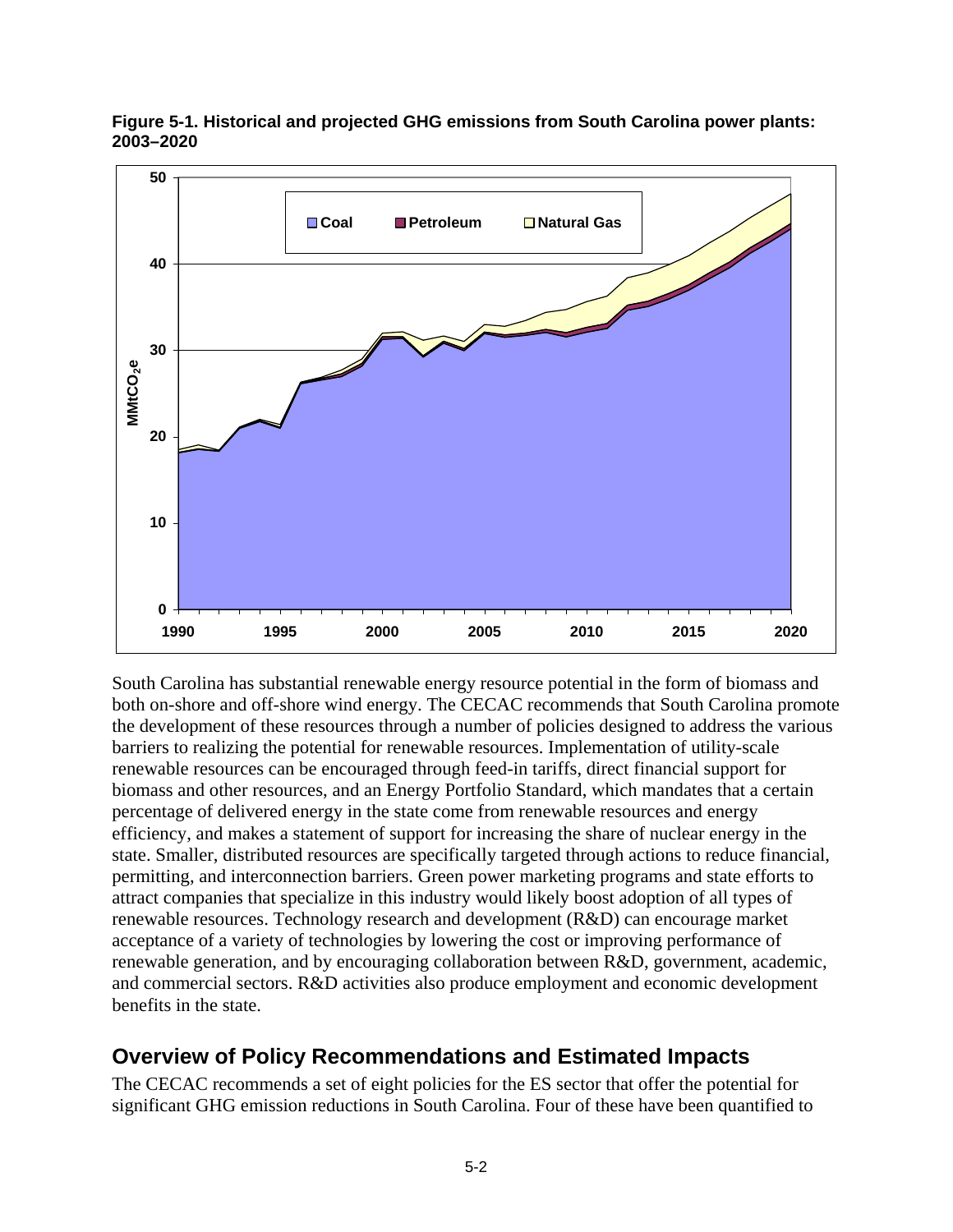**Figure 5-1. Historical and projected GHG emissions from South Carolina power plants: 2003–2020**

South Carolina has substantial renewable energy resource potential in the form of biomass and both on-shore and off-shore wind energy. The CECAC recommends that South Carolina promote the development of these resources through a number of policies designed to address the various barriers to realizing the potential for renewable resources. Implementation of utility-scale renewable resources can be encouraged through feed-in tariffs, direct financial support for biomass and other resources, and an Energy Portfolio Standard, which mandates that a certain percentage of delivered energy in the state come from renewable resources and energy efficiency, and makes a statement of support for increasing the share of nuclear energy in the state. Smaller, distributed resources are specifically targeted through actions to reduce financial, permitting, and interconnection barriers. Green power marketing programs and state efforts to attract companies that specialize in this industry would likely boost adoption of all types of renewable resources. Technology research and development (R&D) can encourage market acceptance of a variety of technologies by lowering the cost or improving performance of renewable generation, and by encouraging collaboration between R&D, government, academic, and commercial sectors. R&D activities also produce employment and economic development benefits in the state.

## Overview of Policy Recommendations and Estimated Impacts

The CECAC recommends a set of eight policies for the ES sector that offer the potential for significant GHG emission reductions in South Carolina. Four of these have been quantified to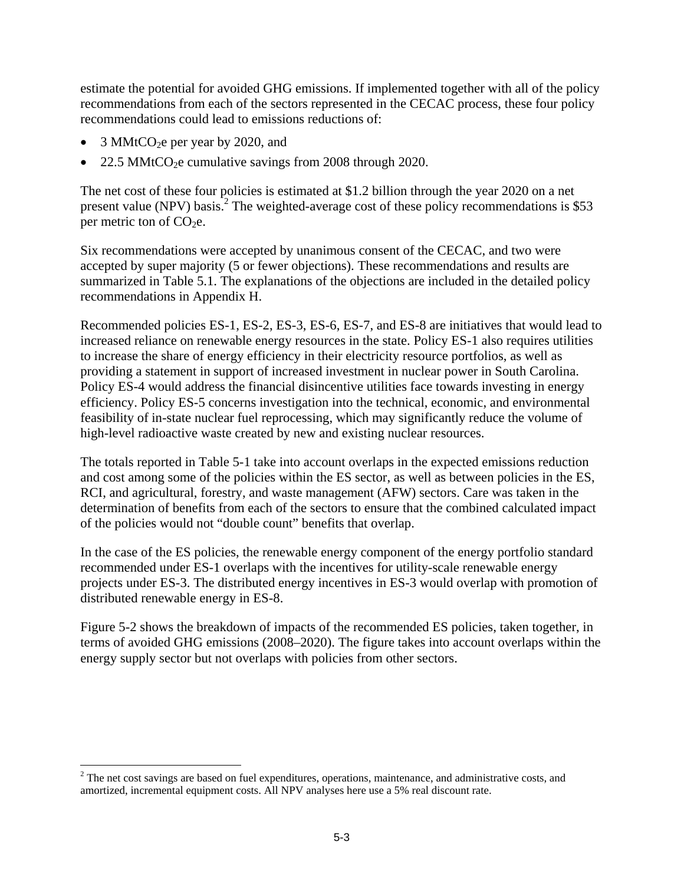estimate the potential for avoided GHG emissions. If implemented together with all of the policy recommendations from each of the sectors represented in the CECAC process, these four policy recommendations could lead to emissions reductions of:

- 3 $MMtCO_2e$ per year by 2020, and
- 22.5 $MMtCO_2e$ cumulative savings from 2008 through 2020.

The net cost of these four policies is estimated at $1.2 billion through the year 2020 on a net present value (NPV) basis.[2] The weighted-average cost of these policy recommendations is $53 per metric ton of $CO_2e$.

Six recommendations were accepted by unanimous consent of the CECAC, and two were accepted by super majority (5 or fewer objections). These recommendations and results are summarized in Table 5.1. The explanations of the objections are included in the detailed policy recommendations in Appendix H.

Recommended policies ES-1, ES-2, ES-3, ES-6, ES-7, and ES-8 are initiatives that would lead to increased reliance on renewable energy resources in the state. Policy ES-1 also requires utilities to increase the share of energy efficiency in their electricity resource portfolios, as well as providing a statement in support of increased investment in nuclear power in South Carolina. Policy ES-4 would address the financial disincentive utilities face towards investing in energy efficiency. Policy ES-5 concerns investigation into the technical, economic, and environmental feasibility of in-state nuclear fuel reprocessing, which may significantly reduce the volume of high-level radioactive waste created by new and existing nuclear resources.

The totals reported in Table 5-1 take into account overlaps in the expected emissions reduction and cost among some of the policies within the ES sector, as well as between policies in the ES, RCI, and agricultural, forestry, and waste management (AFW) sectors. Care was taken in the determination of benefits from each of the sectors to ensure that the combined calculated impact of the policies would not "double count" benefits that overlap.

In the case of the ES policies, the renewable energy component of the energy portfolio standard recommended under ES-1 overlaps with the incentives for utility-scale renewable energy projects under ES-3. The distributed energy incentives in ES-3 would overlap with promotion of distributed renewable energy in ES-8.

Figure 5-2 shows the breakdown of impacts of the recommended ES policies, taken together, in terms of avoided GHG emissions (2008–2020). The figure takes into account overlaps within the energy supply sector but not overlaps with policies from other sectors.

---

[2] The net cost savings are based on fuel expenditures, operations, maintenance, and administrative costs, and amortized, incremental equipment costs. All NPV analyses here use a 5% real discount rate.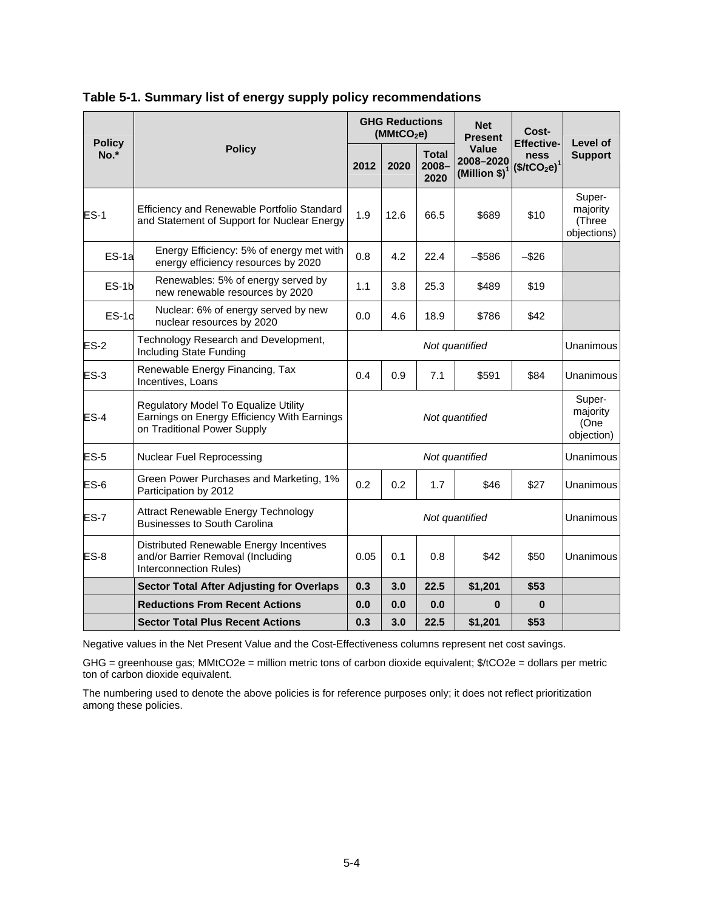### Table 5-1. Summary list of energy supply policy recommendations

| Policy No.* | Policy | GHG Reductions ($MMtCO_2e$) | | | Net Present Value 2008–2020 (Million $)[1] | Cost-Effectiveness ($/t$CO_2e$)[1] | Level of Support |
|---|---|---|---|---|---|---|---|
| | | 2012 | 2020 | Total 2008–2020 | | | |
| ES-1 | Efficiency and Renewable Portfolio Standard and Statement of Support for Nuclear Energy | 1.9 | 12.6 | 66.5 | $689 | $10 | Super-majority (Three objections) |
| ES-1a | Energy Efficiency: 5% of energy met with energy efficiency resources by 2020 | 0.8 | 4.2 | 22.4 | –$586 | –$26 | |
| ES-1b | Renewables: 5% of energy served by new renewable resources by 2020 | 1.1 | 3.8 | 25.3 | $489 | $19 | |
| ES-1c | Nuclear: 6% of energy served by new nuclear resources by 2020 | 0.0 | 4.6 | 18.9 | $786 | $42 | |
| ES-2 | Technology Research and Development, Including State Funding | *Not quantified* | | | | | Unanimous |
| ES-3 | Renewable Energy Financing, Tax Incentives, Loans | 0.4 | 0.9 | 7.1 | $591 | $84 | Unanimous |
| ES-4 | Regulatory Model To Equalize Utility Earnings on Energy Efficiency With Earnings on Traditional Power Supply | *Not quantified* | | | | | Super-majority (One objection) |
| ES-5 | Nuclear Fuel Reprocessing | *Not quantified* | | | | | Unanimous |
| ES-6 | Green Power Purchases and Marketing, 1% Participation by 2012 | 0.2 | 0.2 | 1.7 | $46 | $27 | Unanimous |
| ES-7 | Attract Renewable Energy Technology Businesses to South Carolina | *Not quantified* | | | | | Unanimous |
| ES-8 | Distributed Renewable Energy Incentives and/or Barrier Removal (Including Interconnection Rules) | 0.05 | 0.1 | 0.8 | $42 | $50 | Unanimous |
| | **Sector Total After Adjusting for Overlaps** | **0.3** | **3.0** | **22.5** | **$1,201** | **$53** | |
| | **Reductions From Recent Actions** | **0.0** | **0.0** | **0.0** | **0** | **0** | |
| | **Sector Total Plus Recent Actions** | **0.3** | **3.0** | **22.5** | **$1,201** | **$53** | |

Negative values in the Net Present Value and the Cost-Effectiveness columns represent net cost savings.

GHG = greenhouse gas; MMtCO2e = million metric tons of carbon dioxide equivalent; $/tCO2e = dollars per metric ton of carbon dioxide equivalent.

The numbering used to denote the above policies is for reference purposes only; it does not reflect prioritization among these policies.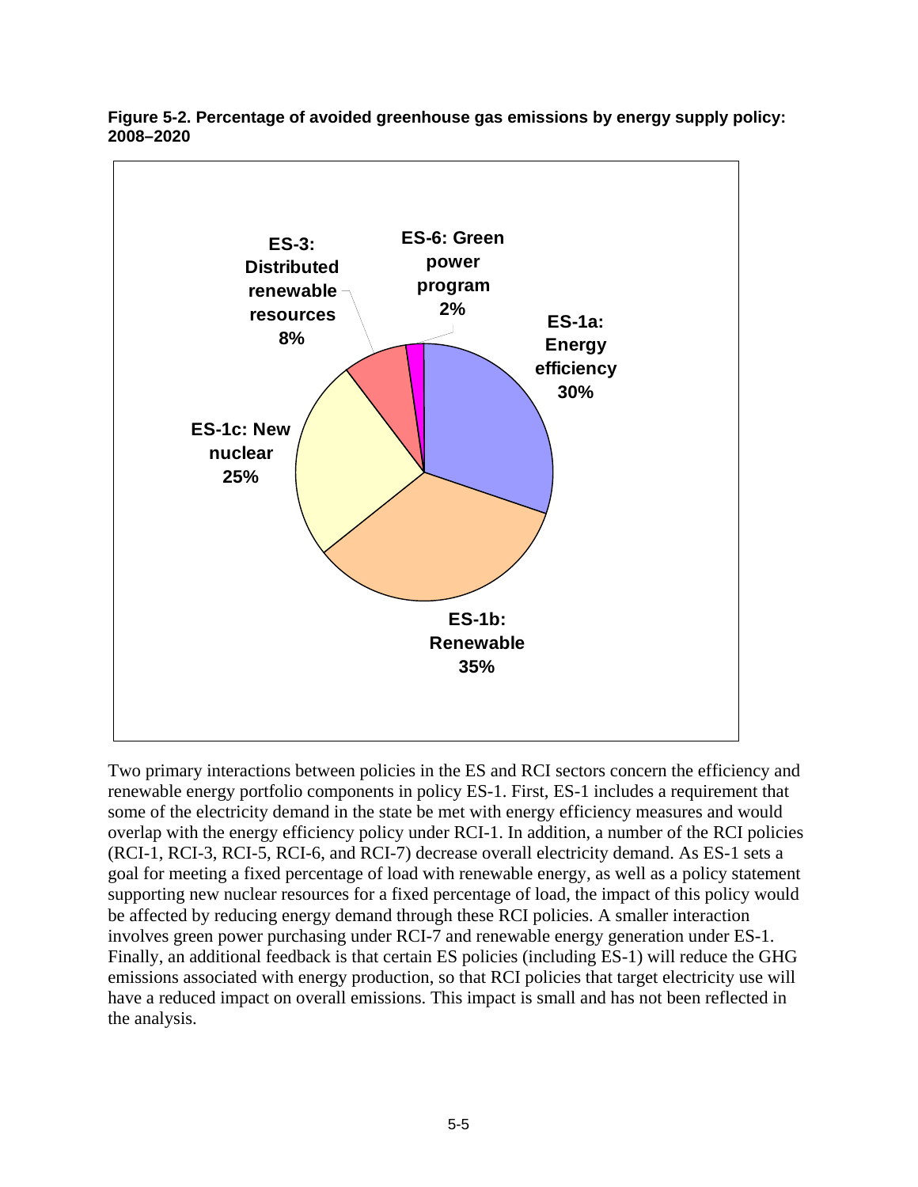**Figure 5-2. Percentage of avoided greenhouse gas emissions by energy supply policy: 2008–2020**

ES-1a: Energy efficiency 30%

ES-1b: Renewable 35%

ES-1c: New nuclear 25%

ES-3: Distributed renewable resources 8%

ES-6: Green power program 2%

Two primary interactions between policies in the ES and RCI sectors concern the efficiency and renewable energy portfolio components in policy ES-1. First, ES-1 includes a requirement that some of the electricity demand in the state be met with energy efficiency measures and would overlap with the energy efficiency policy under RCI-1. In addition, a number of the RCI policies (RCI-1, RCI-3, RCI-5, RCI-6, and RCI-7) decrease overall electricity demand. As ES-1 sets a goal for meeting a fixed percentage of load with renewable energy, as well as a policy statement supporting new nuclear resources for a fixed percentage of load, the impact of this policy would be affected by reducing energy demand through these RCI policies. A smaller interaction involves green power purchasing under RCI-7 and renewable energy generation under ES-1. Finally, an additional feedback is that certain ES policies (including ES-1) will reduce the GHG emissions associated with energy production, so that RCI policies that target electricity use will have a reduced impact on overall emissions. This impact is small and has not been reflected in the analysis.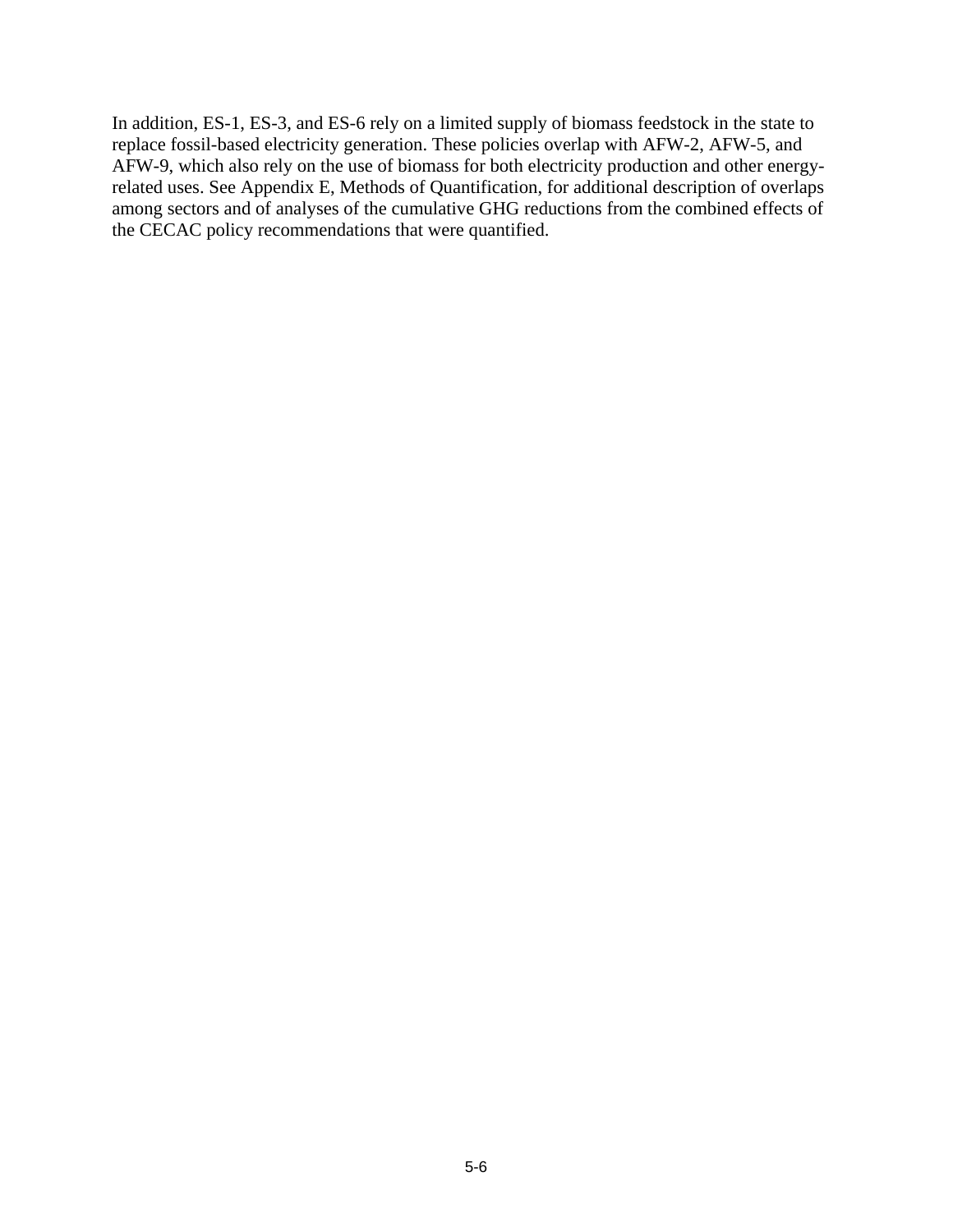In addition, ES-1, ES-3, and ES-6 rely on a limited supply of biomass feedstock in the state to replace fossil-based electricity generation. These policies overlap with AFW-2, AFW-5, and AFW-9, which also rely on the use of biomass for both electricity production and other energy-related uses. See Appendix E, Methods of Quantification, for additional description of overlaps among sectors and of analyses of the cumulative GHG reductions from the combined effects of the CECAC policy recommendations that were quantified.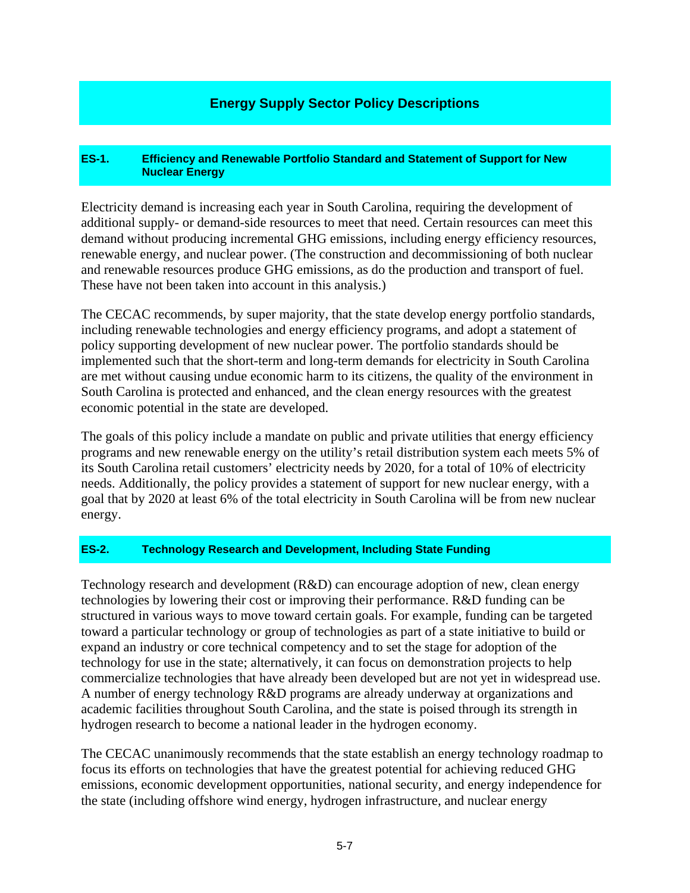# Energy Supply Sector Policy Descriptions

## ES-1. Efficiency and Renewable Portfolio Standard and Statement of Support for New Nuclear Energy

Electricity demand is increasing each year in South Carolina, requiring the development of additional supply- or demand-side resources to meet that need. Certain resources can meet this demand without producing incremental GHG emissions, including energy efficiency resources, renewable energy, and nuclear power. (The construction and decommissioning of both nuclear and renewable resources produce GHG emissions, as do the production and transport of fuel. These have not been taken into account in this analysis.)

The CECAC recommends, by super majority, that the state develop energy portfolio standards, including renewable technologies and energy efficiency programs, and adopt a statement of policy supporting development of new nuclear power. The portfolio standards should be implemented such that the short-term and long-term demands for electricity in South Carolina are met without causing undue economic harm to its citizens, the quality of the environment in South Carolina is protected and enhanced, and the clean energy resources with the greatest economic potential in the state are developed.

The goals of this policy include a mandate on public and private utilities that energy efficiency programs and new renewable energy on the utility's retail distribution system each meets 5% of its South Carolina retail customers' electricity needs by 2020, for a total of 10% of electricity needs. Additionally, the policy provides a statement of support for new nuclear energy, with a goal that by 2020 at least 6% of the total electricity in South Carolina will be from new nuclear energy.

## ES-2. Technology Research and Development, Including State Funding

Technology research and development (R&D) can encourage adoption of new, clean energy technologies by lowering their cost or improving their performance. R&D funding can be structured in various ways to move toward certain goals. For example, funding can be targeted toward a particular technology or group of technologies as part of a state initiative to build or expand an industry or core technical competency and to set the stage for adoption of the technology for use in the state; alternatively, it can focus on demonstration projects to help commercialize technologies that have already been developed but are not yet in widespread use. A number of energy technology R&D programs are already underway at organizations and academic facilities throughout South Carolina, and the state is poised through its strength in hydrogen research to become a national leader in the hydrogen economy.

The CECAC unanimously recommends that the state establish an energy technology roadmap to focus its efforts on technologies that have the greatest potential for achieving reduced GHG emissions, economic development opportunities, national security, and energy independence for the state (including offshore wind energy, hydrogen infrastructure, and nuclear energy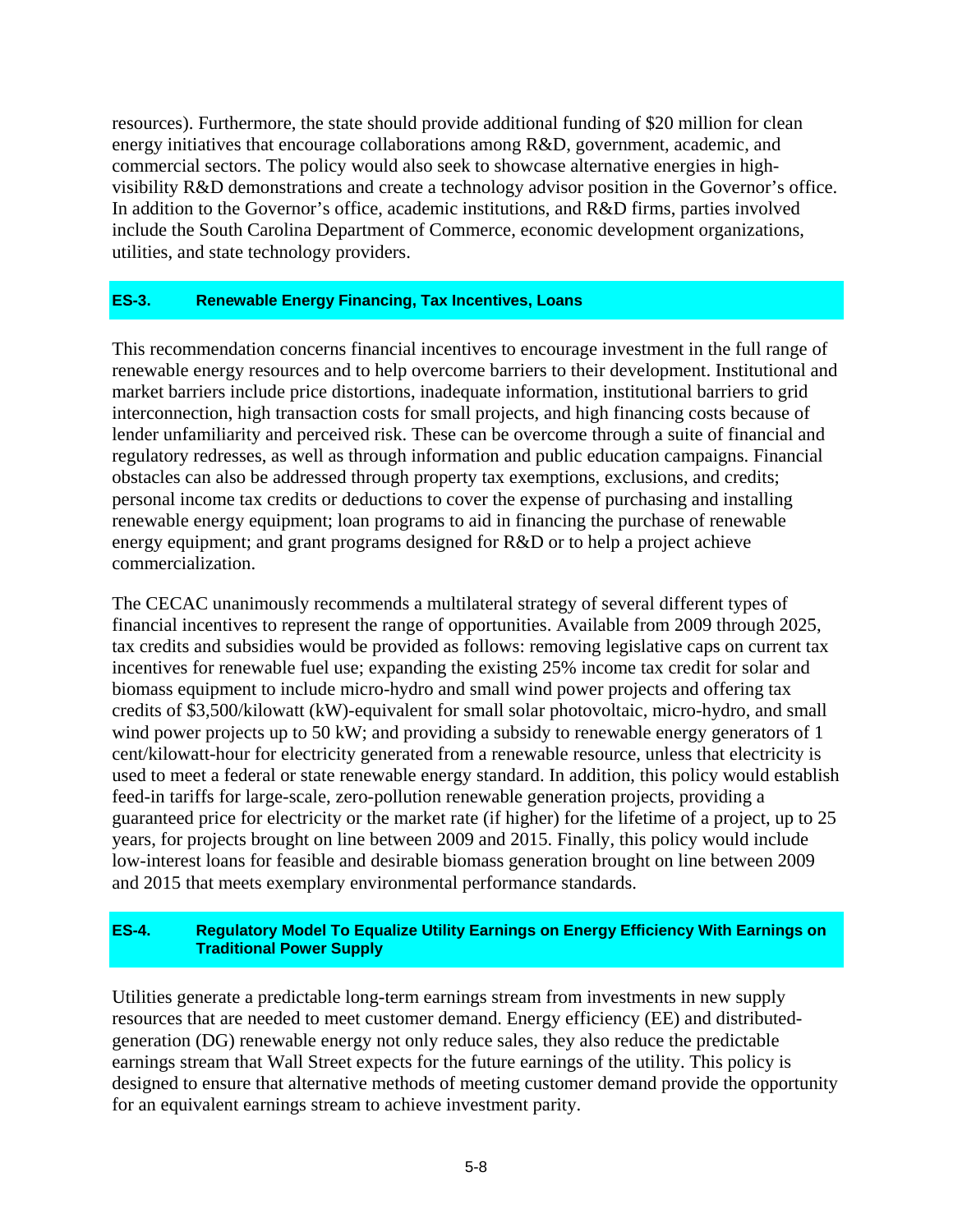resources). Furthermore, the state should provide additional funding of $20 million for clean energy initiatives that encourage collaborations among R&D, government, academic, and commercial sectors. The policy would also seek to showcase alternative energies in high-visibility R&D demonstrations and create a technology advisor position in the Governor's office. In addition to the Governor's office, academic institutions, and R&D firms, parties involved include the South Carolina Department of Commerce, economic development organizations, utilities, and state technology providers.

### ES-3. Renewable Energy Financing, Tax Incentives, Loans

This recommendation concerns financial incentives to encourage investment in the full range of renewable energy resources and to help overcome barriers to their development. Institutional and market barriers include price distortions, inadequate information, institutional barriers to grid interconnection, high transaction costs for small projects, and high financing costs because of lender unfamiliarity and perceived risk. These can be overcome through a suite of financial and regulatory redresses, as well as through information and public education campaigns. Financial obstacles can also be addressed through property tax exemptions, exclusions, and credits; personal income tax credits or deductions to cover the expense of purchasing and installing renewable energy equipment; loan programs to aid in financing the purchase of renewable energy equipment; and grant programs designed for R&D or to help a project achieve commercialization.

The CECAC unanimously recommends a multilateral strategy of several different types of financial incentives to represent the range of opportunities. Available from 2009 through 2025, tax credits and subsidies would be provided as follows: removing legislative caps on current tax incentives for renewable fuel use; expanding the existing 25% income tax credit for solar and biomass equipment to include micro-hydro and small wind power projects and offering tax credits of $3,500/kilowatt (kW)-equivalent for small solar photovoltaic, micro-hydro, and small wind power projects up to 50 kW; and providing a subsidy to renewable energy generators of 1 cent/kilowatt-hour for electricity generated from a renewable resource, unless that electricity is used to meet a federal or state renewable energy standard. In addition, this policy would establish feed-in tariffs for large-scale, zero-pollution renewable generation projects, providing a guaranteed price for electricity or the market rate (if higher) for the lifetime of a project, up to 25 years, for projects brought on line between 2009 and 2015. Finally, this policy would include low-interest loans for feasible and desirable biomass generation brought on line between 2009 and 2015 that meets exemplary environmental performance standards.

### ES-4. Regulatory Model To Equalize Utility Earnings on Energy Efficiency With Earnings on Traditional Power Supply

Utilities generate a predictable long-term earnings stream from investments in new supply resources that are needed to meet customer demand. Energy efficiency (EE) and distributed-generation (DG) renewable energy not only reduce sales, they also reduce the predictable earnings stream that Wall Street expects for the future earnings of the utility. This policy is designed to ensure that alternative methods of meeting customer demand provide the opportunity for an equivalent earnings stream to achieve investment parity.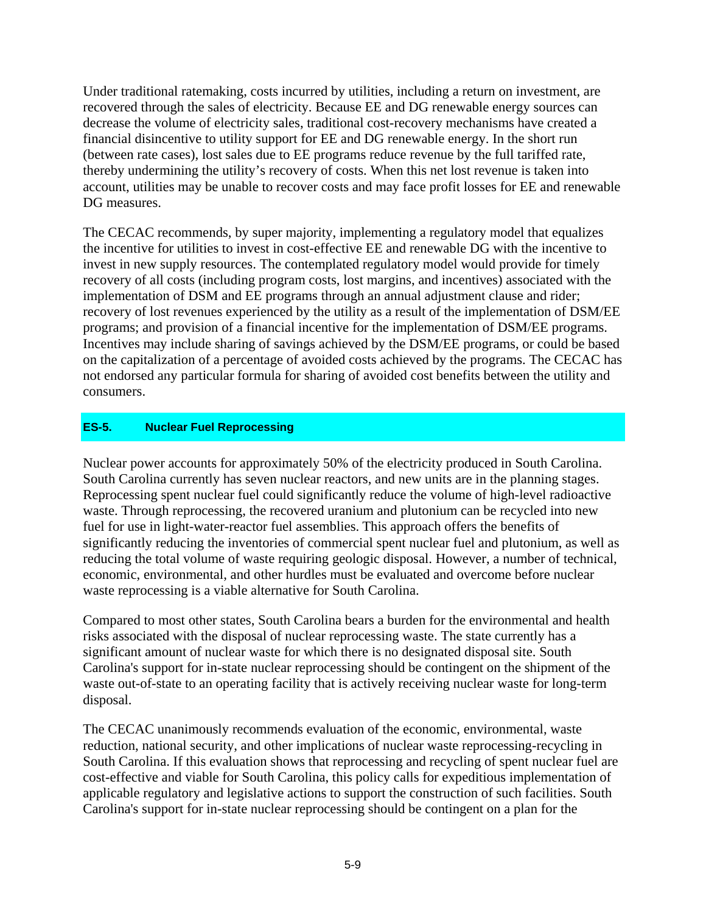Under traditional ratemaking, costs incurred by utilities, including a return on investment, are recovered through the sales of electricity. Because EE and DG renewable energy sources can decrease the volume of electricity sales, traditional cost-recovery mechanisms have created a financial disincentive to utility support for EE and DG renewable energy. In the short run (between rate cases), lost sales due to EE programs reduce revenue by the full tariffed rate, thereby undermining the utility's recovery of costs. When this net lost revenue is taken into account, utilities may be unable to recover costs and may face profit losses for EE and renewable DG measures.

The CECAC recommends, by super majority, implementing a regulatory model that equalizes the incentive for utilities to invest in cost-effective EE and renewable DG with the incentive to invest in new supply resources. The contemplated regulatory model would provide for timely recovery of all costs (including program costs, lost margins, and incentives) associated with the implementation of DSM and EE programs through an annual adjustment clause and rider; recovery of lost revenues experienced by the utility as a result of the implementation of DSM/EE programs; and provision of a financial incentive for the implementation of DSM/EE programs. Incentives may include sharing of savings achieved by the DSM/EE programs, or could be based on the capitalization of a percentage of avoided costs achieved by the programs. The CECAC has not endorsed any particular formula for sharing of avoided cost benefits between the utility and consumers.

## ES-5. Nuclear Fuel Reprocessing

Nuclear power accounts for approximately 50% of the electricity produced in South Carolina. South Carolina currently has seven nuclear reactors, and new units are in the planning stages. Reprocessing spent nuclear fuel could significantly reduce the volume of high-level radioactive waste. Through reprocessing, the recovered uranium and plutonium can be recycled into new fuel for use in light-water-reactor fuel assemblies. This approach offers the benefits of significantly reducing the inventories of commercial spent nuclear fuel and plutonium, as well as reducing the total volume of waste requiring geologic disposal. However, a number of technical, economic, environmental, and other hurdles must be evaluated and overcome before nuclear waste reprocessing is a viable alternative for South Carolina.

Compared to most other states, South Carolina bears a burden for the environmental and health risks associated with the disposal of nuclear reprocessing waste. The state currently has a significant amount of nuclear waste for which there is no designated disposal site. South Carolina's support for in-state nuclear reprocessing should be contingent on the shipment of the waste out-of-state to an operating facility that is actively receiving nuclear waste for long-term disposal.

The CECAC unanimously recommends evaluation of the economic, environmental, waste reduction, national security, and other implications of nuclear waste reprocessing-recycling in South Carolina. If this evaluation shows that reprocessing and recycling of spent nuclear fuel are cost-effective and viable for South Carolina, this policy calls for expeditious implementation of applicable regulatory and legislative actions to support the construction of such facilities. South Carolina's support for in-state nuclear reprocessing should be contingent on a plan for the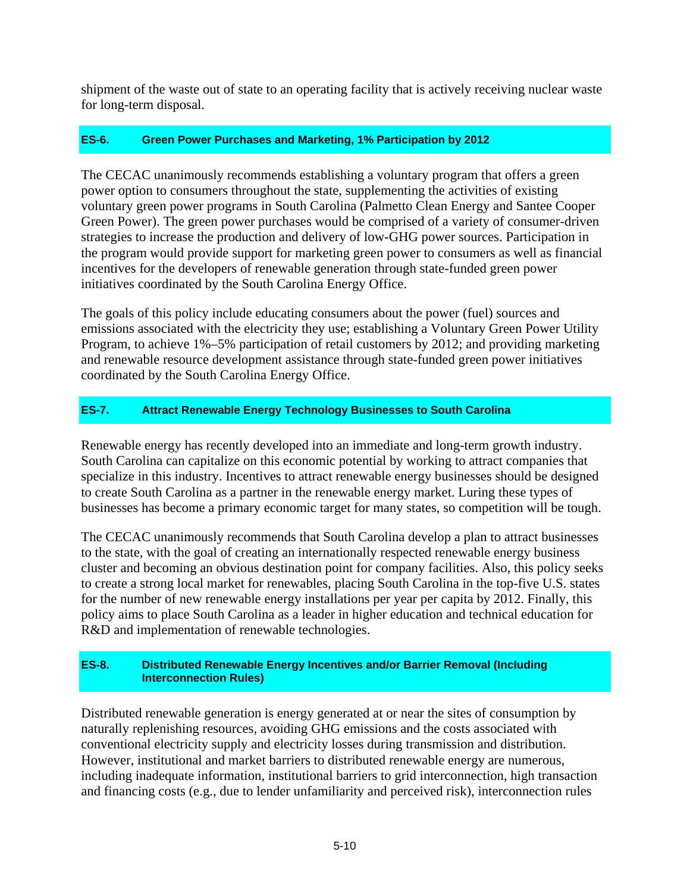shipment of the waste out of state to an operating facility that is actively receiving nuclear waste for long-term disposal.

### ES-6. Green Power Purchases and Marketing, 1% Participation by 2012

The CECAC unanimously recommends establishing a voluntary program that offers a green power option to consumers throughout the state, supplementing the activities of existing voluntary green power programs in South Carolina (Palmetto Clean Energy and Santee Cooper Green Power). The green power purchases would be comprised of a variety of consumer-driven strategies to increase the production and delivery of low-GHG power sources. Participation in the program would provide support for marketing green power to consumers as well as financial incentives for the developers of renewable generation through state-funded green power initiatives coordinated by the South Carolina Energy Office.

The goals of this policy include educating consumers about the power (fuel) sources and emissions associated with the electricity they use; establishing a Voluntary Green Power Utility Program, to achieve 1%–5% participation of retail customers by 2012; and providing marketing and renewable resource development assistance through state-funded green power initiatives coordinated by the South Carolina Energy Office.

### ES-7. Attract Renewable Energy Technology Businesses to South Carolina

Renewable energy has recently developed into an immediate and long-term growth industry. South Carolina can capitalize on this economic potential by working to attract companies that specialize in this industry. Incentives to attract renewable energy businesses should be designed to create South Carolina as a partner in the renewable energy market. Luring these types of businesses has become a primary economic target for many states, so competition will be tough.

The CECAC unanimously recommends that South Carolina develop a plan to attract businesses to the state, with the goal of creating an internationally respected renewable energy business cluster and becoming an obvious destination point for company facilities. Also, this policy seeks to create a strong local market for renewables, placing South Carolina in the top-five U.S. states for the number of new renewable energy installations per year per capita by 2012. Finally, this policy aims to place South Carolina as a leader in higher education and technical education for R&D and implementation of renewable technologies.

### ES-8. Distributed Renewable Energy Incentives and/or Barrier Removal (Including Interconnection Rules)

Distributed renewable generation is energy generated at or near the sites of consumption by naturally replenishing resources, avoiding GHG emissions and the costs associated with conventional electricity supply and electricity losses during transmission and distribution. However, institutional and market barriers to distributed renewable energy are numerous, including inadequate information, institutional barriers to grid interconnection, high transaction and financing costs (e.g., due to lender unfamiliarity and perceived risk), interconnection rules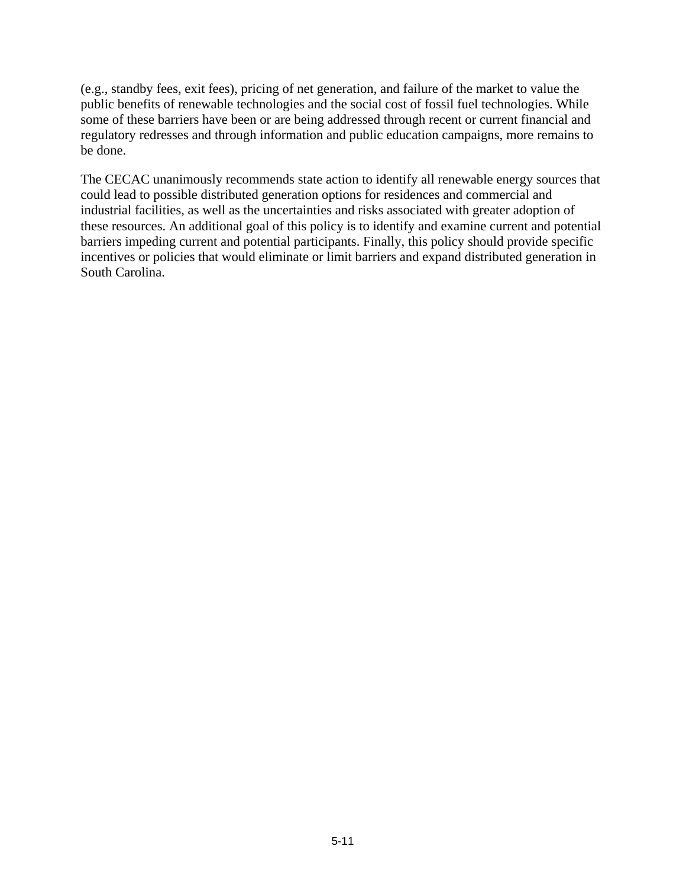(e.g., standby fees, exit fees), pricing of net generation, and failure of the market to value the public benefits of renewable technologies and the social cost of fossil fuel technologies. While some of these barriers have been or are being addressed through recent or current financial and regulatory redresses and through information and public education campaigns, more remains to be done.

The CECAC unanimously recommends state action to identify all renewable energy sources that could lead to possible distributed generation options for residences and commercial and industrial facilities, as well as the uncertainties and risks associated with greater adoption of these resources. An additional goal of this policy is to identify and examine current and potential barriers impeding current and potential participants. Finally, this policy should provide specific incentives or policies that would eliminate or limit barriers and expand distributed generation in South Carolina.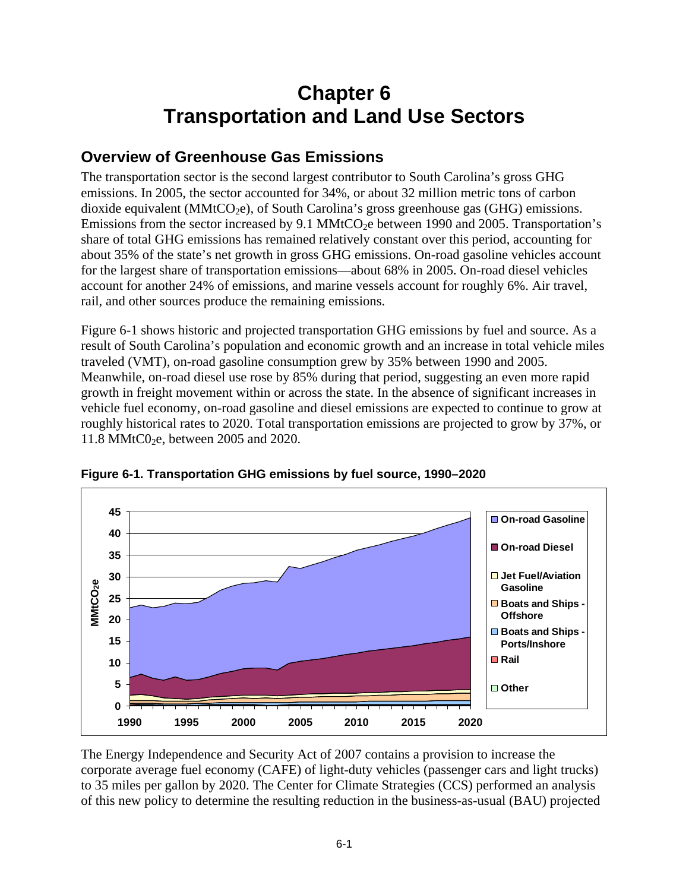# Chapter 6
# Transportation and Land Use Sectors

## Overview of Greenhouse Gas Emissions

The transportation sector is the second largest contributor to South Carolina's gross GHG emissions. In 2005, the sector accounted for 34%, or about 32 million metric tons of carbon dioxide equivalent ($MMtCO_2e$), of South Carolina's gross greenhouse gas (GHG) emissions. Emissions from the sector increased by 9.1 $MMtCO_2e$ between 1990 and 2005. Transportation's share of total GHG emissions has remained relatively constant over this period, accounting for about 35% of the state's net growth in gross GHG emissions. On-road gasoline vehicles account for the largest share of transportation emissions—about 68% in 2005. On-road diesel vehicles account for another 24% of emissions, and marine vessels account for roughly 6%. Air travel, rail, and other sources produce the remaining emissions.

Figure 6-1 shows historic and projected transportation GHG emissions by fuel and source. As a result of South Carolina's population and economic growth and an increase in total vehicle miles traveled (VMT), on-road gasoline consumption grew by 35% between 1990 and 2005. Meanwhile, on-road diesel use rose by 85% during that period, suggesting an even more rapid growth in freight movement within or across the state. In the absence of significant increases in vehicle fuel economy, on-road gasoline and diesel emissions are expected to continue to grow at roughly historical rates to 2020. Total transportation emissions are projected to grow by 37%, or 11.8 $MMtC0_2e$, between 2005 and 2020.

**Figure 6-1. Transportation GHG emissions by fuel source, 1990–2020**

The Energy Independence and Security Act of 2007 contains a provision to increase the corporate average fuel economy (CAFE) of light-duty vehicles (passenger cars and light trucks) to 35 miles per gallon by 2020. The Center for Climate Strategies (CCS) performed an analysis of this new policy to determine the resulting reduction in the business-as-usual (BAU) projected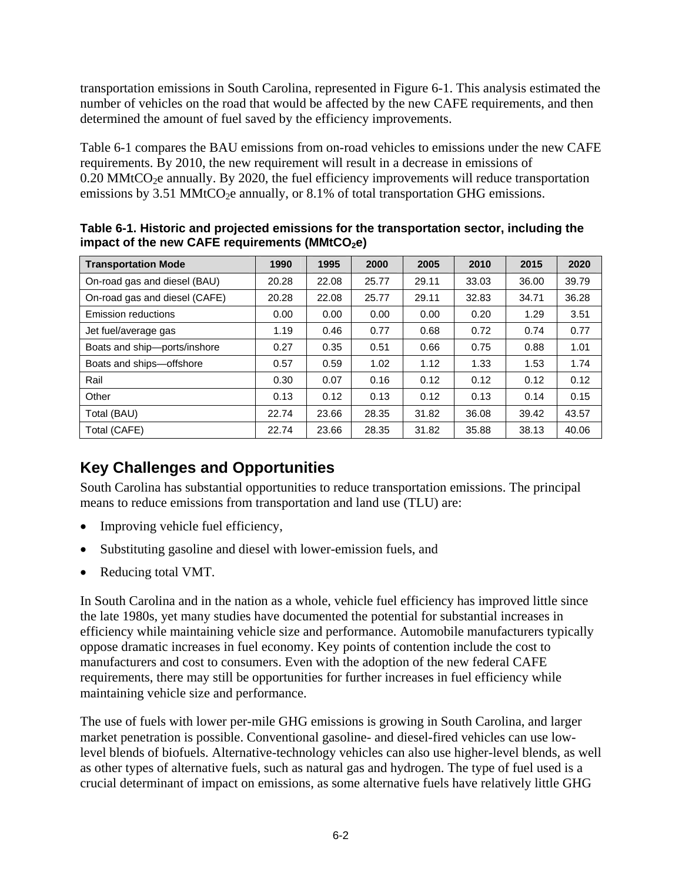transportation emissions in South Carolina, represented in Figure 6-1. This analysis estimated the number of vehicles on the road that would be affected by the new CAFE requirements, and then determined the amount of fuel saved by the efficiency improvements.

Table 6-1 compares the BAU emissions from on-road vehicles to emissions under the new CAFE requirements. By 2010, the new requirement will result in a decrease in emissions of 0.20 $MMtCO_2e$ annually. By 2020, the fuel efficiency improvements will reduce transportation emissions by 3.51 $MMtCO_2e$ annually, or 8.1% of total transportation GHG emissions.

**Table 6-1. Historic and projected emissions for the transportation sector, including the impact of the new CAFE requirements ($MMtCO_2e$)**

| Transportation Mode | 1990 | 1995 | 2000 | 2005 | 2010 | 2015 | 2020 |
|---|---|---|---|---|---|---|---|
| On-road gas and diesel (BAU) | 20.28 | 22.08 | 25.77 | 29.11 | 33.03 | 36.00 | 39.79 |
| On-road gas and diesel (CAFE) | 20.28 | 22.08 | 25.77 | 29.11 | 32.83 | 34.71 | 36.28 |
| Emission reductions | 0.00 | 0.00 | 0.00 | 0.00 | 0.20 | 1.29 | 3.51 |
| Jet fuel/average gas | 1.19 | 0.46 | 0.77 | 0.68 | 0.72 | 0.74 | 0.77 |
| Boats and ship—ports/inshore | 0.27 | 0.35 | 0.51 | 0.66 | 0.75 | 0.88 | 1.01 |
| Boats and ships—offshore | 0.57 | 0.59 | 1.02 | 1.12 | 1.33 | 1.53 | 1.74 |
| Rail | 0.30 | 0.07 | 0.16 | 0.12 | 0.12 | 0.12 | 0.12 |
| Other | 0.13 | 0.12 | 0.13 | 0.12 | 0.13 | 0.14 | 0.15 |
| Total (BAU) | 22.74 | 23.66 | 28.35 | 31.82 | 36.08 | 39.42 | 43.57 |
| Total (CAFE) | 22.74 | 23.66 | 28.35 | 31.82 | 35.88 | 38.13 | 40.06 |

## Key Challenges and Opportunities

South Carolina has substantial opportunities to reduce transportation emissions. The principal means to reduce emissions from transportation and land use (TLU) are:

- Improving vehicle fuel efficiency,
- Substituting gasoline and diesel with lower-emission fuels, and
- Reducing total VMT.

In South Carolina and in the nation as a whole, vehicle fuel efficiency has improved little since the late 1980s, yet many studies have documented the potential for substantial increases in efficiency while maintaining vehicle size and performance. Automobile manufacturers typically oppose dramatic increases in fuel economy. Key points of contention include the cost to manufacturers and cost to consumers. Even with the adoption of the new federal CAFE requirements, there may still be opportunities for further increases in fuel efficiency while maintaining vehicle size and performance.

The use of fuels with lower per-mile GHG emissions is growing in South Carolina, and larger market penetration is possible. Conventional gasoline- and diesel-fired vehicles can use low-level blends of biofuels. Alternative-technology vehicles can also use higher-level blends, as well as other types of alternative fuels, such as natural gas and hydrogen. The type of fuel used is a crucial determinant of impact on emissions, as some alternative fuels have relatively little GHG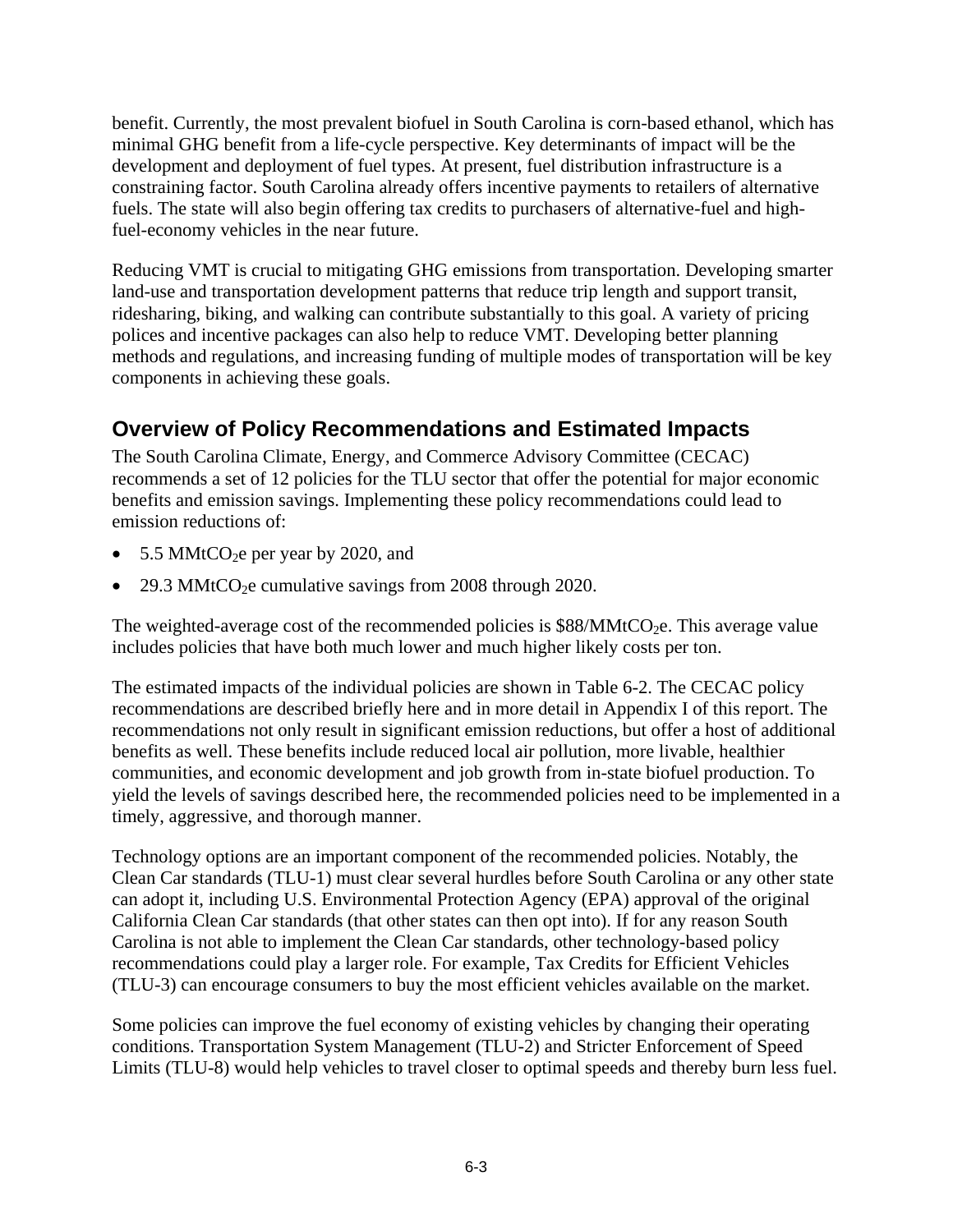benefit. Currently, the most prevalent biofuel in South Carolina is corn-based ethanol, which has minimal GHG benefit from a life-cycle perspective. Key determinants of impact will be the development and deployment of fuel types. At present, fuel distribution infrastructure is a constraining factor. South Carolina already offers incentive payments to retailers of alternative fuels. The state will also begin offering tax credits to purchasers of alternative-fuel and high-fuel-economy vehicles in the near future.

Reducing VMT is crucial to mitigating GHG emissions from transportation. Developing smarter land-use and transportation development patterns that reduce trip length and support transit, ridesharing, biking, and walking can contribute substantially to this goal. A variety of pricing polices and incentive packages can also help to reduce VMT. Developing better planning methods and regulations, and increasing funding of multiple modes of transportation will be key components in achieving these goals.

## Overview of Policy Recommendations and Estimated Impacts

The South Carolina Climate, Energy, and Commerce Advisory Committee (CECAC) recommends a set of 12 policies for the TLU sector that offer the potential for major economic benefits and emission savings. Implementing these policy recommendations could lead to emission reductions of:

- 5.5 $MMtCO_2e$ per year by 2020, and
- 29.3 $MMtCO_2e$ cumulative savings from 2008 through 2020.

The weighted-average cost of the recommended policies is \$88/$MMtCO_2e$. This average value includes policies that have both much lower and much higher likely costs per ton.

The estimated impacts of the individual policies are shown in Table 6-2. The CECAC policy recommendations are described briefly here and in more detail in Appendix I of this report. The recommendations not only result in significant emission reductions, but offer a host of additional benefits as well. These benefits include reduced local air pollution, more livable, healthier communities, and economic development and job growth from in-state biofuel production. To yield the levels of savings described here, the recommended policies need to be implemented in a timely, aggressive, and thorough manner.

Technology options are an important component of the recommended policies. Notably, the Clean Car standards (TLU-1) must clear several hurdles before South Carolina or any other state can adopt it, including U.S. Environmental Protection Agency (EPA) approval of the original California Clean Car standards (that other states can then opt into). If for any reason South Carolina is not able to implement the Clean Car standards, other technology-based policy recommendations could play a larger role. For example, Tax Credits for Efficient Vehicles (TLU-3) can encourage consumers to buy the most efficient vehicles available on the market.

Some policies can improve the fuel economy of existing vehicles by changing their operating conditions. Transportation System Management (TLU-2) and Stricter Enforcement of Speed Limits (TLU-8) would help vehicles to travel closer to optimal speeds and thereby burn less fuel.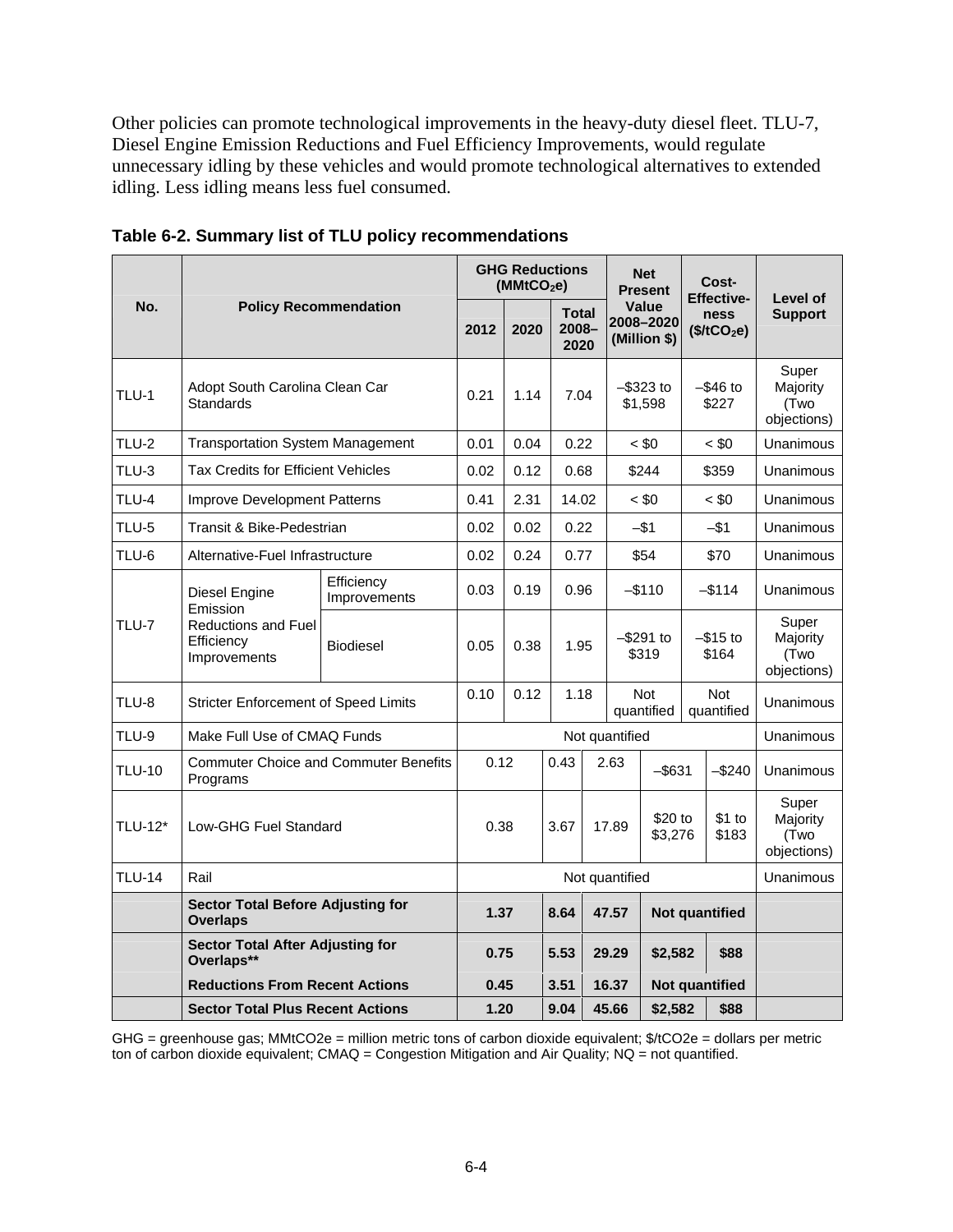Other policies can promote technological improvements in the heavy-duty diesel fleet. TLU-7, Diesel Engine Emission Reductions and Fuel Efficiency Improvements, would regulate unnecessary idling by these vehicles and would promote technological alternatives to extended idling. Less idling means less fuel consumed.

**Table 6-2. Summary list of TLU policy recommendations**

| No. | Policy Recommendation | | GHG Reductions ($MMtCO_2e$) | | | Net Present Value 2008–2020 (Million \$) | Cost-Effective-ness ($\$/tCO_2e$) | Level of Support |
|---|---|---|---|---|---|---|---|---|
| | | | 2012 | 2020 | Total 2008–2020 | | | |
| TLU-1 | Adopt South Carolina Clean Car Standards | | 0.21 | 1.14 | 7.04 | –\$323 to \$1,598 | –\$46 to \$227 | Super Majority (Two objections) |
| TLU-2 | Transportation System Management | | 0.01 | 0.04 | 0.22 | < \$0 | < \$0 | Unanimous |
| TLU-3 | Tax Credits for Efficient Vehicles | | 0.02 | 0.12 | 0.68 | \$244 | \$359 | Unanimous |
| TLU-4 | Improve Development Patterns | | 0.41 | 2.31 | 14.02 | < \$0 | < \$0 | Unanimous |
| TLU-5 | Transit & Bike-Pedestrian | | 0.02 | 0.02 | 0.22 | –\$1 | –\$1 | Unanimous |
| TLU-6 | Alternative-Fuel Infrastructure | | 0.02 | 0.24 | 0.77 | \$54 | \$70 | Unanimous |
| TLU-7 | Diesel Engine Emission Reductions and Fuel Efficiency Improvements | Efficiency Improvements | 0.03 | 0.19 | 0.96 | –\$110 | –\$114 | Unanimous |
| | | Biodiesel | 0.05 | 0.38 | 1.95 | –\$291 to \$319 | –\$15 to \$164 | Super Majority (Two objections) |
| TLU-8 | Stricter Enforcement of Speed Limits | | 0.10 | 0.12 | 1.18 | Not quantified | Not quantified | Unanimous |
| TLU-9 | Make Full Use of CMAQ Funds | | Not quantified | | | | | Unanimous |
| TLU-10 | Commuter Choice and Commuter Benefits Programs | | 0.12 | 0.43 | 2.63 | –\$631 | –\$240 | Unanimous |
| TLU-12* | Low-GHG Fuel Standard | | 0.38 | 3.67 | 17.89 | \$20 to \$3,276 | \$1 to \$183 | Super Majority (Two objections) |
| TLU-14 | Rail | | Not quantified | | | | | Unanimous |
| | **Sector Total Before Adjusting for Overlaps** | | **1.37** | **8.64** | **47.57** | **Not quantified** | | |
| | **Sector Total After Adjusting for Overlaps**\*\* | | **0.75** | **5.53** | **29.29** | **\$2,582** | **\$88** | |
| | **Reductions From Recent Actions** | | **0.45** | **3.51** | **16.37** | **Not quantified** | | |
| | **Sector Total Plus Recent Actions** | | **1.20** | **9.04** | **45.66** | **\$2,582** | **\$88** | |

GHG = greenhouse gas; MMtCO2e = million metric tons of carbon dioxide equivalent; \$/tCO2e = dollars per metric ton of carbon dioxide equivalent; CMAQ = Congestion Mitigation and Air Quality; NQ = not quantified.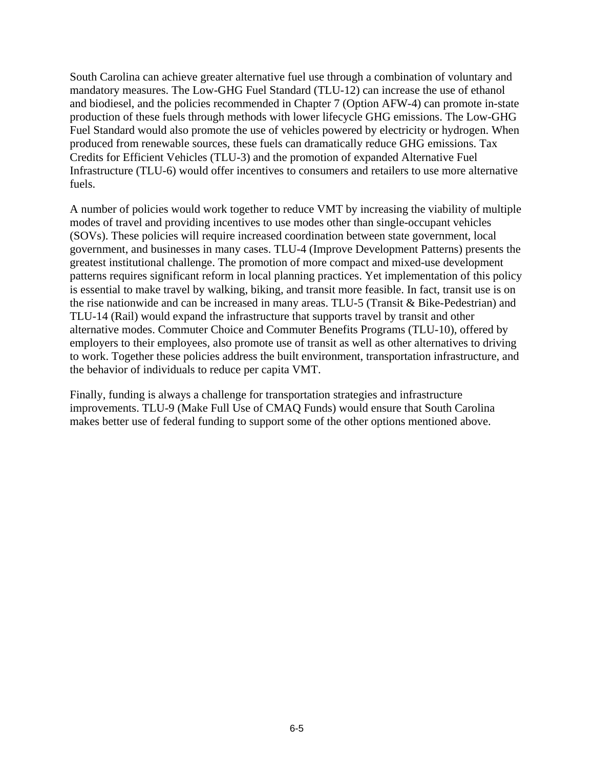South Carolina can achieve greater alternative fuel use through a combination of voluntary and mandatory measures. The Low-GHG Fuel Standard (TLU-12) can increase the use of ethanol and biodiesel, and the policies recommended in Chapter 7 (Option AFW-4) can promote in-state production of these fuels through methods with lower lifecycle GHG emissions. The Low-GHG Fuel Standard would also promote the use of vehicles powered by electricity or hydrogen. When produced from renewable sources, these fuels can dramatically reduce GHG emissions. Tax Credits for Efficient Vehicles (TLU-3) and the promotion of expanded Alternative Fuel Infrastructure (TLU-6) would offer incentives to consumers and retailers to use more alternative fuels.

A number of policies would work together to reduce VMT by increasing the viability of multiple modes of travel and providing incentives to use modes other than single-occupant vehicles (SOVs). These policies will require increased coordination between state government, local government, and businesses in many cases. TLU-4 (Improve Development Patterns) presents the greatest institutional challenge. The promotion of more compact and mixed-use development patterns requires significant reform in local planning practices. Yet implementation of this policy is essential to make travel by walking, biking, and transit more feasible. In fact, transit use is on the rise nationwide and can be increased in many areas. TLU-5 (Transit & Bike-Pedestrian) and TLU-14 (Rail) would expand the infrastructure that supports travel by transit and other alternative modes. Commuter Choice and Commuter Benefits Programs (TLU-10), offered by employers to their employees, also promote use of transit as well as other alternatives to driving to work. Together these policies address the built environment, transportation infrastructure, and the behavior of individuals to reduce per capita VMT.

Finally, funding is always a challenge for transportation strategies and infrastructure improvements. TLU-9 (Make Full Use of CMAQ Funds) would ensure that South Carolina makes better use of federal funding to support some of the other options mentioned above.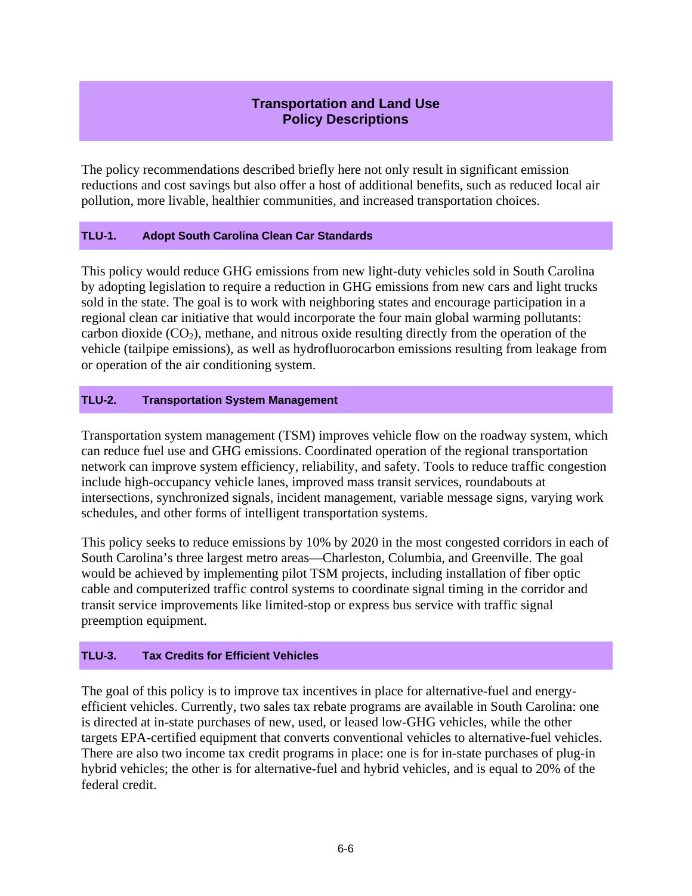# Transportation and Land Use Policy Descriptions

The policy recommendations described briefly here not only result in significant emission reductions and cost savings but also offer a host of additional benefits, such as reduced local air pollution, more livable, healthier communities, and increased transportation choices.

## TLU-1. Adopt South Carolina Clean Car Standards

This policy would reduce GHG emissions from new light-duty vehicles sold in South Carolina by adopting legislation to require a reduction in GHG emissions from new cars and light trucks sold in the state. The goal is to work with neighboring states and encourage participation in a regional clean car initiative that would incorporate the four main global warming pollutants: carbon dioxide ($CO_2$), methane, and nitrous oxide resulting directly from the operation of the vehicle (tailpipe emissions), as well as hydrofluorocarbon emissions resulting from leakage from or operation of the air conditioning system.

## TLU-2. Transportation System Management

Transportation system management (TSM) improves vehicle flow on the roadway system, which can reduce fuel use and GHG emissions. Coordinated operation of the regional transportation network can improve system efficiency, reliability, and safety. Tools to reduce traffic congestion include high-occupancy vehicle lanes, improved mass transit services, roundabouts at intersections, synchronized signals, incident management, variable message signs, varying work schedules, and other forms of intelligent transportation systems.

This policy seeks to reduce emissions by 10% by 2020 in the most congested corridors in each of South Carolina's three largest metro areas—Charleston, Columbia, and Greenville. The goal would be achieved by implementing pilot TSM projects, including installation of fiber optic cable and computerized traffic control systems to coordinate signal timing in the corridor and transit service improvements like limited-stop or express bus service with traffic signal preemption equipment.

## TLU-3. Tax Credits for Efficient Vehicles

The goal of this policy is to improve tax incentives in place for alternative-fuel and energy-efficient vehicles. Currently, two sales tax rebate programs are available in South Carolina: one is directed at in-state purchases of new, used, or leased low-GHG vehicles, while the other targets EPA-certified equipment that converts conventional vehicles to alternative-fuel vehicles. There are also two income tax credit programs in place: one is for in-state purchases of plug-in hybrid vehicles; the other is for alternative-fuel and hybrid vehicles, and is equal to 20% of the federal credit.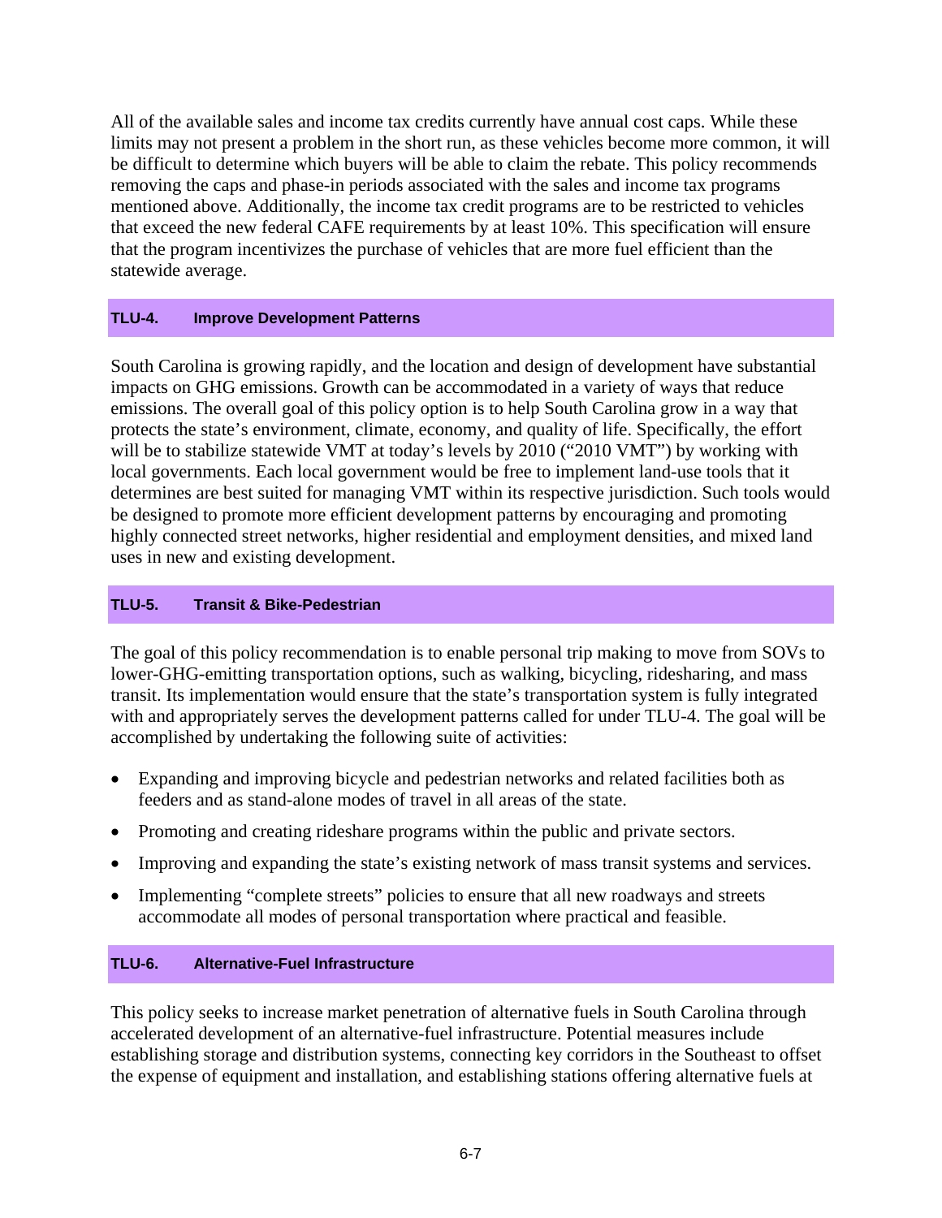All of the available sales and income tax credits currently have annual cost caps. While these limits may not present a problem in the short run, as these vehicles become more common, it will be difficult to determine which buyers will be able to claim the rebate. This policy recommends removing the caps and phase-in periods associated with the sales and income tax programs mentioned above. Additionally, the income tax credit programs are to be restricted to vehicles that exceed the new federal CAFE requirements by at least 10%. This specification will ensure that the program incentivizes the purchase of vehicles that are more fuel efficient than the statewide average.

### TLU-4. Improve Development Patterns

South Carolina is growing rapidly, and the location and design of development have substantial impacts on GHG emissions. Growth can be accommodated in a variety of ways that reduce emissions. The overall goal of this policy option is to help South Carolina grow in a way that protects the state's environment, climate, economy, and quality of life. Specifically, the effort will be to stabilize statewide VMT at today's levels by 2010 ("2010 VMT") by working with local governments. Each local government would be free to implement land-use tools that it determines are best suited for managing VMT within its respective jurisdiction. Such tools would be designed to promote more efficient development patterns by encouraging and promoting highly connected street networks, higher residential and employment densities, and mixed land uses in new and existing development.

### TLU-5. Transit & Bike-Pedestrian

The goal of this policy recommendation is to enable personal trip making to move from SOVs to lower-GHG-emitting transportation options, such as walking, bicycling, ridesharing, and mass transit. Its implementation would ensure that the state's transportation system is fully integrated with and appropriately serves the development patterns called for under TLU-4. The goal will be accomplished by undertaking the following suite of activities:

- Expanding and improving bicycle and pedestrian networks and related facilities both as feeders and as stand-alone modes of travel in all areas of the state.
- Promoting and creating rideshare programs within the public and private sectors.
- Improving and expanding the state's existing network of mass transit systems and services.
- Implementing "complete streets" policies to ensure that all new roadways and streets accommodate all modes of personal transportation where practical and feasible.

### TLU-6. Alternative-Fuel Infrastructure

This policy seeks to increase market penetration of alternative fuels in South Carolina through accelerated development of an alternative-fuel infrastructure. Potential measures include establishing storage and distribution systems, connecting key corridors in the Southeast to offset the expense of equipment and installation, and establishing stations offering alternative fuels at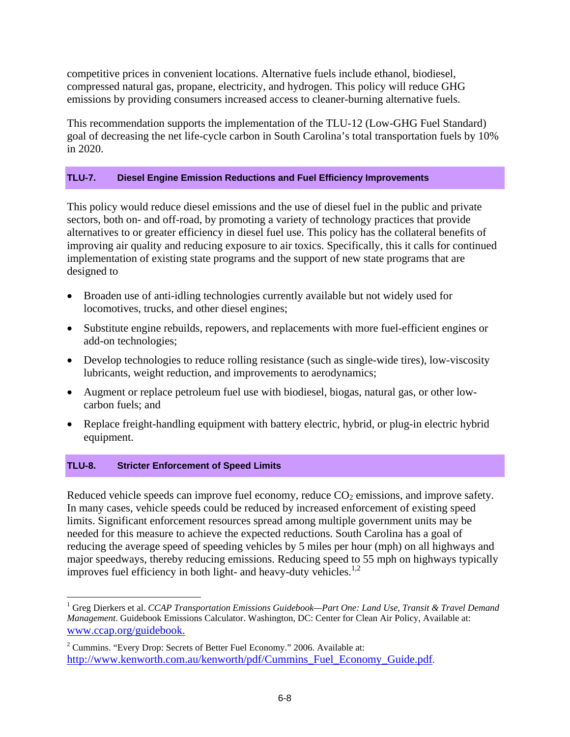competitive prices in convenient locations. Alternative fuels include ethanol, biodiesel, compressed natural gas, propane, electricity, and hydrogen. This policy will reduce GHG emissions by providing consumers increased access to cleaner-burning alternative fuels.

This recommendation supports the implementation of the TLU-12 (Low-GHG Fuel Standard) goal of decreasing the net life-cycle carbon in South Carolina's total transportation fuels by 10% in 2020.

### TLU-7. Diesel Engine Emission Reductions and Fuel Efficiency Improvements

This policy would reduce diesel emissions and the use of diesel fuel in the public and private sectors, both on- and off-road, by promoting a variety of technology practices that provide alternatives to or greater efficiency in diesel fuel use. This policy has the collateral benefits of improving air quality and reducing exposure to air toxics. Specifically, this it calls for continued implementation of existing state programs and the support of new state programs that are designed to

- Broaden use of anti-idling technologies currently available but not widely used for locomotives, trucks, and other diesel engines;
- Substitute engine rebuilds, repowers, and replacements with more fuel-efficient engines or add-on technologies;
- Develop technologies to reduce rolling resistance (such as single-wide tires), low-viscosity lubricants, weight reduction, and improvements to aerodynamics;
- Augment or replace petroleum fuel use with biodiesel, biogas, natural gas, or other low-carbon fuels; and
- Replace freight-handling equipment with battery electric, hybrid, or plug-in electric hybrid equipment.

### TLU-8. Stricter Enforcement of Speed Limits

Reduced vehicle speeds can improve fuel economy, reduce $CO_2$ emissions, and improve safety. In many cases, vehicle speeds could be reduced by increased enforcement of existing speed limits. Significant enforcement resources spread among multiple government units may be needed for this measure to achieve the expected reductions. South Carolina has a goal of reducing the average speed of speeding vehicles by 5 miles per hour (mph) on all highways and major speedways, thereby reducing emissions. Reducing speed to 55 mph on highways typically improves fuel efficiency in both light- and heavy-duty vehicles.[1,2]

---

[1] Greg Dierkers et al. *CCAP Transportation Emissions Guidebook—Part One: Land Use, Transit & Travel Demand Management*. Guidebook Emissions Calculator. Washington, DC: Center for Clean Air Policy, Available at: www.ccap.org/guidebook.

[2] Cummins. "Every Drop: Secrets of Better Fuel Economy." 2006. Available at: http://www.kenworth.com.au/kenworth/pdf/Cummins_Fuel_Economy_Guide.pdf.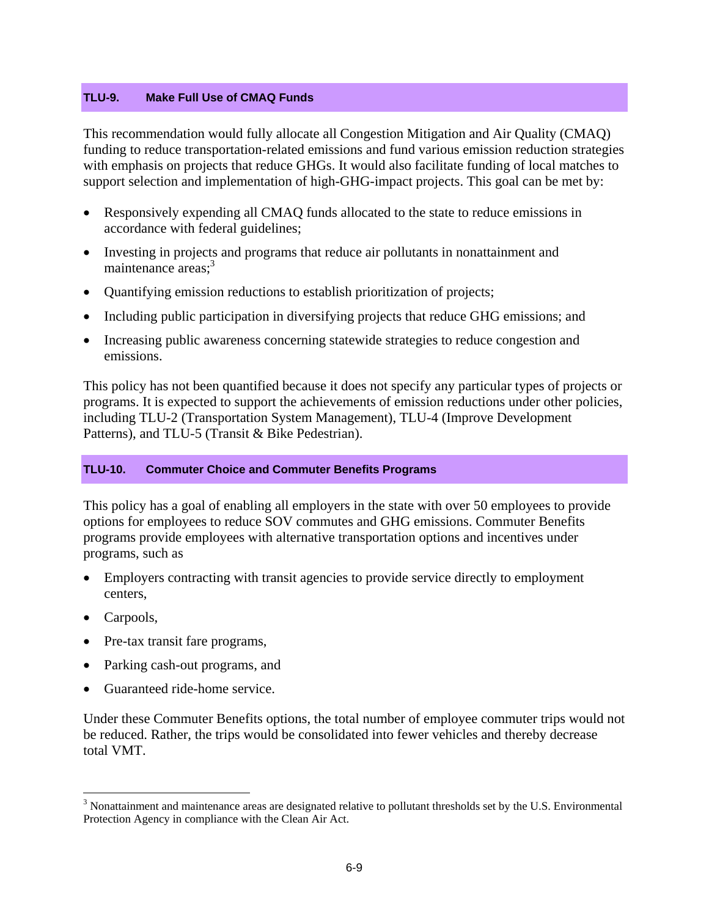### TLU-9. Make Full Use of CMAQ Funds

This recommendation would fully allocate all Congestion Mitigation and Air Quality (CMAQ) funding to reduce transportation-related emissions and fund various emission reduction strategies with emphasis on projects that reduce GHGs. It would also facilitate funding of local matches to support selection and implementation of high-GHG-impact projects. This goal can be met by:

- Responsively expending all CMAQ funds allocated to the state to reduce emissions in accordance with federal guidelines;
- Investing in projects and programs that reduce air pollutants in nonattainment and maintenance areas;[3]
- Quantifying emission reductions to establish prioritization of projects;
- Including public participation in diversifying projects that reduce GHG emissions; and
- Increasing public awareness concerning statewide strategies to reduce congestion and emissions.

This policy has not been quantified because it does not specify any particular types of projects or programs. It is expected to support the achievements of emission reductions under other policies, including TLU-2 (Transportation System Management), TLU-4 (Improve Development Patterns), and TLU-5 (Transit & Bike Pedestrian).

### TLU-10. Commuter Choice and Commuter Benefits Programs

This policy has a goal of enabling all employers in the state with over 50 employees to provide options for employees to reduce SOV commutes and GHG emissions. Commuter Benefits programs provide employees with alternative transportation options and incentives under programs, such as

- Employers contracting with transit agencies to provide service directly to employment centers,
- Carpools,
- Pre-tax transit fare programs,
- Parking cash-out programs, and
- Guaranteed ride-home service.

Under these Commuter Benefits options, the total number of employee commuter trips would not be reduced. Rather, the trips would be consolidated into fewer vehicles and thereby decrease total VMT.

---

[3] Nonattainment and maintenance areas are designated relative to pollutant thresholds set by the U.S. Environmental Protection Agency in compliance with the Clean Air Act.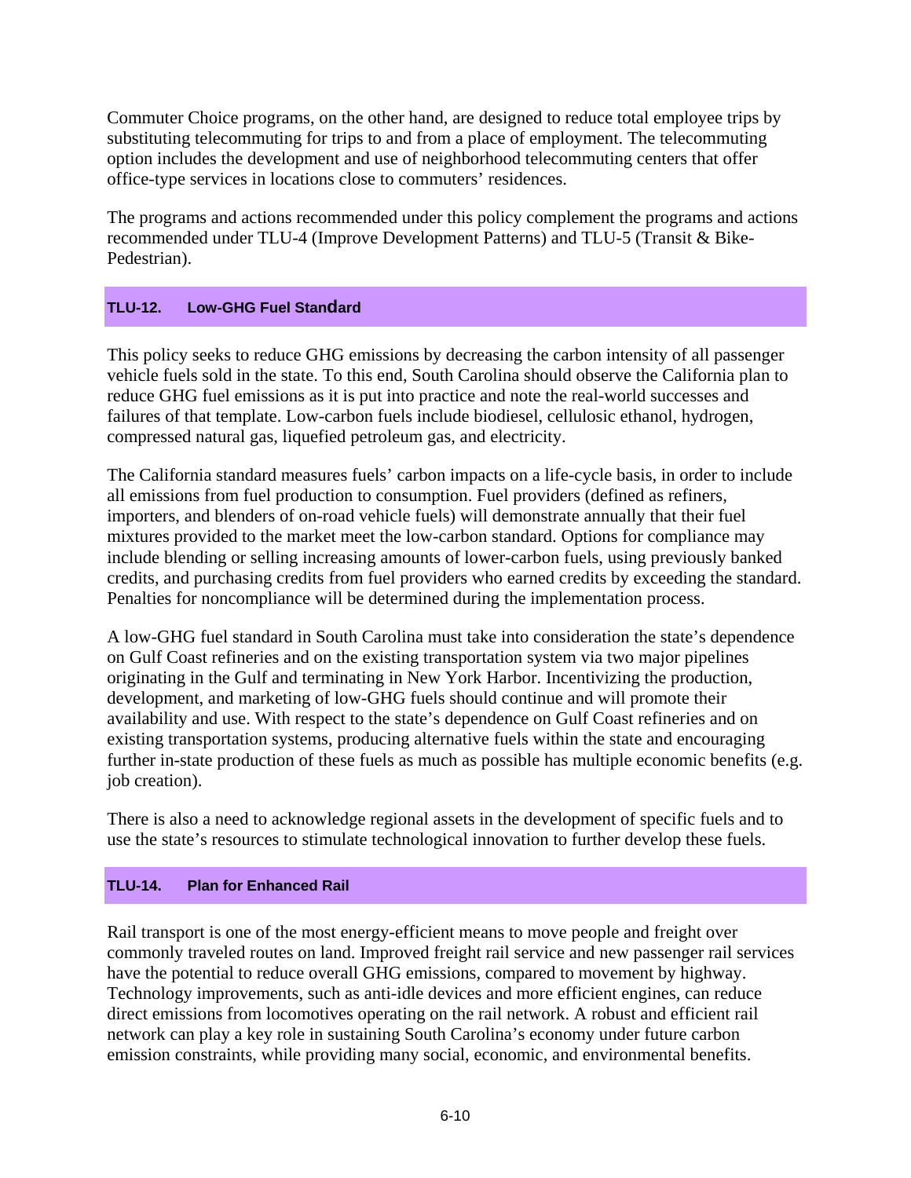Commuter Choice programs, on the other hand, are designed to reduce total employee trips by substituting telecommuting for trips to and from a place of employment. The telecommuting option includes the development and use of neighborhood telecommuting centers that offer office-type services in locations close to commuters' residences.

The programs and actions recommended under this policy complement the programs and actions recommended under TLU-4 (Improve Development Patterns) and TLU-5 (Transit & Bike-Pedestrian).

### TLU-12. Low-GHG Fuel Standard

This policy seeks to reduce GHG emissions by decreasing the carbon intensity of all passenger vehicle fuels sold in the state. To this end, South Carolina should observe the California plan to reduce GHG fuel emissions as it is put into practice and note the real-world successes and failures of that template. Low-carbon fuels include biodiesel, cellulosic ethanol, hydrogen, compressed natural gas, liquefied petroleum gas, and electricity.

The California standard measures fuels' carbon impacts on a life-cycle basis, in order to include all emissions from fuel production to consumption. Fuel providers (defined as refiners, importers, and blenders of on-road vehicle fuels) will demonstrate annually that their fuel mixtures provided to the market meet the low-carbon standard. Options for compliance may include blending or selling increasing amounts of lower-carbon fuels, using previously banked credits, and purchasing credits from fuel providers who earned credits by exceeding the standard. Penalties for noncompliance will be determined during the implementation process.

A low-GHG fuel standard in South Carolina must take into consideration the state's dependence on Gulf Coast refineries and on the existing transportation system via two major pipelines originating in the Gulf and terminating in New York Harbor. Incentivizing the production, development, and marketing of low-GHG fuels should continue and will promote their availability and use. With respect to the state's dependence on Gulf Coast refineries and on existing transportation systems, producing alternative fuels within the state and encouraging further in-state production of these fuels as much as possible has multiple economic benefits (e.g. job creation).

There is also a need to acknowledge regional assets in the development of specific fuels and to use the state's resources to stimulate technological innovation to further develop these fuels.

### TLU-14. Plan for Enhanced Rail

Rail transport is one of the most energy-efficient means to move people and freight over commonly traveled routes on land. Improved freight rail service and new passenger rail services have the potential to reduce overall GHG emissions, compared to movement by highway. Technology improvements, such as anti-idle devices and more efficient engines, can reduce direct emissions from locomotives operating on the rail network. A robust and efficient rail network can play a key role in sustaining South Carolina's economy under future carbon emission constraints, while providing many social, economic, and environmental benefits.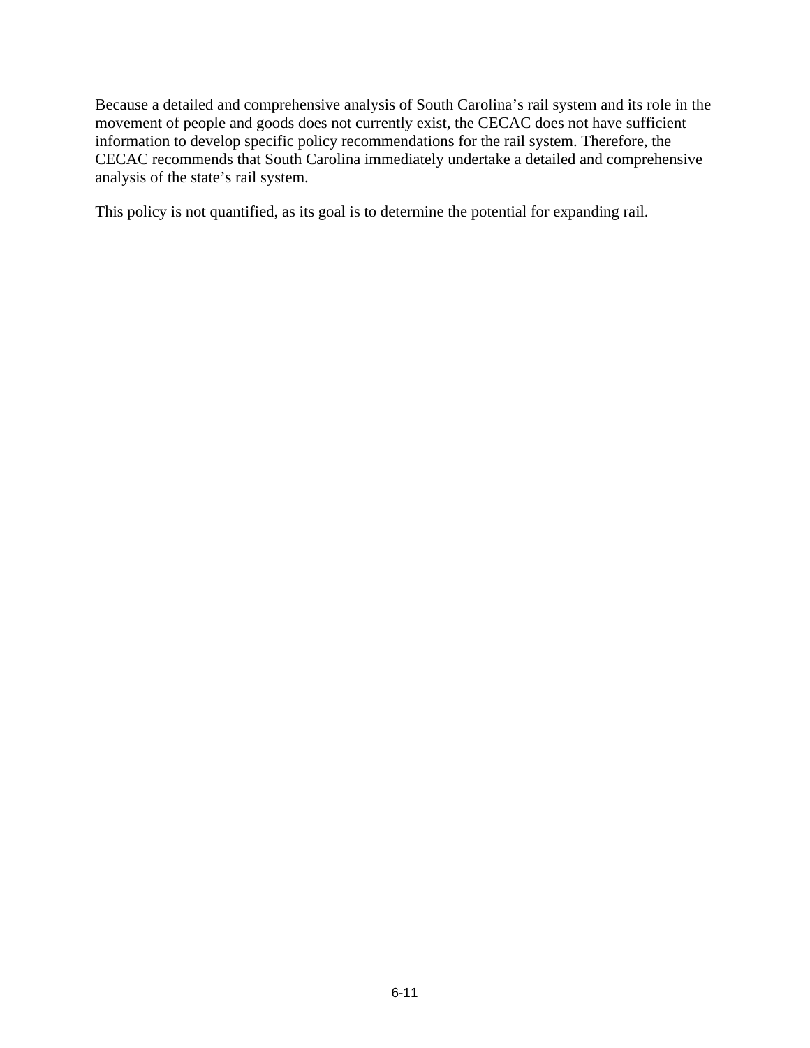Because a detailed and comprehensive analysis of South Carolina's rail system and its role in the movement of people and goods does not currently exist, the CECAC does not have sufficient information to develop specific policy recommendations for the rail system. Therefore, the CECAC recommends that South Carolina immediately undertake a detailed and comprehensive analysis of the state's rail system.

This policy is not quantified, as its goal is to determine the potential for expanding rail.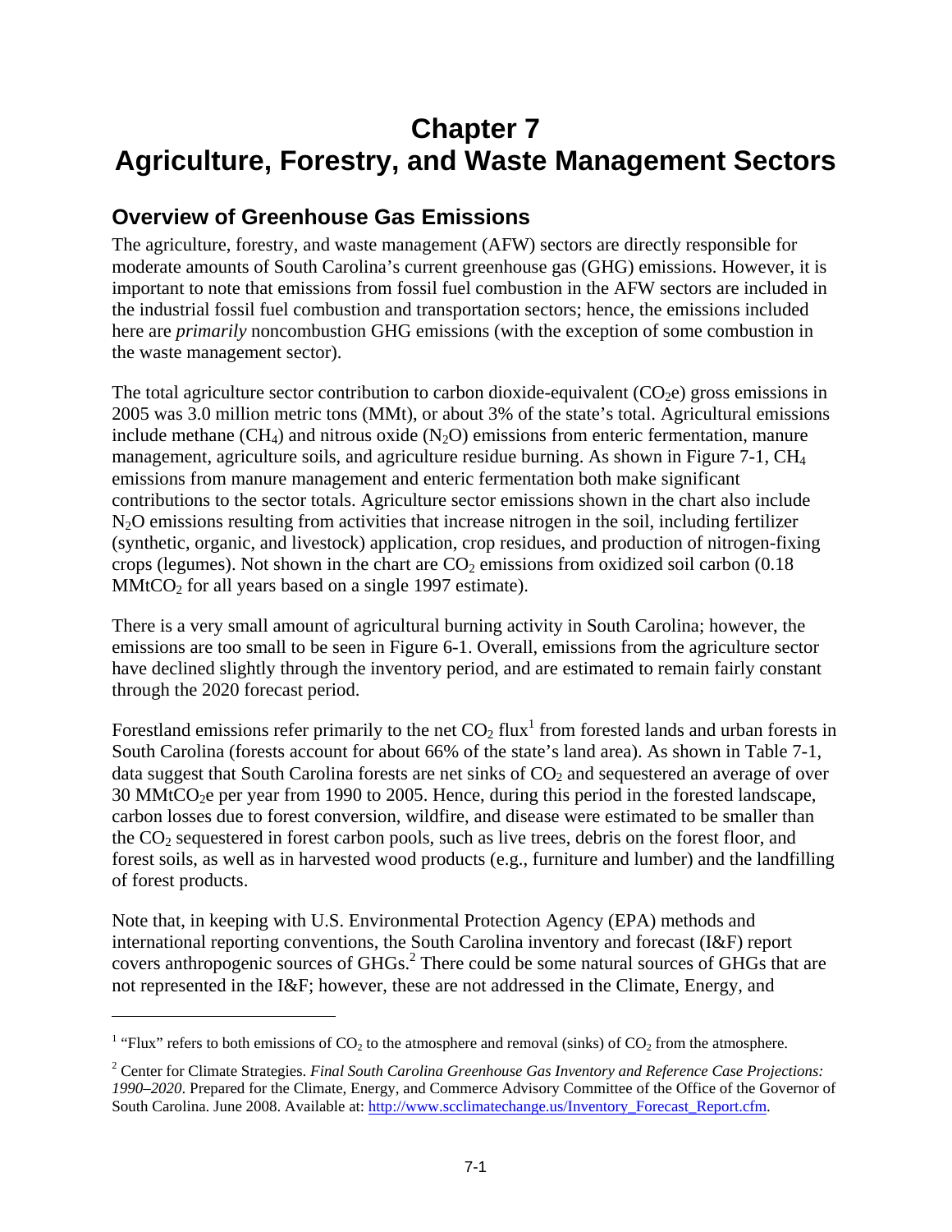# Chapter 7
# Agriculture, Forestry, and Waste Management Sectors

## Overview of Greenhouse Gas Emissions

The agriculture, forestry, and waste management (AFW) sectors are directly responsible for moderate amounts of South Carolina's current greenhouse gas (GHG) emissions. However, it is important to note that emissions from fossil fuel combustion in the AFW sectors are included in the industrial fossil fuel combustion and transportation sectors; hence, the emissions included here are *primarily* noncombustion GHG emissions (with the exception of some combustion in the waste management sector).

The total agriculture sector contribution to carbon dioxide-equivalent ($CO_2e$) gross emissions in 2005 was 3.0 million metric tons (MMt), or about 3% of the state's total. Agricultural emissions include methane ($CH_4$) and nitrous oxide ($N_2O$) emissions from enteric fermentation, manure management, agriculture soils, and agriculture residue burning. As shown in Figure 7-1, $CH_4$ emissions from manure management and enteric fermentation both make significant contributions to the sector totals. Agriculture sector emissions shown in the chart also include $N_2O$ emissions resulting from activities that increase nitrogen in the soil, including fertilizer (synthetic, organic, and livestock) application, crop residues, and production of nitrogen-fixing crops (legumes). Not shown in the chart are $CO_2$ emissions from oxidized soil carbon (0.18 $MMtCO_2$ for all years based on a single 1997 estimate).

There is a very small amount of agricultural burning activity in South Carolina; however, the emissions are too small to be seen in Figure 6-1. Overall, emissions from the agriculture sector have declined slightly through the inventory period, and are estimated to remain fairly constant through the 2020 forecast period.

Forestland emissions refer primarily to the net $CO_2$ flux[1] from forested lands and urban forests in South Carolina (forests account for about 66% of the state's land area). As shown in Table 7-1, data suggest that South Carolina forests are net sinks of $CO_2$ and sequestered an average of over 30 $MMtCO_2e$ per year from 1990 to 2005. Hence, during this period in the forested landscape, carbon losses due to forest conversion, wildfire, and disease were estimated to be smaller than the $CO_2$ sequestered in forest carbon pools, such as live trees, debris on the forest floor, and forest soils, as well as in harvested wood products (e.g., furniture and lumber) and the landfilling of forest products.

Note that, in keeping with U.S. Environmental Protection Agency (EPA) methods and international reporting conventions, the South Carolina inventory and forecast (I&F) report covers anthropogenic sources of GHGs.[2] There could be some natural sources of GHGs that are not represented in the I&F; however, these are not addressed in the Climate, Energy, and

---

[1] "Flux" refers to both emissions of $CO_2$ to the atmosphere and removal (sinks) of $CO_2$ from the atmosphere.

[2] Center for Climate Strategies. *Final South Carolina Greenhouse Gas Inventory and Reference Case Projections: 1990–2020*. Prepared for the Climate, Energy, and Commerce Advisory Committee of the Office of the Governor of South Carolina. June 2008. Available at: http://www.scclimatechange.us/Inventory_Forecast_Report.cfm.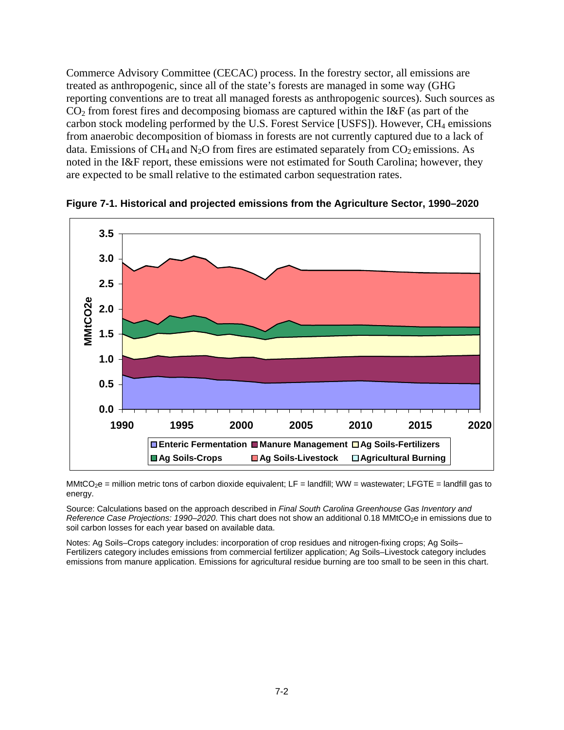Commerce Advisory Committee (CECAC) process. In the forestry sector, all emissions are treated as anthropogenic, since all of the state's forests are managed in some way (GHG reporting conventions are to treat all managed forests as anthropogenic sources). Such sources as $CO_2$ from forest fires and decomposing biomass are captured within the I&F (as part of the carbon stock modeling performed by the U.S. Forest Service [USFS]). However, $CH_4$ emissions from anaerobic decomposition of biomass in forests are not currently captured due to a lack of data. Emissions of $CH_4$ and $N_2O$ from fires are estimated separately from $CO_2$ emissions. As noted in the I&F report, these emissions were not estimated for South Carolina; however, they are expected to be small relative to the estimated carbon sequestration rates.

**Figure 7-1. Historical and projected emissions from the Agriculture Sector, 1990–2020**

$MMtCO_2e$ = million metric tons of carbon dioxide equivalent; LF = landfill; WW = wastewater; LFGTE = landfill gas to energy.

Source: Calculations based on the approach described in *Final South Carolina Greenhouse Gas Inventory and Reference Case Projections: 1990–2020*. This chart does not show an additional 0.18 $MMtCO_2e$ in emissions due to soil carbon losses for each year based on available data.

Notes: Ag Soils–Crops category includes: incorporation of crop residues and nitrogen-fixing crops; Ag Soils–Fertilizers category includes emissions from commercial fertilizer application; Ag Soils–Livestock category includes emissions from manure application. Emissions for agricultural residue burning are too small to be seen in this chart.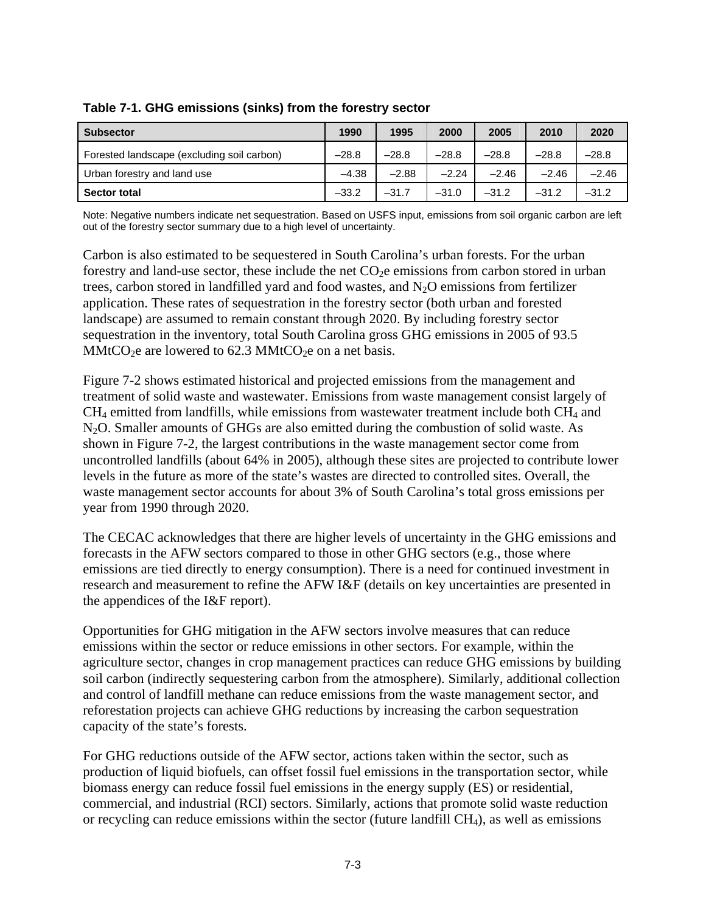**Table 7-1. GHG emissions (sinks) from the forestry sector**

| Subsector | 1990 | 1995 | 2000 | 2005 | 2010 | 2020 |
|---|---|---|---|---|---|---|
| Forested landscape (excluding soil carbon) | –28.8 | –28.8 | –28.8 | –28.8 | –28.8 | –28.8 |
| Urban forestry and land use | –4.38 | –2.88 | –2.24 | –2.46 | –2.46 | –2.46 |
| **Sector total** | –33.2 | –31.7 | –31.0 | –31.2 | –31.2 | –31.2 |

Note: Negative numbers indicate net sequestration. Based on USFS input, emissions from soil organic carbon are left out of the forestry sector summary due to a high level of uncertainty.

Carbon is also estimated to be sequestered in South Carolina's urban forests. For the urban forestry and land-use sector, these include the net $CO_2$e emissions from carbon stored in urban trees, carbon stored in landfilled yard and food wastes, and $N_2O$ emissions from fertilizer application. These rates of sequestration in the forestry sector (both urban and forested landscape) are assumed to remain constant through 2020. By including forestry sector sequestration in the inventory, total South Carolina gross GHG emissions in 2005 of 93.5 MMt$CO_2$e are lowered to 62.3 MMt$CO_2$e on a net basis.

Figure 7-2 shows estimated historical and projected emissions from the management and treatment of solid waste and wastewater. Emissions from waste management consist largely of $CH_4$ emitted from landfills, while emissions from wastewater treatment include both $CH_4$ and $N_2O$. Smaller amounts of GHGs are also emitted during the combustion of solid waste. As shown in Figure 7-2, the largest contributions in the waste management sector come from uncontrolled landfills (about 64% in 2005), although these sites are projected to contribute lower levels in the future as more of the state's wastes are directed to controlled sites. Overall, the waste management sector accounts for about 3% of South Carolina's total gross emissions per year from 1990 through 2020.

The CECAC acknowledges that there are higher levels of uncertainty in the GHG emissions and forecasts in the AFW sectors compared to those in other GHG sectors (e.g., those where emissions are tied directly to energy consumption). There is a need for continued investment in research and measurement to refine the AFW I&F (details on key uncertainties are presented in the appendices of the I&F report).

Opportunities for GHG mitigation in the AFW sectors involve measures that can reduce emissions within the sector or reduce emissions in other sectors. For example, within the agriculture sector, changes in crop management practices can reduce GHG emissions by building soil carbon (indirectly sequestering carbon from the atmosphere). Similarly, additional collection and control of landfill methane can reduce emissions from the waste management sector, and reforestation projects can achieve GHG reductions by increasing the carbon sequestration capacity of the state's forests.

For GHG reductions outside of the AFW sector, actions taken within the sector, such as production of liquid biofuels, can offset fossil fuel emissions in the transportation sector, while biomass energy can reduce fossil fuel emissions in the energy supply (ES) or residential, commercial, and industrial (RCI) sectors. Similarly, actions that promote solid waste reduction or recycling can reduce emissions within the sector (future landfill $CH_4$), as well as emissions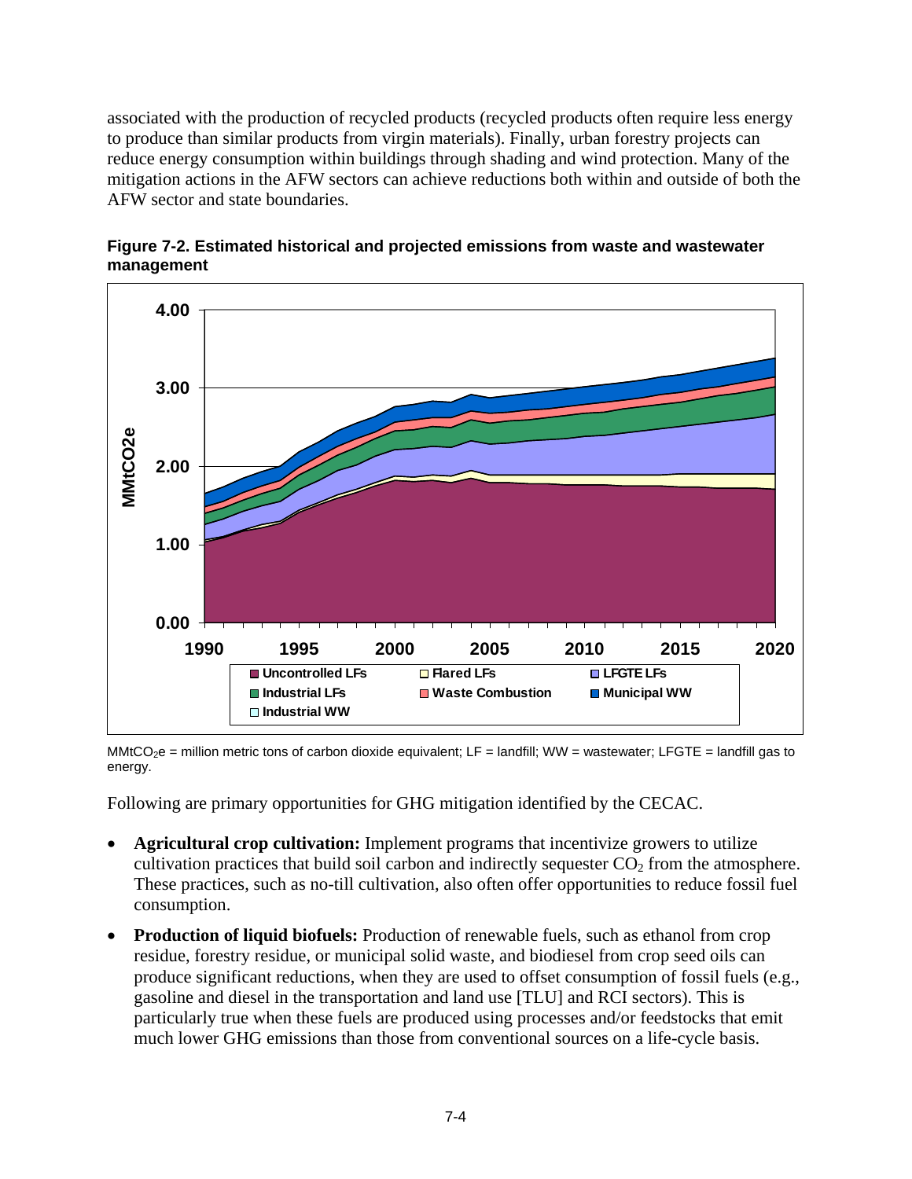associated with the production of recycled products (recycled products often require less energy to produce than similar products from virgin materials). Finally, urban forestry projects can reduce energy consumption within buildings through shading and wind protection. Many of the mitigation actions in the AFW sectors can achieve reductions both within and outside of both the AFW sector and state boundaries.

**Figure 7-2. Estimated historical and projected emissions from waste and wastewater management**

$MMtCO_2e$ = million metric tons of carbon dioxide equivalent; LF = landfill; WW = wastewater; LFGTE = landfill gas to energy.

Following are primary opportunities for GHG mitigation identified by the CECAC.

- **Agricultural crop cultivation:** Implement programs that incentivize growers to utilize cultivation practices that build soil carbon and indirectly sequester $CO_2$ from the atmosphere. These practices, such as no-till cultivation, also often offer opportunities to reduce fossil fuel consumption.
- **Production of liquid biofuels:** Production of renewable fuels, such as ethanol from crop residue, forestry residue, or municipal solid waste, and biodiesel from crop seed oils can produce significant reductions, when they are used to offset consumption of fossil fuels (e.g., gasoline and diesel in the transportation and land use [TLU] and RCI sectors). This is particularly true when these fuels are produced using processes and/or feedstocks that emit much lower GHG emissions than those from conventional sources on a life-cycle basis.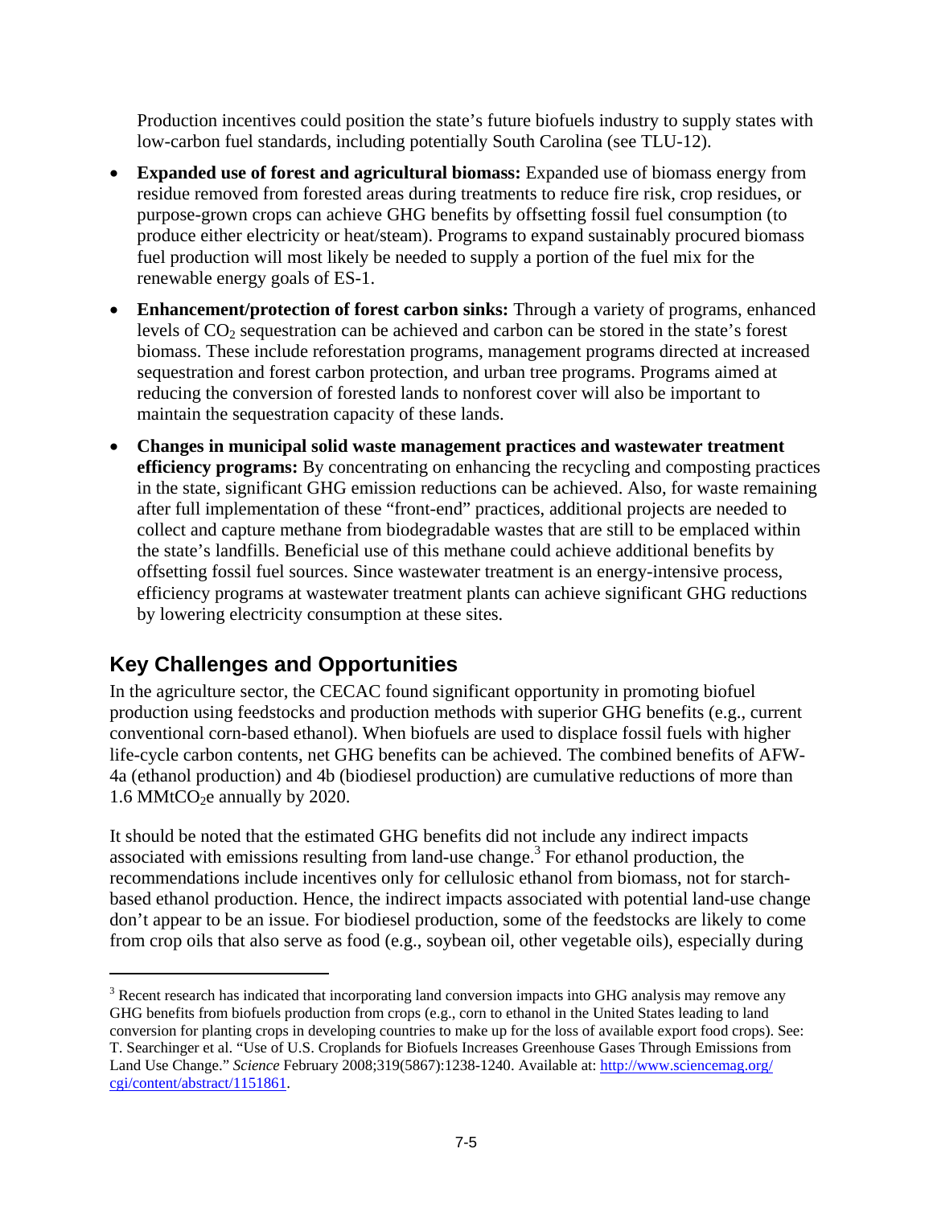Production incentives could position the state's future biofuels industry to supply states with low-carbon fuel standards, including potentially South Carolina (see TLU-12).

- **Expanded use of forest and agricultural biomass:** Expanded use of biomass energy from residue removed from forested areas during treatments to reduce fire risk, crop residues, or purpose-grown crops can achieve GHG benefits by offsetting fossil fuel consumption (to produce either electricity or heat/steam). Programs to expand sustainably procured biomass fuel production will most likely be needed to supply a portion of the fuel mix for the renewable energy goals of ES-1.
- **Enhancement/protection of forest carbon sinks:** Through a variety of programs, enhanced levels of $CO_2$ sequestration can be achieved and carbon can be stored in the state's forest biomass. These include reforestation programs, management programs directed at increased sequestration and forest carbon protection, and urban tree programs. Programs aimed at reducing the conversion of forested lands to nonforest cover will also be important to maintain the sequestration capacity of these lands.
- **Changes in municipal solid waste management practices and wastewater treatment efficiency programs:** By concentrating on enhancing the recycling and composting practices in the state, significant GHG emission reductions can be achieved. Also, for waste remaining after full implementation of these "front-end" practices, additional projects are needed to collect and capture methane from biodegradable wastes that are still to be emplaced within the state's landfills. Beneficial use of this methane could achieve additional benefits by offsetting fossil fuel sources. Since wastewater treatment is an energy-intensive process, efficiency programs at wastewater treatment plants can achieve significant GHG reductions by lowering electricity consumption at these sites.

## Key Challenges and Opportunities

In the agriculture sector, the CECAC found significant opportunity in promoting biofuel production using feedstocks and production methods with superior GHG benefits (e.g., current conventional corn-based ethanol). When biofuels are used to displace fossil fuels with higher life-cycle carbon contents, net GHG benefits can be achieved. The combined benefits of AFW-4a (ethanol production) and 4b (biodiesel production) are cumulative reductions of more than 1.6 $MMtCO_2e$ annually by 2020.

It should be noted that the estimated GHG benefits did not include any indirect impacts associated with emissions resulting from land-use change.[3] For ethanol production, the recommendations include incentives only for cellulosic ethanol from biomass, not for starch-based ethanol production. Hence, the indirect impacts associated with potential land-use change don't appear to be an issue. For biodiesel production, some of the feedstocks are likely to come from crop oils that also serve as food (e.g., soybean oil, other vegetable oils), especially during

---

[3] Recent research has indicated that incorporating land conversion impacts into GHG analysis may remove any GHG benefits from biofuels production from crops (e.g., corn to ethanol in the United States leading to land conversion for planting crops in developing countries to make up for the loss of available export food crops). See: T. Searchinger et al. "Use of U.S. Croplands for Biofuels Increases Greenhouse Gases Through Emissions from Land Use Change." *Science* February 2008;319(5867):1238-1240. Available at: [http://www.sciencemag.org/cgi/content/abstract/1151861](http://www.sciencemag.org/cgi/content/abstract/1151861).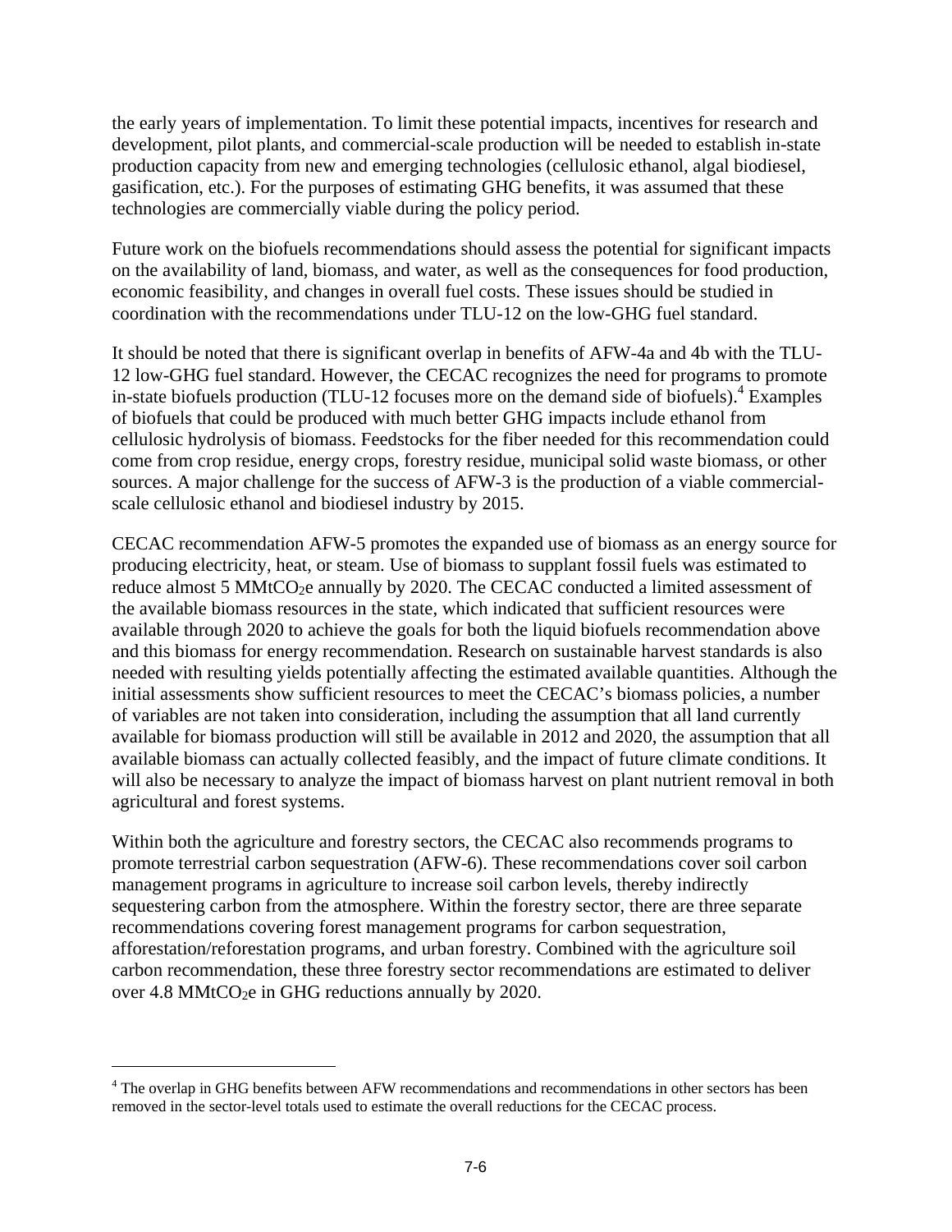the early years of implementation. To limit these potential impacts, incentives for research and development, pilot plants, and commercial-scale production will be needed to establish in-state production capacity from new and emerging technologies (cellulosic ethanol, algal biodiesel, gasification, etc.). For the purposes of estimating GHG benefits, it was assumed that these technologies are commercially viable during the policy period.

Future work on the biofuels recommendations should assess the potential for significant impacts on the availability of land, biomass, and water, as well as the consequences for food production, economic feasibility, and changes in overall fuel costs. These issues should be studied in coordination with the recommendations under TLU-12 on the low-GHG fuel standard.

It should be noted that there is significant overlap in benefits of AFW-4a and 4b with the TLU-12 low-GHG fuel standard. However, the CECAC recognizes the need for programs to promote in-state biofuels production (TLU-12 focuses more on the demand side of biofuels).[4] Examples of biofuels that could be produced with much better GHG impacts include ethanol from cellulosic hydrolysis of biomass. Feedstocks for the fiber needed for this recommendation could come from crop residue, energy crops, forestry residue, municipal solid waste biomass, or other sources. A major challenge for the success of AFW-3 is the production of a viable commercial-scale cellulosic ethanol and biodiesel industry by 2015.

CECAC recommendation AFW-5 promotes the expanded use of biomass as an energy source for producing electricity, heat, or steam. Use of biomass to supplant fossil fuels was estimated to reduce almost 5 $MMtCO_2e$ annually by 2020. The CECAC conducted a limited assessment of the available biomass resources in the state, which indicated that sufficient resources were available through 2020 to achieve the goals for both the liquid biofuels recommendation above and this biomass for energy recommendation. Research on sustainable harvest standards is also needed with resulting yields potentially affecting the estimated available quantities. Although the initial assessments show sufficient resources to meet the CECAC's biomass policies, a number of variables are not taken into consideration, including the assumption that all land currently available for biomass production will still be available in 2012 and 2020, the assumption that all available biomass can actually collected feasibly, and the impact of future climate conditions. It will also be necessary to analyze the impact of biomass harvest on plant nutrient removal in both agricultural and forest systems.

Within both the agriculture and forestry sectors, the CECAC also recommends programs to promote terrestrial carbon sequestration (AFW-6). These recommendations cover soil carbon management programs in agriculture to increase soil carbon levels, thereby indirectly sequestering carbon from the atmosphere. Within the forestry sector, there are three separate recommendations covering forest management programs for carbon sequestration, afforestation/reforestation programs, and urban forestry. Combined with the agriculture soil carbon recommendation, these three forestry sector recommendations are estimated to deliver over 4.8 $MMtCO_2e$ in GHG reductions annually by 2020.

---

[4] The overlap in GHG benefits between AFW recommendations and recommendations in other sectors has been removed in the sector-level totals used to estimate the overall reductions for the CECAC process.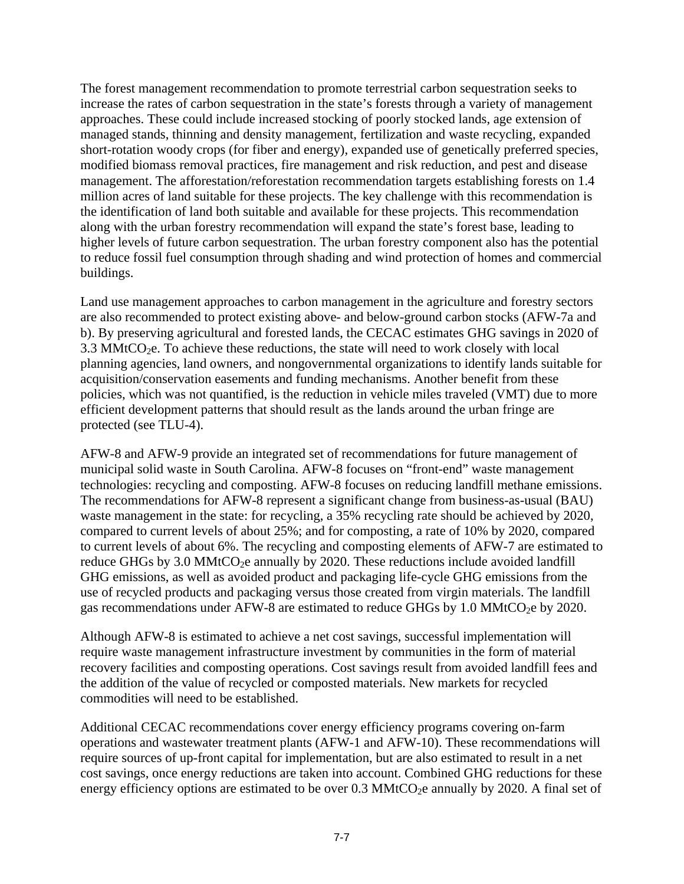The forest management recommendation to promote terrestrial carbon sequestration seeks to increase the rates of carbon sequestration in the state's forests through a variety of management approaches. These could include increased stocking of poorly stocked lands, age extension of managed stands, thinning and density management, fertilization and waste recycling, expanded short-rotation woody crops (for fiber and energy), expanded use of genetically preferred species, modified biomass removal practices, fire management and risk reduction, and pest and disease management. The afforestation/reforestation recommendation targets establishing forests on 1.4 million acres of land suitable for these projects. The key challenge with this recommendation is the identification of land both suitable and available for these projects. This recommendation along with the urban forestry recommendation will expand the state's forest base, leading to higher levels of future carbon sequestration. The urban forestry component also has the potential to reduce fossil fuel consumption through shading and wind protection of homes and commercial buildings.

Land use management approaches to carbon management in the agriculture and forestry sectors are also recommended to protect existing above- and below-ground carbon stocks (AFW-7a and b). By preserving agricultural and forested lands, the CECAC estimates GHG savings in 2020 of 3.3 $MMtCO_2e$. To achieve these reductions, the state will need to work closely with local planning agencies, land owners, and nongovernmental organizations to identify lands suitable for acquisition/conservation easements and funding mechanisms. Another benefit from these policies, which was not quantified, is the reduction in vehicle miles traveled (VMT) due to more efficient development patterns that should result as the lands around the urban fringe are protected (see TLU-4).

AFW-8 and AFW-9 provide an integrated set of recommendations for future management of municipal solid waste in South Carolina. AFW-8 focuses on "front-end" waste management technologies: recycling and composting. AFW-8 focuses on reducing landfill methane emissions. The recommendations for AFW-8 represent a significant change from business-as-usual (BAU) waste management in the state: for recycling, a 35% recycling rate should be achieved by 2020, compared to current levels of about 25%; and for composting, a rate of 10% by 2020, compared to current levels of about 6%. The recycling and composting elements of AFW-7 are estimated to reduce GHGs by 3.0 $MMtCO_2e$ annually by 2020. These reductions include avoided landfill GHG emissions, as well as avoided product and packaging life-cycle GHG emissions from the use of recycled products and packaging versus those created from virgin materials. The landfill gas recommendations under AFW-8 are estimated to reduce GHGs by 1.0 $MMtCO_2e$ by 2020.

Although AFW-8 is estimated to achieve a net cost savings, successful implementation will require waste management infrastructure investment by communities in the form of material recovery facilities and composting operations. Cost savings result from avoided landfill fees and the addition of the value of recycled or composted materials. New markets for recycled commodities will need to be established.

Additional CECAC recommendations cover energy efficiency programs covering on-farm operations and wastewater treatment plants (AFW-1 and AFW-10). These recommendations will require sources of up-front capital for implementation, but are also estimated to result in a net cost savings, once energy reductions are taken into account. Combined GHG reductions for these energy efficiency options are estimated to be over 0.3 $MMtCO_2e$ annually by 2020. A final set of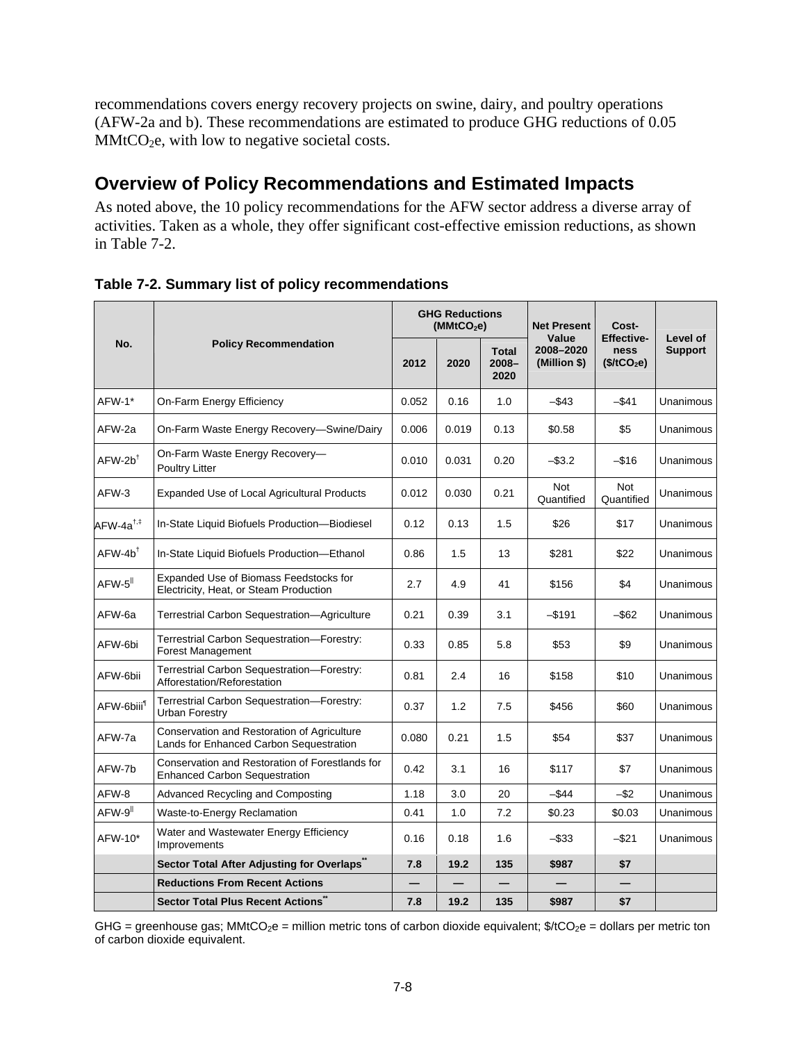recommendations covers energy recovery projects on swine, dairy, and poultry operations (AFW-2a and b). These recommendations are estimated to produce GHG reductions of 0.05 $MMtCO_2e$, with low to negative societal costs.

## Overview of Policy Recommendations and Estimated Impacts

As noted above, the 10 policy recommendations for the AFW sector address a diverse array of activities. Taken as a whole, they offer significant cost-effective emission reductions, as shown in Table 7-2.

**Table 7-2. Summary list of policy recommendations**

| No. | Policy Recommendation | GHG Reductions ($MMtCO_2e$) | | | Net Present Value 2008–2020 (Million $) | Cost-Effective-ness ($/$tCO_2e$) | Level of Support |
|---|---|---|---|---|---|---|---|
| | | 2012 | 2020 | Total 2008–2020 | | | |
| AFW-1* | On-Farm Energy Efficiency | 0.052 | 0.16 | 1.0 | –$43 | –$41 | Unanimous |
| AFW-2a | On-Farm Waste Energy Recovery—Swine/Dairy | 0.006 | 0.019 | 0.13 | $0.58 | $5 | Unanimous |
| AFW-2b[†] | On-Farm Waste Energy Recovery—Poultry Litter | 0.010 | 0.031 | 0.20 | –$3.2 | –$16 | Unanimous |
| AFW-3 | Expanded Use of Local Agricultural Products | 0.012 | 0.030 | 0.21 | Not Quantified | Not Quantified | Unanimous |
| AFW-4a[†,‡] | In-State Liquid Biofuels Production—Biodiesel | 0.12 | 0.13 | 1.5 | $26 | $17 | Unanimous |
| AFW-4b[†] | In-State Liquid Biofuels Production—Ethanol | 0.86 | 1.5 | 13 | $281 | $22 | Unanimous |
| AFW-5[‖] | Expanded Use of Biomass Feedstocks for Electricity, Heat, or Steam Production | 2.7 | 4.9 | 41 | $156 | $4 | Unanimous |
| AFW-6a | Terrestrial Carbon Sequestration—Agriculture | 0.21 | 0.39 | 3.1 | –$191 | –$62 | Unanimous |
| AFW-6bi | Terrestrial Carbon Sequestration—Forestry: Forest Management | 0.33 | 0.85 | 5.8 | $53 | $9 | Unanimous |
| AFW-6bii | Terrestrial Carbon Sequestration—Forestry: Afforestation/Reforestation | 0.81 | 2.4 | 16 | $158 | $10 | Unanimous |
| AFW-6biii[¶] | Terrestrial Carbon Sequestration—Forestry: Urban Forestry | 0.37 | 1.2 | 7.5 | $456 | $60 | Unanimous |
| AFW-7a | Conservation and Restoration of Agriculture Lands for Enhanced Carbon Sequestration | 0.080 | 0.21 | 1.5 | $54 | $37 | Unanimous |
| AFW-7b | Conservation and Restoration of Forestlands for Enhanced Carbon Sequestration | 0.42 | 3.1 | 16 | $117 | $7 | Unanimous |
| AFW-8 | Advanced Recycling and Composting | 1.18 | 3.0 | 20 | –$44 | –$2 | Unanimous |
| AFW-9[‖] | Waste-to-Energy Reclamation | 0.41 | 1.0 | 7.2 | $0.23 | $0.03 | Unanimous |
| AFW-10* | Water and Wastewater Energy Efficiency Improvements | 0.16 | 0.18 | 1.6 | –$33 | –$21 | Unanimous |
| | **Sector Total After Adjusting for Overlaps[**]** | **7.8** | **19.2** | **135** | **$987** | **$7** | |
| | **Reductions From Recent Actions** | **—** | **—** | **—** | **—** | **—** | |
| | **Sector Total Plus Recent Actions[**]** | **7.8** | **19.2** | **135** | **$987** | **$7** | |

GHG = greenhouse gas; $MMtCO_2e$ = million metric tons of carbon dioxide equivalent; $/$tCO_2e$ = dollars per metric ton of carbon dioxide equivalent.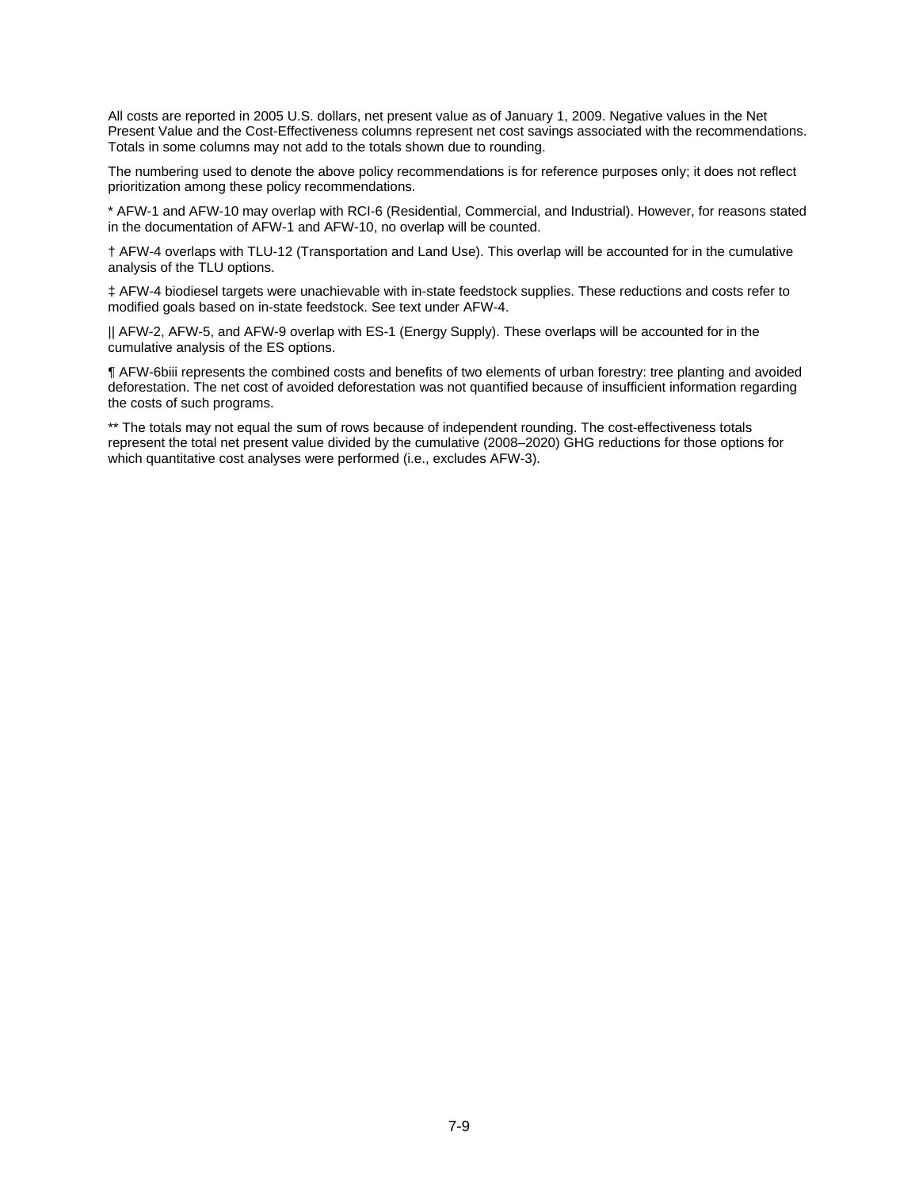All costs are reported in 2005 U.S. dollars, net present value as of January 1, 2009. Negative values in the Net Present Value and the Cost-Effectiveness columns represent net cost savings associated with the recommendations. Totals in some columns may not add to the totals shown due to rounding.

The numbering used to denote the above policy recommendations is for reference purposes only; it does not reflect prioritization among these policy recommendations.

* AFW-1 and AFW-10 may overlap with RCI-6 (Residential, Commercial, and Industrial). However, for reasons stated in the documentation of AFW-1 and AFW-10, no overlap will be counted.

† AFW-4 overlaps with TLU-12 (Transportation and Land Use). This overlap will be accounted for in the cumulative analysis of the TLU options.

‡ AFW-4 biodiesel targets were unachievable with in-state feedstock supplies. These reductions and costs refer to modified goals based on in-state feedstock. See text under AFW-4.

|| AFW-2, AFW-5, and AFW-9 overlap with ES-1 (Energy Supply). These overlaps will be accounted for in the cumulative analysis of the ES options.

¶ AFW-6biii represents the combined costs and benefits of two elements of urban forestry: tree planting and avoided deforestation. The net cost of avoided deforestation was not quantified because of insufficient information regarding the costs of such programs.

** The totals may not equal the sum of rows because of independent rounding. The cost-effectiveness totals represent the total net present value divided by the cumulative (2008–2020) GHG reductions for those options for which quantitative cost analyses were performed (i.e., excludes AFW-3).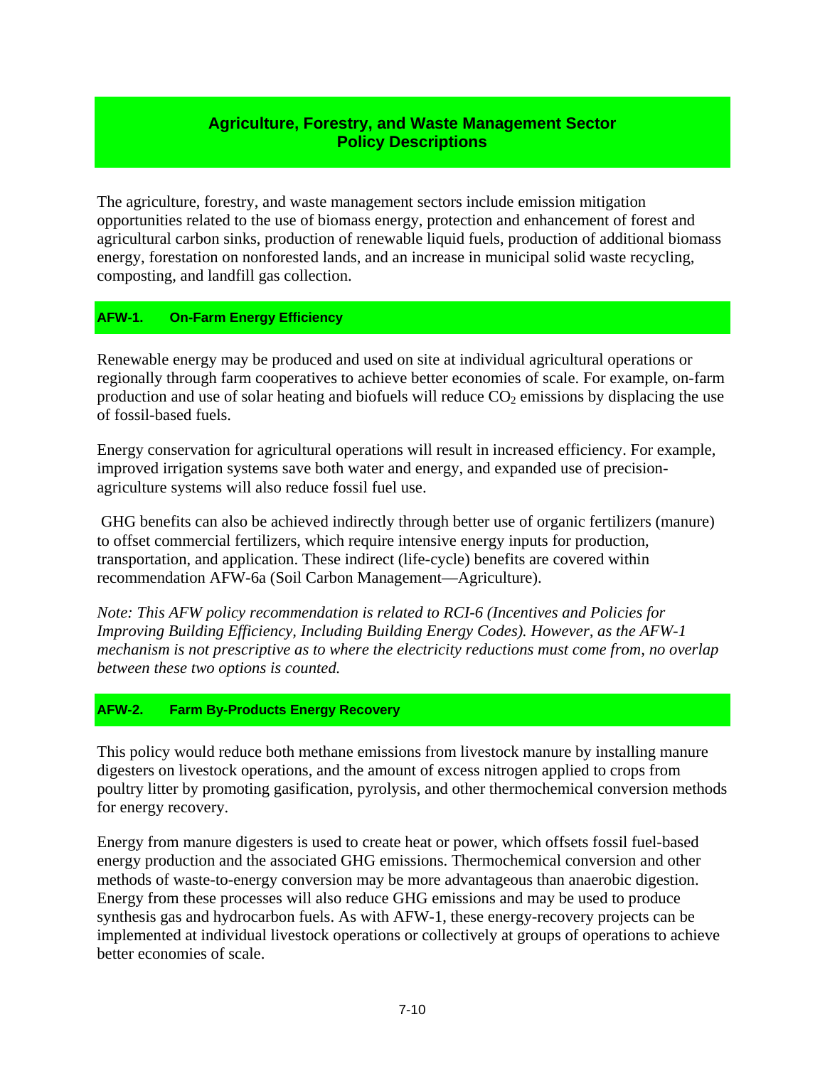## Agriculture, Forestry, and Waste Management Sector Policy Descriptions

The agriculture, forestry, and waste management sectors include emission mitigation opportunities related to the use of biomass energy, protection and enhancement of forest and agricultural carbon sinks, production of renewable liquid fuels, production of additional biomass energy, forestation on nonforested lands, and an increase in municipal solid waste recycling, composting, and landfill gas collection.

### AFW-1. On-Farm Energy Efficiency

Renewable energy may be produced and used on site at individual agricultural operations or regionally through farm cooperatives to achieve better economies of scale. For example, on-farm production and use of solar heating and biofuels will reduce $CO_2$ emissions by displacing the use of fossil-based fuels.

Energy conservation for agricultural operations will result in increased efficiency. For example, improved irrigation systems save both water and energy, and expanded use of precision-agriculture systems will also reduce fossil fuel use.

GHG benefits can also be achieved indirectly through better use of organic fertilizers (manure) to offset commercial fertilizers, which require intensive energy inputs for production, transportation, and application. These indirect (life-cycle) benefits are covered within recommendation AFW-6a (Soil Carbon Management—Agriculture).

*Note: This AFW policy recommendation is related to RCI-6 (Incentives and Policies for Improving Building Efficiency, Including Building Energy Codes). However, as the AFW-1 mechanism is not prescriptive as to where the electricity reductions must come from, no overlap between these two options is counted.*

### AFW-2. Farm By-Products Energy Recovery

This policy would reduce both methane emissions from livestock manure by installing manure digesters on livestock operations, and the amount of excess nitrogen applied to crops from poultry litter by promoting gasification, pyrolysis, and other thermochemical conversion methods for energy recovery.

Energy from manure digesters is used to create heat or power, which offsets fossil fuel-based energy production and the associated GHG emissions. Thermochemical conversion and other methods of waste-to-energy conversion may be more advantageous than anaerobic digestion. Energy from these processes will also reduce GHG emissions and may be used to produce synthesis gas and hydrocarbon fuels. As with AFW-1, these energy-recovery projects can be implemented at individual livestock operations or collectively at groups of operations to achieve better economies of scale.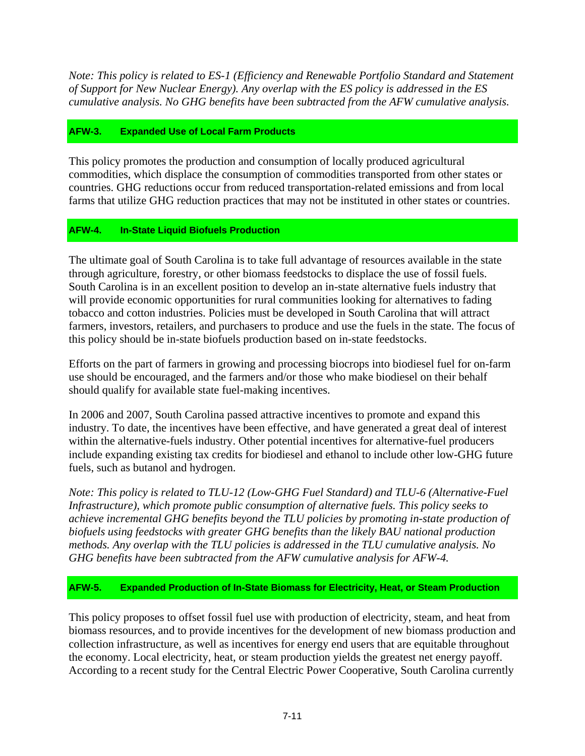*Note: This policy is related to ES-1 (Efficiency and Renewable Portfolio Standard and Statement of Support for New Nuclear Energy). Any overlap with the ES policy is addressed in the ES cumulative analysis. No GHG benefits have been subtracted from the AFW cumulative analysis.*

### AFW-3. Expanded Use of Local Farm Products

This policy promotes the production and consumption of locally produced agricultural commodities, which displace the consumption of commodities transported from other states or countries. GHG reductions occur from reduced transportation-related emissions and from local farms that utilize GHG reduction practices that may not be instituted in other states or countries.

### AFW-4. In-State Liquid Biofuels Production

The ultimate goal of South Carolina is to take full advantage of resources available in the state through agriculture, forestry, or other biomass feedstocks to displace the use of fossil fuels. South Carolina is in an excellent position to develop an in-state alternative fuels industry that will provide economic opportunities for rural communities looking for alternatives to fading tobacco and cotton industries. Policies must be developed in South Carolina that will attract farmers, investors, retailers, and purchasers to produce and use the fuels in the state. The focus of this policy should be in-state biofuels production based on in-state feedstocks.

Efforts on the part of farmers in growing and processing biocrops into biodiesel fuel for on-farm use should be encouraged, and the farmers and/or those who make biodiesel on their behalf should qualify for available state fuel-making incentives.

In 2006 and 2007, South Carolina passed attractive incentives to promote and expand this industry. To date, the incentives have been effective, and have generated a great deal of interest within the alternative-fuels industry. Other potential incentives for alternative-fuel producers include expanding existing tax credits for biodiesel and ethanol to include other low-GHG future fuels, such as butanol and hydrogen.

*Note: This policy is related to TLU-12 (Low-GHG Fuel Standard) and TLU-6 (Alternative-Fuel Infrastructure), which promote public consumption of alternative fuels. This policy seeks to achieve incremental GHG benefits beyond the TLU policies by promoting in-state production of biofuels using feedstocks with greater GHG benefits than the likely BAU national production methods. Any overlap with the TLU policies is addressed in the TLU cumulative analysis. No GHG benefits have been subtracted from the AFW cumulative analysis for AFW-4.*

### AFW-5. Expanded Production of In-State Biomass for Electricity, Heat, or Steam Production

This policy proposes to offset fossil fuel use with production of electricity, steam, and heat from biomass resources, and to provide incentives for the development of new biomass production and collection infrastructure, as well as incentives for energy end users that are equitable throughout the economy. Local electricity, heat, or steam production yields the greatest net energy payoff. According to a recent study for the Central Electric Power Cooperative, South Carolina currently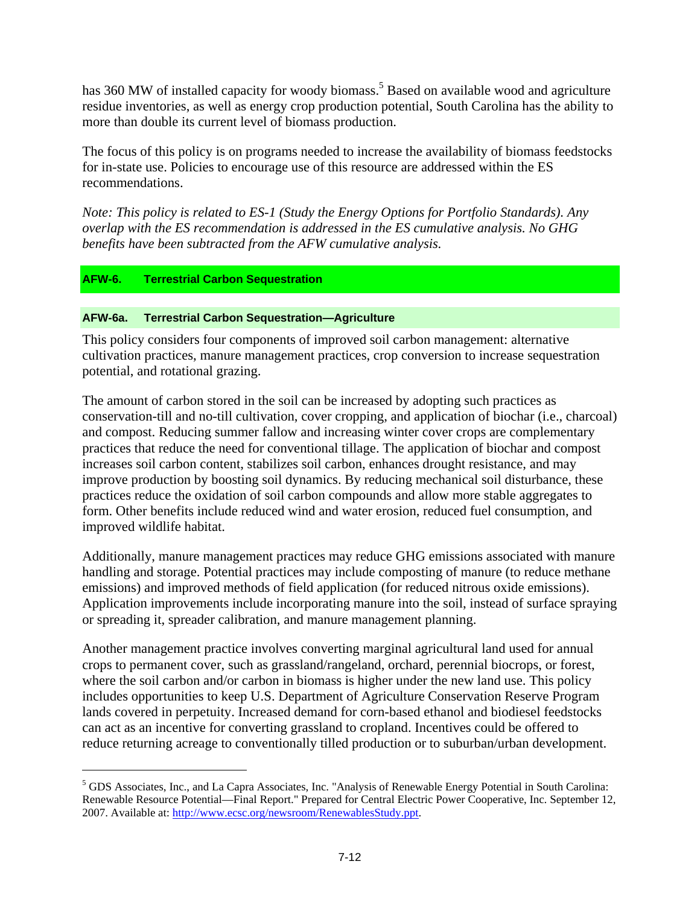has 360 MW of installed capacity for woody biomass.[5] Based on available wood and agriculture residue inventories, as well as energy crop production potential, South Carolina has the ability to more than double its current level of biomass production.

The focus of this policy is on programs needed to increase the availability of biomass feedstocks for in-state use. Policies to encourage use of this resource are addressed within the ES recommendations.

*Note: This policy is related to ES-1 (Study the Energy Options for Portfolio Standards). Any overlap with the ES recommendation is addressed in the ES cumulative analysis. No GHG benefits have been subtracted from the AFW cumulative analysis.*

## AFW-6. Terrestrial Carbon Sequestration

### AFW-6a. Terrestrial Carbon Sequestration—Agriculture

This policy considers four components of improved soil carbon management: alternative cultivation practices, manure management practices, crop conversion to increase sequestration potential, and rotational grazing.

The amount of carbon stored in the soil can be increased by adopting such practices as conservation-till and no-till cultivation, cover cropping, and application of biochar (i.e., charcoal) and compost. Reducing summer fallow and increasing winter cover crops are complementary practices that reduce the need for conventional tillage. The application of biochar and compost increases soil carbon content, stabilizes soil carbon, enhances drought resistance, and may improve production by boosting soil dynamics. By reducing mechanical soil disturbance, these practices reduce the oxidation of soil carbon compounds and allow more stable aggregates to form. Other benefits include reduced wind and water erosion, reduced fuel consumption, and improved wildlife habitat.

Additionally, manure management practices may reduce GHG emissions associated with manure handling and storage. Potential practices may include composting of manure (to reduce methane emissions) and improved methods of field application (for reduced nitrous oxide emissions). Application improvements include incorporating manure into the soil, instead of surface spraying or spreading it, spreader calibration, and manure management planning.

Another management practice involves converting marginal agricultural land used for annual crops to permanent cover, such as grassland/rangeland, orchard, perennial biocrops, or forest, where the soil carbon and/or carbon in biomass is higher under the new land use. This policy includes opportunities to keep U.S. Department of Agriculture Conservation Reserve Program lands covered in perpetuity. Increased demand for corn-based ethanol and biodiesel feedstocks can act as an incentive for converting grassland to cropland. Incentives could be offered to reduce returning acreage to conventionally tilled production or to suburban/urban development.

---

[5] GDS Associates, Inc., and La Capra Associates, Inc. "Analysis of Renewable Energy Potential in South Carolina: Renewable Resource Potential—Final Report." Prepared for Central Electric Power Cooperative, Inc. September 12, 2007. Available at: http://www.ecsc.org/newsroom/RenewablesStudy.ppt.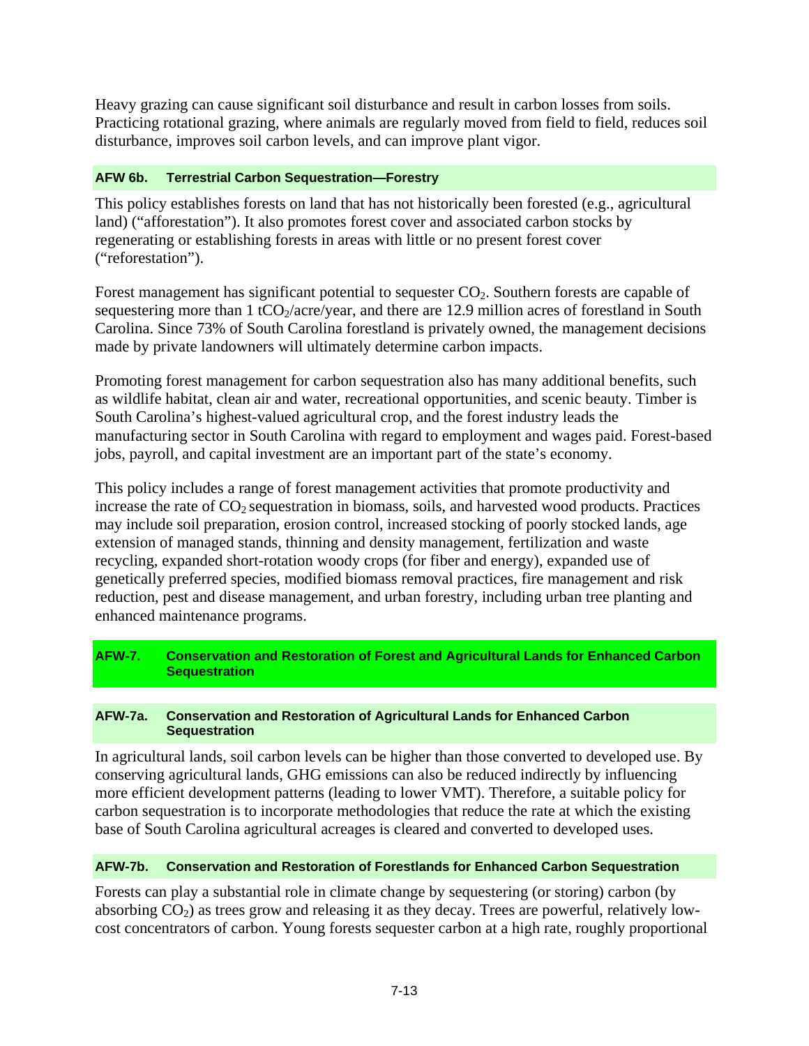Heavy grazing can cause significant soil disturbance and result in carbon losses from soils. Practicing rotational grazing, where animals are regularly moved from field to field, reduces soil disturbance, improves soil carbon levels, and can improve plant vigor.

### AFW 6b. Terrestrial Carbon Sequestration—Forestry

This policy establishes forests on land that has not historically been forested (e.g., agricultural land) ("afforestation"). It also promotes forest cover and associated carbon stocks by regenerating or establishing forests in areas with little or no present forest cover ("reforestation").

Forest management has significant potential to sequester $CO_2$. Southern forests are capable of sequestering more than 1 $tCO_2$/acre/year, and there are 12.9 million acres of forestland in South Carolina. Since 73% of South Carolina forestland is privately owned, the management decisions made by private landowners will ultimately determine carbon impacts.

Promoting forest management for carbon sequestration also has many additional benefits, such as wildlife habitat, clean air and water, recreational opportunities, and scenic beauty. Timber is South Carolina's highest-valued agricultural crop, and the forest industry leads the manufacturing sector in South Carolina with regard to employment and wages paid. Forest-based jobs, payroll, and capital investment are an important part of the state's economy.

This policy includes a range of forest management activities that promote productivity and increase the rate of $CO_2$ sequestration in biomass, soils, and harvested wood products. Practices may include soil preparation, erosion control, increased stocking of poorly stocked lands, age extension of managed stands, thinning and density management, fertilization and waste recycling, expanded short-rotation woody crops (for fiber and energy), expanded use of genetically preferred species, modified biomass removal practices, fire management and risk reduction, pest and disease management, and urban forestry, including urban tree planting and enhanced maintenance programs.

## AFW-7. Conservation and Restoration of Forest and Agricultural Lands for Enhanced Carbon Sequestration

### AFW-7a. Conservation and Restoration of Agricultural Lands for Enhanced Carbon Sequestration

In agricultural lands, soil carbon levels can be higher than those converted to developed use. By conserving agricultural lands, GHG emissions can also be reduced indirectly by influencing more efficient development patterns (leading to lower VMT). Therefore, a suitable policy for carbon sequestration is to incorporate methodologies that reduce the rate at which the existing base of South Carolina agricultural acreages is cleared and converted to developed uses.

### AFW-7b. Conservation and Restoration of Forestlands for Enhanced Carbon Sequestration

Forests can play a substantial role in climate change by sequestering (or storing) carbon (by absorbing $CO_2$) as trees grow and releasing it as they decay. Trees are powerful, relatively low-cost concentrators of carbon. Young forests sequester carbon at a high rate, roughly proportional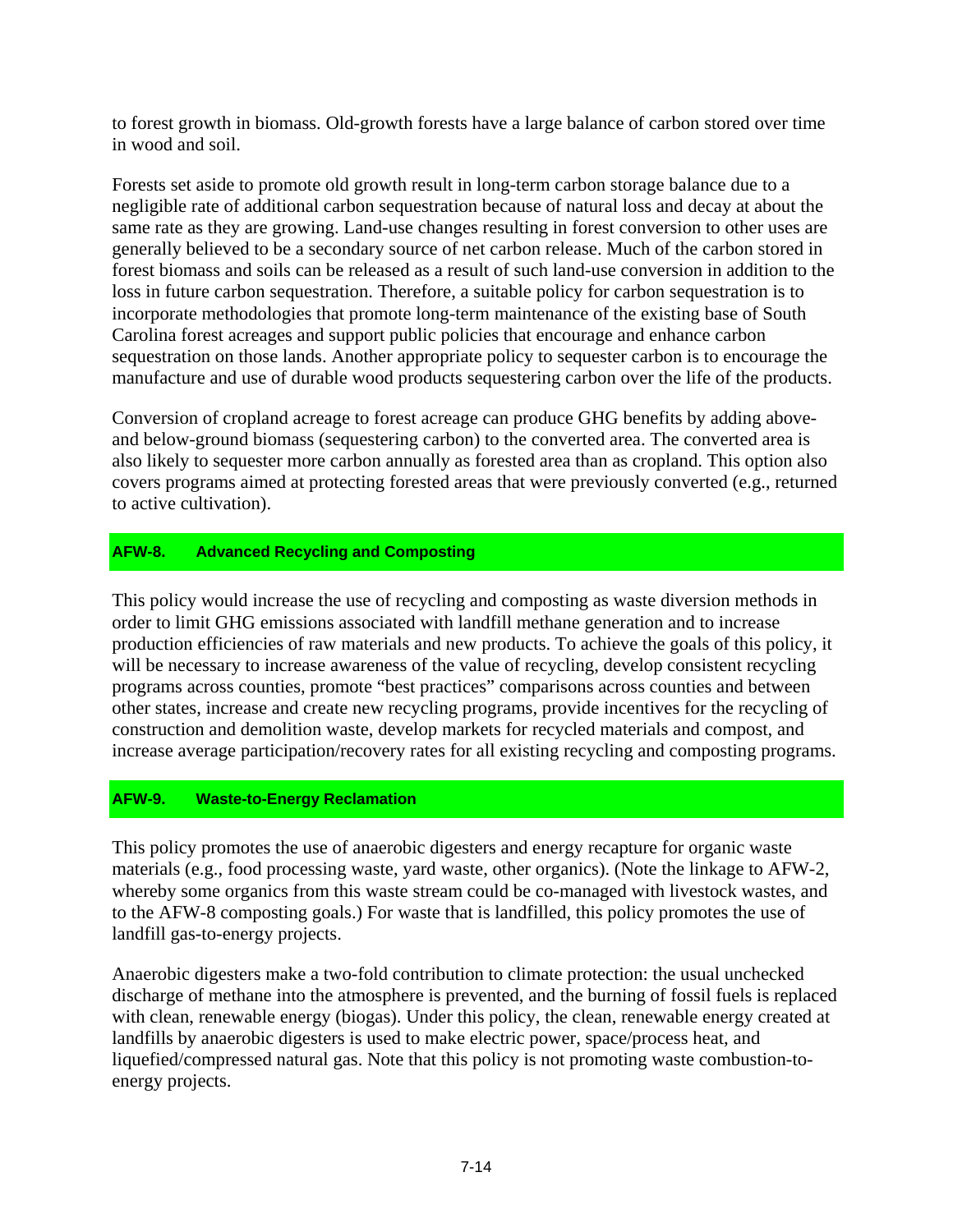to forest growth in biomass. Old-growth forests have a large balance of carbon stored over time in wood and soil.

Forests set aside to promote old growth result in long-term carbon storage balance due to a negligible rate of additional carbon sequestration because of natural loss and decay at about the same rate as they are growing. Land-use changes resulting in forest conversion to other uses are generally believed to be a secondary source of net carbon release. Much of the carbon stored in forest biomass and soils can be released as a result of such land-use conversion in addition to the loss in future carbon sequestration. Therefore, a suitable policy for carbon sequestration is to incorporate methodologies that promote long-term maintenance of the existing base of South Carolina forest acreages and support public policies that encourage and enhance carbon sequestration on those lands. Another appropriate policy to sequester carbon is to encourage the manufacture and use of durable wood products sequestering carbon over the life of the products.

Conversion of cropland acreage to forest acreage can produce GHG benefits by adding above- and below-ground biomass (sequestering carbon) to the converted area. The converted area is also likely to sequester more carbon annually as forested area than as cropland. This option also covers programs aimed at protecting forested areas that were previously converted (e.g., returned to active cultivation).

### AFW-8. Advanced Recycling and Composting

This policy would increase the use of recycling and composting as waste diversion methods in order to limit GHG emissions associated with landfill methane generation and to increase production efficiencies of raw materials and new products. To achieve the goals of this policy, it will be necessary to increase awareness of the value of recycling, develop consistent recycling programs across counties, promote "best practices" comparisons across counties and between other states, increase and create new recycling programs, provide incentives for the recycling of construction and demolition waste, develop markets for recycled materials and compost, and increase average participation/recovery rates for all existing recycling and composting programs.

### AFW-9. Waste-to-Energy Reclamation

This policy promotes the use of anaerobic digesters and energy recapture for organic waste materials (e.g., food processing waste, yard waste, other organics). (Note the linkage to AFW-2, whereby some organics from this waste stream could be co-managed with livestock wastes, and to the AFW-8 composting goals.) For waste that is landfilled, this policy promotes the use of landfill gas-to-energy projects.

Anaerobic digesters make a two-fold contribution to climate protection: the usual unchecked discharge of methane into the atmosphere is prevented, and the burning of fossil fuels is replaced with clean, renewable energy (biogas). Under this policy, the clean, renewable energy created at landfills by anaerobic digesters is used to make electric power, space/process heat, and liquefied/compressed natural gas. Note that this policy is not promoting waste combustion-to-energy projects.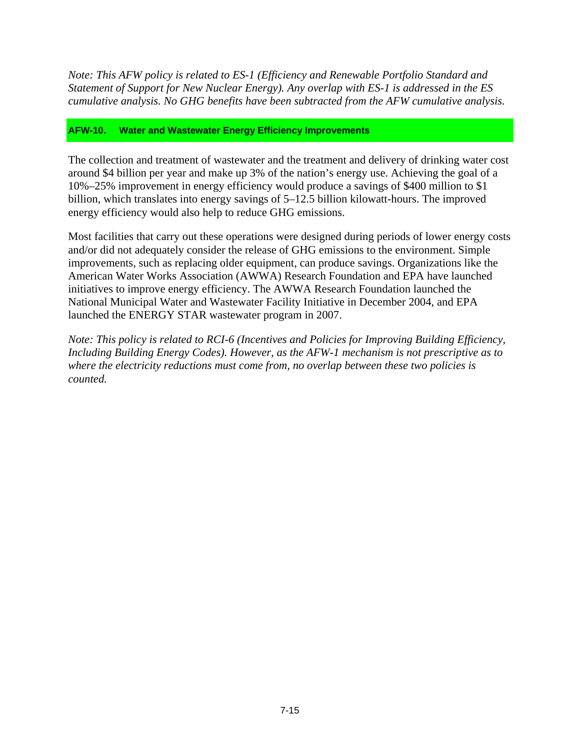*Note: This AFW policy is related to ES-1 (Efficiency and Renewable Portfolio Standard and Statement of Support for New Nuclear Energy). Any overlap with ES-1 is addressed in the ES cumulative analysis. No GHG benefits have been subtracted from the AFW cumulative analysis.*

### AFW-10. Water and Wastewater Energy Efficiency Improvements

The collection and treatment of wastewater and the treatment and delivery of drinking water cost around $4 billion per year and make up 3% of the nation's energy use. Achieving the goal of a 10%–25% improvement in energy efficiency would produce a savings of $400 million to $1 billion, which translates into energy savings of 5–12.5 billion kilowatt-hours. The improved energy efficiency would also help to reduce GHG emissions.

Most facilities that carry out these operations were designed during periods of lower energy costs and/or did not adequately consider the release of GHG emissions to the environment. Simple improvements, such as replacing older equipment, can produce savings. Organizations like the American Water Works Association (AWWA) Research Foundation and EPA have launched initiatives to improve energy efficiency. The AWWA Research Foundation launched the National Municipal Water and Wastewater Facility Initiative in December 2004, and EPA launched the ENERGY STAR wastewater program in 2007.

*Note: This policy is related to RCI-6 (Incentives and Policies for Improving Building Efficiency, Including Building Energy Codes). However, as the AFW-1 mechanism is not prescriptive as to where the electricity reductions must come from, no overlap between these two policies is counted.*